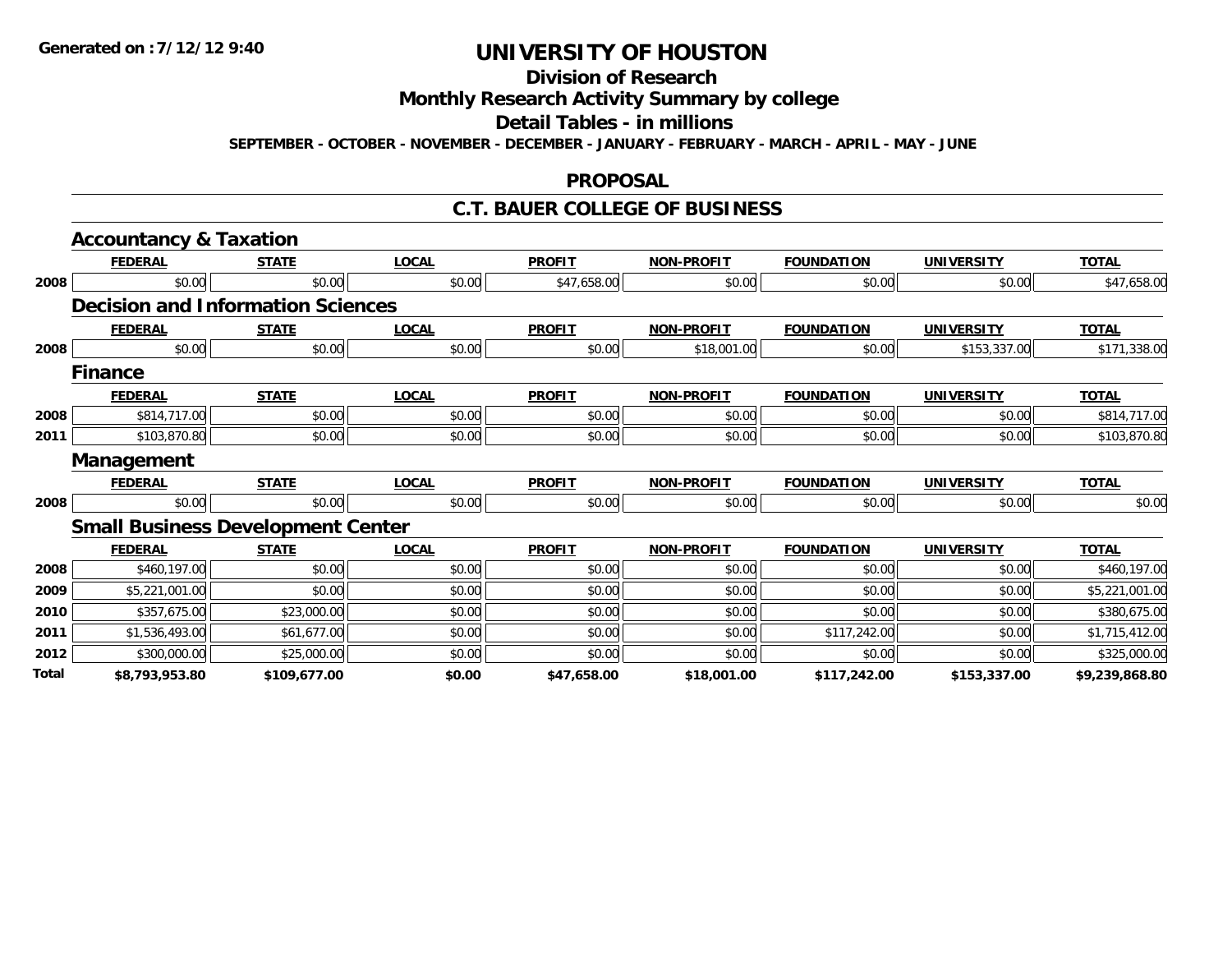Generated on :7/12/12 9:40

# UNIVERSITY OF HOUSTON

## Division of Research

## Monthly Research Activity Summary by college

## Detail Tables - in millions

SEPTEMBER - OCTOBER - NOVEMBER - DECEMBER - JANUARY - FEBRUARY - MARCH - APRIL - MAY - JUNE

## PROPOSAL

## C.T. BAUER COLLEGE OF BUSINESS

### Accountancy & Taxation

| | FEDERAL | STATE | LOCAL | PROFIT | NON-PROFIT | FOUNDATION | UNIVERSITY | TOTAL |
|---|---|---|---|---|---|---|---|---|
| 2008 | $0.00 | $0.00 | $0.00 | $47,658.00 | $0.00 | $0.00 | $0.00 | $47,658.00 |

### Decision and Information Sciences

| | FEDERAL | STATE | LOCAL | PROFIT | NON-PROFIT | FOUNDATION | UNIVERSITY | TOTAL |
|---|---|---|---|---|---|---|---|---|
| 2008 | $0.00 | $0.00 | $0.00 | $0.00 | $18,001.00 | $0.00 | $153,337.00 | $171,338.00 |

### Finance

| | FEDERAL | STATE | LOCAL | PROFIT | NON-PROFIT | FOUNDATION | UNIVERSITY | TOTAL |
|---|---|---|---|---|---|---|---|---|
| 2008 | $814,717.00 | $0.00 | $0.00 | $0.00 | $0.00 | $0.00 | $0.00 | $814,717.00 |
| 2011 | $103,870.80 | $0.00 | $0.00 | $0.00 | $0.00 | $0.00 | $0.00 | $103,870.80 |

### Management

| | FEDERAL | STATE | LOCAL | PROFIT | NON-PROFIT | FOUNDATION | UNIVERSITY | TOTAL |
|---|---|---|---|---|---|---|---|---|
| 2008 | $0.00 | $0.00 | $0.00 | $0.00 | $0.00 | $0.00 | $0.00 | $0.00 |

### Small Business Development Center

| | FEDERAL | STATE | LOCAL | PROFIT | NON-PROFIT | FOUNDATION | UNIVERSITY | TOTAL |
|---|---|---|---|---|---|---|---|---|
| 2008 | $460,197.00 | $0.00 | $0.00 | $0.00 | $0.00 | $0.00 | $0.00 | $460,197.00 |
| 2009 | $5,221,001.00 | $0.00 | $0.00 | $0.00 | $0.00 | $0.00 | $0.00 | $5,221,001.00 |
| 2010 | $357,675.00 | $23,000.00 | $0.00 | $0.00 | $0.00 | $0.00 | $0.00 | $380,675.00 |
| 2011 | $1,536,493.00 | $61,677.00 | $0.00 | $0.00 | $0.00 | $117,242.00 | $0.00 | $1,715,412.00 |
| 2012 | $300,000.00 | $25,000.00 | $0.00 | $0.00 | $0.00 | $0.00 | $0.00 | $325,000.00 |
| **Total** | **$8,793,953.80** | **$109,677.00** | **$0.00** | **$47,658.00** | **$18,001.00** | **$117,242.00** | **$153,337.00** | **$9,239,868.80** |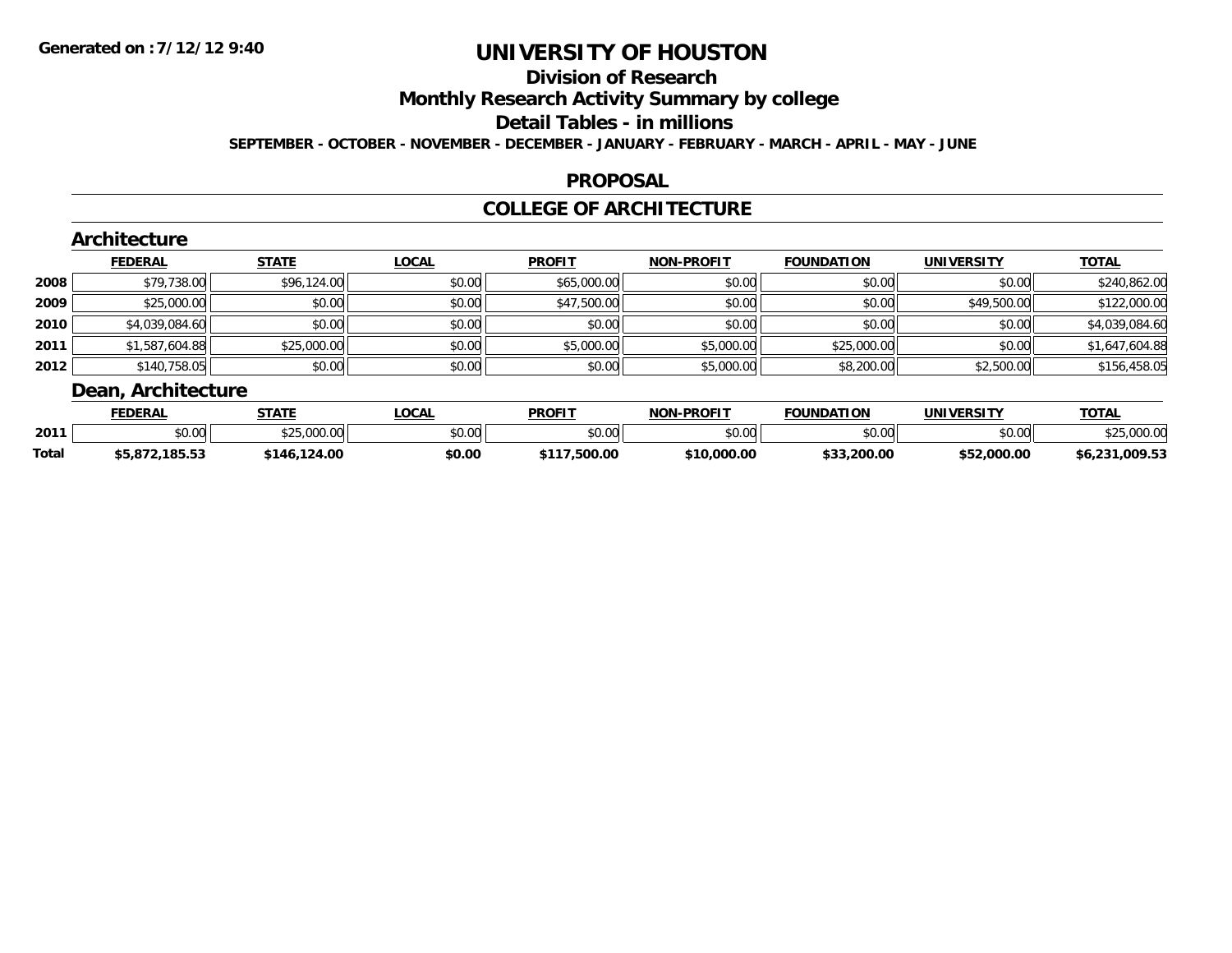Generated on :7/12/12 9:40

# UNIVERSITY OF HOUSTON

## Division of Research

## Monthly Research Activity Summary by college

## Detail Tables - in millions

**SEPTEMBER - OCTOBER - NOVEMBER - DECEMBER - JANUARY - FEBRUARY - MARCH - APRIL - MAY - JUNE**

## PROPOSAL

## COLLEGE OF ARCHITECTURE

### Architecture

| | FEDERAL | STATE | LOCAL | PROFIT | NON-PROFIT | FOUNDATION | UNIVERSITY | TOTAL |
|---|---|---|---|---|---|---|---|---|
| 2008 | $79,738.00 | $96,124.00 | $0.00 | $65,000.00 | $0.00 | $0.00 | $0.00 | $240,862.00 |
| 2009 | $25,000.00 | $0.00 | $0.00 | $47,500.00 | $0.00 | $0.00 | $49,500.00 | $122,000.00 |
| 2010 | $4,039,084.60 | $0.00 | $0.00 | $0.00 | $0.00 | $0.00 | $0.00 | $4,039,084.60 |
| 2011 | $1,587,604.88 | $25,000.00 | $0.00 | $5,000.00 | $5,000.00 | $25,000.00 | $0.00 | $1,647,604.88 |
| 2012 | $140,758.05 | $0.00 | $0.00 | $0.00 | $5,000.00 | $8,200.00 | $2,500.00 | $156,458.05 |

### Dean, Architecture

| | FEDERAL | STATE | LOCAL | PROFIT | NON-PROFIT | FOUNDATION | UNIVERSITY | TOTAL |
|---|---|---|---|---|---|---|---|---|
| 2011 | $0.00 | $25,000.00 | $0.00 | $0.00 | $0.00 | $0.00 | $0.00 | $25,000.00 |
| **Total** | **$5,872,185.53** | **$146,124.00** | **$0.00** | **$117,500.00** | **$10,000.00** | **$33,200.00** | **$52,000.00** | **$6,231,009.53** |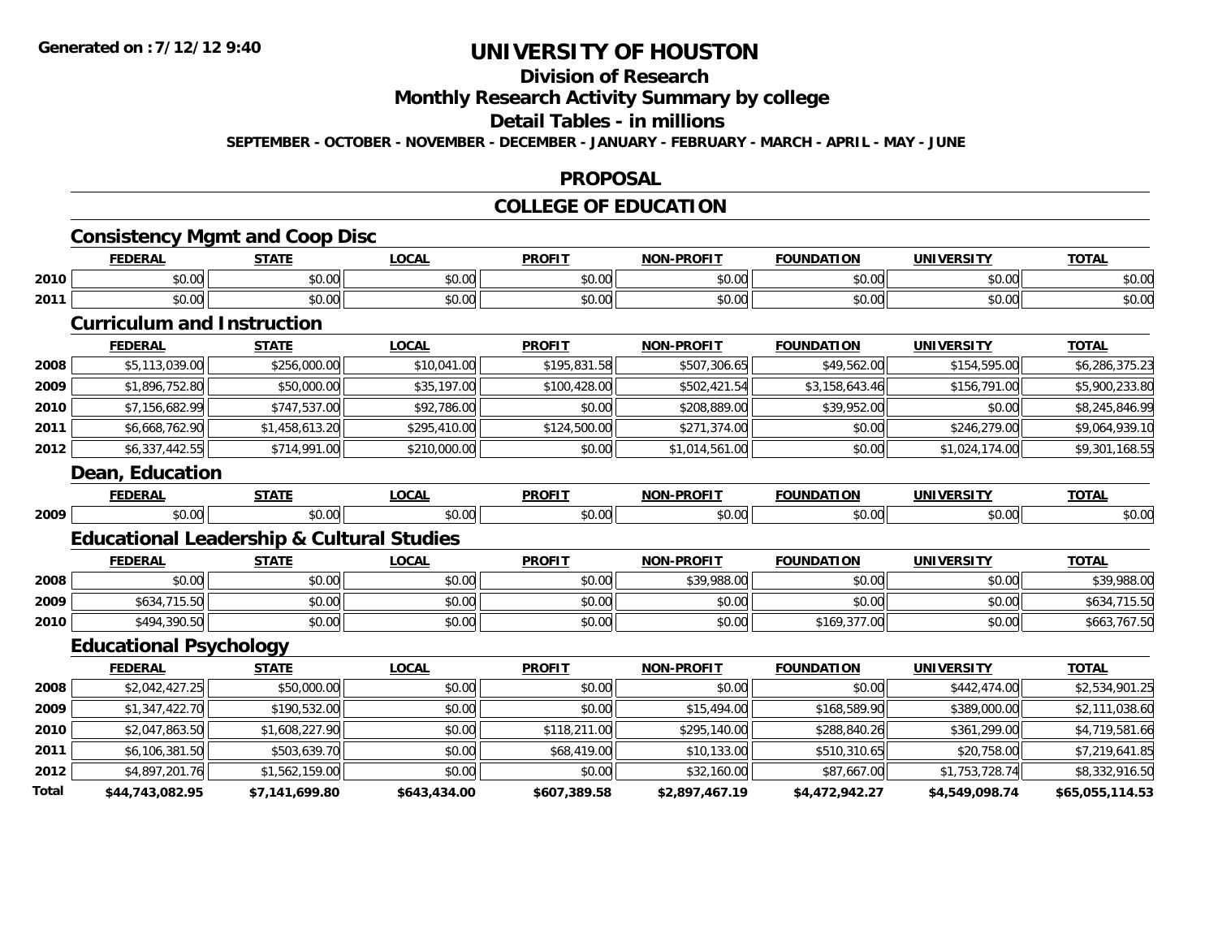# UNIVERSITY OF HOUSTON

## Division of Research

## Monthly Research Activity Summary by college

## Detail Tables - in millions

**SEPTEMBER - OCTOBER - NOVEMBER - DECEMBER - JANUARY - FEBRUARY - MARCH - APRIL - MAY - JUNE**

## PROPOSAL

## COLLEGE OF EDUCATION

### Consistency Mgmt and Coop Disc

| | FEDERAL | STATE | LOCAL | PROFIT | NON-PROFIT | FOUNDATION | UNIVERSITY | TOTAL |
|---|---|---|---|---|---|---|---|---|
| 2010 | $0.00 | $0.00 | $0.00 | $0.00 | $0.00 | $0.00 | $0.00 | $0.00 |
| 2011 | $0.00 | $0.00 | $0.00 | $0.00 | $0.00 | $0.00 | $0.00 | $0.00 |

### Curriculum and Instruction

| | FEDERAL | STATE | LOCAL | PROFIT | NON-PROFIT | FOUNDATION | UNIVERSITY | TOTAL |
|---|---|---|---|---|---|---|---|---|
| 2008 | $5,113,039.00 | $256,000.00 | $10,041.00 | $195,831.58 | $507,306.65 | $49,562.00 | $154,595.00 | $6,286,375.23 |
| 2009 | $1,896,752.80 | $50,000.00 | $35,197.00 | $100,428.00 | $502,421.54 | $3,158,643.46 | $156,791.00 | $5,900,233.80 |
| 2010 | $7,156,682.99 | $747,537.00 | $92,786.00 | $0.00 | $208,889.00 | $39,952.00 | $0.00 | $8,245,846.99 |
| 2011 | $6,668,762.90 | $1,458,613.20 | $295,410.00 | $124,500.00 | $271,374.00 | $0.00 | $246,279.00 | $9,064,939.10 |
| 2012 | $6,337,442.55 | $714,991.00 | $210,000.00 | $0.00 | $1,014,561.00 | $0.00 | $1,024,174.00 | $9,301,168.55 |

### Dean, Education

| | FEDERAL | STATE | LOCAL | PROFIT | NON-PROFIT | FOUNDATION | UNIVERSITY | TOTAL |
|---|---|---|---|---|---|---|---|---|
| 2009 | $0.00 | $0.00 | $0.00 | $0.00 | $0.00 | $0.00 | $0.00 | $0.00 |

### Educational Leadership & Cultural Studies

| | FEDERAL | STATE | LOCAL | PROFIT | NON-PROFIT | FOUNDATION | UNIVERSITY | TOTAL |
|---|---|---|---|---|---|---|---|---|
| 2008 | $0.00 | $0.00 | $0.00 | $0.00 | $39,988.00 | $0.00 | $0.00 | $39,988.00 |
| 2009 | $634,715.50 | $0.00 | $0.00 | $0.00 | $0.00 | $0.00 | $0.00 | $634,715.50 |
| 2010 | $494,390.50 | $0.00 | $0.00 | $0.00 | $0.00 | $169,377.00 | $0.00 | $663,767.50 |

### Educational Psychology

| | FEDERAL | STATE | LOCAL | PROFIT | NON-PROFIT | FOUNDATION | UNIVERSITY | TOTAL |
|---|---|---|---|---|---|---|---|---|
| 2008 | $2,042,427.25 | $50,000.00 | $0.00 | $0.00 | $0.00 | $0.00 | $442,474.00 | $2,534,901.25 |
| 2009 | $1,347,422.70 | $190,532.00 | $0.00 | $0.00 | $15,494.00 | $168,589.90 | $389,000.00 | $2,111,038.60 |
| 2010 | $2,047,863.50 | $1,608,227.90 | $0.00 | $118,211.00 | $295,140.00 | $288,840.26 | $361,299.00 | $4,719,581.66 |
| 2011 | $6,106,381.50 | $503,639.70 | $0.00 | $68,419.00 | $10,133.00 | $510,310.65 | $20,758.00 | $7,219,641.85 |
| 2012 | $4,897,201.76 | $1,562,159.00 | $0.00 | $0.00 | $32,160.00 | $87,667.00 | $1,753,728.74 | $8,332,916.50 |
| **Total** | **$44,743,082.95** | **$7,141,699.80** | **$643,434.00** | **$607,389.58** | **$2,897,467.19** | **$4,472,942.27** | **$4,549,098.74** | **$65,055,114.53** |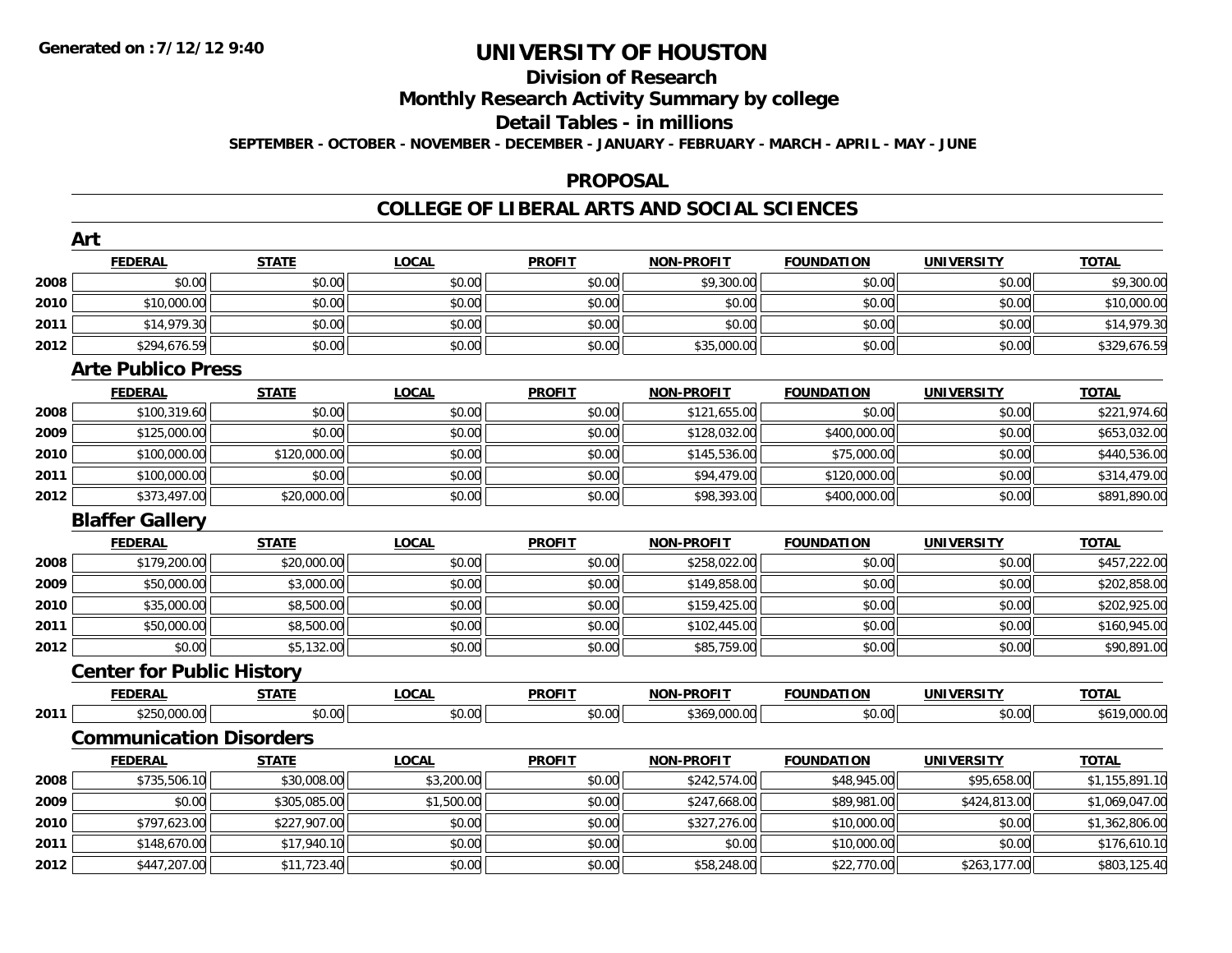# UNIVERSITY OF HOUSTON

## Division of Research

## Monthly Research Activity Summary by college

## Detail Tables - in millions

**SEPTEMBER - OCTOBER - NOVEMBER - DECEMBER - JANUARY - FEBRUARY - MARCH - APRIL - MAY - JUNE**

## PROPOSAL

## COLLEGE OF LIBERAL ARTS AND SOCIAL SCIENCES

### Art

| | FEDERAL | STATE | LOCAL | PROFIT | NON-PROFIT | FOUNDATION | UNIVERSITY | TOTAL |
|---|---|---|---|---|---|---|---|---|
| 2008 | $0.00 | $0.00 | $0.00 | $0.00 | $9,300.00 | $0.00 | $0.00 | $9,300.00 |
| 2010 | $10,000.00 | $0.00 | $0.00 | $0.00 | $0.00 | $0.00 | $0.00 | $10,000.00 |
| 2011 | $14,979.30 | $0.00 | $0.00 | $0.00 | $0.00 | $0.00 | $0.00 | $14,979.30 |
| 2012 | $294,676.59 | $0.00 | $0.00 | $0.00 | $35,000.00 | $0.00 | $0.00 | $329,676.59 |

### Arte Publico Press

| | FEDERAL | STATE | LOCAL | PROFIT | NON-PROFIT | FOUNDATION | UNIVERSITY | TOTAL |
|---|---|---|---|---|---|---|---|---|
| 2008 | $100,319.60 | $0.00 | $0.00 | $0.00 | $121,655.00 | $0.00 | $0.00 | $221,974.60 |
| 2009 | $125,000.00 | $0.00 | $0.00 | $0.00 | $128,032.00 | $400,000.00 | $0.00 | $653,032.00 |
| 2010 | $100,000.00 | $120,000.00 | $0.00 | $0.00 | $145,536.00 | $75,000.00 | $0.00 | $440,536.00 |
| 2011 | $100,000.00 | $0.00 | $0.00 | $0.00 | $94,479.00 | $120,000.00 | $0.00 | $314,479.00 |
| 2012 | $373,497.00 | $20,000.00 | $0.00 | $0.00 | $98,393.00 | $400,000.00 | $0.00 | $891,890.00 |

### Blaffer Gallery

| | FEDERAL | STATE | LOCAL | PROFIT | NON-PROFIT | FOUNDATION | UNIVERSITY | TOTAL |
|---|---|---|---|---|---|---|---|---|
| 2008 | $179,200.00 | $20,000.00 | $0.00 | $0.00 | $258,022.00 | $0.00 | $0.00 | $457,222.00 |
| 2009 | $50,000.00 | $3,000.00 | $0.00 | $0.00 | $149,858.00 | $0.00 | $0.00 | $202,858.00 |
| 2010 | $35,000.00 | $8,500.00 | $0.00 | $0.00 | $159,425.00 | $0.00 | $0.00 | $202,925.00 |
| 2011 | $50,000.00 | $8,500.00 | $0.00 | $0.00 | $102,445.00 | $0.00 | $0.00 | $160,945.00 |
| 2012 | $0.00 | $5,132.00 | $0.00 | $0.00 | $85,759.00 | $0.00 | $0.00 | $90,891.00 |

### Center for Public History

| | FEDERAL | STATE | LOCAL | PROFIT | NON-PROFIT | FOUNDATION | UNIVERSITY | TOTAL |
|---|---|---|---|---|---|---|---|---|
| 2011 | $250,000.00 | $0.00 | $0.00 | $0.00 | $369,000.00 | $0.00 | $0.00 | $619,000.00 |

### Communication Disorders

| | FEDERAL | STATE | LOCAL | PROFIT | NON-PROFIT | FOUNDATION | UNIVERSITY | TOTAL |
|---|---|---|---|---|---|---|---|---|
| 2008 | $735,506.10 | $30,008.00 | $3,200.00 | $0.00 | $242,574.00 | $48,945.00 | $95,658.00 | $1,155,891.10 |
| 2009 | $0.00 | $305,085.00 | $1,500.00 | $0.00 | $247,668.00 | $89,981.00 | $424,813.00 | $1,069,047.00 |
| 2010 | $797,623.00 | $227,907.00 | $0.00 | $0.00 | $327,276.00 | $10,000.00 | $0.00 | $1,362,806.00 |
| 2011 | $148,670.00 | $17,940.10 | $0.00 | $0.00 | $0.00 | $10,000.00 | $0.00 | $176,610.10 |
| 2012 | $447,207.00 | $11,723.40 | $0.00 | $0.00 | $58,248.00 | $22,770.00 | $263,177.00 | $803,125.40 |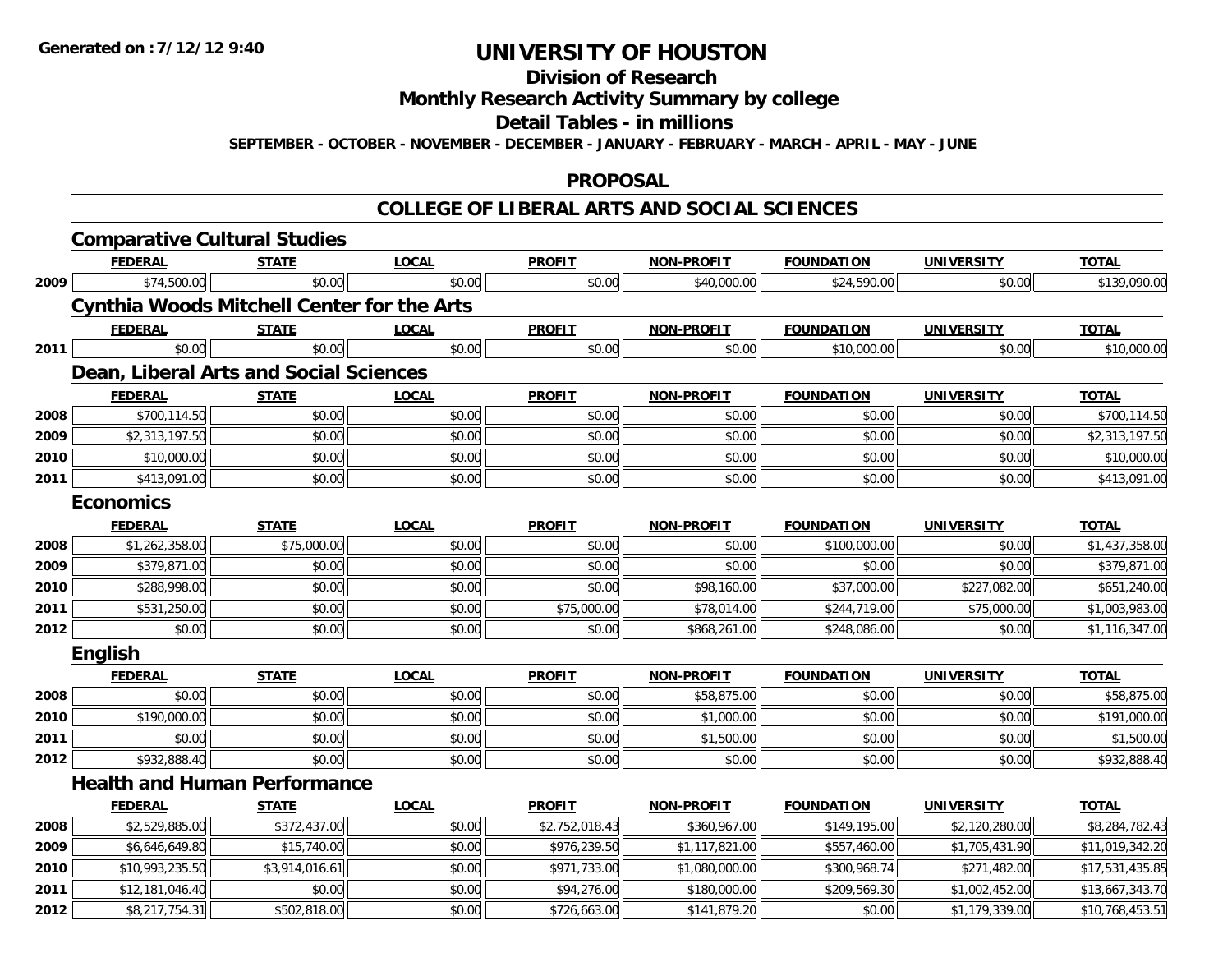# UNIVERSITY OF HOUSTON

## Division of Research

## Monthly Research Activity Summary by college

## Detail Tables - in millions

**SEPTEMBER - OCTOBER - NOVEMBER - DECEMBER - JANUARY - FEBRUARY - MARCH - APRIL - MAY - JUNE**

## PROPOSAL

## COLLEGE OF LIBERAL ARTS AND SOCIAL SCIENCES

### Comparative Cultural Studies

| | FEDERAL | STATE | LOCAL | PROFIT | NON-PROFIT | FOUNDATION | UNIVERSITY | TOTAL |
|---|---|---|---|---|---|---|---|---|
| 2009 | $74,500.00 | $0.00 | $0.00 | $0.00 | $40,000.00 | $24,590.00 | $0.00 | $139,090.00 |

### Cynthia Woods Mitchell Center for the Arts

| | FEDERAL | STATE | LOCAL | PROFIT | NON-PROFIT | FOUNDATION | UNIVERSITY | TOTAL |
|---|---|---|---|---|---|---|---|---|
| 2011 | $0.00 | $0.00 | $0.00 | $0.00 | $0.00 | $10,000.00 | $0.00 | $10,000.00 |

### Dean, Liberal Arts and Social Sciences

| | FEDERAL | STATE | LOCAL | PROFIT | NON-PROFIT | FOUNDATION | UNIVERSITY | TOTAL |
|---|---|---|---|---|---|---|---|---|
| 2008 | $700,114.50 | $0.00 | $0.00 | $0.00 | $0.00 | $0.00 | $0.00 | $700,114.50 |
| 2009 | $2,313,197.50 | $0.00 | $0.00 | $0.00 | $0.00 | $0.00 | $0.00 | $2,313,197.50 |
| 2010 | $10,000.00 | $0.00 | $0.00 | $0.00 | $0.00 | $0.00 | $0.00 | $10,000.00 |
| 2011 | $413,091.00 | $0.00 | $0.00 | $0.00 | $0.00 | $0.00 | $0.00 | $413,091.00 |

### Economics

| | FEDERAL | STATE | LOCAL | PROFIT | NON-PROFIT | FOUNDATION | UNIVERSITY | TOTAL |
|---|---|---|---|---|---|---|---|---|
| 2008 | $1,262,358.00 | $75,000.00 | $0.00 | $0.00 | $0.00 | $100,000.00 | $0.00 | $1,437,358.00 |
| 2009 | $379,871.00 | $0.00 | $0.00 | $0.00 | $0.00 | $0.00 | $0.00 | $379,871.00 |
| 2010 | $288,998.00 | $0.00 | $0.00 | $0.00 | $98,160.00 | $37,000.00 | $227,082.00 | $651,240.00 |
| 2011 | $531,250.00 | $0.00 | $0.00 | $75,000.00 | $78,014.00 | $244,719.00 | $75,000.00 | $1,003,983.00 |
| 2012 | $0.00 | $0.00 | $0.00 | $0.00 | $868,261.00 | $248,086.00 | $0.00 | $1,116,347.00 |

### English

| | FEDERAL | STATE | LOCAL | PROFIT | NON-PROFIT | FOUNDATION | UNIVERSITY | TOTAL |
|---|---|---|---|---|---|---|---|---|
| 2008 | $0.00 | $0.00 | $0.00 | $0.00 | $58,875.00 | $0.00 | $0.00 | $58,875.00 |
| 2010 | $190,000.00 | $0.00 | $0.00 | $0.00 | $1,000.00 | $0.00 | $0.00 | $191,000.00 |
| 2011 | $0.00 | $0.00 | $0.00 | $0.00 | $1,500.00 | $0.00 | $0.00 | $1,500.00 |
| 2012 | $932,888.40 | $0.00 | $0.00 | $0.00 | $0.00 | $0.00 | $0.00 | $932,888.40 |

### Health and Human Performance

| | FEDERAL | STATE | LOCAL | PROFIT | NON-PROFIT | FOUNDATION | UNIVERSITY | TOTAL |
|---|---|---|---|---|---|---|---|---|
| 2008 | $2,529,885.00 | $372,437.00 | $0.00 | $2,752,018.43 | $360,967.00 | $149,195.00 | $2,120,280.00 | $8,284,782.43 |
| 2009 | $6,646,649.80 | $15,740.00 | $0.00 | $976,239.50 | $1,117,821.00 | $557,460.00 | $1,705,431.90 | $11,019,342.20 |
| 2010 | $10,993,235.50 | $3,914,016.61 | $0.00 | $971,733.00 | $1,080,000.00 | $300,968.74 | $271,482.00 | $17,531,435.85 |
| 2011 | $12,181,046.40 | $0.00 | $0.00 | $94,276.00 | $180,000.00 | $209,569.30 | $1,002,452.00 | $13,667,343.70 |
| 2012 | $8,217,754.31 | $502,818.00 | $0.00 | $726,663.00 | $141,879.20 | $0.00 | $1,179,339.00 | $10,768,453.51 |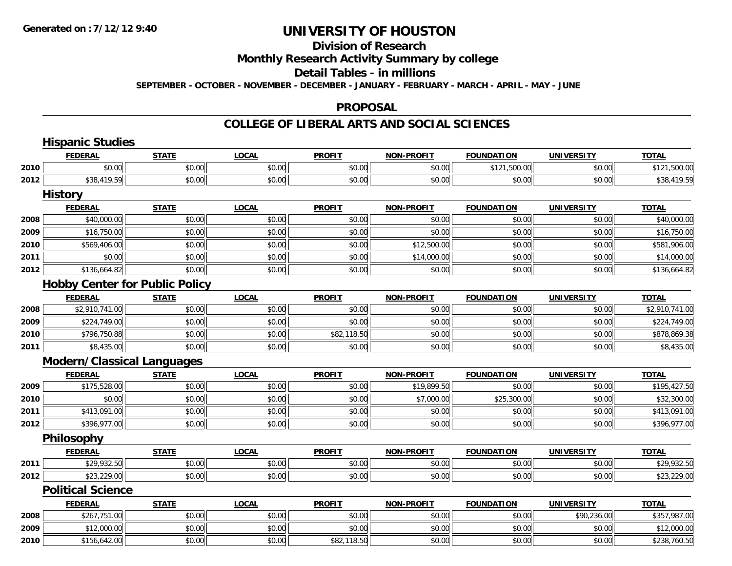# UNIVERSITY OF HOUSTON

## Division of Research

## Monthly Research Activity Summary by college

## Detail Tables - in millions

**SEPTEMBER - OCTOBER - NOVEMBER - DECEMBER - JANUARY - FEBRUARY - MARCH - APRIL - MAY - JUNE**

## PROPOSAL

## COLLEGE OF LIBERAL ARTS AND SOCIAL SCIENCES

### Hispanic Studies

| | FEDERAL | STATE | LOCAL | PROFIT | NON-PROFIT | FOUNDATION | UNIVERSITY | TOTAL |
|---|---|---|---|---|---|---|---|---|
| 2010 | $0.00 | $0.00 | $0.00 | $0.00 | $0.00 | $121,500.00 | $0.00 | $121,500.00 |
| 2012 | $38,419.59 | $0.00 | $0.00 | $0.00 | $0.00 | $0.00 | $0.00 | $38,419.59 |

### History

| | FEDERAL | STATE | LOCAL | PROFIT | NON-PROFIT | FOUNDATION | UNIVERSITY | TOTAL |
|---|---|---|---|---|---|---|---|---|
| 2008 | $40,000.00 | $0.00 | $0.00 | $0.00 | $0.00 | $0.00 | $0.00 | $40,000.00 |
| 2009 | $16,750.00 | $0.00 | $0.00 | $0.00 | $0.00 | $0.00 | $0.00 | $16,750.00 |
| 2010 | $569,406.00 | $0.00 | $0.00 | $0.00 | $12,500.00 | $0.00 | $0.00 | $581,906.00 |
| 2011 | $0.00 | $0.00 | $0.00 | $0.00 | $14,000.00 | $0.00 | $0.00 | $14,000.00 |
| 2012 | $136,664.82 | $0.00 | $0.00 | $0.00 | $0.00 | $0.00 | $0.00 | $136,664.82 |

### Hobby Center for Public Policy

| | FEDERAL | STATE | LOCAL | PROFIT | NON-PROFIT | FOUNDATION | UNIVERSITY | TOTAL |
|---|---|---|---|---|---|---|---|---|
| 2008 | $2,910,741.00 | $0.00 | $0.00 | $0.00 | $0.00 | $0.00 | $0.00 | $2,910,741.00 |
| 2009 | $224,749.00 | $0.00 | $0.00 | $0.00 | $0.00 | $0.00 | $0.00 | $224,749.00 |
| 2010 | $796,750.88 | $0.00 | $0.00 | $82,118.50 | $0.00 | $0.00 | $0.00 | $878,869.38 |
| 2011 | $8,435.00 | $0.00 | $0.00 | $0.00 | $0.00 | $0.00 | $0.00 | $8,435.00 |

### Modern/Classical Languages

| | FEDERAL | STATE | LOCAL | PROFIT | NON-PROFIT | FOUNDATION | UNIVERSITY | TOTAL |
|---|---|---|---|---|---|---|---|---|
| 2009 | $175,528.00 | $0.00 | $0.00 | $0.00 | $19,899.50 | $0.00 | $0.00 | $195,427.50 |
| 2010 | $0.00 | $0.00 | $0.00 | $0.00 | $7,000.00 | $25,300.00 | $0.00 | $32,300.00 |
| 2011 | $413,091.00 | $0.00 | $0.00 | $0.00 | $0.00 | $0.00 | $0.00 | $413,091.00 |
| 2012 | $396,977.00 | $0.00 | $0.00 | $0.00 | $0.00 | $0.00 | $0.00 | $396,977.00 |

### Philosophy

| | FEDERAL | STATE | LOCAL | PROFIT | NON-PROFIT | FOUNDATION | UNIVERSITY | TOTAL |
|---|---|---|---|---|---|---|---|---|
| 2011 | $29,932.50 | $0.00 | $0.00 | $0.00 | $0.00 | $0.00 | $0.00 | $29,932.50 |
| 2012 | $23,229.00 | $0.00 | $0.00 | $0.00 | $0.00 | $0.00 | $0.00 | $23,229.00 |

### Political Science

| | FEDERAL | STATE | LOCAL | PROFIT | NON-PROFIT | FOUNDATION | UNIVERSITY | TOTAL |
|---|---|---|---|---|---|---|---|---|
| 2008 | $267,751.00 | $0.00 | $0.00 | $0.00 | $0.00 | $0.00 | $90,236.00 | $357,987.00 |
| 2009 | $12,000.00 | $0.00 | $0.00 | $0.00 | $0.00 | $0.00 | $0.00 | $12,000.00 |
| 2010 | $156,642.00 | $0.00 | $0.00 | $82,118.50 | $0.00 | $0.00 | $0.00 | $238,760.50 |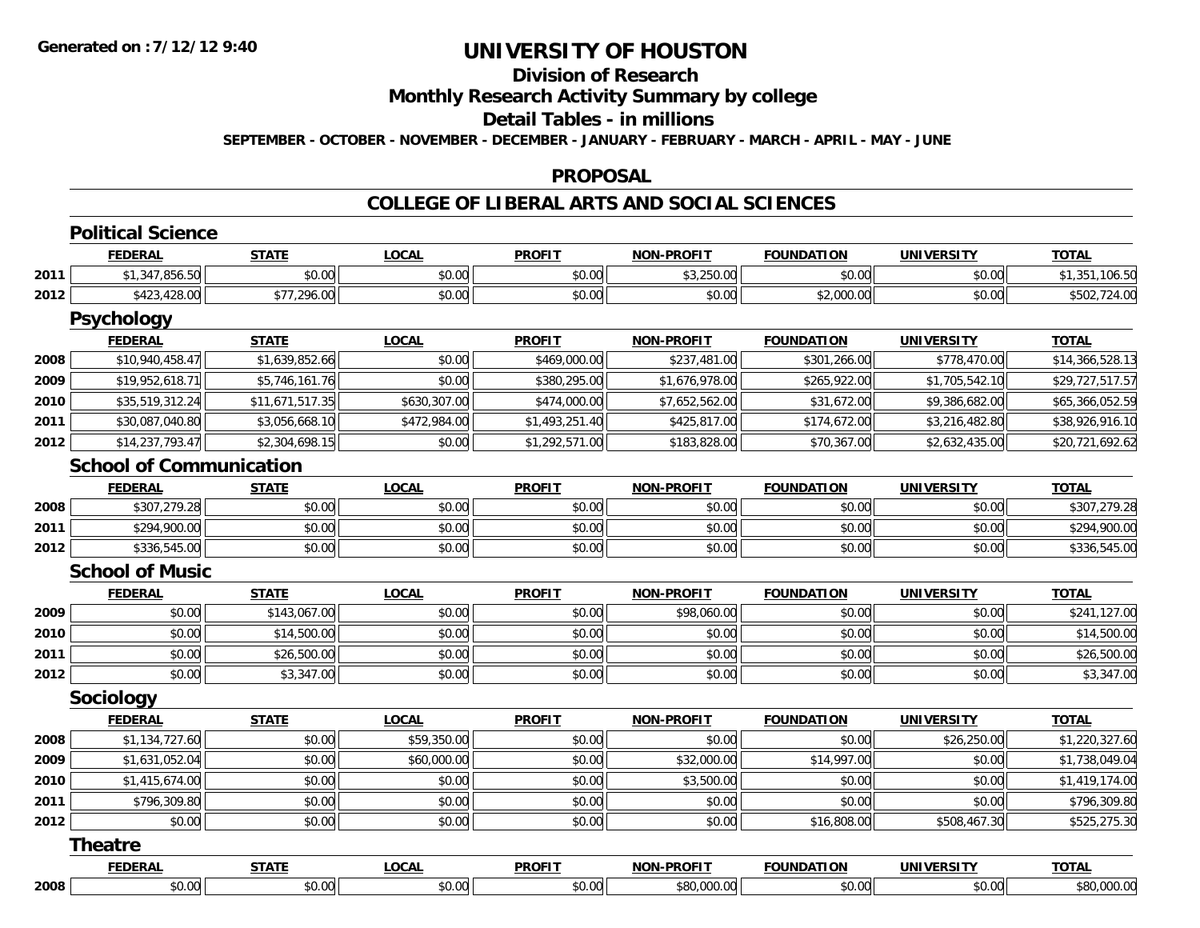**Generated on :7/12/12 9:40**

# UNIVERSITY OF HOUSTON

## Division of Research

## Monthly Research Activity Summary by college

## Detail Tables - in millions

**SEPTEMBER - OCTOBER - NOVEMBER - DECEMBER - JANUARY - FEBRUARY - MARCH - APRIL - MAY - JUNE**

## PROPOSAL

## COLLEGE OF LIBERAL ARTS AND SOCIAL SCIENCES

### Political Science

| | FEDERAL | STATE | LOCAL | PROFIT | NON-PROFIT | FOUNDATION | UNIVERSITY | TOTAL |
|---|---|---|---|---|---|---|---|---|
| 2011 | $1,347,856.50 | $0.00 | $0.00 | $0.00 | $3,250.00 | $0.00 | $0.00 | $1,351,106.50 |
| 2012 | $423,428.00 | $77,296.00 | $0.00 | $0.00 | $0.00 | $2,000.00 | $0.00 | $502,724.00 |

### Psychology

| | FEDERAL | STATE | LOCAL | PROFIT | NON-PROFIT | FOUNDATION | UNIVERSITY | TOTAL |
|---|---|---|---|---|---|---|---|---|
| 2008 | $10,940,458.47 | $1,639,852.66 | $0.00 | $469,000.00 | $237,481.00 | $301,266.00 | $778,470.00 | $14,366,528.13 |
| 2009 | $19,952,618.71 | $5,746,161.76 | $0.00 | $380,295.00 | $1,676,978.00 | $265,922.00 | $1,705,542.10 | $29,727,517.57 |
| 2010 | $35,519,312.24 | $11,671,517.35 | $630,307.00 | $474,000.00 | $7,652,562.00 | $31,672.00 | $9,386,682.00 | $65,366,052.59 |
| 2011 | $30,087,040.80 | $3,056,668.10 | $472,984.00 | $1,493,251.40 | $425,817.00 | $174,672.00 | $3,216,482.80 | $38,926,916.10 |
| 2012 | $14,237,793.47 | $2,304,698.15 | $0.00 | $1,292,571.00 | $183,828.00 | $70,367.00 | $2,632,435.00 | $20,721,692.62 |

### School of Communication

| | FEDERAL | STATE | LOCAL | PROFIT | NON-PROFIT | FOUNDATION | UNIVERSITY | TOTAL |
|---|---|---|---|---|---|---|---|---|
| 2008 | $307,279.28 | $0.00 | $0.00 | $0.00 | $0.00 | $0.00 | $0.00 | $307,279.28 |
| 2011 | $294,900.00 | $0.00 | $0.00 | $0.00 | $0.00 | $0.00 | $0.00 | $294,900.00 |
| 2012 | $336,545.00 | $0.00 | $0.00 | $0.00 | $0.00 | $0.00 | $0.00 | $336,545.00 |

### School of Music

| | FEDERAL | STATE | LOCAL | PROFIT | NON-PROFIT | FOUNDATION | UNIVERSITY | TOTAL |
|---|---|---|---|---|---|---|---|---|
| 2009 | $0.00 | $143,067.00 | $0.00 | $0.00 | $98,060.00 | $0.00 | $0.00 | $241,127.00 |
| 2010 | $0.00 | $14,500.00 | $0.00 | $0.00 | $0.00 | $0.00 | $0.00 | $14,500.00 |
| 2011 | $0.00 | $26,500.00 | $0.00 | $0.00 | $0.00 | $0.00 | $0.00 | $26,500.00 |
| 2012 | $0.00 | $3,347.00 | $0.00 | $0.00 | $0.00 | $0.00 | $0.00 | $3,347.00 |

### Sociology

| | FEDERAL | STATE | LOCAL | PROFIT | NON-PROFIT | FOUNDATION | UNIVERSITY | TOTAL |
|---|---|---|---|---|---|---|---|---|
| 2008 | $1,134,727.60 | $0.00 | $59,350.00 | $0.00 | $0.00 | $0.00 | $26,250.00 | $1,220,327.60 |
| 2009 | $1,631,052.04 | $0.00 | $60,000.00 | $0.00 | $32,000.00 | $14,997.00 | $0.00 | $1,738,049.04 |
| 2010 | $1,415,674.00 | $0.00 | $0.00 | $0.00 | $3,500.00 | $0.00 | $0.00 | $1,419,174.00 |
| 2011 | $796,309.80 | $0.00 | $0.00 | $0.00 | $0.00 | $0.00 | $0.00 | $796,309.80 |
| 2012 | $0.00 | $0.00 | $0.00 | $0.00 | $0.00 | $16,808.00 | $508,467.30 | $525,275.30 |

### Theatre

| | FEDERAL | STATE | LOCAL | PROFIT | NON-PROFIT | FOUNDATION | UNIVERSITY | TOTAL |
|---|---|---|---|---|---|---|---|---|
| 2008 | $0.00 | $0.00 | $0.00 | $0.00 | $80,000.00 | $0.00 | $0.00 | $80,000.00 |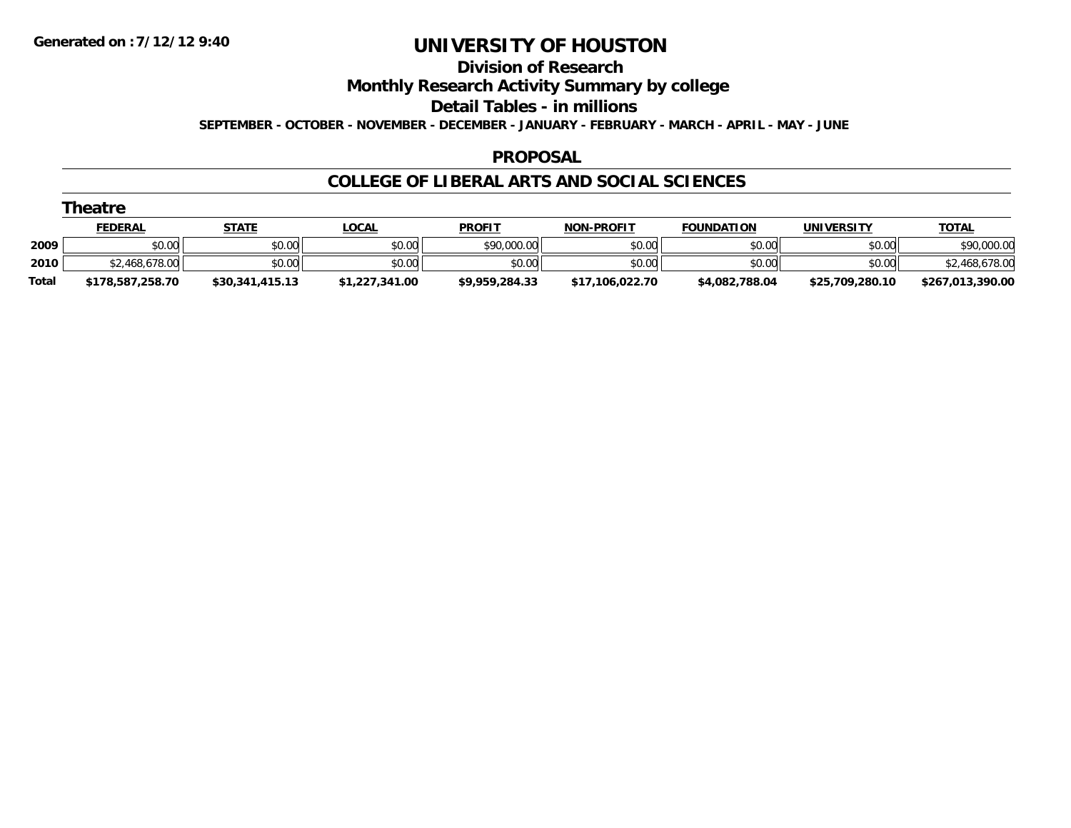**Generated on :7/12/12 9:40**

# UNIVERSITY OF HOUSTON

## Division of Research

## Monthly Research Activity Summary by college

## Detail Tables - in millions

**SEPTEMBER - OCTOBER - NOVEMBER - DECEMBER - JANUARY - FEBRUARY - MARCH - APRIL - MAY - JUNE**

## PROPOSAL

## COLLEGE OF LIBERAL ARTS AND SOCIAL SCIENCES

### Theatre

| | FEDERAL | STATE | LOCAL | PROFIT | NON-PROFIT | FOUNDATION | UNIVERSITY | TOTAL |
|---|---|---|---|---|---|---|---|---|
| **2009** | $0.00 | $0.00 | $0.00 | $90,000.00 | $0.00 | $0.00 | $0.00 | $90,000.00 |
| **2010** | $2,468,678.00 | $0.00 | $0.00 | $0.00 | $0.00 | $0.00 | $0.00 | $2,468,678.00 |
| **Total** | **$178,587,258.70** | **$30,341,415.13** | **$1,227,341.00** | **$9,959,284.33** | **$17,106,022.70** | **$4,082,788.04** | **$25,709,280.10** | **$267,013,390.00** |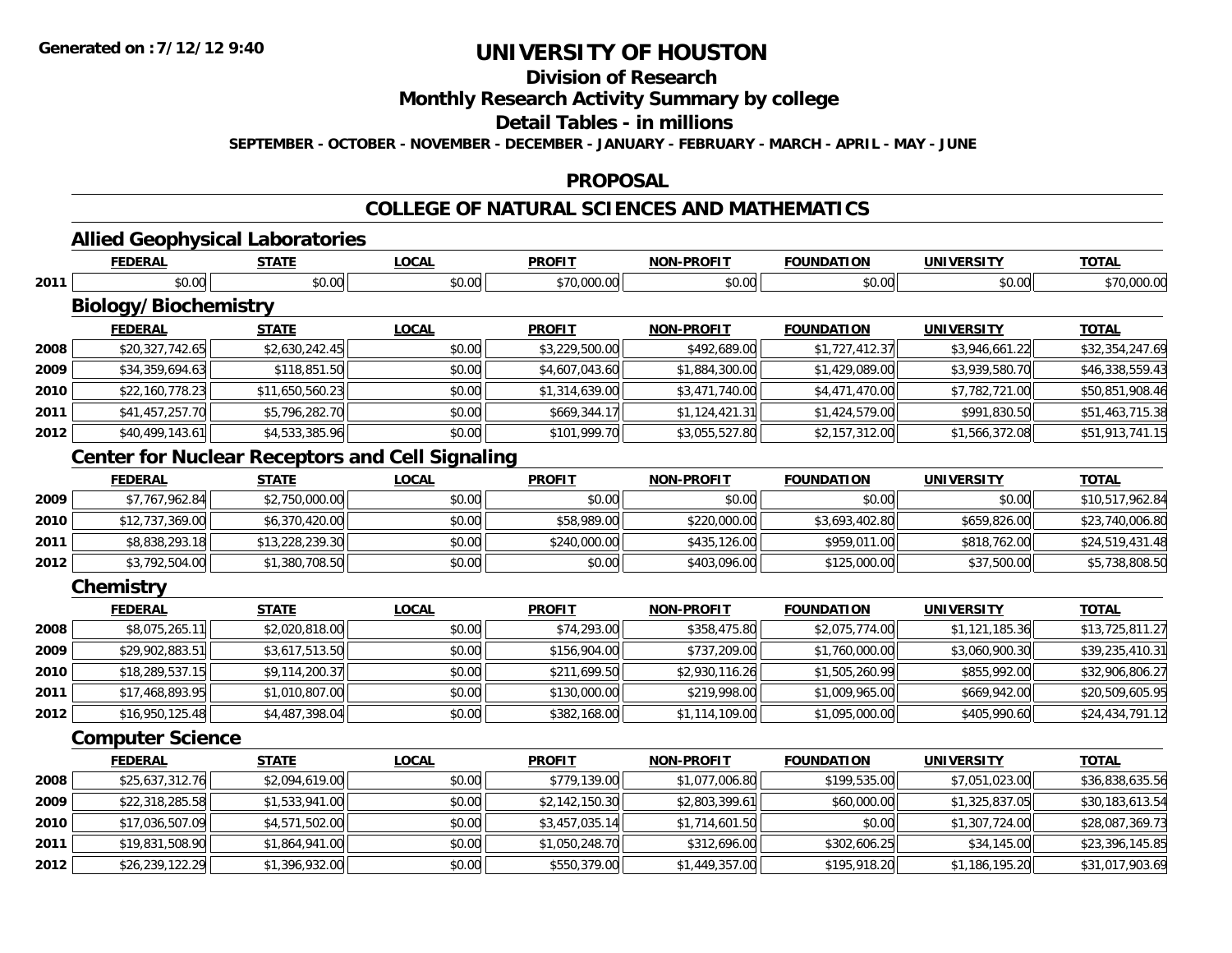# UNIVERSITY OF HOUSTON

## Division of Research

## Monthly Research Activity Summary by college

## Detail Tables - in millions

**SEPTEMBER - OCTOBER - NOVEMBER - DECEMBER - JANUARY - FEBRUARY - MARCH - APRIL - MAY - JUNE**

## PROPOSAL

## COLLEGE OF NATURAL SCIENCES AND MATHEMATICS

### Allied Geophysical Laboratories

| | FEDERAL | STATE | LOCAL | PROFIT | NON-PROFIT | FOUNDATION | UNIVERSITY | TOTAL |
|---|---|---|---|---|---|---|---|---|
| 2011 | $0.00 | $0.00 | $0.00 | $70,000.00 | $0.00 | $0.00 | $0.00 | $70,000.00 |

### Biology/Biochemistry

| | FEDERAL | STATE | LOCAL | PROFIT | NON-PROFIT | FOUNDATION | UNIVERSITY | TOTAL |
|---|---|---|---|---|---|---|---|---|
| 2008 | $20,327,742.65 | $2,630,242.45 | $0.00 | $3,229,500.00 | $492,689.00 | $1,727,412.37 | $3,946,661.22 | $32,354,247.69 |
| 2009 | $34,359,694.63 | $118,851.50 | $0.00 | $4,607,043.60 | $1,884,300.00 | $1,429,089.00 | $3,939,580.70 | $46,338,559.43 |
| 2010 | $22,160,778.23 | $11,650,560.23 | $0.00 | $1,314,639.00 | $3,471,740.00 | $4,471,470.00 | $7,782,721.00 | $50,851,908.46 |
| 2011 | $41,457,257.70 | $5,796,282.70 | $0.00 | $669,344.17 | $1,124,421.31 | $1,424,579.00 | $991,830.50 | $51,463,715.38 |
| 2012 | $40,499,143.61 | $4,533,385.96 | $0.00 | $101,999.70 | $3,055,527.80 | $2,157,312.00 | $1,566,372.08 | $51,913,741.15 |

### Center for Nuclear Receptors and Cell Signaling

| | FEDERAL | STATE | LOCAL | PROFIT | NON-PROFIT | FOUNDATION | UNIVERSITY | TOTAL |
|---|---|---|---|---|---|---|---|---|
| 2009 | $7,767,962.84 | $2,750,000.00 | $0.00 | $0.00 | $0.00 | $0.00 | $0.00 | $10,517,962.84 |
| 2010 | $12,737,369.00 | $6,370,420.00 | $0.00 | $58,989.00 | $220,000.00 | $3,693,402.80 | $659,826.00 | $23,740,006.80 |
| 2011 | $8,838,293.18 | $13,228,239.30 | $0.00 | $240,000.00 | $435,126.00 | $959,011.00 | $818,762.00 | $24,519,431.48 |
| 2012 | $3,792,504.00 | $1,380,708.50 | $0.00 | $0.00 | $403,096.00 | $125,000.00 | $37,500.00 | $5,738,808.50 |

### Chemistry

| | FEDERAL | STATE | LOCAL | PROFIT | NON-PROFIT | FOUNDATION | UNIVERSITY | TOTAL |
|---|---|---|---|---|---|---|---|---|
| 2008 | $8,075,265.11 | $2,020,818.00 | $0.00 | $74,293.00 | $358,475.80 | $2,075,774.00 | $1,121,185.36 | $13,725,811.27 |
| 2009 | $29,902,883.51 | $3,617,513.50 | $0.00 | $156,904.00 | $737,209.00 | $1,760,000.00 | $3,060,900.30 | $39,235,410.31 |
| 2010 | $18,289,537.15 | $9,114,200.37 | $0.00 | $211,699.50 | $2,930,116.26 | $1,505,260.99 | $855,992.00 | $32,906,806.27 |
| 2011 | $17,468,893.95 | $1,010,807.00 | $0.00 | $130,000.00 | $219,998.00 | $1,009,965.00 | $669,942.00 | $20,509,605.95 |
| 2012 | $16,950,125.48 | $4,487,398.04 | $0.00 | $382,168.00 | $1,114,109.00 | $1,095,000.00 | $405,990.60 | $24,434,791.12 |

### Computer Science

| | FEDERAL | STATE | LOCAL | PROFIT | NON-PROFIT | FOUNDATION | UNIVERSITY | TOTAL |
|---|---|---|---|---|---|---|---|---|
| 2008 | $25,637,312.76 | $2,094,619.00 | $0.00 | $779,139.00 | $1,077,006.80 | $199,535.00 | $7,051,023.00 | $36,838,635.56 |
| 2009 | $22,318,285.58 | $1,533,941.00 | $0.00 | $2,142,150.30 | $2,803,399.61 | $60,000.00 | $1,325,837.05 | $30,183,613.54 |
| 2010 | $17,036,507.09 | $4,571,502.00 | $0.00 | $3,457,035.14 | $1,714,601.50 | $0.00 | $1,307,724.00 | $28,087,369.73 |
| 2011 | $19,831,508.90 | $1,864,941.00 | $0.00 | $1,050,248.70 | $312,696.00 | $302,606.25 | $34,145.00 | $23,396,145.85 |
| 2012 | $26,239,122.29 | $1,396,932.00 | $0.00 | $550,379.00 | $1,449,357.00 | $195,918.20 | $1,186,195.20 | $31,017,903.69 |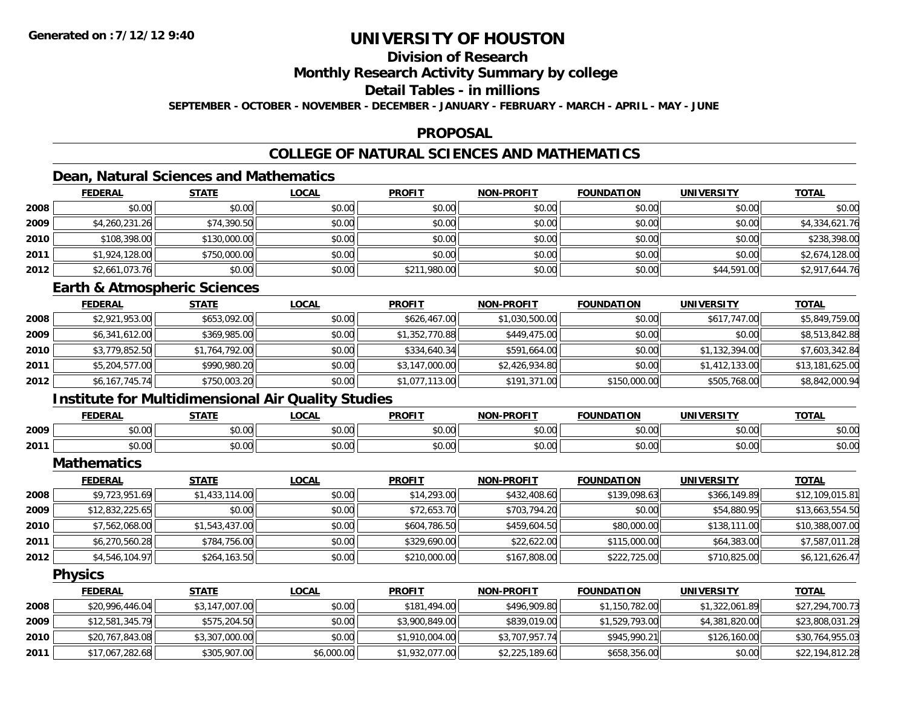# UNIVERSITY OF HOUSTON

## Division of Research

## Monthly Research Activity Summary by college

## Detail Tables - in millions

**SEPTEMBER - OCTOBER - NOVEMBER - DECEMBER - JANUARY - FEBRUARY - MARCH - APRIL - MAY - JUNE**

## PROPOSAL

## COLLEGE OF NATURAL SCIENCES AND MATHEMATICS

### Dean, Natural Sciences and Mathematics

| | FEDERAL | STATE | LOCAL | PROFIT | NON-PROFIT | FOUNDATION | UNIVERSITY | TOTAL |
|---|---|---|---|---|---|---|---|---|
| 2008 | $0.00 | $0.00 | $0.00 | $0.00 | $0.00 | $0.00 | $0.00 | $0.00 |
| 2009 | $4,260,231.26 | $74,390.50 | $0.00 | $0.00 | $0.00 | $0.00 | $0.00 | $4,334,621.76 |
| 2010 | $108,398.00 | $130,000.00 | $0.00 | $0.00 | $0.00 | $0.00 | $0.00 | $238,398.00 |
| 2011 | $1,924,128.00 | $750,000.00 | $0.00 | $0.00 | $0.00 | $0.00 | $0.00 | $2,674,128.00 |
| 2012 | $2,661,073.76 | $0.00 | $0.00 | $211,980.00 | $0.00 | $0.00 | $44,591.00 | $2,917,644.76 |

### Earth & Atmospheric Sciences

| | FEDERAL | STATE | LOCAL | PROFIT | NON-PROFIT | FOUNDATION | UNIVERSITY | TOTAL |
|---|---|---|---|---|---|---|---|---|
| 2008 | $2,921,953.00 | $653,092.00 | $0.00 | $626,467.00 | $1,030,500.00 | $0.00 | $617,747.00 | $5,849,759.00 |
| 2009 | $6,341,612.00 | $369,985.00 | $0.00 | $1,352,770.88 | $449,475.00 | $0.00 | $0.00 | $8,513,842.88 |
| 2010 | $3,779,852.50 | $1,764,792.00 | $0.00 | $334,640.34 | $591,664.00 | $0.00 | $1,132,394.00 | $7,603,342.84 |
| 2011 | $5,204,577.00 | $990,980.20 | $0.00 | $3,147,000.00 | $2,426,934.80 | $0.00 | $1,412,133.00 | $13,181,625.00 |
| 2012 | $6,167,745.74 | $750,003.20 | $0.00 | $1,077,113.00 | $191,371.00 | $150,000.00 | $505,768.00 | $8,842,000.94 |

### Institute for Multidimensional Air Quality Studies

| | FEDERAL | STATE | LOCAL | PROFIT | NON-PROFIT | FOUNDATION | UNIVERSITY | TOTAL |
|---|---|---|---|---|---|---|---|---|
| 2009 | $0.00 | $0.00 | $0.00 | $0.00 | $0.00 | $0.00 | $0.00 | $0.00 |
| 2011 | $0.00 | $0.00 | $0.00 | $0.00 | $0.00 | $0.00 | $0.00 | $0.00 |

### Mathematics

| | FEDERAL | STATE | LOCAL | PROFIT | NON-PROFIT | FOUNDATION | UNIVERSITY | TOTAL |
|---|---|---|---|---|---|---|---|---|
| 2008 | $9,723,951.69 | $1,433,114.00 | $0.00 | $14,293.00 | $432,408.60 | $139,098.63 | $366,149.89 | $12,109,015.81 |
| 2009 | $12,832,225.65 | $0.00 | $0.00 | $72,653.70 | $703,794.20 | $0.00 | $54,880.95 | $13,663,554.50 |
| 2010 | $7,562,068.00 | $1,543,437.00 | $0.00 | $604,786.50 | $459,604.50 | $80,000.00 | $138,111.00 | $10,388,007.00 |
| 2011 | $6,270,560.28 | $784,756.00 | $0.00 | $329,690.00 | $22,622.00 | $115,000.00 | $64,383.00 | $7,587,011.28 |
| 2012 | $4,546,104.97 | $264,163.50 | $0.00 | $210,000.00 | $167,808.00 | $222,725.00 | $710,825.00 | $6,121,626.47 |

### Physics

| | FEDERAL | STATE | LOCAL | PROFIT | NON-PROFIT | FOUNDATION | UNIVERSITY | TOTAL |
|---|---|---|---|---|---|---|---|---|
| 2008 | $20,996,446.04 | $3,147,007.00 | $0.00 | $181,494.00 | $496,909.80 | $1,150,782.00 | $1,322,061.89 | $27,294,700.73 |
| 2009 | $12,581,345.79 | $575,204.50 | $0.00 | $3,900,849.00 | $839,019.00 | $1,529,793.00 | $4,381,820.00 | $23,808,031.29 |
| 2010 | $20,767,843.08 | $3,307,000.00 | $0.00 | $1,910,004.00 | $3,707,957.74 | $945,990.21 | $126,160.00 | $30,764,955.03 |
| 2011 | $17,067,282.68 | $305,907.00 | $6,000.00 | $1,932,077.00 | $2,225,189.60 | $658,356.00 | $0.00 | $22,194,812.28 |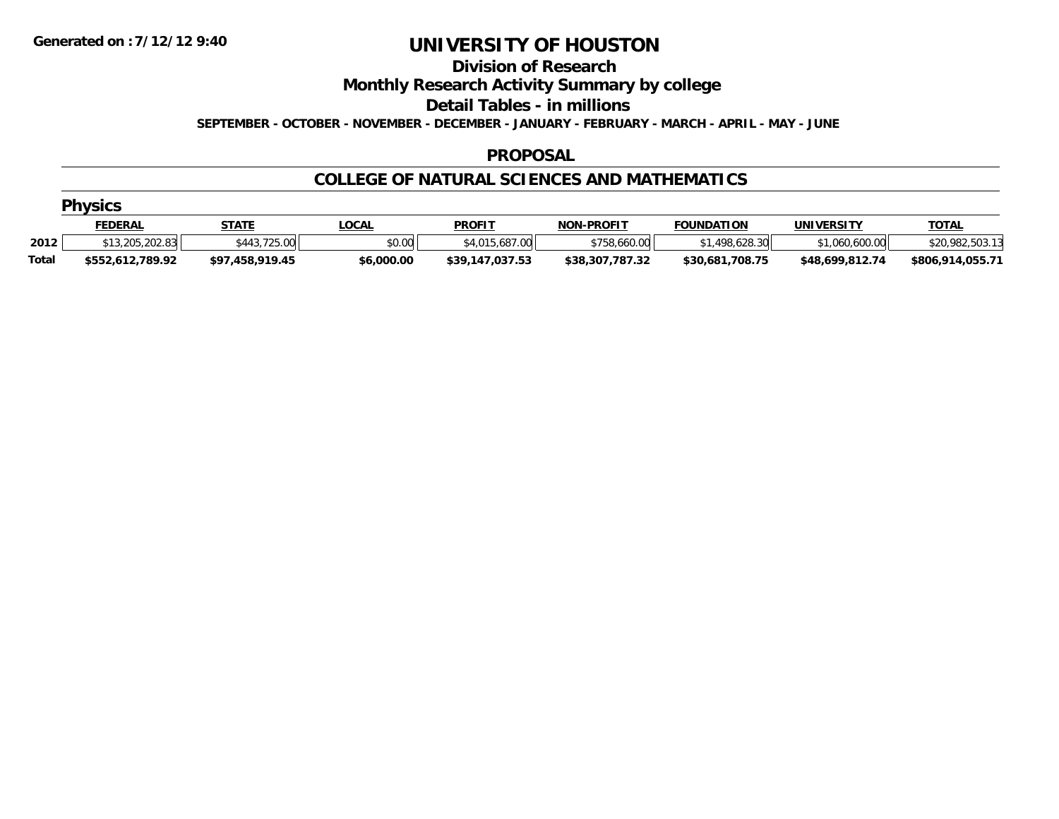Generated on :7/12/12 9:40

# UNIVERSITY OF HOUSTON

## Division of Research

## Monthly Research Activity Summary by college

## Detail Tables - in millions

**SEPTEMBER - OCTOBER - NOVEMBER - DECEMBER - JANUARY - FEBRUARY - MARCH - APRIL - MAY - JUNE**

### PROPOSAL

### COLLEGE OF NATURAL SCIENCES AND MATHEMATICS

#### Physics

| | FEDERAL | STATE | LOCAL | PROFIT | NON-PROFIT | FOUNDATION | UNIVERSITY | TOTAL |
|---|---|---|---|---|---|---|---|---|
| 2012 | $13,205,202.83 | $443,725.00 | $0.00 | $4,015,687.00 | $758,660.00 | $1,498,628.30 | $1,060,600.00 | $20,982,503.13 |
| Total | $552,612,789.92 | $97,458,919.45 | $6,000.00 | $39,147,037.53 | $38,307,787.32 | $30,681,708.75 | $48,699,812.74 | $806,914,055.71 |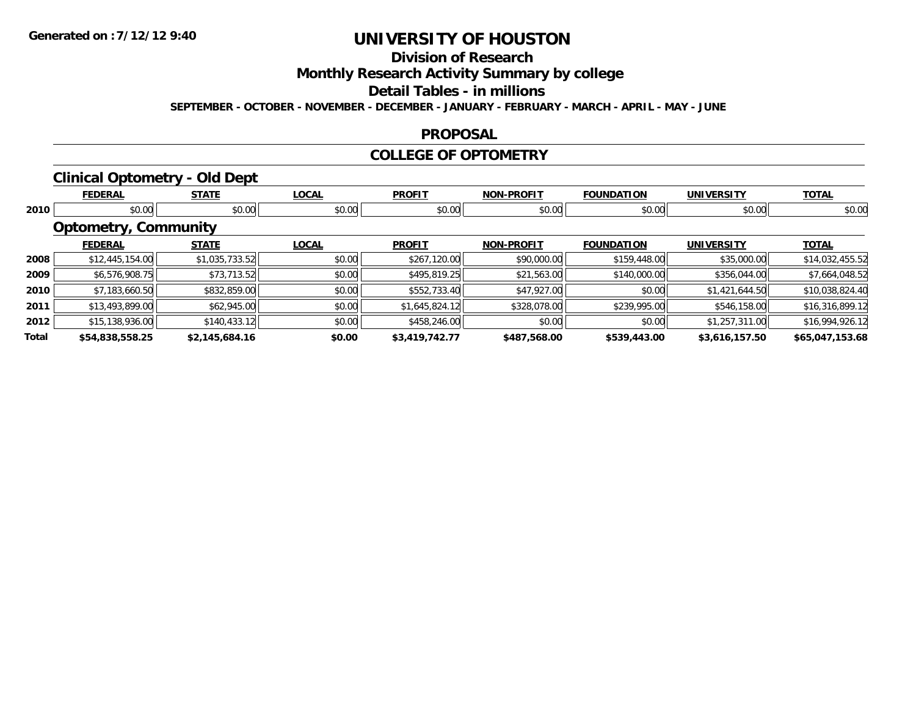**Generated on :7/12/12 9:40**

# UNIVERSITY OF HOUSTON

## Division of Research

## Monthly Research Activity Summary by college

## Detail Tables - in millions

**SEPTEMBER - OCTOBER - NOVEMBER - DECEMBER - JANUARY - FEBRUARY - MARCH - APRIL - MAY - JUNE**

## PROPOSAL

## COLLEGE OF OPTOMETRY

### Clinical Optometry - Old Dept

| | FEDERAL | STATE | LOCAL | PROFIT | NON-PROFIT | FOUNDATION | UNIVERSITY | TOTAL |
|---|---|---|---|---|---|---|---|---|
| 2010 | $0.00 | $0.00 | $0.00 | $0.00 | $0.00 | $0.00 | $0.00 | $0.00 |

### Optometry, Community

| | FEDERAL | STATE | LOCAL | PROFIT | NON-PROFIT | FOUNDATION | UNIVERSITY | TOTAL |
|---|---|---|---|---|---|---|---|---|
| 2008 | $12,445,154.00 | $1,035,733.52 | $0.00 | $267,120.00 | $90,000.00 | $159,448.00 | $35,000.00 | $14,032,455.52 |
| 2009 | $6,576,908.75 | $73,713.52 | $0.00 | $495,819.25 | $21,563.00 | $140,000.00 | $356,044.00 | $7,664,048.52 |
| 2010 | $7,183,660.50 | $832,859.00 | $0.00 | $552,733.40 | $47,927.00 | $0.00 | $1,421,644.50 | $10,038,824.40 |
| 2011 | $13,493,899.00 | $62,945.00 | $0.00 | $1,645,824.12 | $328,078.00 | $239,995.00 | $546,158.00 | $16,316,899.12 |
| 2012 | $15,138,936.00 | $140,433.12 | $0.00 | $458,246.00 | $0.00 | $0.00 | $1,257,311.00 | $16,994,926.12 |
| **Total** | **$54,838,558.25** | **$2,145,684.16** | **$0.00** | **$3,419,742.77** | **$487,568.00** | **$539,443.00** | **$3,616,157.50** | **$65,047,153.68** |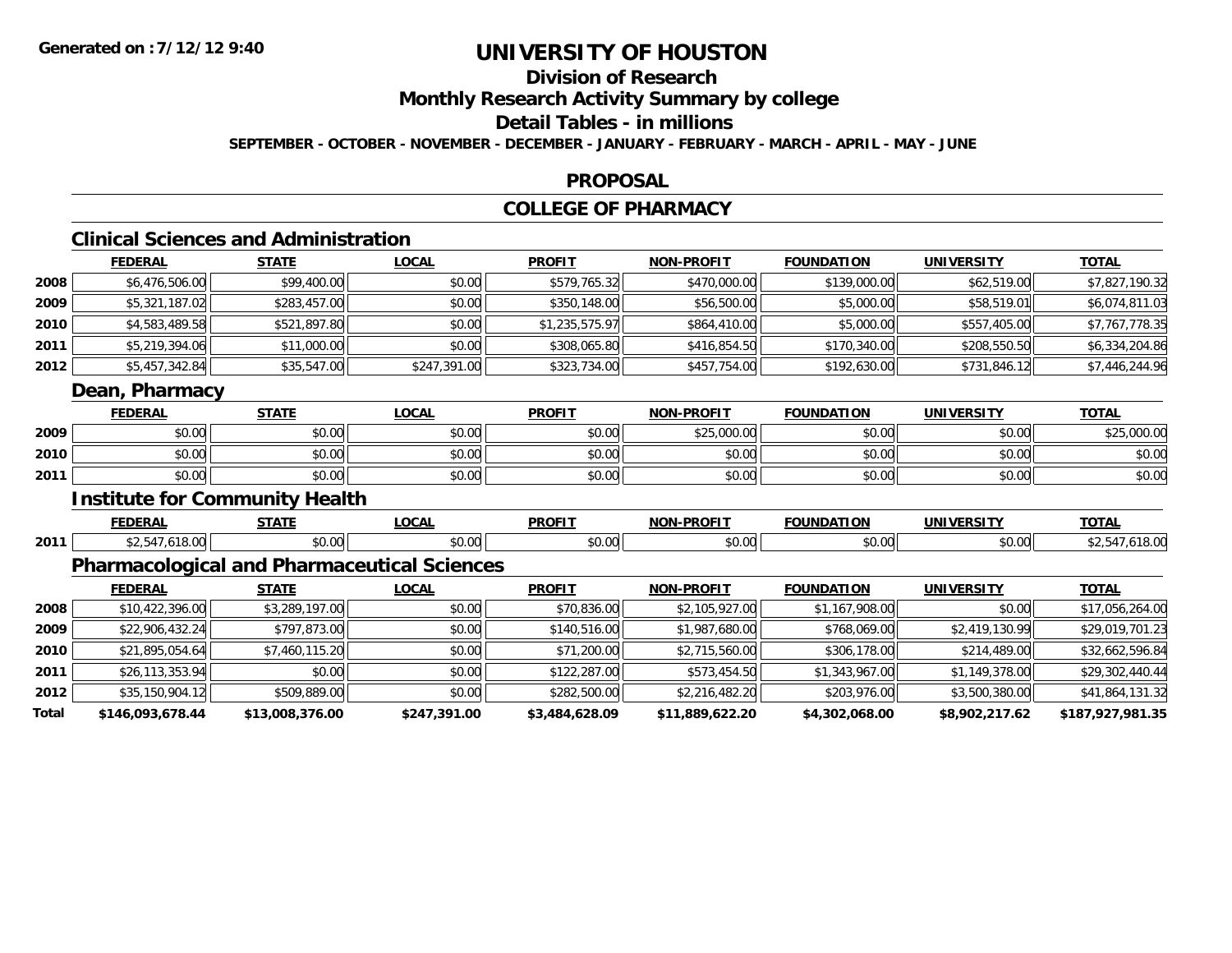**Generated on :7/12/12 9:40**

# UNIVERSITY OF HOUSTON

## Division of Research

## Monthly Research Activity Summary by college

## Detail Tables - in millions

**SEPTEMBER - OCTOBER - NOVEMBER - DECEMBER - JANUARY - FEBRUARY - MARCH - APRIL - MAY - JUNE**

## PROPOSAL

## COLLEGE OF PHARMACY

### Clinical Sciences and Administration

| | FEDERAL | STATE | LOCAL | PROFIT | NON-PROFIT | FOUNDATION | UNIVERSITY | TOTAL |
|---|---|---|---|---|---|---|---|---|
| 2008 | $6,476,506.00 | $99,400.00 | $0.00 | $579,765.32 | $470,000.00 | $139,000.00 | $62,519.00 | $7,827,190.32 |
| 2009 | $5,321,187.02 | $283,457.00 | $0.00 | $350,148.00 | $56,500.00 | $5,000.00 | $58,519.01 | $6,074,811.03 |
| 2010 | $4,583,489.58 | $521,897.80 | $0.00 | $1,235,575.97 | $864,410.00 | $5,000.00 | $557,405.00 | $7,767,778.35 |
| 2011 | $5,219,394.06 | $11,000.00 | $0.00 | $308,065.80 | $416,854.50 | $170,340.00 | $208,550.50 | $6,334,204.86 |
| 2012 | $5,457,342.84 | $35,547.00 | $247,391.00 | $323,734.00 | $457,754.00 | $192,630.00 | $731,846.12 | $7,446,244.96 |

### Dean, Pharmacy

| | FEDERAL | STATE | LOCAL | PROFIT | NON-PROFIT | FOUNDATION | UNIVERSITY | TOTAL |
|---|---|---|---|---|---|---|---|---|
| 2009 | $0.00 | $0.00 | $0.00 | $0.00 | $25,000.00 | $0.00 | $0.00 | $25,000.00 |
| 2010 | $0.00 | $0.00 | $0.00 | $0.00 | $0.00 | $0.00 | $0.00 | $0.00 |
| 2011 | $0.00 | $0.00 | $0.00 | $0.00 | $0.00 | $0.00 | $0.00 | $0.00 |

### Institute for Community Health

| | FEDERAL | STATE | LOCAL | PROFIT | NON-PROFIT | FOUNDATION | UNIVERSITY | TOTAL |
|---|---|---|---|---|---|---|---|---|
| 2011 | $2,547,618.00 | $0.00 | $0.00 | $0.00 | $0.00 | $0.00 | $0.00 | $2,547,618.00 |

### Pharmacological and Pharmaceutical Sciences

| | FEDERAL | STATE | LOCAL | PROFIT | NON-PROFIT | FOUNDATION | UNIVERSITY | TOTAL |
|---|---|---|---|---|---|---|---|---|
| 2008 | $10,422,396.00 | $3,289,197.00 | $0.00 | $70,836.00 | $2,105,927.00 | $1,167,908.00 | $0.00 | $17,056,264.00 |
| 2009 | $22,906,432.24 | $797,873.00 | $0.00 | $140,516.00 | $1,987,680.00 | $768,069.00 | $2,419,130.99 | $29,019,701.23 |
| 2010 | $21,895,054.64 | $7,460,115.20 | $0.00 | $71,200.00 | $2,715,560.00 | $306,178.00 | $214,489.00 | $32,662,596.84 |
| 2011 | $26,113,353.94 | $0.00 | $0.00 | $122,287.00 | $573,454.50 | $1,343,967.00 | $1,149,378.00 | $29,302,440.44 |
| 2012 | $35,150,904.12 | $509,889.00 | $0.00 | $282,500.00 | $2,216,482.20 | $203,976.00 | $3,500,380.00 | $41,864,131.32 |
| **Total** | **$146,093,678.44** | **$13,008,376.00** | **$247,391.00** | **$3,484,628.09** | **$11,889,622.20** | **$4,302,068.00** | **$8,902,217.62** | **$187,927,981.35** |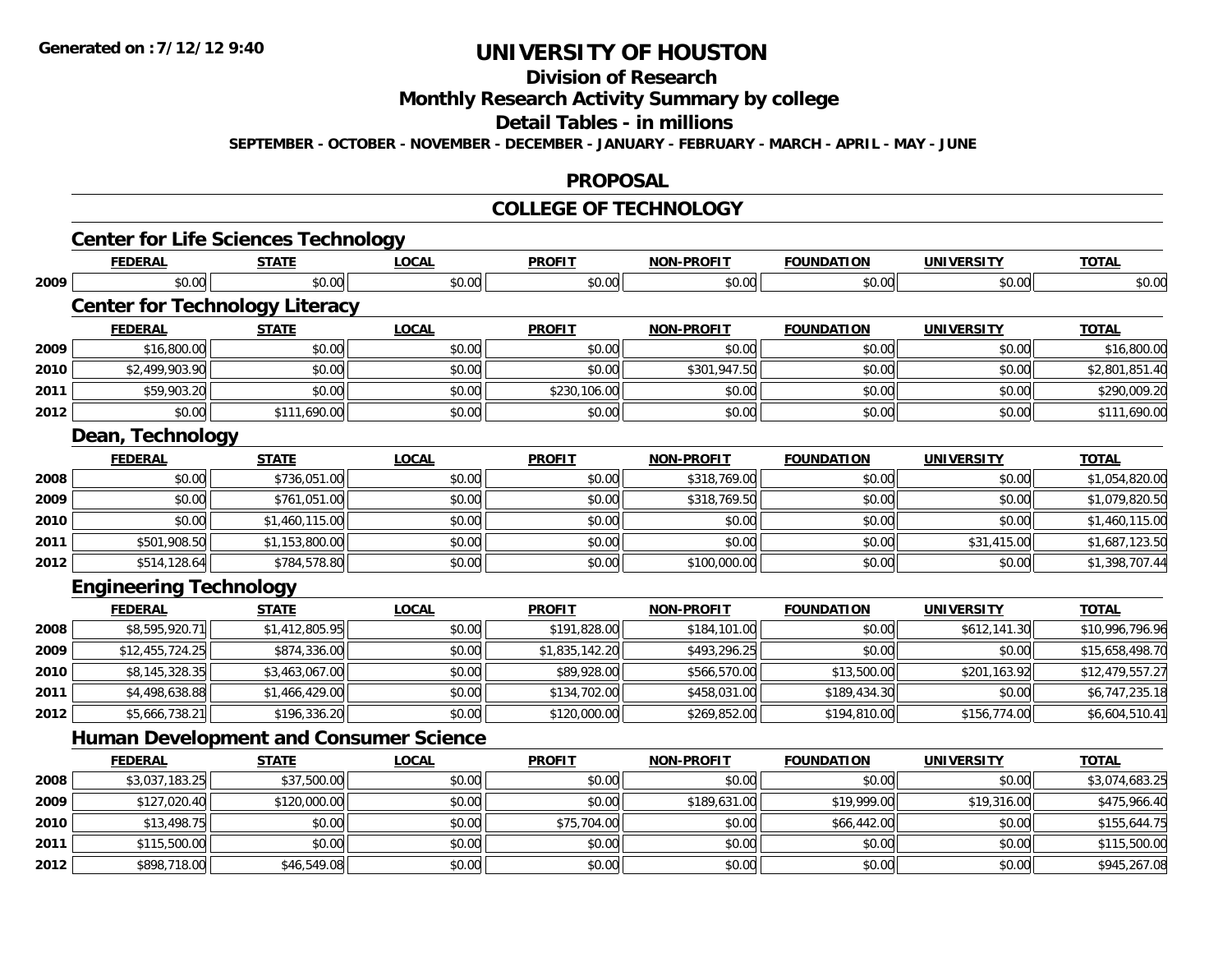Generated on :7/12/12 9:40

# UNIVERSITY OF HOUSTON

## Division of Research

## Monthly Research Activity Summary by college

## Detail Tables - in millions

SEPTEMBER - OCTOBER - NOVEMBER - DECEMBER - JANUARY - FEBRUARY - MARCH - APRIL - MAY - JUNE

## PROPOSAL

## COLLEGE OF TECHNOLOGY

### Center for Life Sciences Technology

| | FEDERAL | STATE | LOCAL | PROFIT | NON-PROFIT | FOUNDATION | UNIVERSITY | TOTAL |
|---|---|---|---|---|---|---|---|---|
| 2009 | $0.00 | $0.00 | $0.00 | $0.00 | $0.00 | $0.00 | $0.00 | $0.00 |

### Center for Technology Literacy

| | FEDERAL | STATE | LOCAL | PROFIT | NON-PROFIT | FOUNDATION | UNIVERSITY | TOTAL |
|---|---|---|---|---|---|---|---|---|
| 2009 | $16,800.00 | $0.00 | $0.00 | $0.00 | $0.00 | $0.00 | $0.00 | $16,800.00 |
| 2010 | $2,499,903.90 | $0.00 | $0.00 | $0.00 | $301,947.50 | $0.00 | $0.00 | $2,801,851.40 |
| 2011 | $59,903.20 | $0.00 | $0.00 | $230,106.00 | $0.00 | $0.00 | $0.00 | $290,009.20 |
| 2012 | $0.00 | $111,690.00 | $0.00 | $0.00 | $0.00 | $0.00 | $0.00 | $111,690.00 |

### Dean, Technology

| | FEDERAL | STATE | LOCAL | PROFIT | NON-PROFIT | FOUNDATION | UNIVERSITY | TOTAL |
|---|---|---|---|---|---|---|---|---|
| 2008 | $0.00 | $736,051.00 | $0.00 | $0.00 | $318,769.00 | $0.00 | $0.00 | $1,054,820.00 |
| 2009 | $0.00 | $761,051.00 | $0.00 | $0.00 | $318,769.50 | $0.00 | $0.00 | $1,079,820.50 |
| 2010 | $0.00 | $1,460,115.00 | $0.00 | $0.00 | $0.00 | $0.00 | $0.00 | $1,460,115.00 |
| 2011 | $501,908.50 | $1,153,800.00 | $0.00 | $0.00 | $0.00 | $0.00 | $31,415.00 | $1,687,123.50 |
| 2012 | $514,128.64 | $784,578.80 | $0.00 | $0.00 | $100,000.00 | $0.00 | $0.00 | $1,398,707.44 |

### Engineering Technology

| | FEDERAL | STATE | LOCAL | PROFIT | NON-PROFIT | FOUNDATION | UNIVERSITY | TOTAL |
|---|---|---|---|---|---|---|---|---|
| 2008 | $8,595,920.71 | $1,412,805.95 | $0.00 | $191,828.00 | $184,101.00 | $0.00 | $612,141.30 | $10,996,796.96 |
| 2009 | $12,455,724.25 | $874,336.00 | $0.00 | $1,835,142.20 | $493,296.25 | $0.00 | $0.00 | $15,658,498.70 |
| 2010 | $8,145,328.35 | $3,463,067.00 | $0.00 | $89,928.00 | $566,570.00 | $13,500.00 | $201,163.92 | $12,479,557.27 |
| 2011 | $4,498,638.88 | $1,466,429.00 | $0.00 | $134,702.00 | $458,031.00 | $189,434.30 | $0.00 | $6,747,235.18 |
| 2012 | $5,666,738.21 | $196,336.20 | $0.00 | $120,000.00 | $269,852.00 | $194,810.00 | $156,774.00 | $6,604,510.41 |

### Human Development and Consumer Science

| | FEDERAL | STATE | LOCAL | PROFIT | NON-PROFIT | FOUNDATION | UNIVERSITY | TOTAL |
|---|---|---|---|---|---|---|---|---|
| 2008 | $3,037,183.25 | $37,500.00 | $0.00 | $0.00 | $0.00 | $0.00 | $0.00 | $3,074,683.25 |
| 2009 | $127,020.40 | $120,000.00 | $0.00 | $0.00 | $189,631.00 | $19,999.00 | $19,316.00 | $475,966.40 |
| 2010 | $13,498.75 | $0.00 | $0.00 | $75,704.00 | $0.00 | $66,442.00 | $0.00 | $155,644.75 |
| 2011 | $115,500.00 | $0.00 | $0.00 | $0.00 | $0.00 | $0.00 | $0.00 | $115,500.00 |
| 2012 | $898,718.00 | $46,549.08 | $0.00 | $0.00 | $0.00 | $0.00 | $0.00 | $945,267.08 |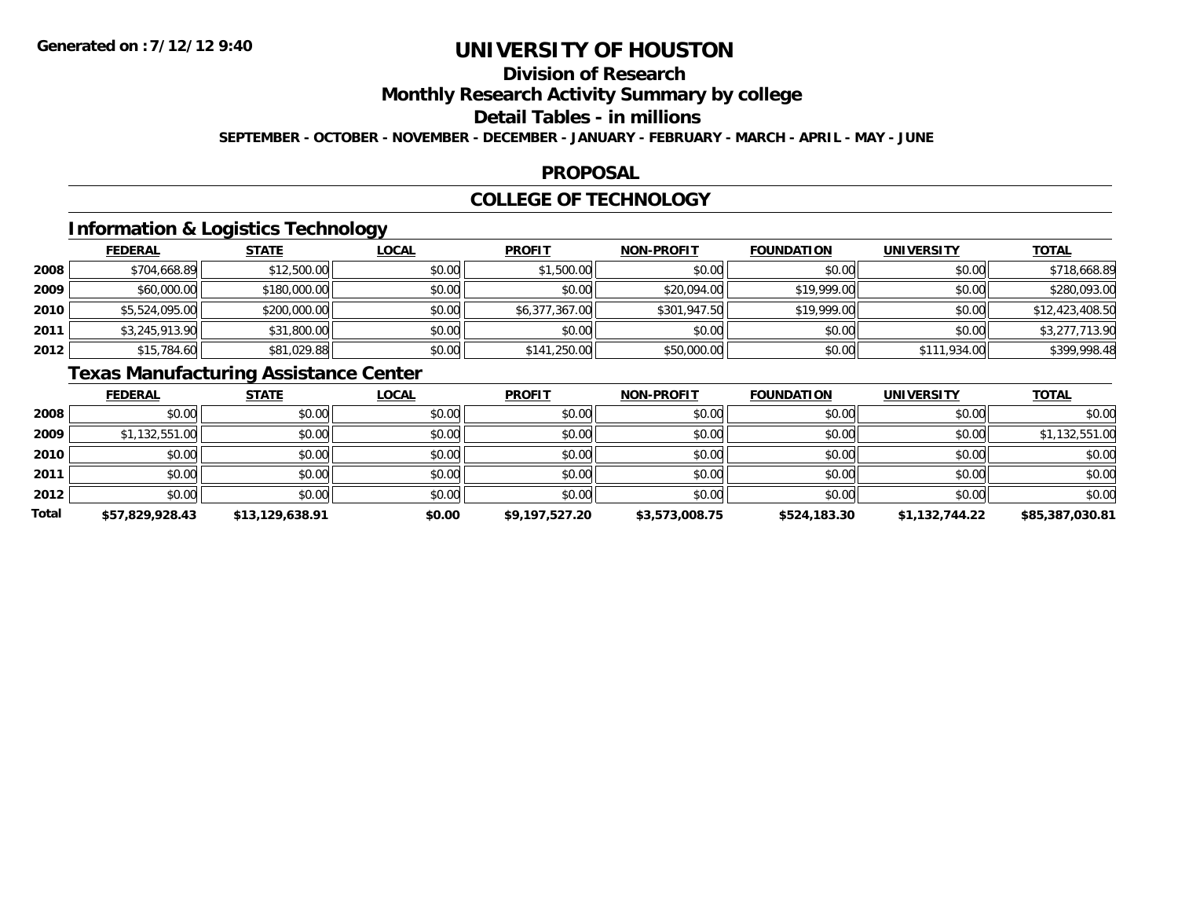# UNIVERSITY OF HOUSTON

## Division of Research

## Monthly Research Activity Summary by college

## Detail Tables - in millions

**SEPTEMBER - OCTOBER - NOVEMBER - DECEMBER - JANUARY - FEBRUARY - MARCH - APRIL - MAY - JUNE**

## PROPOSAL

## COLLEGE OF TECHNOLOGY

### Information & Logistics Technology

| | FEDERAL | STATE | LOCAL | PROFIT | NON-PROFIT | FOUNDATION | UNIVERSITY | TOTAL |
|---|---|---|---|---|---|---|---|---|
| 2008 | $704,668.89 | $12,500.00 | $0.00 | $1,500.00 | $0.00 | $0.00 | $0.00 | $718,668.89 |
| 2009 | $60,000.00 | $180,000.00 | $0.00 | $0.00 | $20,094.00 | $19,999.00 | $0.00 | $280,093.00 |
| 2010 | $5,524,095.00 | $200,000.00 | $0.00 | $6,377,367.00 | $301,947.50 | $19,999.00 | $0.00 | $12,423,408.50 |
| 2011 | $3,245,913.90 | $31,800.00 | $0.00 | $0.00 | $0.00 | $0.00 | $0.00 | $3,277,713.90 |
| 2012 | $15,784.60 | $81,029.88 | $0.00 | $141,250.00 | $50,000.00 | $0.00 | $111,934.00 | $399,998.48 |

### Texas Manufacturing Assistance Center

| | FEDERAL | STATE | LOCAL | PROFIT | NON-PROFIT | FOUNDATION | UNIVERSITY | TOTAL |
|---|---|---|---|---|---|---|---|---|
| 2008 | $0.00 | $0.00 | $0.00 | $0.00 | $0.00 | $0.00 | $0.00 | $0.00 |
| 2009 | $1,132,551.00 | $0.00 | $0.00 | $0.00 | $0.00 | $0.00 | $0.00 | $1,132,551.00 |
| 2010 | $0.00 | $0.00 | $0.00 | $0.00 | $0.00 | $0.00 | $0.00 | $0.00 |
| 2011 | $0.00 | $0.00 | $0.00 | $0.00 | $0.00 | $0.00 | $0.00 | $0.00 |
| 2012 | $0.00 | $0.00 | $0.00 | $0.00 | $0.00 | $0.00 | $0.00 | $0.00 |
| **Total** | **$57,829,928.43** | **$13,129,638.91** | **$0.00** | **$9,197,527.20** | **$3,573,008.75** | **$524,183.30** | **$1,132,744.22** | **$85,387,030.81** |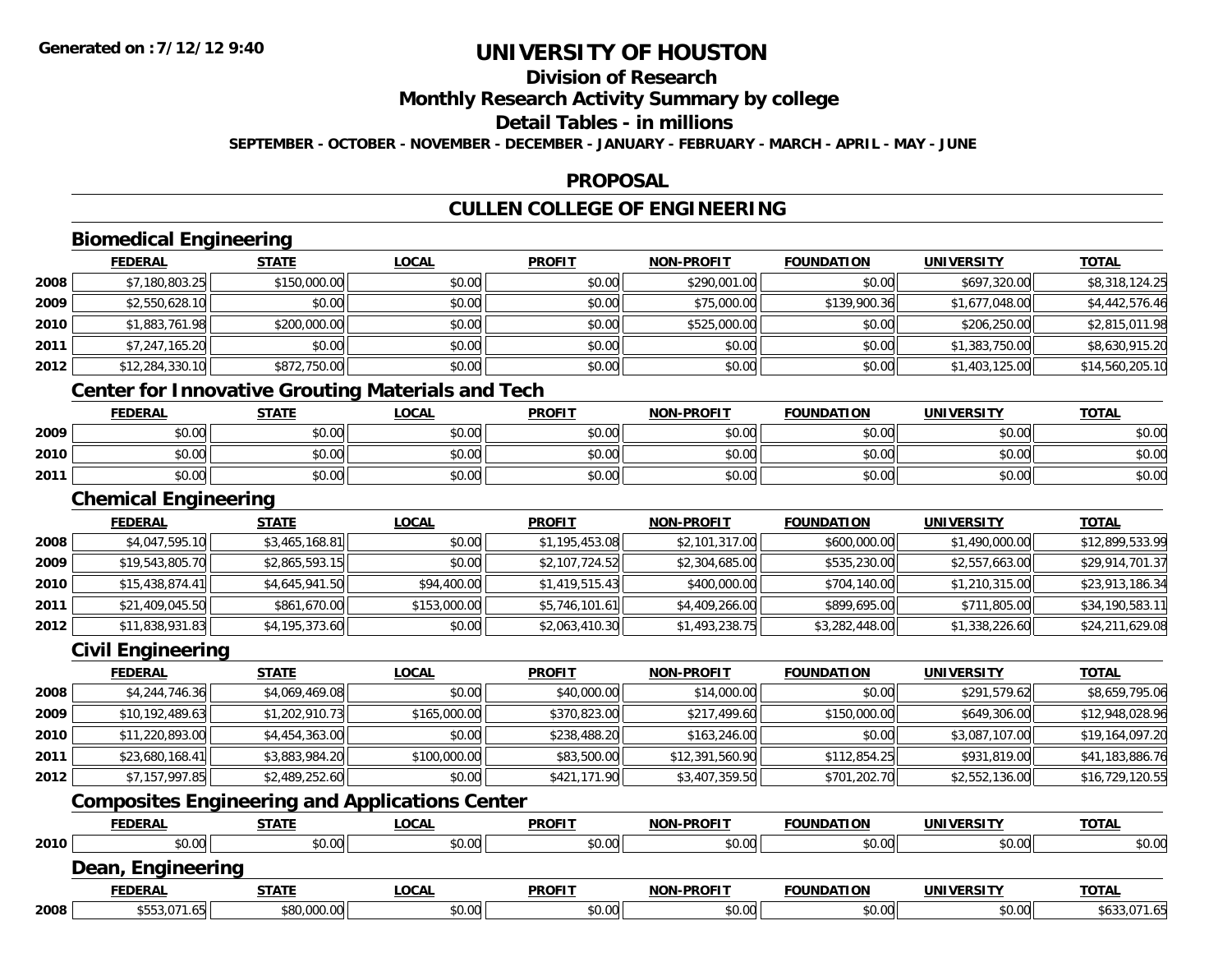Generated on :7/12/12 9:40

# UNIVERSITY OF HOUSTON

## Division of Research

## Monthly Research Activity Summary by college

## Detail Tables - in millions

**SEPTEMBER - OCTOBER - NOVEMBER - DECEMBER - JANUARY - FEBRUARY - MARCH - APRIL - MAY - JUNE**

## PROPOSAL

## CULLEN COLLEGE OF ENGINEERING

### Biomedical Engineering

| | FEDERAL | STATE | LOCAL | PROFIT | NON-PROFIT | FOUNDATION | UNIVERSITY | TOTAL |
|---|---|---|---|---|---|---|---|---|
| 2008 | $7,180,803.25 | $150,000.00 | $0.00 | $0.00 | $290,001.00 | $0.00 | $697,320.00 | $8,318,124.25 |
| 2009 | $2,550,628.10 | $0.00 | $0.00 | $0.00 | $75,000.00 | $139,900.36 | $1,677,048.00 | $4,442,576.46 |
| 2010 | $1,883,761.98 | $200,000.00 | $0.00 | $0.00 | $525,000.00 | $0.00 | $206,250.00 | $2,815,011.98 |
| 2011 | $7,247,165.20 | $0.00 | $0.00 | $0.00 | $0.00 | $0.00 | $1,383,750.00 | $8,630,915.20 |
| 2012 | $12,284,330.10 | $872,750.00 | $0.00 | $0.00 | $0.00 | $0.00 | $1,403,125.00 | $14,560,205.10 |

### Center for Innovative Grouting Materials and Tech

| | FEDERAL | STATE | LOCAL | PROFIT | NON-PROFIT | FOUNDATION | UNIVERSITY | TOTAL |
|---|---|---|---|---|---|---|---|---|
| 2009 | $0.00 | $0.00 | $0.00 | $0.00 | $0.00 | $0.00 | $0.00 | $0.00 |
| 2010 | $0.00 | $0.00 | $0.00 | $0.00 | $0.00 | $0.00 | $0.00 | $0.00 |
| 2011 | $0.00 | $0.00 | $0.00 | $0.00 | $0.00 | $0.00 | $0.00 | $0.00 |

### Chemical Engineering

| | FEDERAL | STATE | LOCAL | PROFIT | NON-PROFIT | FOUNDATION | UNIVERSITY | TOTAL |
|---|---|---|---|---|---|---|---|---|
| 2008 | $4,047,595.10 | $3,465,168.81 | $0.00 | $1,195,453.08 | $2,101,317.00 | $600,000.00 | $1,490,000.00 | $12,899,533.99 |
| 2009 | $19,543,805.70 | $2,865,593.15 | $0.00 | $2,107,724.52 | $2,304,685.00 | $535,230.00 | $2,557,663.00 | $29,914,701.37 |
| 2010 | $15,438,874.41 | $4,645,941.50 | $94,400.00 | $1,419,515.43 | $400,000.00 | $704,140.00 | $1,210,315.00 | $23,913,186.34 |
| 2011 | $21,409,045.50 | $861,670.00 | $153,000.00 | $5,746,101.61 | $4,409,266.00 | $899,695.00 | $711,805.00 | $34,190,583.11 |
| 2012 | $11,838,931.83 | $4,195,373.60 | $0.00 | $2,063,410.30 | $1,493,238.75 | $3,282,448.00 | $1,338,226.60 | $24,211,629.08 |

### Civil Engineering

| | FEDERAL | STATE | LOCAL | PROFIT | NON-PROFIT | FOUNDATION | UNIVERSITY | TOTAL |
|---|---|---|---|---|---|---|---|---|
| 2008 | $4,244,746.36 | $4,069,469.08 | $0.00 | $40,000.00 | $14,000.00 | $0.00 | $291,579.62 | $8,659,795.06 |
| 2009 | $10,192,489.63 | $1,202,910.73 | $165,000.00 | $370,823.00 | $217,499.60 | $150,000.00 | $649,306.00 | $12,948,028.96 |
| 2010 | $11,220,893.00 | $4,454,363.00 | $0.00 | $238,488.20 | $163,246.00 | $0.00 | $3,087,107.00 | $19,164,097.20 |
| 2011 | $23,680,168.41 | $3,883,984.20 | $100,000.00 | $83,500.00 | $12,391,560.90 | $112,854.25 | $931,819.00 | $41,183,886.76 |
| 2012 | $7,157,997.85 | $2,489,252.60 | $0.00 | $421,171.90 | $3,407,359.50 | $701,202.70 | $2,552,136.00 | $16,729,120.55 |

### Composites Engineering and Applications Center

| | FEDERAL | STATE | LOCAL | PROFIT | NON-PROFIT | FOUNDATION | UNIVERSITY | TOTAL |
|---|---|---|---|---|---|---|---|---|
| 2010 | $0.00 | $0.00 | $0.00 | $0.00 | $0.00 | $0.00 | $0.00 | $0.00 |

### Dean, Engineering

| | FEDERAL | STATE | LOCAL | PROFIT | NON-PROFIT | FOUNDATION | UNIVERSITY | TOTAL |
|---|---|---|---|---|---|---|---|---|
| 2008 | $553,071.65 | $80,000.00 | $0.00 | $0.00 | $0.00 | $0.00 | $0.00 | $633,071.65 |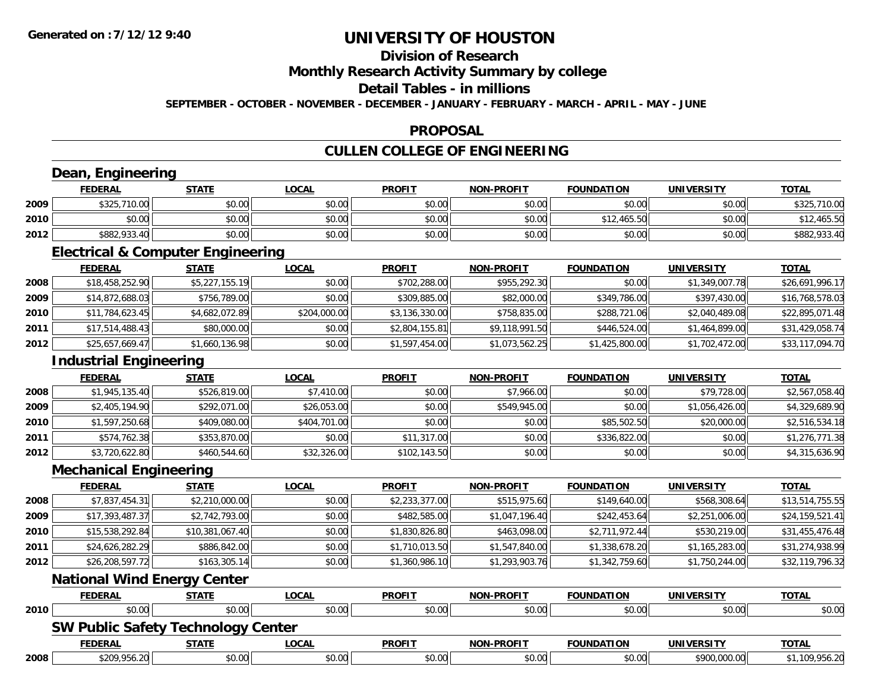**Generated on :7/12/12 9:40**

# UNIVERSITY OF HOUSTON

## Division of Research

## Monthly Research Activity Summary by college

## Detail Tables - in millions

**SEPTEMBER - OCTOBER - NOVEMBER - DECEMBER - JANUARY - FEBRUARY - MARCH - APRIL - MAY - JUNE**

## PROPOSAL

## CULLEN COLLEGE OF ENGINEERING

### Dean, Engineering

| | FEDERAL | STATE | LOCAL | PROFIT | NON-PROFIT | FOUNDATION | UNIVERSITY | TOTAL |
|---|---|---|---|---|---|---|---|---|
| 2009 | $325,710.00 | $0.00 | $0.00 | $0.00 | $0.00 | $0.00 | $0.00 | $325,710.00 |
| 2010 | $0.00 | $0.00 | $0.00 | $0.00 | $0.00 | $12,465.50 | $0.00 | $12,465.50 |
| 2012 | $882,933.40 | $0.00 | $0.00 | $0.00 | $0.00 | $0.00 | $0.00 | $882,933.40 |

### Electrical & Computer Engineering

| | FEDERAL | STATE | LOCAL | PROFIT | NON-PROFIT | FOUNDATION | UNIVERSITY | TOTAL |
|---|---|---|---|---|---|---|---|---|
| 2008 | $18,458,252.90 | $5,227,155.19 | $0.00 | $702,288.00 | $955,292.30 | $0.00 | $1,349,007.78 | $26,691,996.17 |
| 2009 | $14,872,688.03 | $756,789.00 | $0.00 | $309,885.00 | $82,000.00 | $349,786.00 | $397,430.00 | $16,768,578.03 |
| 2010 | $11,784,623.45 | $4,682,072.89 | $204,000.00 | $3,136,330.00 | $758,835.00 | $288,721.06 | $2,040,489.08 | $22,895,071.48 |
| 2011 | $17,514,488.43 | $80,000.00 | $0.00 | $2,804,155.81 | $9,118,991.50 | $446,524.00 | $1,464,899.00 | $31,429,058.74 |
| 2012 | $25,657,669.47 | $1,660,136.98 | $0.00 | $1,597,454.00 | $1,073,562.25 | $1,425,800.00 | $1,702,472.00 | $33,117,094.70 |

### Industrial Engineering

| | FEDERAL | STATE | LOCAL | PROFIT | NON-PROFIT | FOUNDATION | UNIVERSITY | TOTAL |
|---|---|---|---|---|---|---|---|---|
| 2008 | $1,945,135.40 | $526,819.00 | $7,410.00 | $0.00 | $7,966.00 | $0.00 | $79,728.00 | $2,567,058.40 |
| 2009 | $2,405,194.90 | $292,071.00 | $26,053.00 | $0.00 | $549,945.00 | $0.00 | $1,056,426.00 | $4,329,689.90 |
| 2010 | $1,597,250.68 | $409,080.00 | $404,701.00 | $0.00 | $0.00 | $85,502.50 | $20,000.00 | $2,516,534.18 |
| 2011 | $574,762.38 | $353,870.00 | $0.00 | $11,317.00 | $0.00 | $336,822.00 | $0.00 | $1,276,771.38 |
| 2012 | $3,720,622.80 | $460,544.60 | $32,326.00 | $102,143.50 | $0.00 | $0.00 | $0.00 | $4,315,636.90 |

### Mechanical Engineering

| | FEDERAL | STATE | LOCAL | PROFIT | NON-PROFIT | FOUNDATION | UNIVERSITY | TOTAL |
|---|---|---|---|---|---|---|---|---|
| 2008 | $7,837,454.31 | $2,210,000.00 | $0.00 | $2,233,377.00 | $515,975.60 | $149,640.00 | $568,308.64 | $13,514,755.55 |
| 2009 | $17,393,487.37 | $2,742,793.00 | $0.00 | $482,585.00 | $1,047,196.40 | $242,453.64 | $2,251,006.00 | $24,159,521.41 |
| 2010 | $15,538,292.84 | $10,381,067.40 | $0.00 | $1,830,826.80 | $463,098.00 | $2,711,972.44 | $530,219.00 | $31,455,476.48 |
| 2011 | $24,626,282.29 | $886,842.00 | $0.00 | $1,710,013.50 | $1,547,840.00 | $1,338,678.20 | $1,165,283.00 | $31,274,938.99 |
| 2012 | $26,208,597.72 | $163,305.14 | $0.00 | $1,360,986.10 | $1,293,903.76 | $1,342,759.60 | $1,750,244.00 | $32,119,796.32 |

### National Wind Energy Center

| | FEDERAL | STATE | LOCAL | PROFIT | NON-PROFIT | FOUNDATION | UNIVERSITY | TOTAL |
|---|---|---|---|---|---|---|---|---|
| 2010 | $0.00 | $0.00 | $0.00 | $0.00 | $0.00 | $0.00 | $0.00 | $0.00 |

### SW Public Safety Technology Center

| | FEDERAL | STATE | LOCAL | PROFIT | NON-PROFIT | FOUNDATION | UNIVERSITY | TOTAL |
|---|---|---|---|---|---|---|---|---|
| 2008 | $209,956.20 | $0.00 | $0.00 | $0.00 | $0.00 | $0.00 | $900,000.00 | $1,109,956.20 |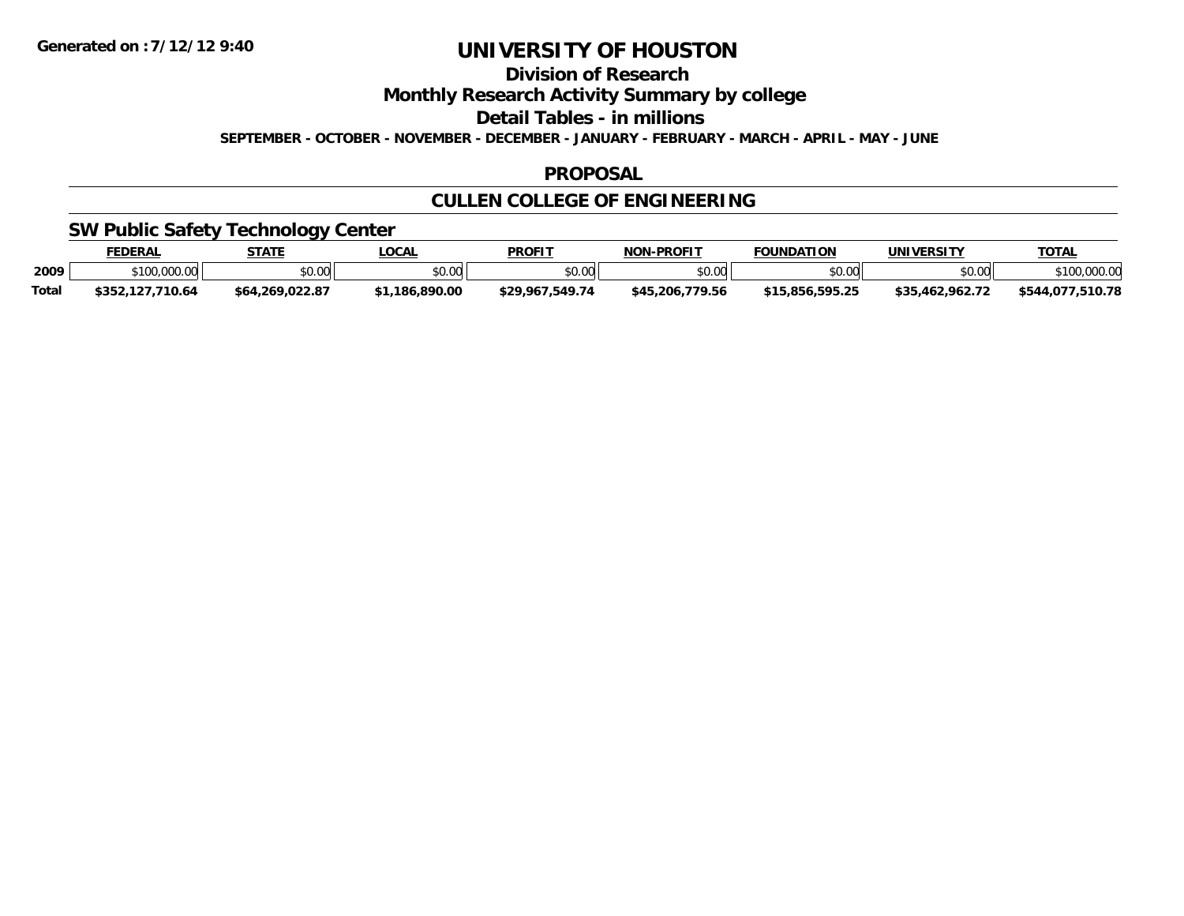**Generated on :7/12/12 9:40**

# UNIVERSITY OF HOUSTON

## Division of Research

## Monthly Research Activity Summary by college

## Detail Tables - in millions

**SEPTEMBER - OCTOBER - NOVEMBER - DECEMBER - JANUARY - FEBRUARY - MARCH - APRIL - MAY - JUNE**

## PROPOSAL

## CULLEN COLLEGE OF ENGINEERING

### SW Public Safety Technology Center

| | FEDERAL | STATE | LOCAL | PROFIT | NON-PROFIT | FOUNDATION | UNIVERSITY | TOTAL |
|---|---|---|---|---|---|---|---|---|
| **2009** | $100,000.00 | $0.00 | $0.00 | $0.00 | $0.00 | $0.00 | $0.00 | $100,000.00 |
| **Total** | **$352,127,710.64** | **$64,269,022.87** | **$1,186,890.00** | **$29,967,549.74** | **$45,206,779.56** | **$15,856,595.25** | **$35,462,962.72** | **$544,077,510.78** |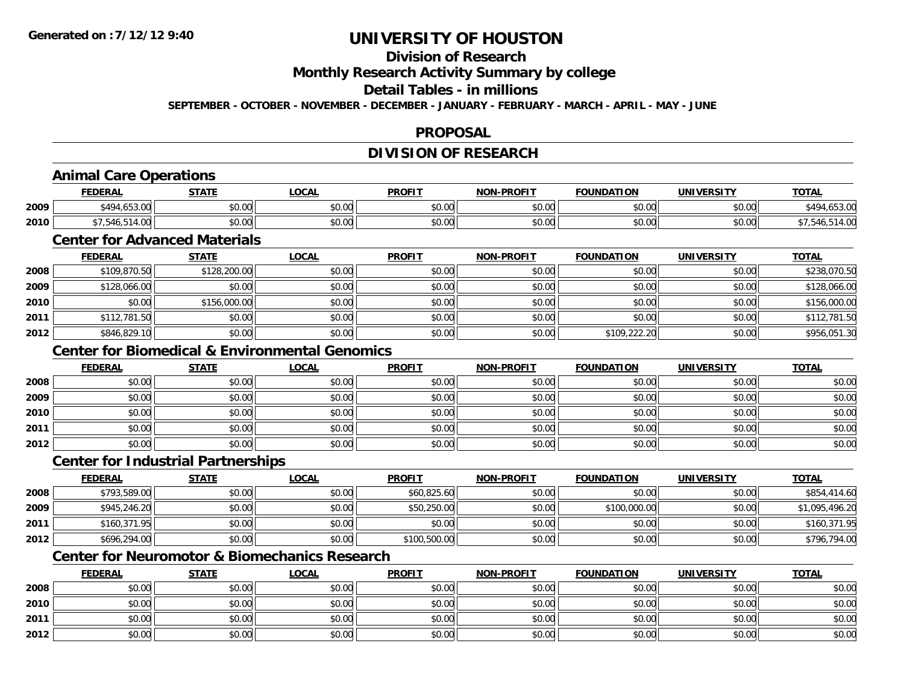# UNIVERSITY OF HOUSTON

## Division of Research

## Monthly Research Activity Summary by college

## Detail Tables - in millions

**SEPTEMBER - OCTOBER - NOVEMBER - DECEMBER - JANUARY - FEBRUARY - MARCH - APRIL - MAY - JUNE**

## PROPOSAL

## DIVISION OF RESEARCH

### Animal Care Operations

| | FEDERAL | STATE | LOCAL | PROFIT | NON-PROFIT | FOUNDATION | UNIVERSITY | TOTAL |
|---|---|---|---|---|---|---|---|---|
| 2009 | $494,653.00 | $0.00 | $0.00 | $0.00 | $0.00 | $0.00 | $0.00 | $494,653.00 |
| 2010 | $7,546,514.00 | $0.00 | $0.00 | $0.00 | $0.00 | $0.00 | $0.00 | $7,546,514.00 |

### Center for Advanced Materials

| | FEDERAL | STATE | LOCAL | PROFIT | NON-PROFIT | FOUNDATION | UNIVERSITY | TOTAL |
|---|---|---|---|---|---|---|---|---|
| 2008 | $109,870.50 | $128,200.00 | $0.00 | $0.00 | $0.00 | $0.00 | $0.00 | $238,070.50 |
| 2009 | $128,066.00 | $0.00 | $0.00 | $0.00 | $0.00 | $0.00 | $0.00 | $128,066.00 |
| 2010 | $0.00 | $156,000.00 | $0.00 | $0.00 | $0.00 | $0.00 | $0.00 | $156,000.00 |
| 2011 | $112,781.50 | $0.00 | $0.00 | $0.00 | $0.00 | $0.00 | $0.00 | $112,781.50 |
| 2012 | $846,829.10 | $0.00 | $0.00 | $0.00 | $0.00 | $109,222.20 | $0.00 | $956,051.30 |

### Center for Biomedical & Environmental Genomics

| | FEDERAL | STATE | LOCAL | PROFIT | NON-PROFIT | FOUNDATION | UNIVERSITY | TOTAL |
|---|---|---|---|---|---|---|---|---|
| 2008 | $0.00 | $0.00 | $0.00 | $0.00 | $0.00 | $0.00 | $0.00 | $0.00 |
| 2009 | $0.00 | $0.00 | $0.00 | $0.00 | $0.00 | $0.00 | $0.00 | $0.00 |
| 2010 | $0.00 | $0.00 | $0.00 | $0.00 | $0.00 | $0.00 | $0.00 | $0.00 |
| 2011 | $0.00 | $0.00 | $0.00 | $0.00 | $0.00 | $0.00 | $0.00 | $0.00 |
| 2012 | $0.00 | $0.00 | $0.00 | $0.00 | $0.00 | $0.00 | $0.00 | $0.00 |

### Center for Industrial Partnerships

| | FEDERAL | STATE | LOCAL | PROFIT | NON-PROFIT | FOUNDATION | UNIVERSITY | TOTAL |
|---|---|---|---|---|---|---|---|---|
| 2008 | $793,589.00 | $0.00 | $0.00 | $60,825.60 | $0.00 | $0.00 | $0.00 | $854,414.60 |
| 2009 | $945,246.20 | $0.00 | $0.00 | $50,250.00 | $0.00 | $100,000.00 | $0.00 | $1,095,496.20 |
| 2011 | $160,371.95 | $0.00 | $0.00 | $0.00 | $0.00 | $0.00 | $0.00 | $160,371.95 |
| 2012 | $696,294.00 | $0.00 | $0.00 | $100,500.00 | $0.00 | $0.00 | $0.00 | $796,794.00 |

### Center for Neuromotor & Biomechanics Research

| | FEDERAL | STATE | LOCAL | PROFIT | NON-PROFIT | FOUNDATION | UNIVERSITY | TOTAL |
|---|---|---|---|---|---|---|---|---|
| 2008 | $0.00 | $0.00 | $0.00 | $0.00 | $0.00 | $0.00 | $0.00 | $0.00 |
| 2010 | $0.00 | $0.00 | $0.00 | $0.00 | $0.00 | $0.00 | $0.00 | $0.00 |
| 2011 | $0.00 | $0.00 | $0.00 | $0.00 | $0.00 | $0.00 | $0.00 | $0.00 |
| 2012 | $0.00 | $0.00 | $0.00 | $0.00 | $0.00 | $0.00 | $0.00 | $0.00 |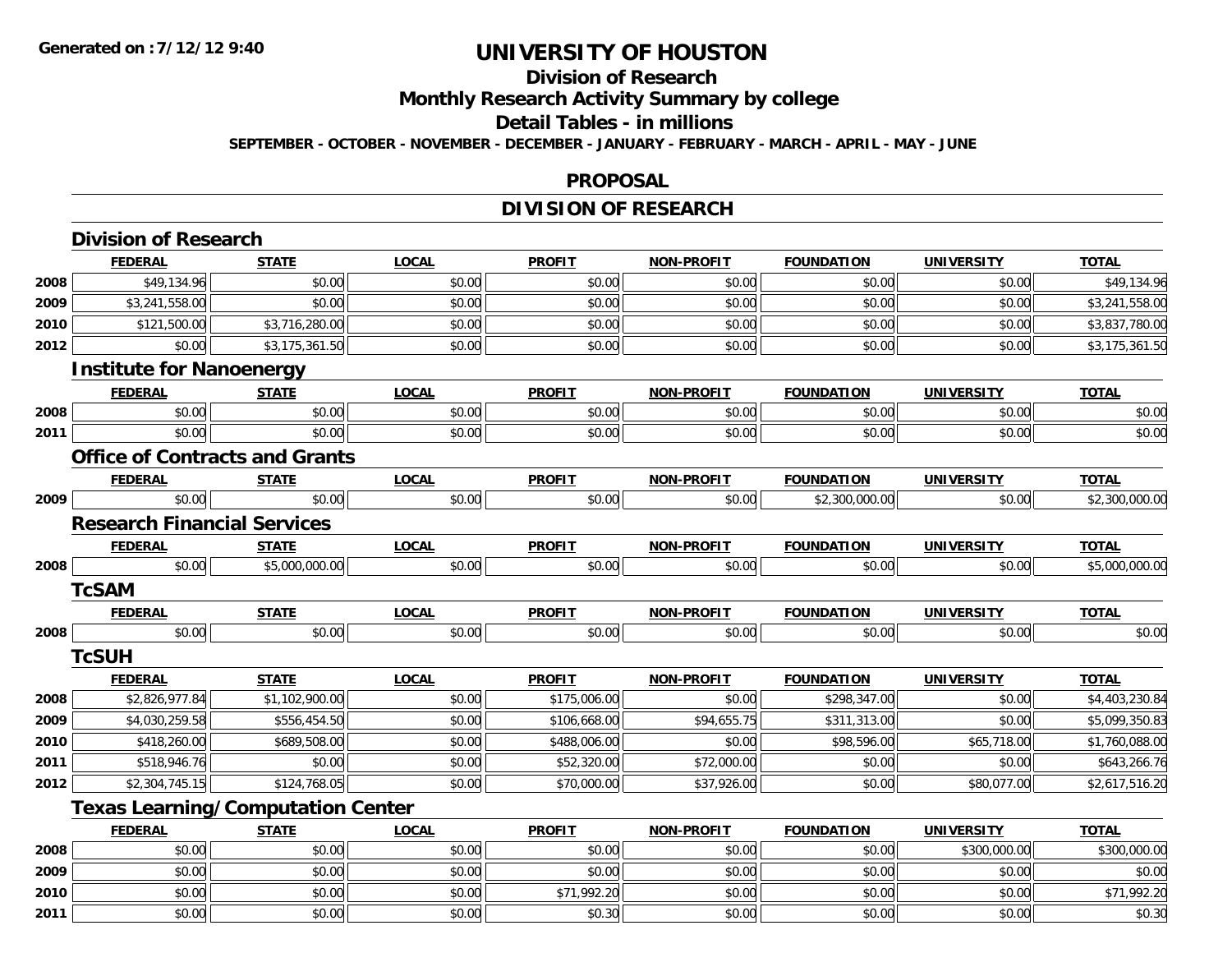**Generated on :7/12/12 9:40**

# UNIVERSITY OF HOUSTON

## Division of Research

## Monthly Research Activity Summary by college

## Detail Tables - in millions

**SEPTEMBER - OCTOBER - NOVEMBER - DECEMBER - JANUARY - FEBRUARY - MARCH - APRIL - MAY - JUNE**

## PROPOSAL

## DIVISION OF RESEARCH

### Division of Research

| | FEDERAL | STATE | LOCAL | PROFIT | NON-PROFIT | FOUNDATION | UNIVERSITY | TOTAL |
|---|---|---|---|---|---|---|---|---|
| 2008 | $49,134.96 | $0.00 | $0.00 | $0.00 | $0.00 | $0.00 | $0.00 | $49,134.96 |
| 2009 | $3,241,558.00 | $0.00 | $0.00 | $0.00 | $0.00 | $0.00 | $0.00 | $3,241,558.00 |
| 2010 | $121,500.00 | $3,716,280.00 | $0.00 | $0.00 | $0.00 | $0.00 | $0.00 | $3,837,780.00 |
| 2012 | $0.00 | $3,175,361.50 | $0.00 | $0.00 | $0.00 | $0.00 | $0.00 | $3,175,361.50 |

### Institute for Nanoenergy

| | FEDERAL | STATE | LOCAL | PROFIT | NON-PROFIT | FOUNDATION | UNIVERSITY | TOTAL |
|---|---|---|---|---|---|---|---|---|
| 2008 | $0.00 | $0.00 | $0.00 | $0.00 | $0.00 | $0.00 | $0.00 | $0.00 |
| 2011 | $0.00 | $0.00 | $0.00 | $0.00 | $0.00 | $0.00 | $0.00 | $0.00 |

### Office of Contracts and Grants

| | FEDERAL | STATE | LOCAL | PROFIT | NON-PROFIT | FOUNDATION | UNIVERSITY | TOTAL |
|---|---|---|---|---|---|---|---|---|
| 2009 | $0.00 | $0.00 | $0.00 | $0.00 | $0.00 | $2,300,000.00 | $0.00 | $2,300,000.00 |

### Research Financial Services

| | FEDERAL | STATE | LOCAL | PROFIT | NON-PROFIT | FOUNDATION | UNIVERSITY | TOTAL |
|---|---|---|---|---|---|---|---|---|
| 2008 | $0.00 | $5,000,000.00 | $0.00 | $0.00 | $0.00 | $0.00 | $0.00 | $5,000,000.00 |

### TcSAM

| | FEDERAL | STATE | LOCAL | PROFIT | NON-PROFIT | FOUNDATION | UNIVERSITY | TOTAL |
|---|---|---|---|---|---|---|---|---|
| 2008 | $0.00 | $0.00 | $0.00 | $0.00 | $0.00 | $0.00 | $0.00 | $0.00 |

### TcSUH

| | FEDERAL | STATE | LOCAL | PROFIT | NON-PROFIT | FOUNDATION | UNIVERSITY | TOTAL |
|---|---|---|---|---|---|---|---|---|
| 2008 | $2,826,977.84 | $1,102,900.00 | $0.00 | $175,006.00 | $0.00 | $298,347.00 | $0.00 | $4,403,230.84 |
| 2009 | $4,030,259.58 | $556,454.50 | $0.00 | $106,668.00 | $94,655.75 | $311,313.00 | $0.00 | $5,099,350.83 |
| 2010 | $418,260.00 | $689,508.00 | $0.00 | $488,006.00 | $0.00 | $98,596.00 | $65,718.00 | $1,760,088.00 |
| 2011 | $518,946.76 | $0.00 | $0.00 | $52,320.00 | $72,000.00 | $0.00 | $0.00 | $643,266.76 |
| 2012 | $2,304,745.15 | $124,768.05 | $0.00 | $70,000.00 | $37,926.00 | $0.00 | $80,077.00 | $2,617,516.20 |

### Texas Learning/Computation Center

| | FEDERAL | STATE | LOCAL | PROFIT | NON-PROFIT | FOUNDATION | UNIVERSITY | TOTAL |
|---|---|---|---|---|---|---|---|---|
| 2008 | $0.00 | $0.00 | $0.00 | $0.00 | $0.00 | $0.00 | $300,000.00 | $300,000.00 |
| 2009 | $0.00 | $0.00 | $0.00 | $0.00 | $0.00 | $0.00 | $0.00 | $0.00 |
| 2010 | $0.00 | $0.00 | $0.00 | $71,992.20 | $0.00 | $0.00 | $0.00 | $71,992.20 |
| 2011 | $0.00 | $0.00 | $0.00 | $0.30 | $0.00 | $0.00 | $0.00 | $0.30 |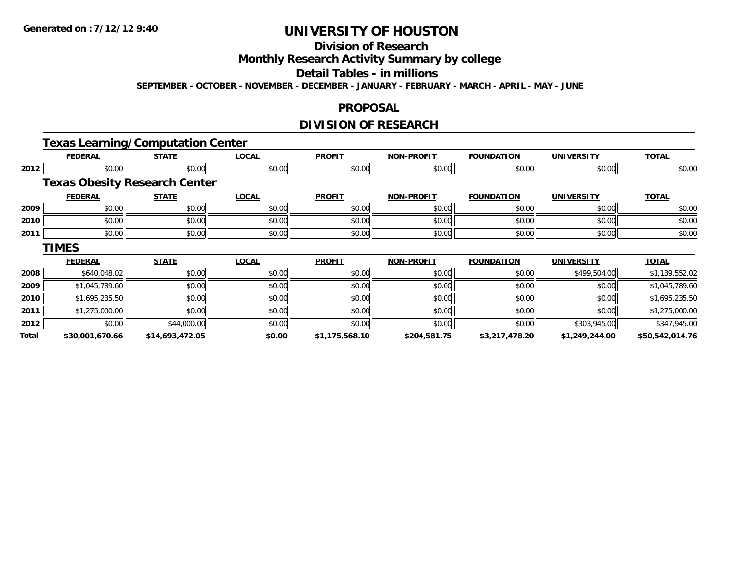# UNIVERSITY OF HOUSTON

## Division of Research

## Monthly Research Activity Summary by college

## Detail Tables - in millions

**SEPTEMBER - OCTOBER - NOVEMBER - DECEMBER - JANUARY - FEBRUARY - MARCH - APRIL - MAY - JUNE**

## PROPOSAL

## DIVISION OF RESEARCH

### Texas Learning/Computation Center

| | FEDERAL | STATE | LOCAL | PROFIT | NON-PROFIT | FOUNDATION | UNIVERSITY | TOTAL |
|---|---|---|---|---|---|---|---|---|
| 2012 | $0.00 | $0.00 | $0.00 | $0.00 | $0.00 | $0.00 | $0.00 | $0.00 |

### Texas Obesity Research Center

| | FEDERAL | STATE | LOCAL | PROFIT | NON-PROFIT | FOUNDATION | UNIVERSITY | TOTAL |
|---|---|---|---|---|---|---|---|---|
| 2009 | $0.00 | $0.00 | $0.00 | $0.00 | $0.00 | $0.00 | $0.00 | $0.00 |
| 2010 | $0.00 | $0.00 | $0.00 | $0.00 | $0.00 | $0.00 | $0.00 | $0.00 |
| 2011 | $0.00 | $0.00 | $0.00 | $0.00 | $0.00 | $0.00 | $0.00 | $0.00 |

### TIMES

| | FEDERAL | STATE | LOCAL | PROFIT | NON-PROFIT | FOUNDATION | UNIVERSITY | TOTAL |
|---|---|---|---|---|---|---|---|---|
| 2008 | $640,048.02 | $0.00 | $0.00 | $0.00 | $0.00 | $0.00 | $499,504.00 | $1,139,552.02 |
| 2009 | $1,045,789.60 | $0.00 | $0.00 | $0.00 | $0.00 | $0.00 | $0.00 | $1,045,789.60 |
| 2010 | $1,695,235.50 | $0.00 | $0.00 | $0.00 | $0.00 | $0.00 | $0.00 | $1,695,235.50 |
| 2011 | $1,275,000.00 | $0.00 | $0.00 | $0.00 | $0.00 | $0.00 | $0.00 | $1,275,000.00 |
| 2012 | $0.00 | $44,000.00 | $0.00 | $0.00 | $0.00 | $0.00 | $303,945.00 | $347,945.00 |
| **Total** | **$30,001,670.66** | **$14,693,472.05** | **$0.00** | **$1,175,568.10** | **$204,581.75** | **$3,217,478.20** | **$1,249,244.00** | **$50,542,014.76** |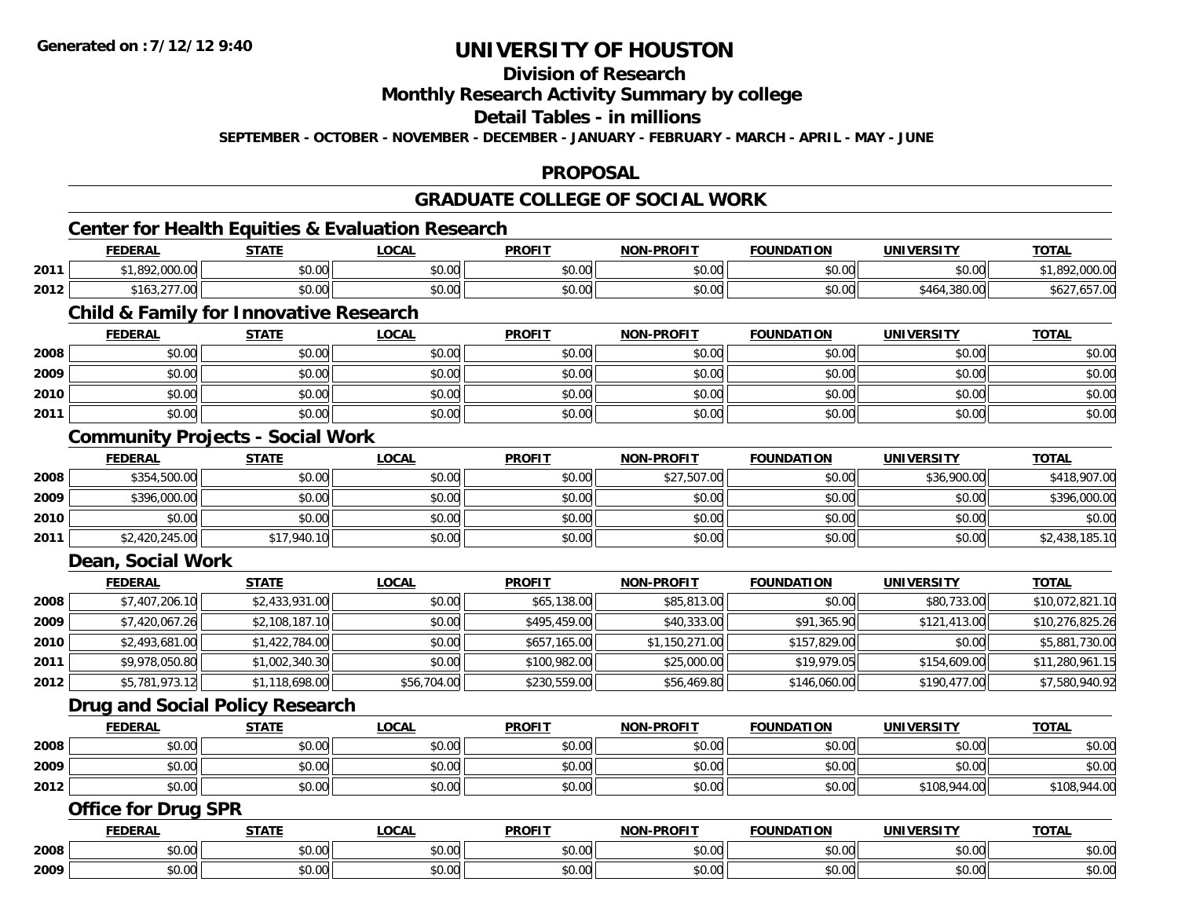Generated on :7/12/12 9:40

# UNIVERSITY OF HOUSTON

## Division of Research

## Monthly Research Activity Summary by college

## Detail Tables - in millions

SEPTEMBER - OCTOBER - NOVEMBER - DECEMBER - JANUARY - FEBRUARY - MARCH - APRIL - MAY - JUNE

## PROPOSAL

## GRADUATE COLLEGE OF SOCIAL WORK

### Center for Health Equities & Evaluation Research

| | FEDERAL | STATE | LOCAL | PROFIT | NON-PROFIT | FOUNDATION | UNIVERSITY | TOTAL |
|---|---|---|---|---|---|---|---|---|
| 2011 | $1,892,000.00 | $0.00 | $0.00 | $0.00 | $0.00 | $0.00 | $0.00 | $1,892,000.00 |
| 2012 | $163,277.00 | $0.00 | $0.00 | $0.00 | $0.00 | $0.00 | $464,380.00 | $627,657.00 |

### Child & Family for Innovative Research

| | FEDERAL | STATE | LOCAL | PROFIT | NON-PROFIT | FOUNDATION | UNIVERSITY | TOTAL |
|---|---|---|---|---|---|---|---|---|
| 2008 | $0.00 | $0.00 | $0.00 | $0.00 | $0.00 | $0.00 | $0.00 | $0.00 |
| 2009 | $0.00 | $0.00 | $0.00 | $0.00 | $0.00 | $0.00 | $0.00 | $0.00 |
| 2010 | $0.00 | $0.00 | $0.00 | $0.00 | $0.00 | $0.00 | $0.00 | $0.00 |
| 2011 | $0.00 | $0.00 | $0.00 | $0.00 | $0.00 | $0.00 | $0.00 | $0.00 |

### Community Projects - Social Work

| | FEDERAL | STATE | LOCAL | PROFIT | NON-PROFIT | FOUNDATION | UNIVERSITY | TOTAL |
|---|---|---|---|---|---|---|---|---|
| 2008 | $354,500.00 | $0.00 | $0.00 | $0.00 | $27,507.00 | $0.00 | $36,900.00 | $418,907.00 |
| 2009 | $396,000.00 | $0.00 | $0.00 | $0.00 | $0.00 | $0.00 | $0.00 | $396,000.00 |
| 2010 | $0.00 | $0.00 | $0.00 | $0.00 | $0.00 | $0.00 | $0.00 | $0.00 |
| 2011 | $2,420,245.00 | $17,940.10 | $0.00 | $0.00 | $0.00 | $0.00 | $0.00 | $2,438,185.10 |

### Dean, Social Work

| | FEDERAL | STATE | LOCAL | PROFIT | NON-PROFIT | FOUNDATION | UNIVERSITY | TOTAL |
|---|---|---|---|---|---|---|---|---|
| 2008 | $7,407,206.10 | $2,433,931.00 | $0.00 | $65,138.00 | $85,813.00 | $0.00 | $80,733.00 | $10,072,821.10 |
| 2009 | $7,420,067.26 | $2,108,187.10 | $0.00 | $495,459.00 | $40,333.00 | $91,365.90 | $121,413.00 | $10,276,825.26 |
| 2010 | $2,493,681.00 | $1,422,784.00 | $0.00 | $657,165.00 | $1,150,271.00 | $157,829.00 | $0.00 | $5,881,730.00 |
| 2011 | $9,978,050.80 | $1,002,340.30 | $0.00 | $100,982.00 | $25,000.00 | $19,979.05 | $154,609.00 | $11,280,961.15 |
| 2012 | $5,781,973.12 | $1,118,698.00 | $56,704.00 | $230,559.00 | $56,469.80 | $146,060.00 | $190,477.00 | $7,580,940.92 |

### Drug and Social Policy Research

| | FEDERAL | STATE | LOCAL | PROFIT | NON-PROFIT | FOUNDATION | UNIVERSITY | TOTAL |
|---|---|---|---|---|---|---|---|---|
| 2008 | $0.00 | $0.00 | $0.00 | $0.00 | $0.00 | $0.00 | $0.00 | $0.00 |
| 2009 | $0.00 | $0.00 | $0.00 | $0.00 | $0.00 | $0.00 | $0.00 | $0.00 |
| 2012 | $0.00 | $0.00 | $0.00 | $0.00 | $0.00 | $0.00 | $108,944.00 | $108,944.00 |

### Office for Drug SPR

| | FEDERAL | STATE | LOCAL | PROFIT | NON-PROFIT | FOUNDATION | UNIVERSITY | TOTAL |
|---|---|---|---|---|---|---|---|---|
| 2008 | $0.00 | $0.00 | $0.00 | $0.00 | $0.00 | $0.00 | $0.00 | $0.00 |
| 2009 | $0.00 | $0.00 | $0.00 | $0.00 | $0.00 | $0.00 | $0.00 | $0.00 |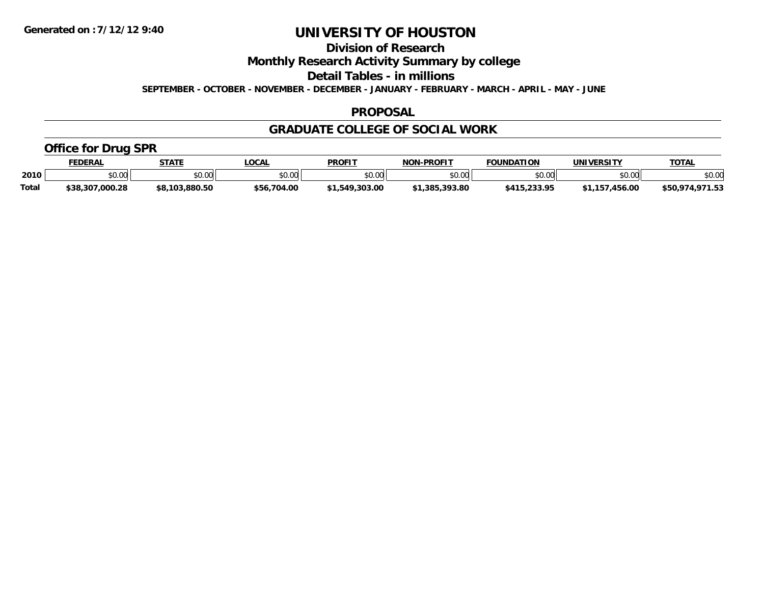Generated on :7/12/12 9:40

# UNIVERSITY OF HOUSTON

## Division of Research

## Monthly Research Activity Summary by college

## Detail Tables - in millions

**SEPTEMBER - OCTOBER - NOVEMBER - DECEMBER - JANUARY - FEBRUARY - MARCH - APRIL - MAY - JUNE**

## PROPOSAL

## GRADUATE COLLEGE OF SOCIAL WORK

### Office for Drug SPR

| | FEDERAL | STATE | LOCAL | PROFIT | NON-PROFIT | FOUNDATION | UNIVERSITY | TOTAL |
|---|---|---|---|---|---|---|---|---|
| 2010 | $0.00 | $0.00 | $0.00 | $0.00 | $0.00 | $0.00 | $0.00 | $0.00 |
| Total | $38,307,000.28 | $8,103,880.50 | $56,704.00 | $1,549,303.00 | $1,385,393.80 | $415,233.95 | $1,157,456.00 | $50,974,971.53 |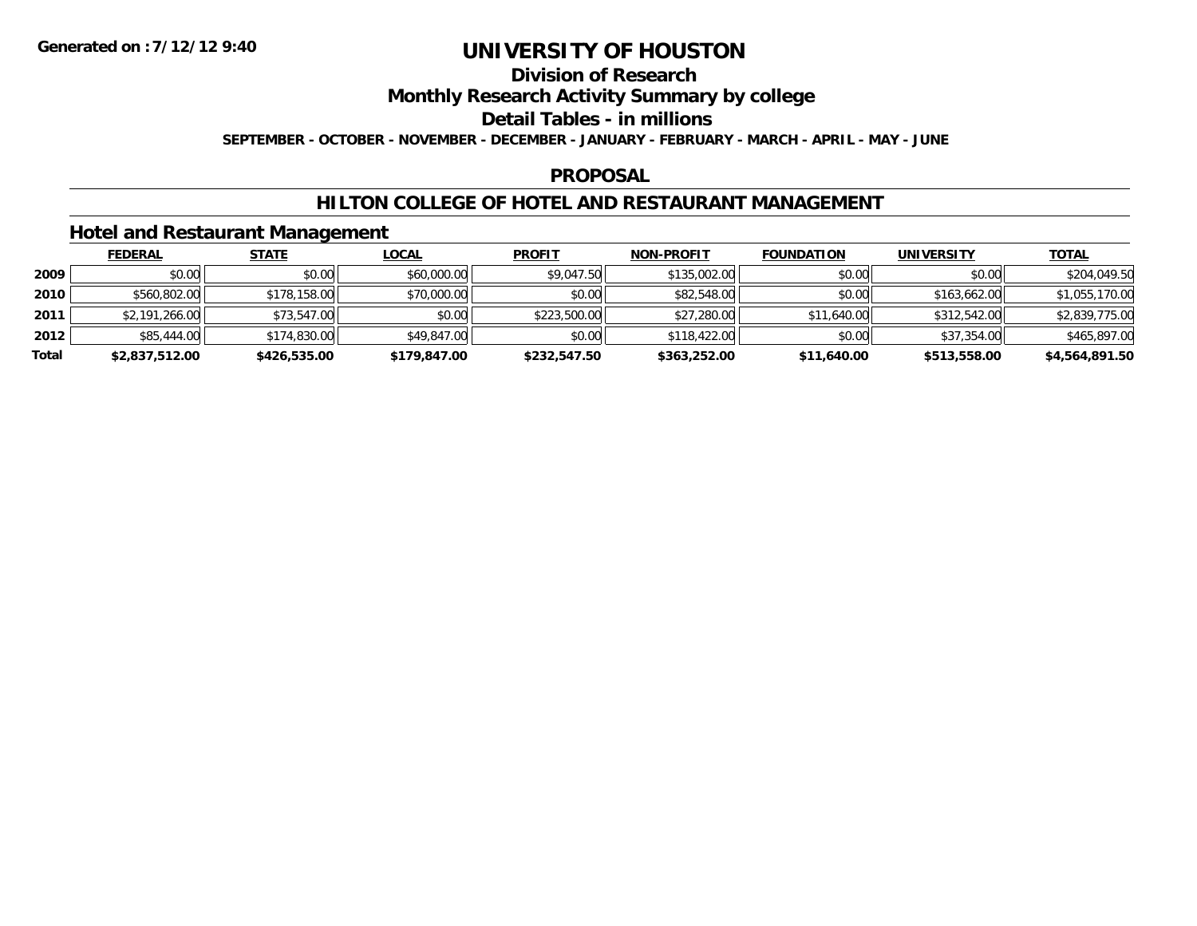# UNIVERSITY OF HOUSTON

## Division of Research

## Monthly Research Activity Summary by college

## Detail Tables - in millions

**SEPTEMBER - OCTOBER - NOVEMBER - DECEMBER - JANUARY - FEBRUARY - MARCH - APRIL - MAY - JUNE**

**Generated on :7/12/12 9:40**

## PROPOSAL

## HILTON COLLEGE OF HOTEL AND RESTAURANT MANAGEMENT

### Hotel and Restaurant Management

| | FEDERAL | STATE | LOCAL | PROFIT | NON-PROFIT | FOUNDATION | UNIVERSITY | TOTAL |
|---|---|---|---|---|---|---|---|---|
| **2009** | $0.00 | $0.00 | $60,000.00 | $9,047.50 | $135,002.00 | $0.00 | $0.00 | $204,049.50 |
| **2010** | $560,802.00 | $178,158.00 | $70,000.00 | $0.00 | $82,548.00 | $0.00 | $163,662.00 | $1,055,170.00 |
| **2011** | $2,191,266.00 | $73,547.00 | $0.00 | $223,500.00 | $27,280.00 | $11,640.00 | $312,542.00 | $2,839,775.00 |
| **2012** | $85,444.00 | $174,830.00 | $49,847.00 | $0.00 | $118,422.00 | $0.00 | $37,354.00 | $465,897.00 |
| **Total** | **$2,837,512.00** | **$426,535.00** | **$179,847.00** | **$232,547.50** | **$363,252.00** | **$11,640.00** | **$513,558.00** | **$4,564,891.50** |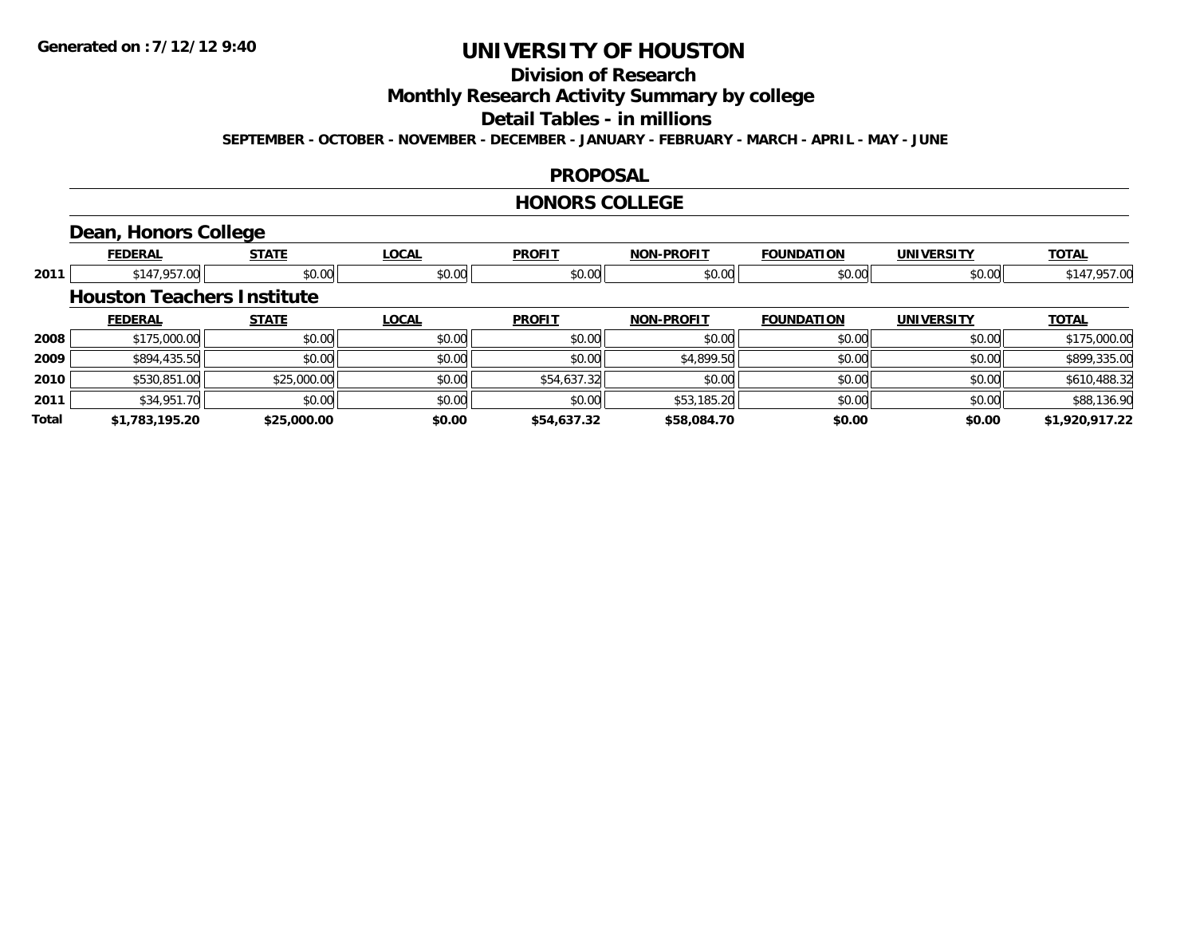# UNIVERSITY OF HOUSTON

## Division of Research

## Monthly Research Activity Summary by college

## Detail Tables - in millions

**SEPTEMBER - OCTOBER - NOVEMBER - DECEMBER - JANUARY - FEBRUARY - MARCH - APRIL - MAY - JUNE**

## PROPOSAL

## HONORS COLLEGE

### Dean, Honors College

| | FEDERAL | STATE | LOCAL | PROFIT | NON-PROFIT | FOUNDATION | UNIVERSITY | TOTAL |
|---|---|---|---|---|---|---|---|---|
| 2011 | $147,957.00 | $0.00 | $0.00 | $0.00 | $0.00 | $0.00 | $0.00 | $147,957.00 |

### Houston Teachers Institute

| | FEDERAL | STATE | LOCAL | PROFIT | NON-PROFIT | FOUNDATION | UNIVERSITY | TOTAL |
|---|---|---|---|---|---|---|---|---|
| 2008 | $175,000.00 | $0.00 | $0.00 | $0.00 | $0.00 | $0.00 | $0.00 | $175,000.00 |
| 2009 | $894,435.50 | $0.00 | $0.00 | $0.00 | $4,899.50 | $0.00 | $0.00 | $899,335.00 |
| 2010 | $530,851.00 | $25,000.00 | $0.00 | $54,637.32 | $0.00 | $0.00 | $0.00 | $610,488.32 |
| 2011 | $34,951.70 | $0.00 | $0.00 | $0.00 | $53,185.20 | $0.00 | $0.00 | $88,136.90 |
| **Total** | **$1,783,195.20** | **$25,000.00** | **$0.00** | **$54,637.32** | **$58,084.70** | **$0.00** | **$0.00** | **$1,920,917.22** |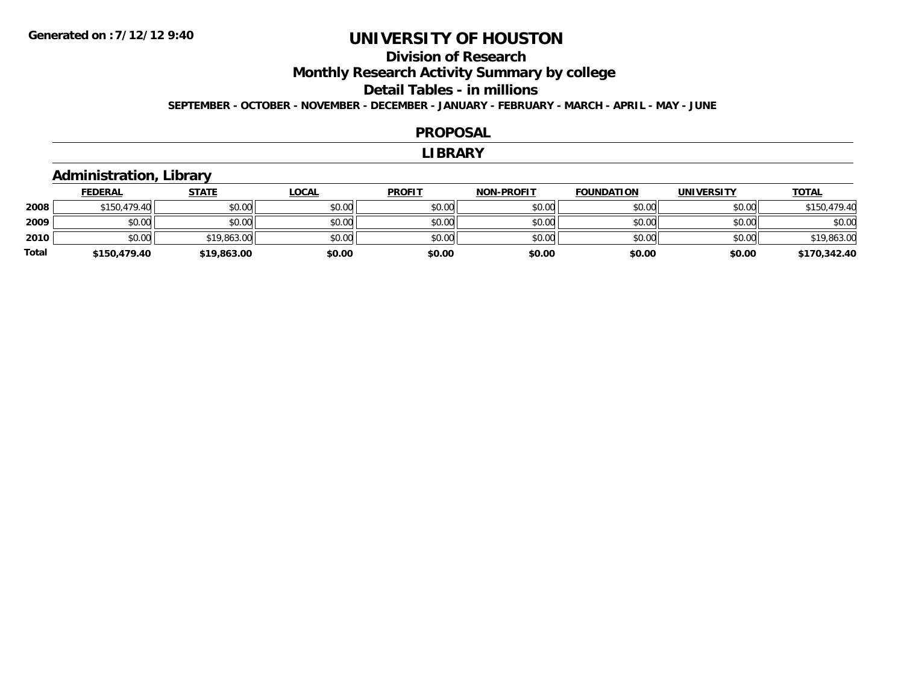Generated on :7/12/12 9:40

# UNIVERSITY OF HOUSTON

## Division of Research

## Monthly Research Activity Summary by college

## Detail Tables - in millions

**SEPTEMBER - OCTOBER - NOVEMBER - DECEMBER - JANUARY - FEBRUARY - MARCH - APRIL - MAY - JUNE**

## PROPOSAL

## LIBRARY

### Administration, Library

| | FEDERAL | STATE | LOCAL | PROFIT | NON-PROFIT | FOUNDATION | UNIVERSITY | TOTAL |
|---|---|---|---|---|---|---|---|---|
| 2008 | $150,479.40 | $0.00 | $0.00 | $0.00 | $0.00 | $0.00 | $0.00 | $150,479.40 |
| 2009 | $0.00 | $0.00 | $0.00 | $0.00 | $0.00 | $0.00 | $0.00 | $0.00 |
| 2010 | $0.00 | $19,863.00 | $0.00 | $0.00 | $0.00 | $0.00 | $0.00 | $19,863.00 |
| **Total** | **$150,479.40** | **$19,863.00** | **$0.00** | **$0.00** | **$0.00** | **$0.00** | **$0.00** | **$170,342.40** |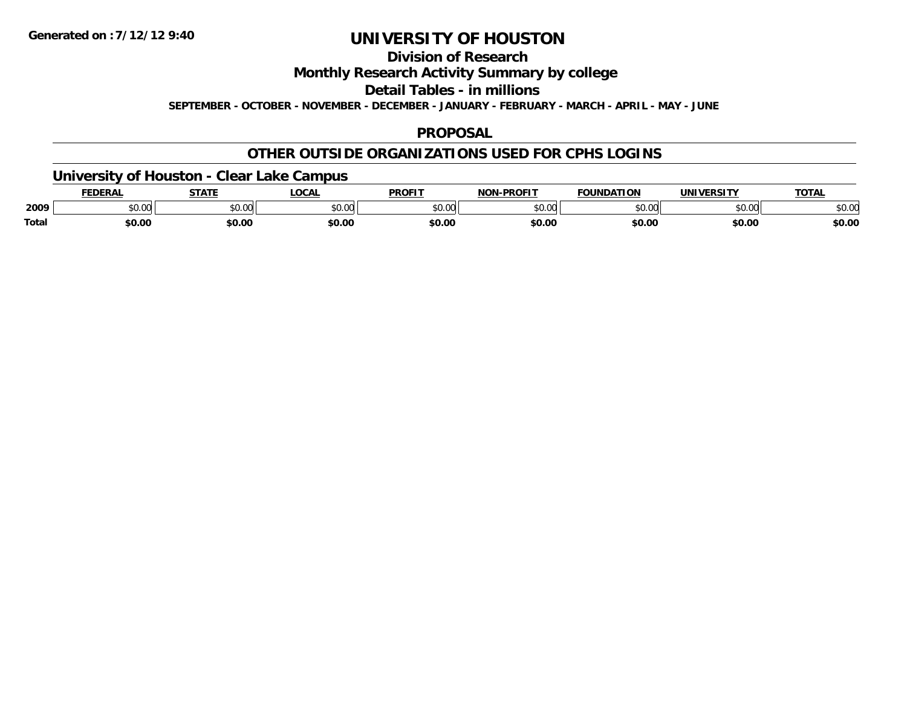Generated on :7/12/12 9:40

# UNIVERSITY OF HOUSTON

## Division of Research

## Monthly Research Activity Summary by college

## Detail Tables - in millions

**SEPTEMBER - OCTOBER - NOVEMBER - DECEMBER - JANUARY - FEBRUARY - MARCH - APRIL - MAY - JUNE**

## PROPOSAL

## OTHER OUTSIDE ORGANIZATIONS USED FOR CPHS LOGINS

### University of Houston - Clear Lake Campus

| | FEDERAL | STATE | LOCAL | PROFIT | NON-PROFIT | FOUNDATION | UNIVERSITY | TOTAL |
|---|---|---|---|---|---|---|---|---|
| 2009 | $0.00 | $0.00 | $0.00 | $0.00 | $0.00 | $0.00 | $0.00 | $0.00 |
| **Total** | **$0.00** | **$0.00** | **$0.00** | **$0.00** | **$0.00** | **$0.00** | **$0.00** | **$0.00** |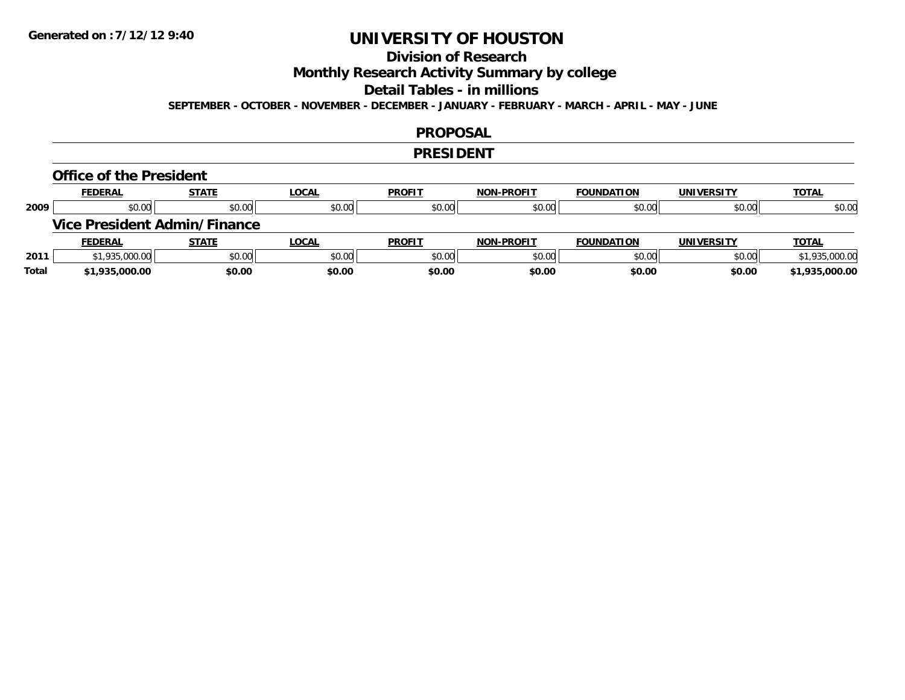Generated on :7/12/12 9:40

# UNIVERSITY OF HOUSTON

## Division of Research

## Monthly Research Activity Summary by college

## Detail Tables - in millions

**SEPTEMBER - OCTOBER - NOVEMBER - DECEMBER - JANUARY - FEBRUARY - MARCH - APRIL - MAY - JUNE**

## PROPOSAL

## PRESIDENT

### Office of the President

| | FEDERAL | STATE | LOCAL | PROFIT | NON-PROFIT | FOUNDATION | UNIVERSITY | TOTAL |
|---|---|---|---|---|---|---|---|---|
| 2009 | $0.00 | $0.00 | $0.00 | $0.00 | $0.00 | $0.00 | $0.00 | $0.00 |

### Vice President Admin/Finance

| | FEDERAL | STATE | LOCAL | PROFIT | NON-PROFIT | FOUNDATION | UNIVERSITY | TOTAL |
|---|---|---|---|---|---|---|---|---|
| 2011 | $1,935,000.00 | $0.00 | $0.00 | $0.00 | $0.00 | $0.00 | $0.00 | $1,935,000.00 |
| **Total** | **$1,935,000.00** | **$0.00** | **$0.00** | **$0.00** | **$0.00** | **$0.00** | **$0.00** | **$1,935,000.00** |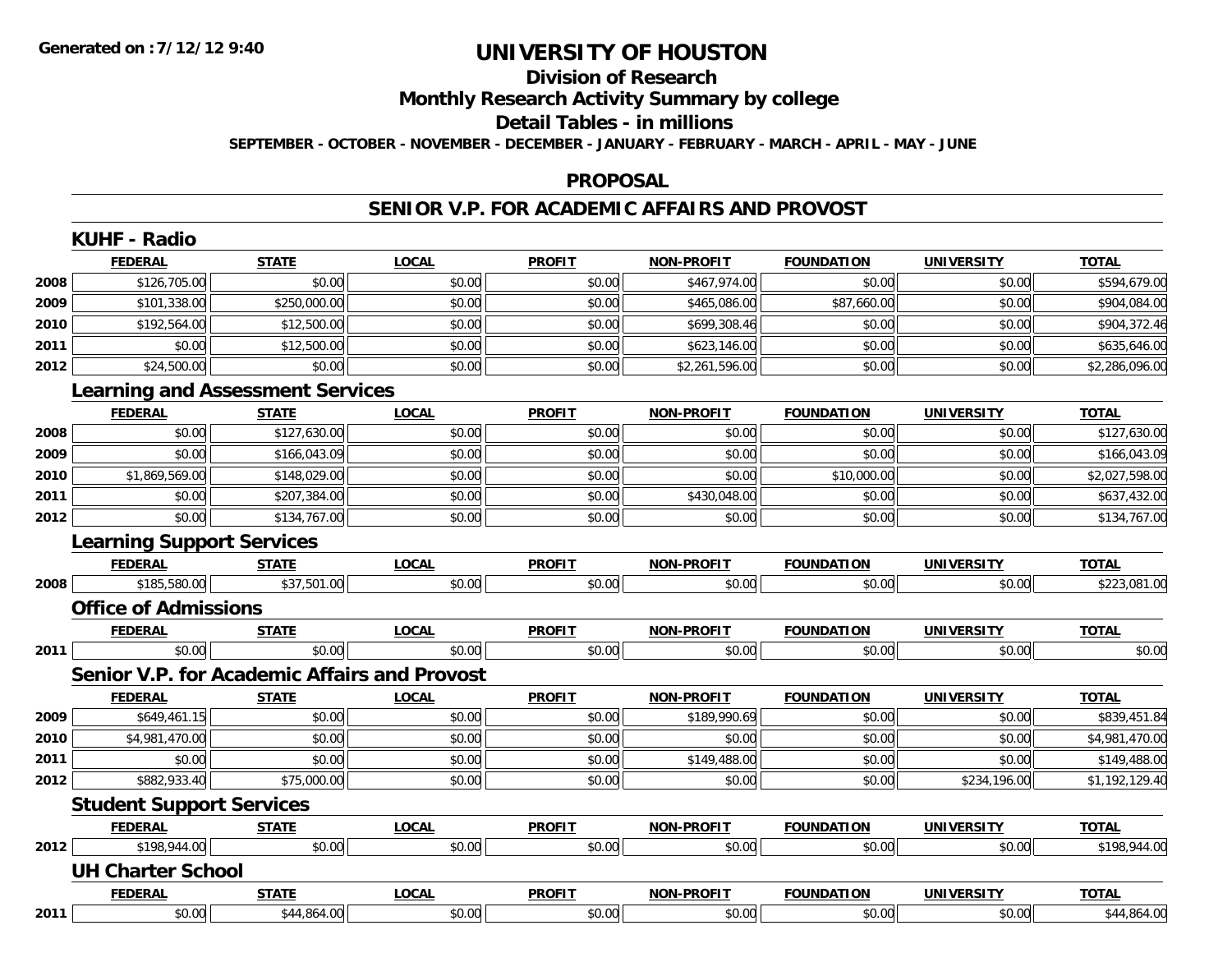**Generated on :7/12/12 9:40**

# UNIVERSITY OF HOUSTON

## Division of Research

## Monthly Research Activity Summary by college

## Detail Tables - in millions

**SEPTEMBER - OCTOBER - NOVEMBER - DECEMBER - JANUARY - FEBRUARY - MARCH - APRIL - MAY - JUNE**

## PROPOSAL

## SENIOR V.P. FOR ACADEMIC AFFAIRS AND PROVOST

### KUHF - Radio

| | FEDERAL | STATE | LOCAL | PROFIT | NON-PROFIT | FOUNDATION | UNIVERSITY | TOTAL |
|---|---|---|---|---|---|---|---|---|
| 2008 | $126,705.00 | $0.00 | $0.00 | $0.00 | $467,974.00 | $0.00 | $0.00 | $594,679.00 |
| 2009 | $101,338.00 | $250,000.00 | $0.00 | $0.00 | $465,086.00 | $87,660.00 | $0.00 | $904,084.00 |
| 2010 | $192,564.00 | $12,500.00 | $0.00 | $0.00 | $699,308.46 | $0.00 | $0.00 | $904,372.46 |
| 2011 | $0.00 | $12,500.00 | $0.00 | $0.00 | $623,146.00 | $0.00 | $0.00 | $635,646.00 |
| 2012 | $24,500.00 | $0.00 | $0.00 | $0.00 | $2,261,596.00 | $0.00 | $0.00 | $2,286,096.00 |

### Learning and Assessment Services

| | FEDERAL | STATE | LOCAL | PROFIT | NON-PROFIT | FOUNDATION | UNIVERSITY | TOTAL |
|---|---|---|---|---|---|---|---|---|
| 2008 | $0.00 | $127,630.00 | $0.00 | $0.00 | $0.00 | $0.00 | $0.00 | $127,630.00 |
| 2009 | $0.00 | $166,043.09 | $0.00 | $0.00 | $0.00 | $0.00 | $0.00 | $166,043.09 |
| 2010 | $1,869,569.00 | $148,029.00 | $0.00 | $0.00 | $0.00 | $10,000.00 | $0.00 | $2,027,598.00 |
| 2011 | $0.00 | $207,384.00 | $0.00 | $0.00 | $430,048.00 | $0.00 | $0.00 | $637,432.00 |
| 2012 | $0.00 | $134,767.00 | $0.00 | $0.00 | $0.00 | $0.00 | $0.00 | $134,767.00 |

### Learning Support Services

| | FEDERAL | STATE | LOCAL | PROFIT | NON-PROFIT | FOUNDATION | UNIVERSITY | TOTAL |
|---|---|---|---|---|---|---|---|---|
| 2008 | $185,580.00 | $37,501.00 | $0.00 | $0.00 | $0.00 | $0.00 | $0.00 | $223,081.00 |

### Office of Admissions

| | FEDERAL | STATE | LOCAL | PROFIT | NON-PROFIT | FOUNDATION | UNIVERSITY | TOTAL |
|---|---|---|---|---|---|---|---|---|
| 2011 | $0.00 | $0.00 | $0.00 | $0.00 | $0.00 | $0.00 | $0.00 | $0.00 |

### Senior V.P. for Academic Affairs and Provost

| | FEDERAL | STATE | LOCAL | PROFIT | NON-PROFIT | FOUNDATION | UNIVERSITY | TOTAL |
|---|---|---|---|---|---|---|---|---|
| 2009 | $649,461.15 | $0.00 | $0.00 | $0.00 | $189,990.69 | $0.00 | $0.00 | $839,451.84 |
| 2010 | $4,981,470.00 | $0.00 | $0.00 | $0.00 | $0.00 | $0.00 | $0.00 | $4,981,470.00 |
| 2011 | $0.00 | $0.00 | $0.00 | $0.00 | $149,488.00 | $0.00 | $0.00 | $149,488.00 |
| 2012 | $882,933.40 | $75,000.00 | $0.00 | $0.00 | $0.00 | $0.00 | $234,196.00 | $1,192,129.40 |

### Student Support Services

| | FEDERAL | STATE | LOCAL | PROFIT | NON-PROFIT | FOUNDATION | UNIVERSITY | TOTAL |
|---|---|---|---|---|---|---|---|---|
| 2012 | $198,944.00 | $0.00 | $0.00 | $0.00 | $0.00 | $0.00 | $0.00 | $198,944.00 |

### UH Charter School

| | FEDERAL | STATE | LOCAL | PROFIT | NON-PROFIT | FOUNDATION | UNIVERSITY | TOTAL |
|---|---|---|---|---|---|---|---|---|
| 2011 | $0.00 | $44,864.00 | $0.00 | $0.00 | $0.00 | $0.00 | $0.00 | $44,864.00 |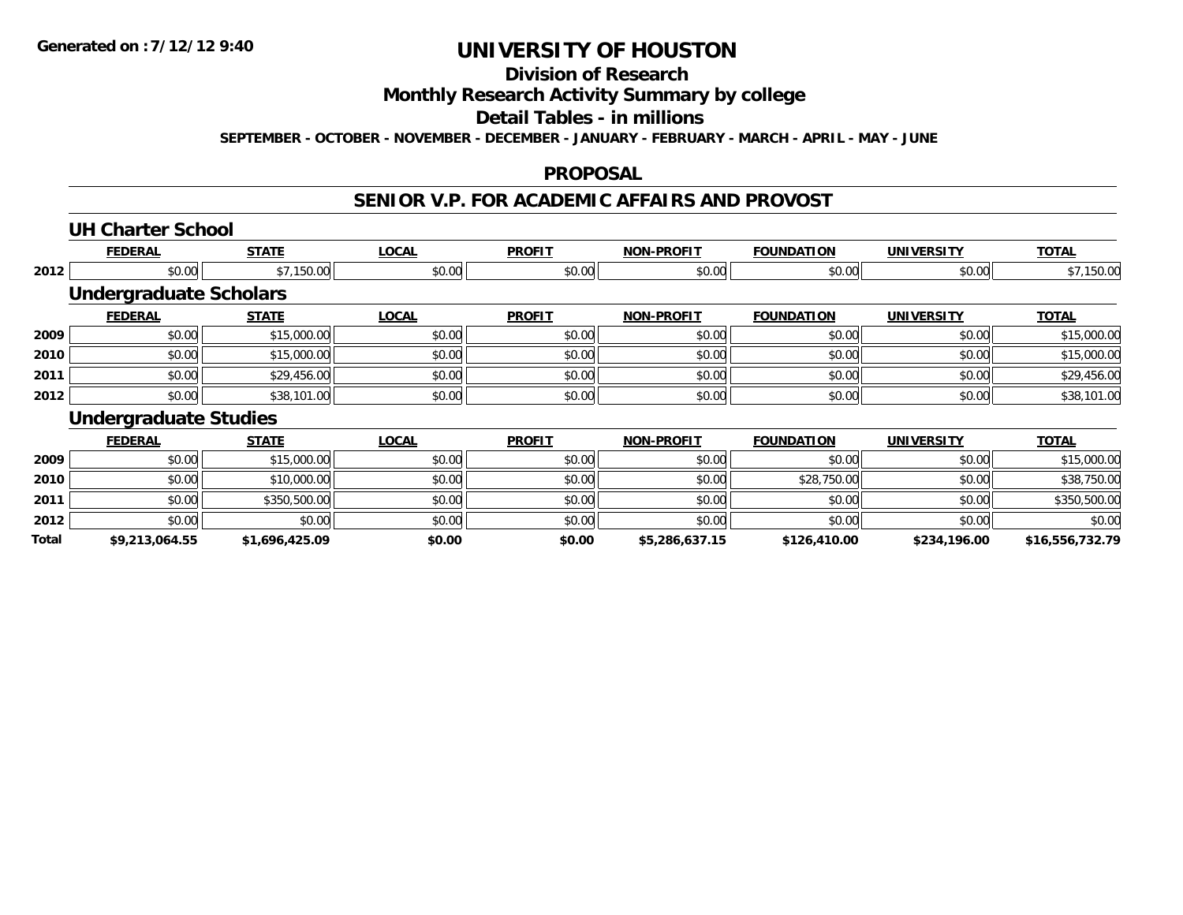**Generated on :7/12/12 9:40**

# UNIVERSITY OF HOUSTON

## Division of Research

## Monthly Research Activity Summary by college

## Detail Tables - in millions

**SEPTEMBER - OCTOBER - NOVEMBER - DECEMBER - JANUARY - FEBRUARY - MARCH - APRIL - MAY - JUNE**

## PROPOSAL

## SENIOR V.P. FOR ACADEMIC AFFAIRS AND PROVOST

### UH Charter School

| | FEDERAL | STATE | LOCAL | PROFIT | NON-PROFIT | FOUNDATION | UNIVERSITY | TOTAL |
|---|---|---|---|---|---|---|---|---|
| 2012 | $0.00 | $7,150.00 | $0.00 | $0.00 | $0.00 | $0.00 | $0.00 | $7,150.00 |

### Undergraduate Scholars

| | FEDERAL | STATE | LOCAL | PROFIT | NON-PROFIT | FOUNDATION | UNIVERSITY | TOTAL |
|---|---|---|---|---|---|---|---|---|
| 2009 | $0.00 | $15,000.00 | $0.00 | $0.00 | $0.00 | $0.00 | $0.00 | $15,000.00 |
| 2010 | $0.00 | $15,000.00 | $0.00 | $0.00 | $0.00 | $0.00 | $0.00 | $15,000.00 |
| 2011 | $0.00 | $29,456.00 | $0.00 | $0.00 | $0.00 | $0.00 | $0.00 | $29,456.00 |
| 2012 | $0.00 | $38,101.00 | $0.00 | $0.00 | $0.00 | $0.00 | $0.00 | $38,101.00 |

### Undergraduate Studies

| | FEDERAL | STATE | LOCAL | PROFIT | NON-PROFIT | FOUNDATION | UNIVERSITY | TOTAL |
|---|---|---|---|---|---|---|---|---|
| 2009 | $0.00 | $15,000.00 | $0.00 | $0.00 | $0.00 | $0.00 | $0.00 | $15,000.00 |
| 2010 | $0.00 | $10,000.00 | $0.00 | $0.00 | $0.00 | $28,750.00 | $0.00 | $38,750.00 |
| 2011 | $0.00 | $350,500.00 | $0.00 | $0.00 | $0.00 | $0.00 | $0.00 | $350,500.00 |
| 2012 | $0.00 | $0.00 | $0.00 | $0.00 | $0.00 | $0.00 | $0.00 | $0.00 |
| **Total** | **$9,213,064.55** | **$1,696,425.09** | **$0.00** | **$0.00** | **$5,286,637.15** | **$126,410.00** | **$234,196.00** | **$16,556,732.79** |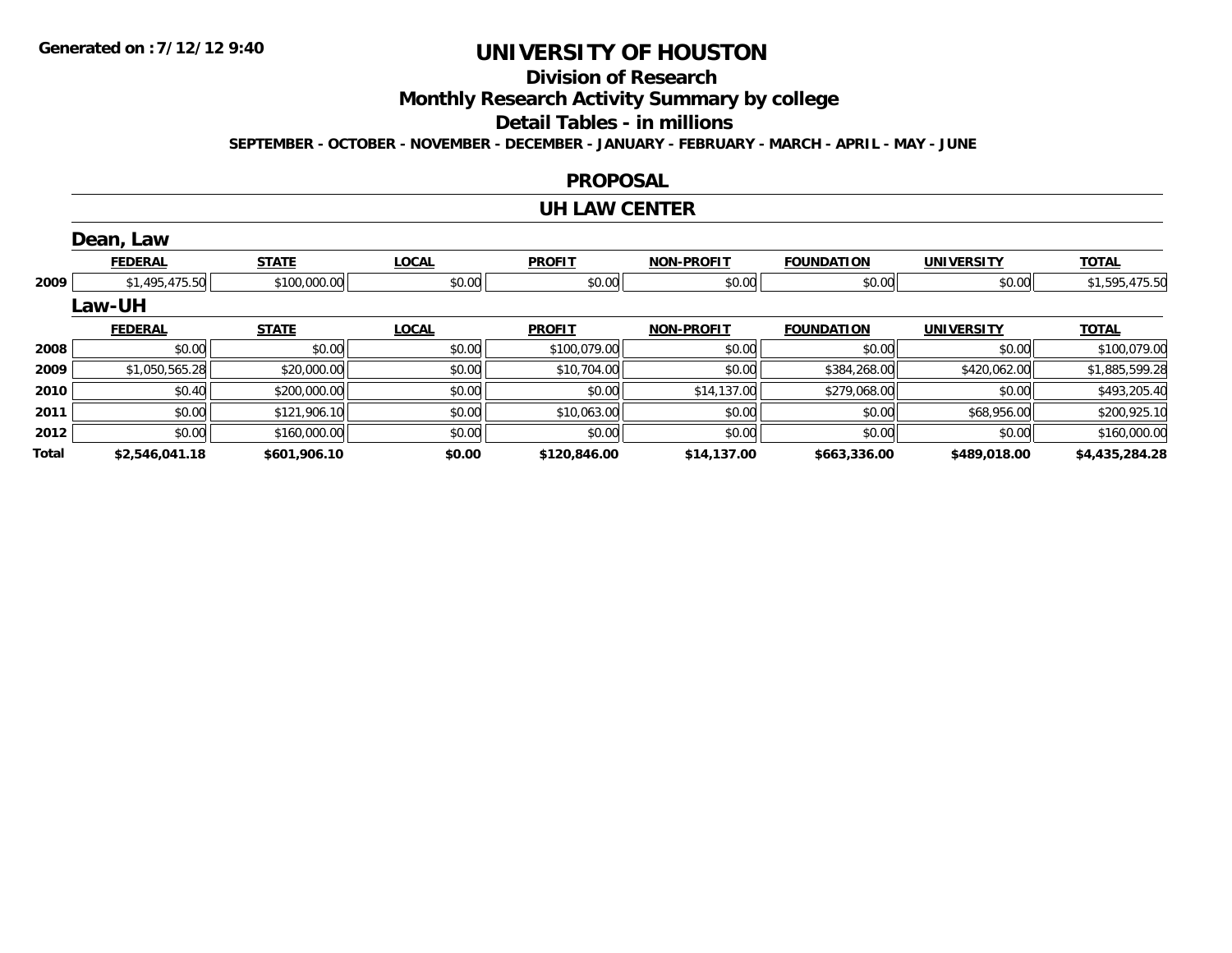Generated on :7/12/12 9:40

# UNIVERSITY OF HOUSTON

## Division of Research

## Monthly Research Activity Summary by college

## Detail Tables - in millions

**SEPTEMBER - OCTOBER - NOVEMBER - DECEMBER - JANUARY - FEBRUARY - MARCH - APRIL - MAY - JUNE**

## PROPOSAL

## UH LAW CENTER

### Dean, Law

| | FEDERAL | STATE | LOCAL | PROFIT | NON-PROFIT | FOUNDATION | UNIVERSITY | TOTAL |
|---|---|---|---|---|---|---|---|---|
| 2009 | $1,495,475.50 | $100,000.00 | $0.00 | $0.00 | $0.00 | $0.00 | $0.00 | $1,595,475.50 |

### Law-UH

| | FEDERAL | STATE | LOCAL | PROFIT | NON-PROFIT | FOUNDATION | UNIVERSITY | TOTAL |
|---|---|---|---|---|---|---|---|---|
| 2008 | $0.00 | $0.00 | $0.00 | $100,079.00 | $0.00 | $0.00 | $0.00 | $100,079.00 |
| 2009 | $1,050,565.28 | $20,000.00 | $0.00 | $10,704.00 | $0.00 | $384,268.00 | $420,062.00 | $1,885,599.28 |
| 2010 | $0.40 | $200,000.00 | $0.00 | $0.00 | $14,137.00 | $279,068.00 | $0.00 | $493,205.40 |
| 2011 | $0.00 | $121,906.10 | $0.00 | $10,063.00 | $0.00 | $0.00 | $68,956.00 | $200,925.10 |
| 2012 | $0.00 | $160,000.00 | $0.00 | $0.00 | $0.00 | $0.00 | $0.00 | $160,000.00 |
| **Total** | **$2,546,041.18** | **$601,906.10** | **$0.00** | **$120,846.00** | **$14,137.00** | **$663,336.00** | **$489,018.00** | **$4,435,284.28** |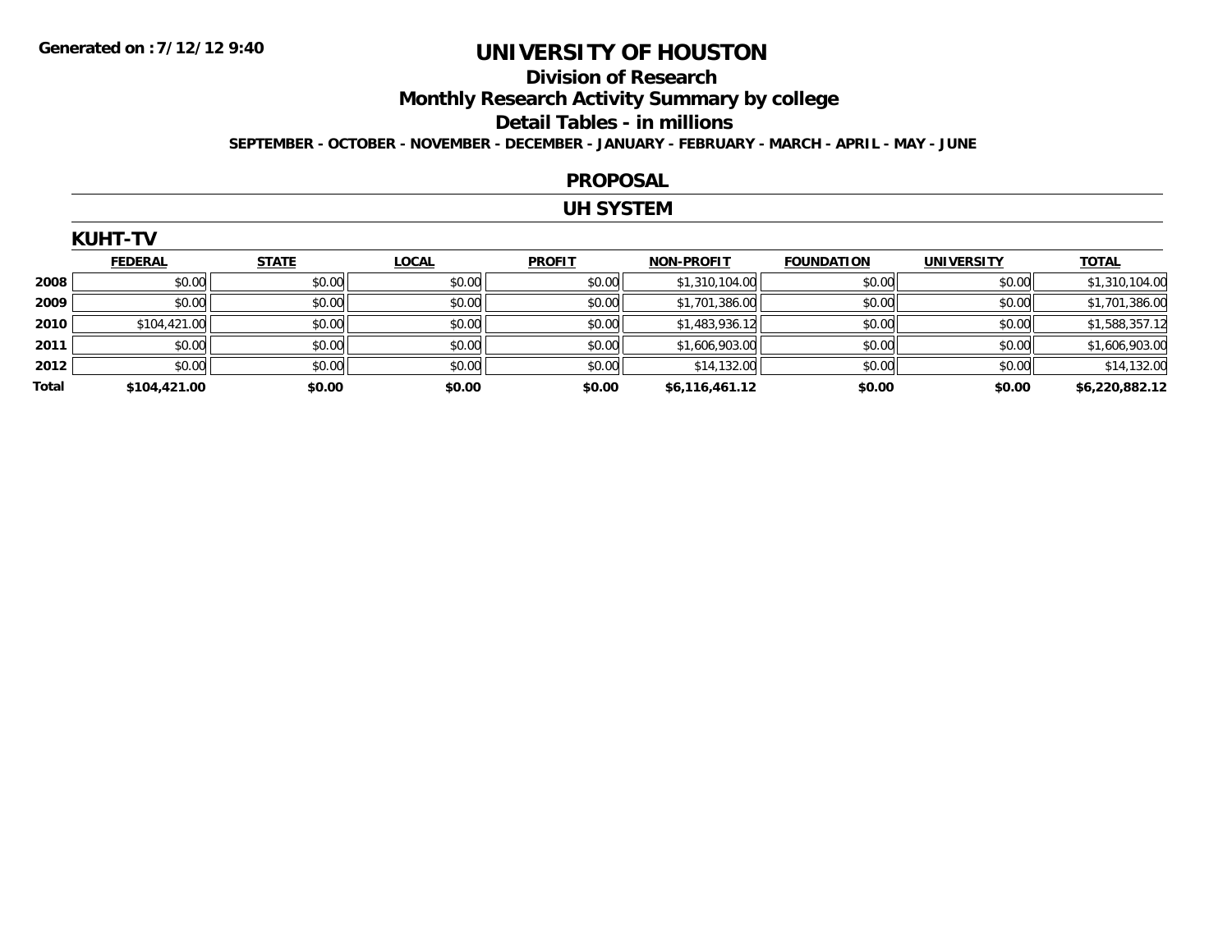**Generated on :7/12/12 9:40**

# UNIVERSITY OF HOUSTON

## Division of Research

## Monthly Research Activity Summary by college

## Detail Tables - in millions

**SEPTEMBER - OCTOBER - NOVEMBER - DECEMBER - JANUARY - FEBRUARY - MARCH - APRIL - MAY - JUNE**

## PROPOSAL

## UH SYSTEM

### KUHT-TV

| | FEDERAL | STATE | LOCAL | PROFIT | NON-PROFIT | FOUNDATION | UNIVERSITY | TOTAL |
|---|---|---|---|---|---|---|---|---|
| **2008** | $0.00 | $0.00 | $0.00 | $0.00 | $1,310,104.00 | $0.00 | $0.00 | $1,310,104.00 |
| **2009** | $0.00 | $0.00 | $0.00 | $0.00 | $1,701,386.00 | $0.00 | $0.00 | $1,701,386.00 |
| **2010** | $104,421.00 | $0.00 | $0.00 | $0.00 | $1,483,936.12 | $0.00 | $0.00 | $1,588,357.12 |
| **2011** | $0.00 | $0.00 | $0.00 | $0.00 | $1,606,903.00 | $0.00 | $0.00 | $1,606,903.00 |
| **2012** | $0.00 | $0.00 | $0.00 | $0.00 | $14,132.00 | $0.00 | $0.00 | $14,132.00 |
| **Total** | **$104,421.00** | **$0.00** | **$0.00** | **$0.00** | **$6,116,461.12** | **$0.00** | **$0.00** | **$6,220,882.12** |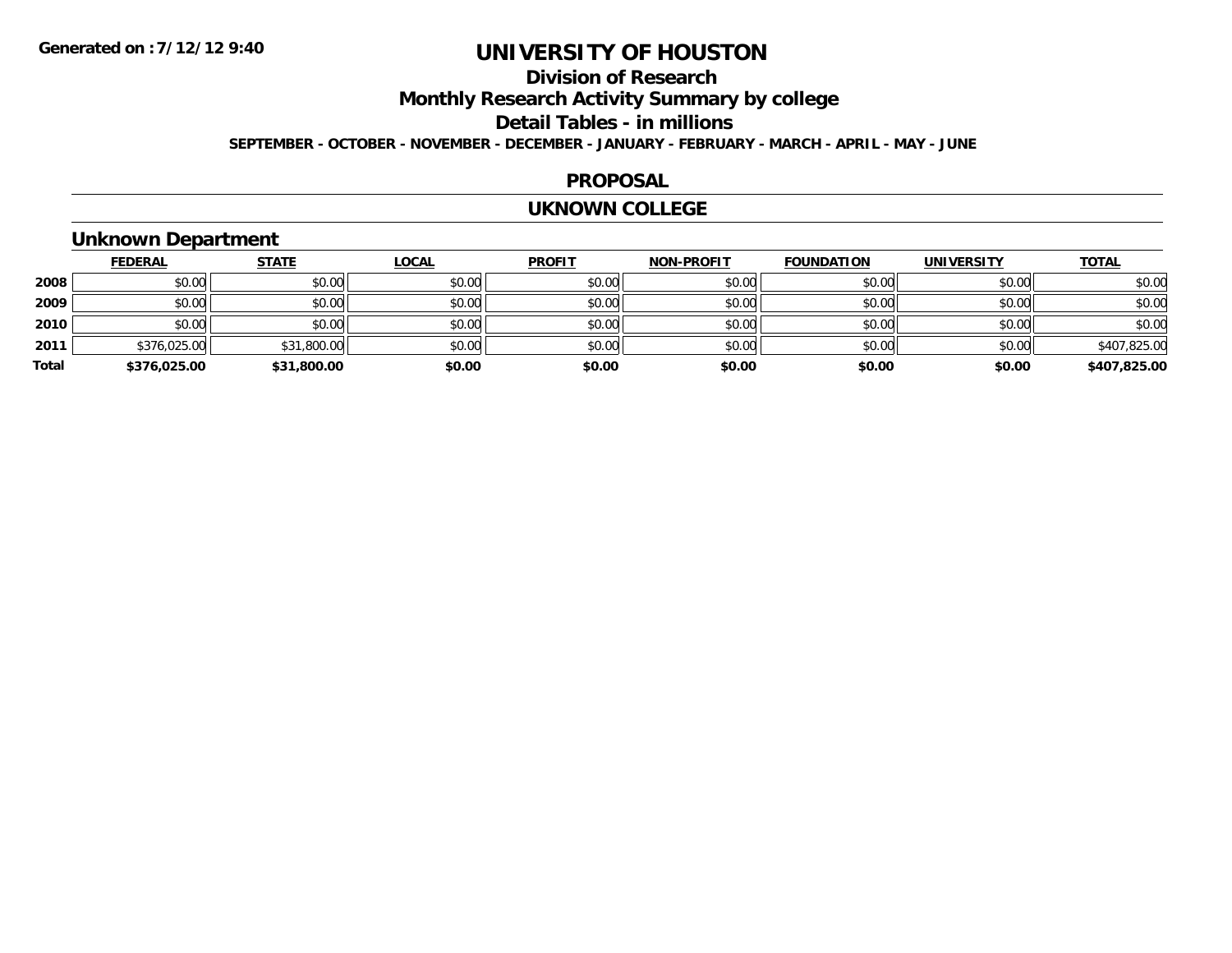# UNIVERSITY OF HOUSTON

## Division of Research

## Monthly Research Activity Summary by college

## Detail Tables - in millions

**SEPTEMBER - OCTOBER - NOVEMBER - DECEMBER - JANUARY - FEBRUARY - MARCH - APRIL - MAY - JUNE**

**Generated on :7/12/12 9:40**

## PROPOSAL

## UKNOWN COLLEGE

### Unknown Department

| | FEDERAL | STATE | LOCAL | PROFIT | NON-PROFIT | FOUNDATION | UNIVERSITY | TOTAL |
|---|---|---|---|---|---|---|---|---|
| 2008 | $0.00 | $0.00 | $0.00 | $0.00 | $0.00 | $0.00 | $0.00 | $0.00 |
| 2009 | $0.00 | $0.00 | $0.00 | $0.00 | $0.00 | $0.00 | $0.00 | $0.00 |
| 2010 | $0.00 | $0.00 | $0.00 | $0.00 | $0.00 | $0.00 | $0.00 | $0.00 |
| 2011 | $376,025.00 | $31,800.00 | $0.00 | $0.00 | $0.00 | $0.00 | $0.00 | $407,825.00 |
| **Total** | **$376,025.00** | **$31,800.00** | **$0.00** | **$0.00** | **$0.00** | **$0.00** | **$0.00** | **$407,825.00** |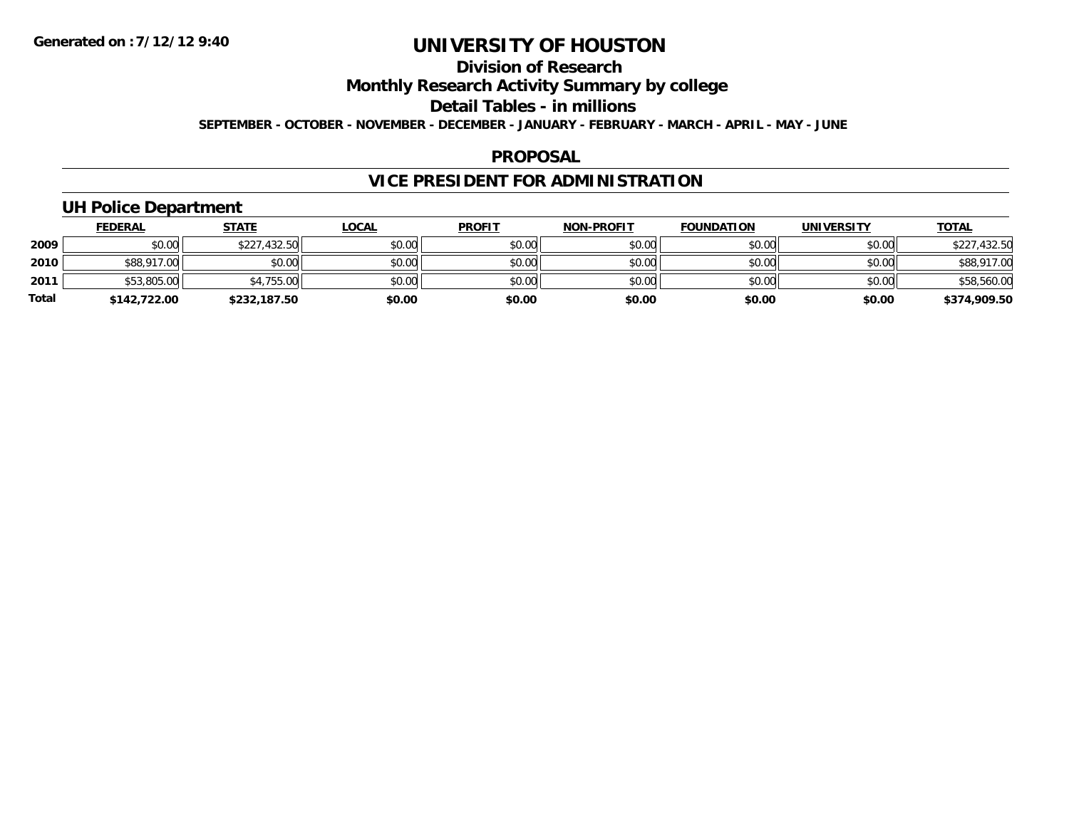# UNIVERSITY OF HOUSTON

## Division of Research

## Monthly Research Activity Summary by college

## Detail Tables - in millions

**SEPTEMBER - OCTOBER - NOVEMBER - DECEMBER - JANUARY - FEBRUARY - MARCH - APRIL - MAY - JUNE**

## PROPOSAL

## VICE PRESIDENT FOR ADMINISTRATION

### UH Police Department

| | FEDERAL | STATE | LOCAL | PROFIT | NON-PROFIT | FOUNDATION | UNIVERSITY | TOTAL |
|---|---|---|---|---|---|---|---|---|
| 2009 | $0.00 | $227,432.50 | $0.00 | $0.00 | $0.00 | $0.00 | $0.00 | $227,432.50 |
| 2010 | $88,917.00 | $0.00 | $0.00 | $0.00 | $0.00 | $0.00 | $0.00 | $88,917.00 |
| 2011 | $53,805.00 | $4,755.00 | $0.00 | $0.00 | $0.00 | $0.00 | $0.00 | $58,560.00 |
| **Total** | **$142,722.00** | **$232,187.50** | **$0.00** | **$0.00** | **$0.00** | **$0.00** | **$0.00** | **$374,909.50** |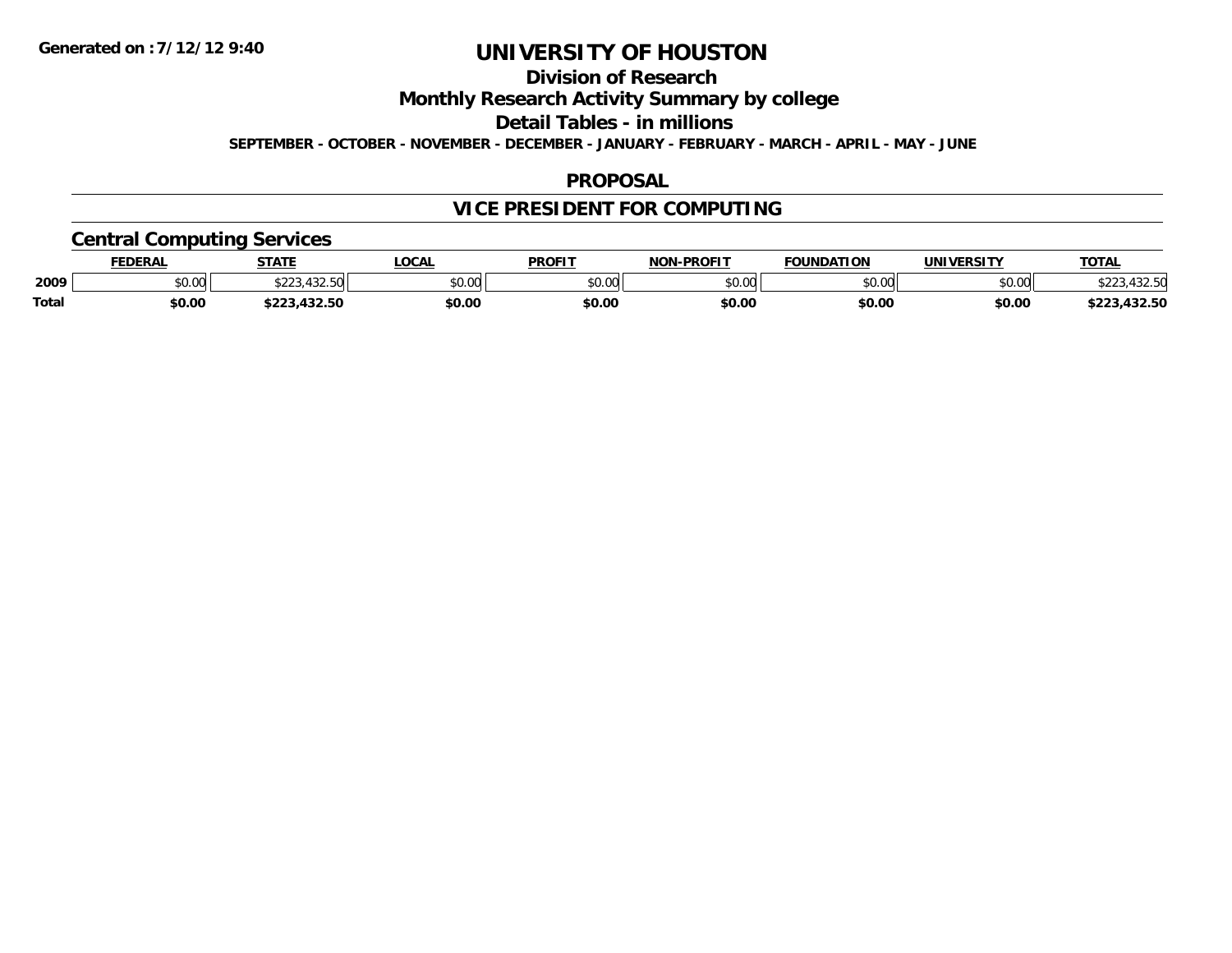**Generated on :7/12/12 9:40**

# UNIVERSITY OF HOUSTON

## Division of Research

## Monthly Research Activity Summary by college

## Detail Tables - in millions

**SEPTEMBER - OCTOBER - NOVEMBER - DECEMBER - JANUARY - FEBRUARY - MARCH - APRIL - MAY - JUNE**

## PROPOSAL

## VICE PRESIDENT FOR COMPUTING

### Central Computing Services

| | FEDERAL | STATE | LOCAL | PROFIT | NON-PROFIT | FOUNDATION | UNIVERSITY | TOTAL |
|---|---|---|---|---|---|---|---|---|
| 2009 | $0.00 | $223,432.50 | $0.00 | $0.00 | $0.00 | $0.00 | $0.00 | $223,432.50 |
| **Total** | **$0.00** | **$223,432.50** | **$0.00** | **$0.00** | **$0.00** | **$0.00** | **$0.00** | **$223,432.50** |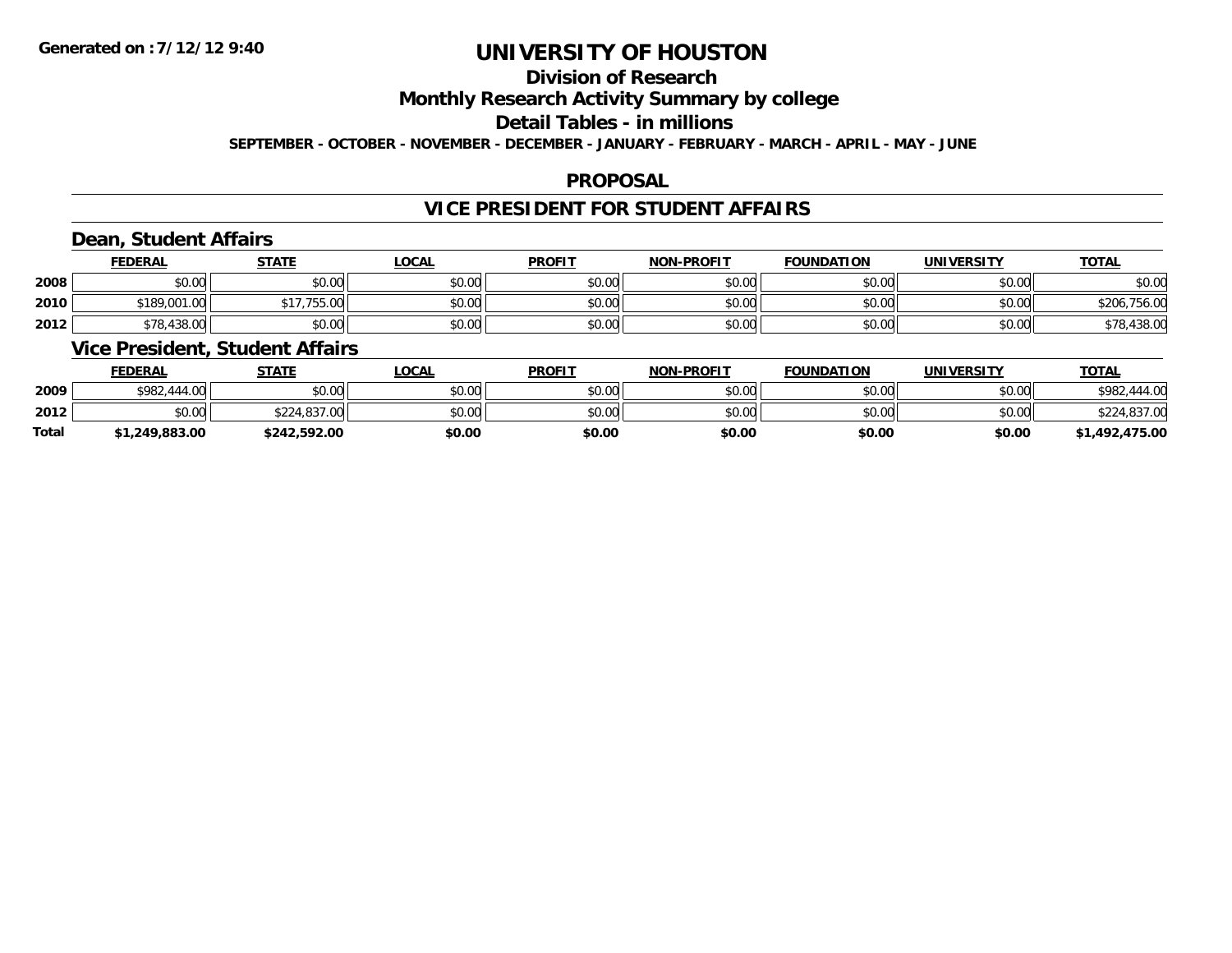Generated on :7/12/12 9:40

# UNIVERSITY OF HOUSTON

## Division of Research

## Monthly Research Activity Summary by college

## Detail Tables - in millions

SEPTEMBER - OCTOBER - NOVEMBER - DECEMBER - JANUARY - FEBRUARY - MARCH - APRIL - MAY - JUNE

## PROPOSAL

## VICE PRESIDENT FOR STUDENT AFFAIRS

### Dean, Student Affairs

| | FEDERAL | STATE | LOCAL | PROFIT | NON-PROFIT | FOUNDATION | UNIVERSITY | TOTAL |
|---|---|---|---|---|---|---|---|---|
| 2008 | $0.00 | $0.00 | $0.00 | $0.00 | $0.00 | $0.00 | $0.00 | $0.00 |
| 2010 | $189,001.00 | $17,755.00 | $0.00 | $0.00 | $0.00 | $0.00 | $0.00 | $206,756.00 |
| 2012 | $78,438.00 | $0.00 | $0.00 | $0.00 | $0.00 | $0.00 | $0.00 | $78,438.00 |

### Vice President, Student Affairs

| | FEDERAL | STATE | LOCAL | PROFIT | NON-PROFIT | FOUNDATION | UNIVERSITY | TOTAL |
|---|---|---|---|---|---|---|---|---|
| 2009 | $982,444.00 | $0.00 | $0.00 | $0.00 | $0.00 | $0.00 | $0.00 | $982,444.00 |
| 2012 | $0.00 | $224,837.00 | $0.00 | $0.00 | $0.00 | $0.00 | $0.00 | $224,837.00 |
| **Total** | **$1,249,883.00** | **$242,592.00** | **$0.00** | **$0.00** | **$0.00** | **$0.00** | **$0.00** | **$1,492,475.00** |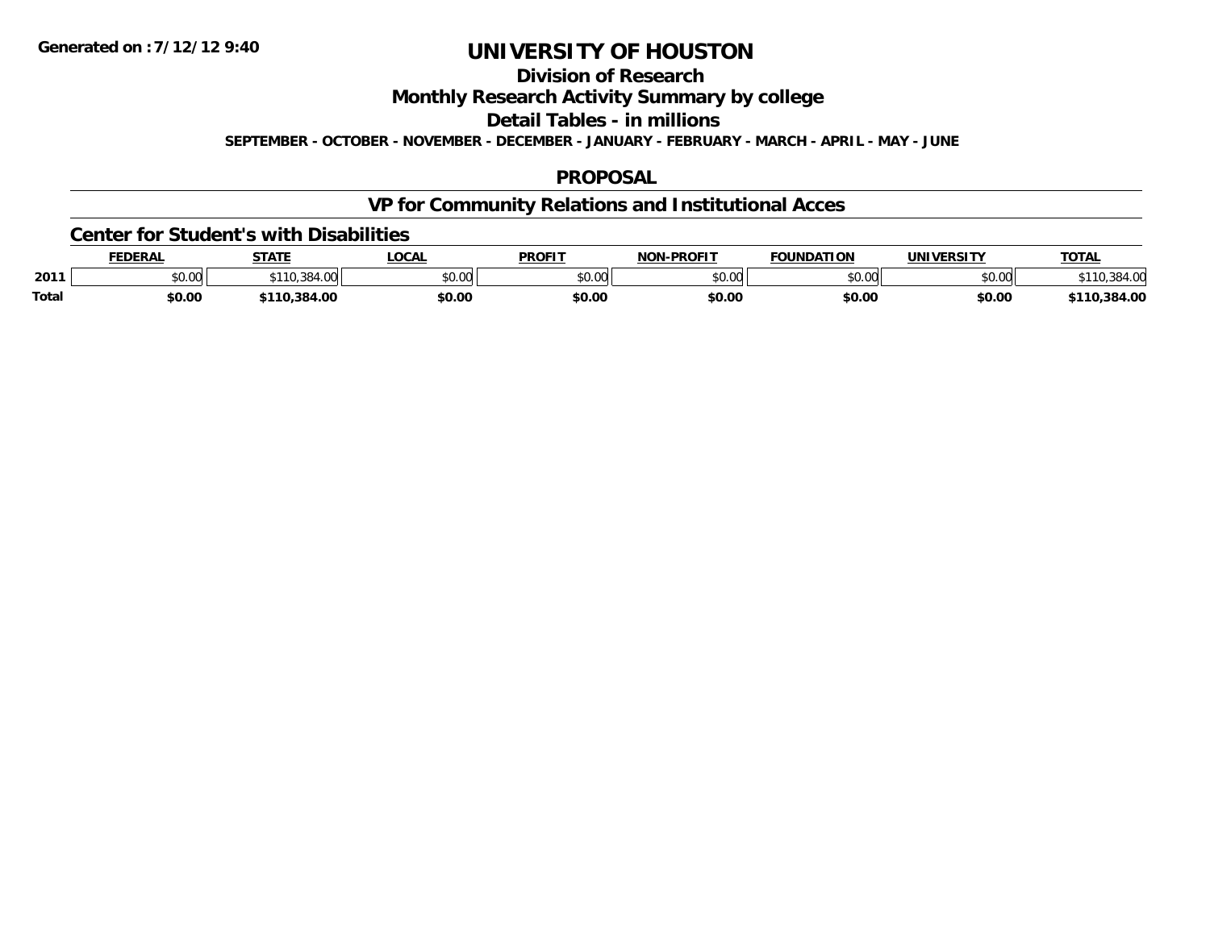Generated on :7/12/12 9:40

# UNIVERSITY OF HOUSTON

## Division of Research

## Monthly Research Activity Summary by college

## Detail Tables - in millions

**SEPTEMBER - OCTOBER - NOVEMBER - DECEMBER - JANUARY - FEBRUARY - MARCH - APRIL - MAY - JUNE**

## PROPOSAL

## VP for Community Relations and Institutional Acces

### Center for Student's with Disabilities

| | FEDERAL | STATE | LOCAL | PROFIT | NON-PROFIT | FOUNDATION | UNIVERSITY | TOTAL |
|---|---|---|---|---|---|---|---|---|
| 2011 | $0.00 | $110,384.00 | $0.00 | $0.00 | $0.00 | $0.00 | $0.00 | $110,384.00 |
| Total | $0.00 | $110,384.00 | $0.00 | $0.00 | $0.00 | $0.00 | $0.00 | $110,384.00 |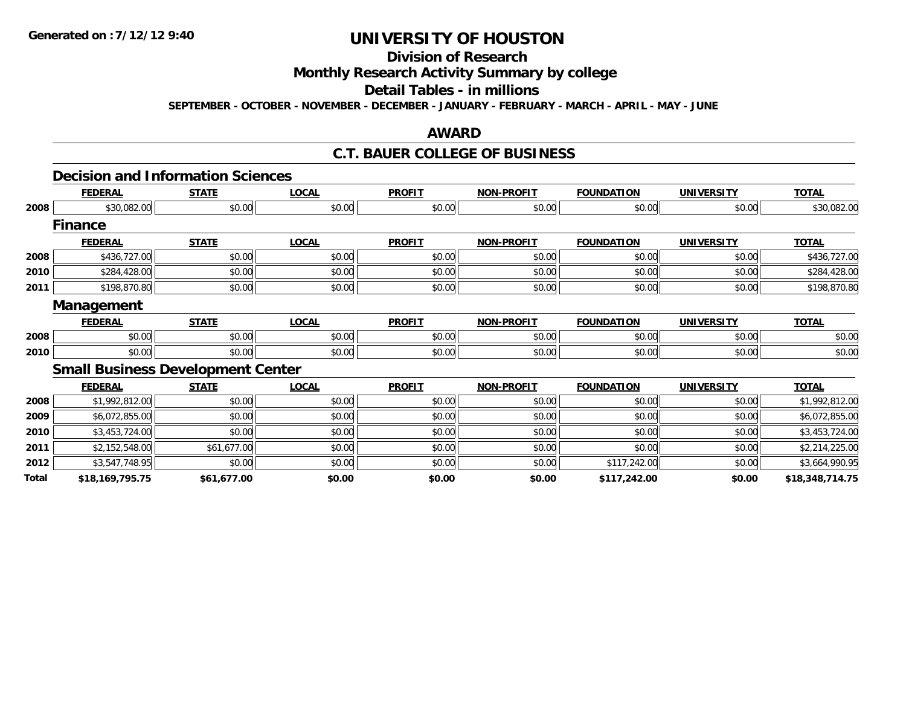**Generated on :7/12/12 9:40**

# UNIVERSITY OF HOUSTON

## Division of Research

## Monthly Research Activity Summary by college

## Detail Tables - in millions

**SEPTEMBER - OCTOBER - NOVEMBER - DECEMBER - JANUARY - FEBRUARY - MARCH - APRIL - MAY - JUNE**

## AWARD

## C.T. BAUER COLLEGE OF BUSINESS

### Decision and Information Sciences

| | FEDERAL | STATE | LOCAL | PROFIT | NON-PROFIT | FOUNDATION | UNIVERSITY | TOTAL |
|---|---|---|---|---|---|---|---|---|
| 2008 | $30,082.00 | $0.00 | $0.00 | $0.00 | $0.00 | $0.00 | $0.00 | $30,082.00 |

### Finance

| | FEDERAL | STATE | LOCAL | PROFIT | NON-PROFIT | FOUNDATION | UNIVERSITY | TOTAL |
|---|---|---|---|---|---|---|---|---|
| 2008 | $436,727.00 | $0.00 | $0.00 | $0.00 | $0.00 | $0.00 | $0.00 | $436,727.00 |
| 2010 | $284,428.00 | $0.00 | $0.00 | $0.00 | $0.00 | $0.00 | $0.00 | $284,428.00 |
| 2011 | $198,870.80 | $0.00 | $0.00 | $0.00 | $0.00 | $0.00 | $0.00 | $198,870.80 |

### Management

| | FEDERAL | STATE | LOCAL | PROFIT | NON-PROFIT | FOUNDATION | UNIVERSITY | TOTAL |
|---|---|---|---|---|---|---|---|---|
| 2008 | $0.00 | $0.00 | $0.00 | $0.00 | $0.00 | $0.00 | $0.00 | $0.00 |
| 2010 | $0.00 | $0.00 | $0.00 | $0.00 | $0.00 | $0.00 | $0.00 | $0.00 |

### Small Business Development Center

| | FEDERAL | STATE | LOCAL | PROFIT | NON-PROFIT | FOUNDATION | UNIVERSITY | TOTAL |
|---|---|---|---|---|---|---|---|---|
| 2008 | $1,992,812.00 | $0.00 | $0.00 | $0.00 | $0.00 | $0.00 | $0.00 | $1,992,812.00 |
| 2009 | $6,072,855.00 | $0.00 | $0.00 | $0.00 | $0.00 | $0.00 | $0.00 | $6,072,855.00 |
| 2010 | $3,453,724.00 | $0.00 | $0.00 | $0.00 | $0.00 | $0.00 | $0.00 | $3,453,724.00 |
| 2011 | $2,152,548.00 | $61,677.00 | $0.00 | $0.00 | $0.00 | $0.00 | $0.00 | $2,214,225.00 |
| 2012 | $3,547,748.95 | $0.00 | $0.00 | $0.00 | $0.00 | $117,242.00 | $0.00 | $3,664,990.95 |
| **Total** | **$18,169,795.75** | **$61,677.00** | **$0.00** | **$0.00** | **$0.00** | **$117,242.00** | **$0.00** | **$18,348,714.75** |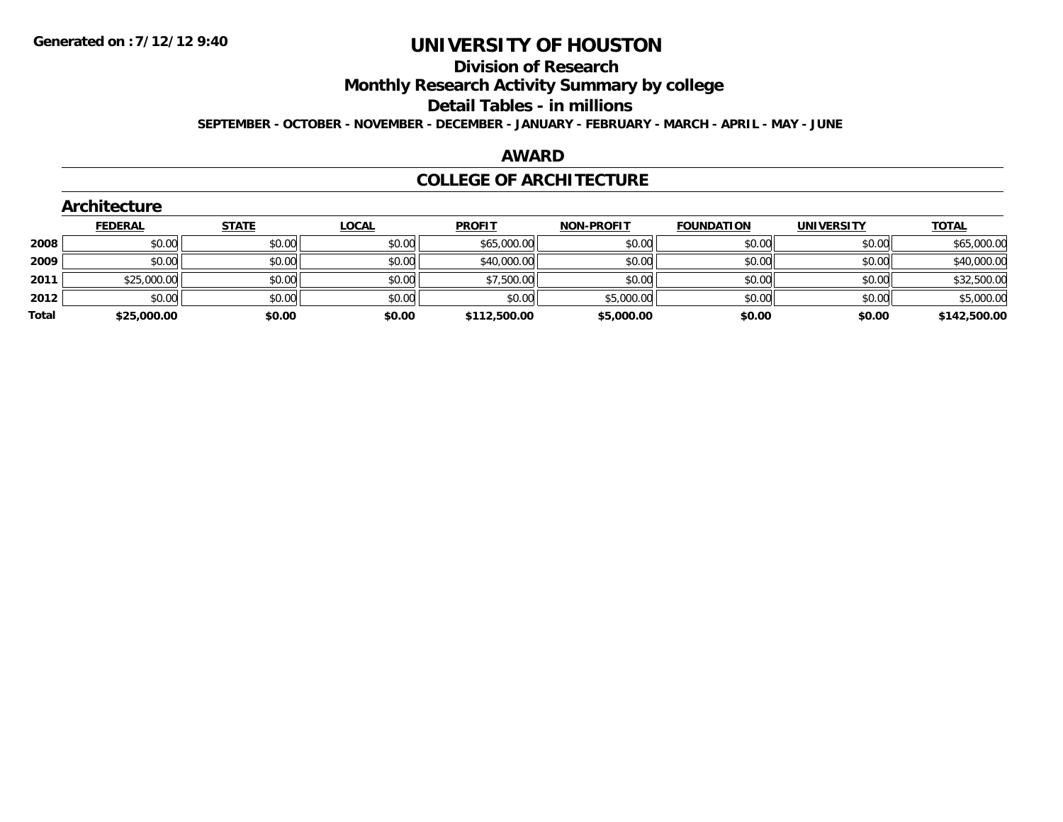Generated on :7/12/12 9:40

# UNIVERSITY OF HOUSTON

## Division of Research

## Monthly Research Activity Summary by college

## Detail Tables - in millions

**SEPTEMBER - OCTOBER - NOVEMBER - DECEMBER - JANUARY - FEBRUARY - MARCH - APRIL - MAY - JUNE**

## AWARD

## COLLEGE OF ARCHITECTURE

### Architecture

| | FEDERAL | STATE | LOCAL | PROFIT | NON-PROFIT | FOUNDATION | UNIVERSITY | TOTAL |
|---|---|---|---|---|---|---|---|---|
| 2008 | $0.00 | $0.00 | $0.00 | $65,000.00 | $0.00 | $0.00 | $0.00 | $65,000.00 |
| 2009 | $0.00 | $0.00 | $0.00 | $40,000.00 | $0.00 | $0.00 | $0.00 | $40,000.00 |
| 2011 | $25,000.00 | $0.00 | $0.00 | $7,500.00 | $0.00 | $0.00 | $0.00 | $32,500.00 |
| 2012 | $0.00 | $0.00 | $0.00 | $0.00 | $5,000.00 | $0.00 | $0.00 | $5,000.00 |
| **Total** | **$25,000.00** | **$0.00** | **$0.00** | **$112,500.00** | **$5,000.00** | **$0.00** | **$0.00** | **$142,500.00** |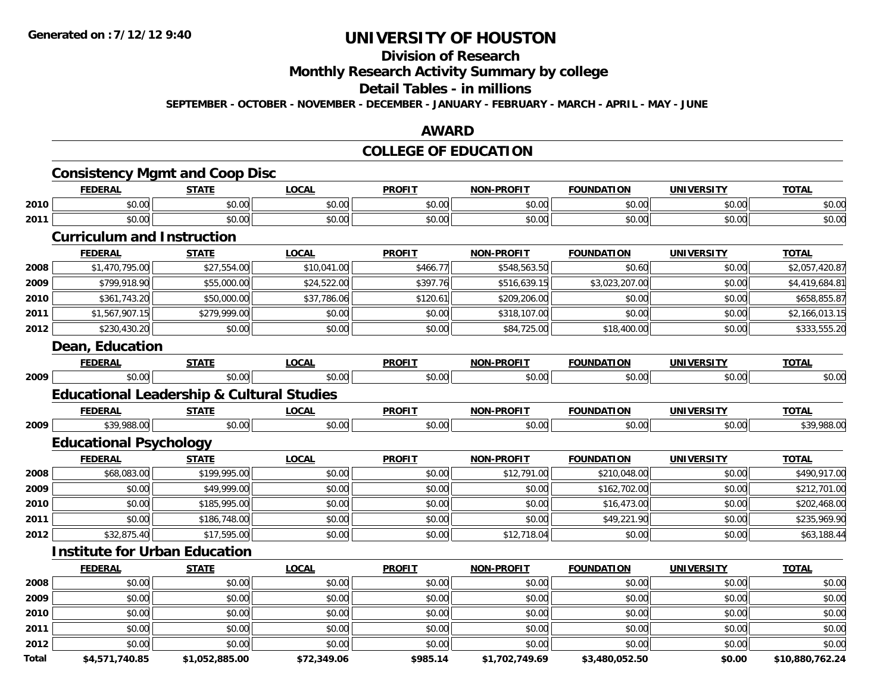# UNIVERSITY OF HOUSTON

## Division of Research

## Monthly Research Activity Summary by college

## Detail Tables - in millions

**SEPTEMBER - OCTOBER - NOVEMBER - DECEMBER - JANUARY - FEBRUARY - MARCH - APRIL - MAY - JUNE**

## AWARD

## COLLEGE OF EDUCATION

### Consistency Mgmt and Coop Disc

| | FEDERAL | STATE | LOCAL | PROFIT | NON-PROFIT | FOUNDATION | UNIVERSITY | TOTAL |
|---|---|---|---|---|---|---|---|---|
| 2010 | $0.00 | $0.00 | $0.00 | $0.00 | $0.00 | $0.00 | $0.00 | $0.00 |
| 2011 | $0.00 | $0.00 | $0.00 | $0.00 | $0.00 | $0.00 | $0.00 | $0.00 |

### Curriculum and Instruction

| | FEDERAL | STATE | LOCAL | PROFIT | NON-PROFIT | FOUNDATION | UNIVERSITY | TOTAL |
|---|---|---|---|---|---|---|---|---|
| 2008 | $1,470,795.00 | $27,554.00 | $10,041.00 | $466.77 | $548,563.50 | $0.60 | $0.00 | $2,057,420.87 |
| 2009 | $799,918.90 | $55,000.00 | $24,522.00 | $397.76 | $516,639.15 | $3,023,207.00 | $0.00 | $4,419,684.81 |
| 2010 | $361,743.20 | $50,000.00 | $37,786.06 | $120.61 | $209,206.00 | $0.00 | $0.00 | $658,855.87 |
| 2011 | $1,567,907.15 | $279,999.00 | $0.00 | $0.00 | $318,107.00 | $0.00 | $0.00 | $2,166,013.15 |
| 2012 | $230,430.20 | $0.00 | $0.00 | $0.00 | $84,725.00 | $18,400.00 | $0.00 | $333,555.20 |

### Dean, Education

| | FEDERAL | STATE | LOCAL | PROFIT | NON-PROFIT | FOUNDATION | UNIVERSITY | TOTAL |
|---|---|---|---|---|---|---|---|---|
| 2009 | $0.00 | $0.00 | $0.00 | $0.00 | $0.00 | $0.00 | $0.00 | $0.00 |

### Educational Leadership & Cultural Studies

| | FEDERAL | STATE | LOCAL | PROFIT | NON-PROFIT | FOUNDATION | UNIVERSITY | TOTAL |
|---|---|---|---|---|---|---|---|---|
| 2009 | $39,988.00 | $0.00 | $0.00 | $0.00 | $0.00 | $0.00 | $0.00 | $39,988.00 |

### Educational Psychology

| | FEDERAL | STATE | LOCAL | PROFIT | NON-PROFIT | FOUNDATION | UNIVERSITY | TOTAL |
|---|---|---|---|---|---|---|---|---|
| 2008 | $68,083.00 | $199,995.00 | $0.00 | $0.00 | $12,791.00 | $210,048.00 | $0.00 | $490,917.00 |
| 2009 | $0.00 | $49,999.00 | $0.00 | $0.00 | $0.00 | $162,702.00 | $0.00 | $212,701.00 |
| 2010 | $0.00 | $185,995.00 | $0.00 | $0.00 | $0.00 | $16,473.00 | $0.00 | $202,468.00 |
| 2011 | $0.00 | $186,748.00 | $0.00 | $0.00 | $0.00 | $49,221.90 | $0.00 | $235,969.90 |
| 2012 | $32,875.40 | $17,595.00 | $0.00 | $0.00 | $12,718.04 | $0.00 | $0.00 | $63,188.44 |

### Institute for Urban Education

| | FEDERAL | STATE | LOCAL | PROFIT | NON-PROFIT | FOUNDATION | UNIVERSITY | TOTAL |
|---|---|---|---|---|---|---|---|---|
| 2008 | $0.00 | $0.00 | $0.00 | $0.00 | $0.00 | $0.00 | $0.00 | $0.00 |
| 2009 | $0.00 | $0.00 | $0.00 | $0.00 | $0.00 | $0.00 | $0.00 | $0.00 |
| 2010 | $0.00 | $0.00 | $0.00 | $0.00 | $0.00 | $0.00 | $0.00 | $0.00 |
| 2011 | $0.00 | $0.00 | $0.00 | $0.00 | $0.00 | $0.00 | $0.00 | $0.00 |
| 2012 | $0.00 | $0.00 | $0.00 | $0.00 | $0.00 | $0.00 | $0.00 | $0.00 |
| **Total** | **$4,571,740.85** | **$1,052,885.00** | **$72,349.06** | **$985.14** | **$1,702,749.69** | **$3,480,052.50** | **$0.00** | **$10,880,762.24** |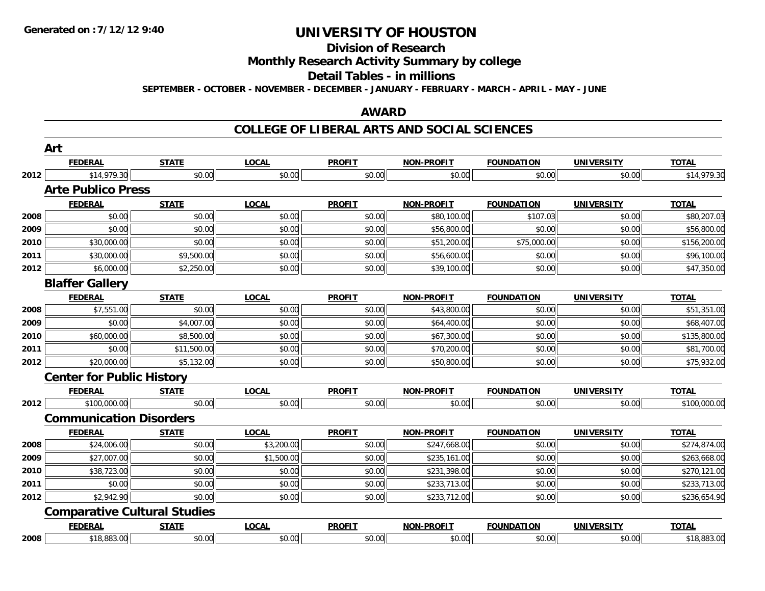Generated on :7/12/12 9:40

# UNIVERSITY OF HOUSTON

## Division of Research

## Monthly Research Activity Summary by college

## Detail Tables - in millions

**SEPTEMBER - OCTOBER - NOVEMBER - DECEMBER - JANUARY - FEBRUARY - MARCH - APRIL - MAY - JUNE**

## AWARD

## COLLEGE OF LIBERAL ARTS AND SOCIAL SCIENCES

### Art

| | FEDERAL | STATE | LOCAL | PROFIT | NON-PROFIT | FOUNDATION | UNIVERSITY | TOTAL |
|---|---|---|---|---|---|---|---|---|
| 2012 | $14,979.30 | $0.00 | $0.00 | $0.00 | $0.00 | $0.00 | $0.00 | $14,979.30 |

### Arte Publico Press

| | FEDERAL | STATE | LOCAL | PROFIT | NON-PROFIT | FOUNDATION | UNIVERSITY | TOTAL |
|---|---|---|---|---|---|---|---|---|
| 2008 | $0.00 | $0.00 | $0.00 | $0.00 | $80,100.00 | $107.03 | $0.00 | $80,207.03 |
| 2009 | $0.00 | $0.00 | $0.00 | $0.00 | $56,800.00 | $0.00 | $0.00 | $56,800.00 |
| 2010 | $30,000.00 | $0.00 | $0.00 | $0.00 | $51,200.00 | $75,000.00 | $0.00 | $156,200.00 |
| 2011 | $30,000.00 | $9,500.00 | $0.00 | $0.00 | $56,600.00 | $0.00 | $0.00 | $96,100.00 |
| 2012 | $6,000.00 | $2,250.00 | $0.00 | $0.00 | $39,100.00 | $0.00 | $0.00 | $47,350.00 |

### Blaffer Gallery

| | FEDERAL | STATE | LOCAL | PROFIT | NON-PROFIT | FOUNDATION | UNIVERSITY | TOTAL |
|---|---|---|---|---|---|---|---|---|
| 2008 | $7,551.00 | $0.00 | $0.00 | $0.00 | $43,800.00 | $0.00 | $0.00 | $51,351.00 |
| 2009 | $0.00 | $4,007.00 | $0.00 | $0.00 | $64,400.00 | $0.00 | $0.00 | $68,407.00 |
| 2010 | $60,000.00 | $8,500.00 | $0.00 | $0.00 | $67,300.00 | $0.00 | $0.00 | $135,800.00 |
| 2011 | $0.00 | $11,500.00 | $0.00 | $0.00 | $70,200.00 | $0.00 | $0.00 | $81,700.00 |
| 2012 | $20,000.00 | $5,132.00 | $0.00 | $0.00 | $50,800.00 | $0.00 | $0.00 | $75,932.00 |

### Center for Public History

| | FEDERAL | STATE | LOCAL | PROFIT | NON-PROFIT | FOUNDATION | UNIVERSITY | TOTAL |
|---|---|---|---|---|---|---|---|---|
| 2012 | $100,000.00 | $0.00 | $0.00 | $0.00 | $0.00 | $0.00 | $0.00 | $100,000.00 |

### Communication Disorders

| | FEDERAL | STATE | LOCAL | PROFIT | NON-PROFIT | FOUNDATION | UNIVERSITY | TOTAL |
|---|---|---|---|---|---|---|---|---|
| 2008 | $24,006.00 | $0.00 | $3,200.00 | $0.00 | $247,668.00 | $0.00 | $0.00 | $274,874.00 |
| 2009 | $27,007.00 | $0.00 | $1,500.00 | $0.00 | $235,161.00 | $0.00 | $0.00 | $263,668.00 |
| 2010 | $38,723.00 | $0.00 | $0.00 | $0.00 | $231,398.00 | $0.00 | $0.00 | $270,121.00 |
| 2011 | $0.00 | $0.00 | $0.00 | $0.00 | $233,713.00 | $0.00 | $0.00 | $233,713.00 |
| 2012 | $2,942.90 | $0.00 | $0.00 | $0.00 | $233,712.00 | $0.00 | $0.00 | $236,654.90 |

### Comparative Cultural Studies

| | FEDERAL | STATE | LOCAL | PROFIT | NON-PROFIT | FOUNDATION | UNIVERSITY | TOTAL |
|---|---|---|---|---|---|---|---|---|
| 2008 | $18,883.00 | $0.00 | $0.00 | $0.00 | $0.00 | $0.00 | $0.00 | $18,883.00 |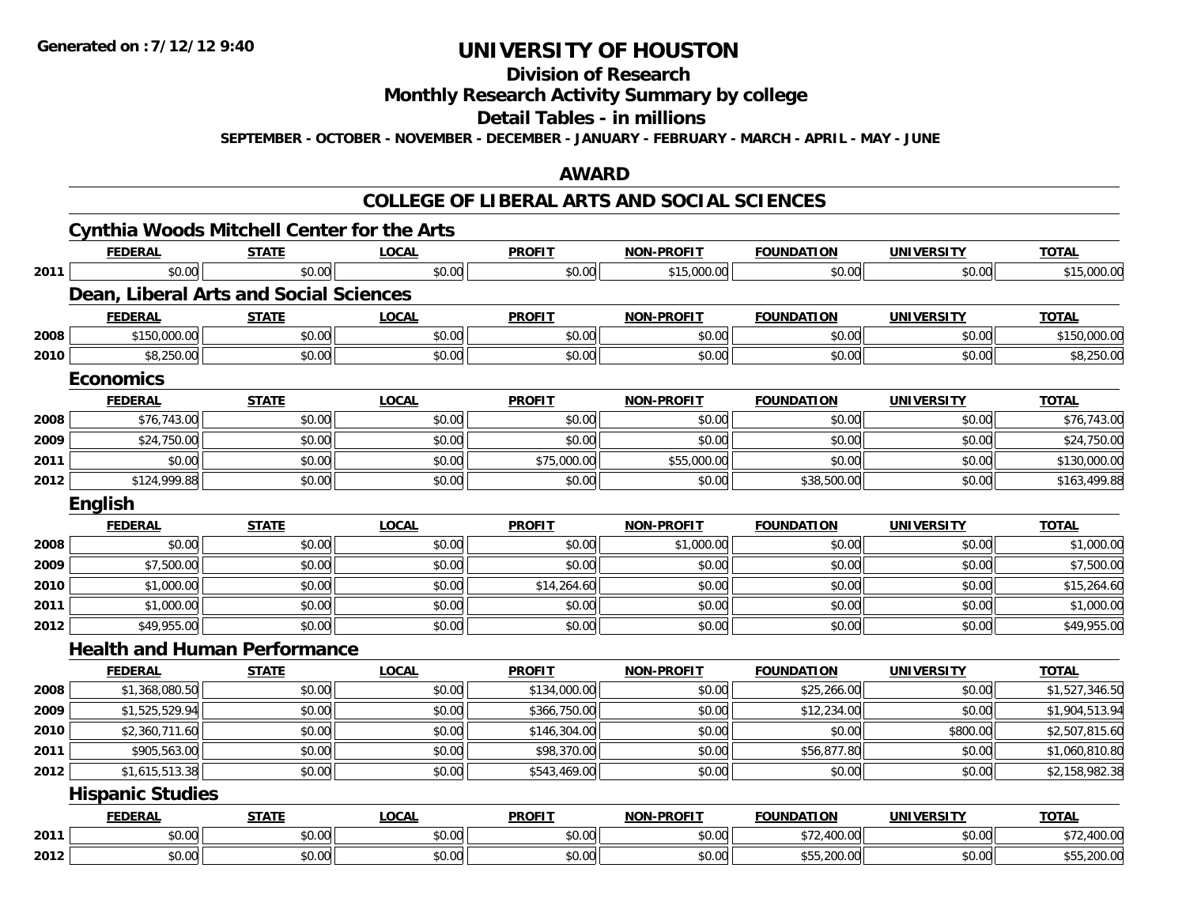Generated on :7/12/12 9:40

# UNIVERSITY OF HOUSTON

## Division of Research

## Monthly Research Activity Summary by college

## Detail Tables - in millions

**SEPTEMBER - OCTOBER - NOVEMBER - DECEMBER - JANUARY - FEBRUARY - MARCH - APRIL - MAY - JUNE**

## AWARD

## COLLEGE OF LIBERAL ARTS AND SOCIAL SCIENCES

### Cynthia Woods Mitchell Center for the Arts

| | FEDERAL | STATE | LOCAL | PROFIT | NON-PROFIT | FOUNDATION | UNIVERSITY | TOTAL |
|---|---|---|---|---|---|---|---|---|
| 2011 | $0.00 | $0.00 | $0.00 | $0.00 | $15,000.00 | $0.00 | $0.00 | $15,000.00 |

### Dean, Liberal Arts and Social Sciences

| | FEDERAL | STATE | LOCAL | PROFIT | NON-PROFIT | FOUNDATION | UNIVERSITY | TOTAL |
|---|---|---|---|---|---|---|---|---|
| 2008 | $150,000.00 | $0.00 | $0.00 | $0.00 | $0.00 | $0.00 | $0.00 | $150,000.00 |
| 2010 | $8,250.00 | $0.00 | $0.00 | $0.00 | $0.00 | $0.00 | $0.00 | $8,250.00 |

### Economics

| | FEDERAL | STATE | LOCAL | PROFIT | NON-PROFIT | FOUNDATION | UNIVERSITY | TOTAL |
|---|---|---|---|---|---|---|---|---|
| 2008 | $76,743.00 | $0.00 | $0.00 | $0.00 | $0.00 | $0.00 | $0.00 | $76,743.00 |
| 2009 | $24,750.00 | $0.00 | $0.00 | $0.00 | $0.00 | $0.00 | $0.00 | $24,750.00 |
| 2011 | $0.00 | $0.00 | $0.00 | $75,000.00 | $55,000.00 | $0.00 | $0.00 | $130,000.00 |
| 2012 | $124,999.88 | $0.00 | $0.00 | $0.00 | $0.00 | $38,500.00 | $0.00 | $163,499.88 |

### English

| | FEDERAL | STATE | LOCAL | PROFIT | NON-PROFIT | FOUNDATION | UNIVERSITY | TOTAL |
|---|---|---|---|---|---|---|---|---|
| 2008 | $0.00 | $0.00 | $0.00 | $0.00 | $1,000.00 | $0.00 | $0.00 | $1,000.00 |
| 2009 | $7,500.00 | $0.00 | $0.00 | $0.00 | $0.00 | $0.00 | $0.00 | $7,500.00 |
| 2010 | $1,000.00 | $0.00 | $0.00 | $14,264.60 | $0.00 | $0.00 | $0.00 | $15,264.60 |
| 2011 | $1,000.00 | $0.00 | $0.00 | $0.00 | $0.00 | $0.00 | $0.00 | $1,000.00 |
| 2012 | $49,955.00 | $0.00 | $0.00 | $0.00 | $0.00 | $0.00 | $0.00 | $49,955.00 |

### Health and Human Performance

| | FEDERAL | STATE | LOCAL | PROFIT | NON-PROFIT | FOUNDATION | UNIVERSITY | TOTAL |
|---|---|---|---|---|---|---|---|---|
| 2008 | $1,368,080.50 | $0.00 | $0.00 | $134,000.00 | $0.00 | $25,266.00 | $0.00 | $1,527,346.50 |
| 2009 | $1,525,529.94 | $0.00 | $0.00 | $366,750.00 | $0.00 | $12,234.00 | $0.00 | $1,904,513.94 |
| 2010 | $2,360,711.60 | $0.00 | $0.00 | $146,304.00 | $0.00 | $0.00 | $800.00 | $2,507,815.60 |
| 2011 | $905,563.00 | $0.00 | $0.00 | $98,370.00 | $0.00 | $56,877.80 | $0.00 | $1,060,810.80 |
| 2012 | $1,615,513.38 | $0.00 | $0.00 | $543,469.00 | $0.00 | $0.00 | $0.00 | $2,158,982.38 |

### Hispanic Studies

| | FEDERAL | STATE | LOCAL | PROFIT | NON-PROFIT | FOUNDATION | UNIVERSITY | TOTAL |
|---|---|---|---|---|---|---|---|---|
| 2011 | $0.00 | $0.00 | $0.00 | $0.00 | $0.00 | $72,400.00 | $0.00 | $72,400.00 |
| 2012 | $0.00 | $0.00 | $0.00 | $0.00 | $0.00 | $55,200.00 | $0.00 | $55,200.00 |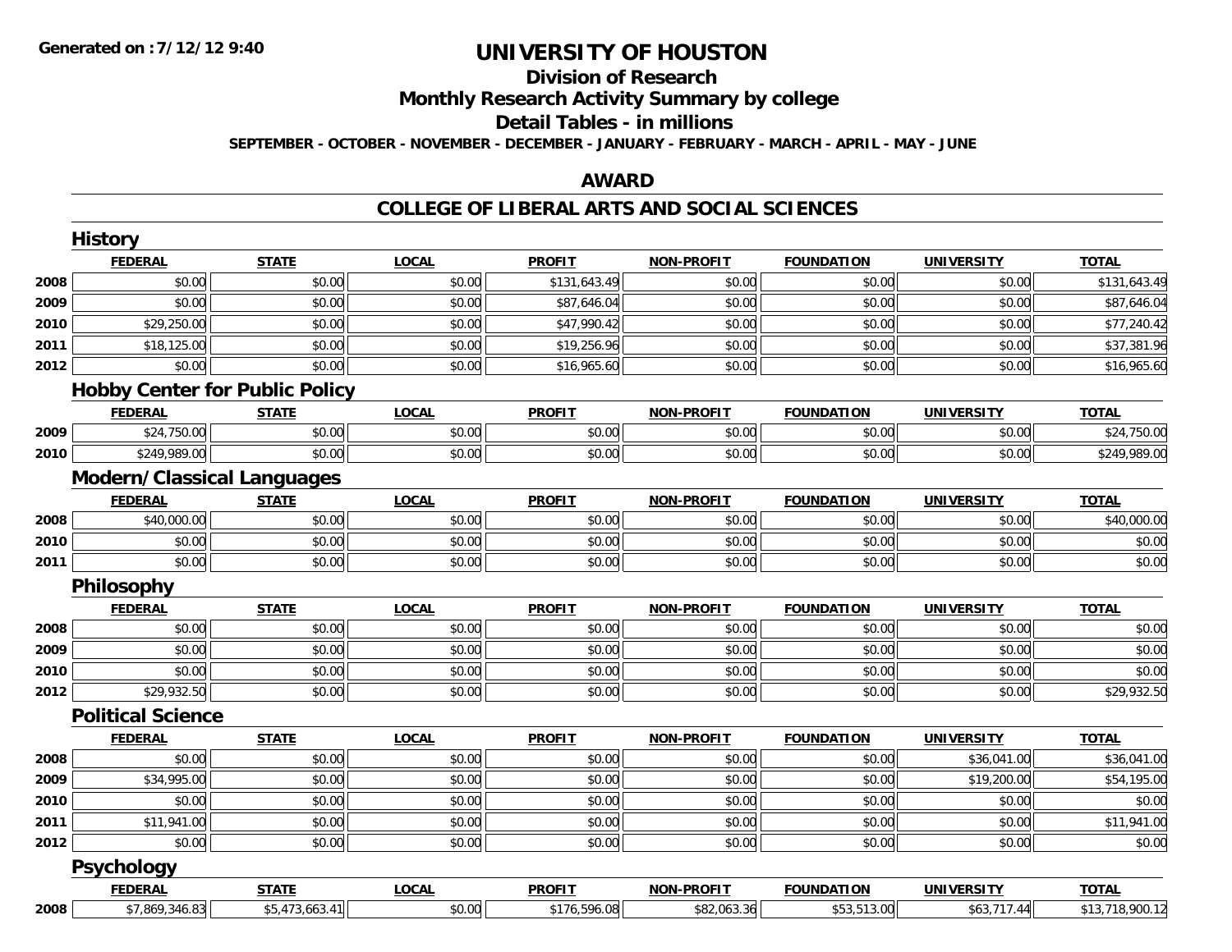**Generated on :7/12/12 9:40**

# UNIVERSITY OF HOUSTON

## Division of Research

## Monthly Research Activity Summary by college

## Detail Tables - in millions

**SEPTEMBER - OCTOBER - NOVEMBER - DECEMBER - JANUARY - FEBRUARY - MARCH - APRIL - MAY - JUNE**

## AWARD

## COLLEGE OF LIBERAL ARTS AND SOCIAL SCIENCES

### History

| | FEDERAL | STATE | LOCAL | PROFIT | NON-PROFIT | FOUNDATION | UNIVERSITY | TOTAL |
|---|---|---|---|---|---|---|---|---|
| 2008 | $0.00 | $0.00 | $0.00 | $131,643.49 | $0.00 | $0.00 | $0.00 | $131,643.49 |
| 2009 | $0.00 | $0.00 | $0.00 | $87,646.04 | $0.00 | $0.00 | $0.00 | $87,646.04 |
| 2010 | $29,250.00 | $0.00 | $0.00 | $47,990.42 | $0.00 | $0.00 | $0.00 | $77,240.42 |
| 2011 | $18,125.00 | $0.00 | $0.00 | $19,256.96 | $0.00 | $0.00 | $0.00 | $37,381.96 |
| 2012 | $0.00 | $0.00 | $0.00 | $16,965.60 | $0.00 | $0.00 | $0.00 | $16,965.60 |

### Hobby Center for Public Policy

| | FEDERAL | STATE | LOCAL | PROFIT | NON-PROFIT | FOUNDATION | UNIVERSITY | TOTAL |
|---|---|---|---|---|---|---|---|---|
| 2009 | $24,750.00 | $0.00 | $0.00 | $0.00 | $0.00 | $0.00 | $0.00 | $24,750.00 |
| 2010 | $249,989.00 | $0.00 | $0.00 | $0.00 | $0.00 | $0.00 | $0.00 | $249,989.00 |

### Modern/Classical Languages

| | FEDERAL | STATE | LOCAL | PROFIT | NON-PROFIT | FOUNDATION | UNIVERSITY | TOTAL |
|---|---|---|---|---|---|---|---|---|
| 2008 | $40,000.00 | $0.00 | $0.00 | $0.00 | $0.00 | $0.00 | $0.00 | $40,000.00 |
| 2010 | $0.00 | $0.00 | $0.00 | $0.00 | $0.00 | $0.00 | $0.00 | $0.00 |
| 2011 | $0.00 | $0.00 | $0.00 | $0.00 | $0.00 | $0.00 | $0.00 | $0.00 |

### Philosophy

| | FEDERAL | STATE | LOCAL | PROFIT | NON-PROFIT | FOUNDATION | UNIVERSITY | TOTAL |
|---|---|---|---|---|---|---|---|---|
| 2008 | $0.00 | $0.00 | $0.00 | $0.00 | $0.00 | $0.00 | $0.00 | $0.00 |
| 2009 | $0.00 | $0.00 | $0.00 | $0.00 | $0.00 | $0.00 | $0.00 | $0.00 |
| 2010 | $0.00 | $0.00 | $0.00 | $0.00 | $0.00 | $0.00 | $0.00 | $0.00 |
| 2012 | $29,932.50 | $0.00 | $0.00 | $0.00 | $0.00 | $0.00 | $0.00 | $29,932.50 |

### Political Science

| | FEDERAL | STATE | LOCAL | PROFIT | NON-PROFIT | FOUNDATION | UNIVERSITY | TOTAL |
|---|---|---|---|---|---|---|---|---|
| 2008 | $0.00 | $0.00 | $0.00 | $0.00 | $0.00 | $0.00 | $36,041.00 | $36,041.00 |
| 2009 | $34,995.00 | $0.00 | $0.00 | $0.00 | $0.00 | $0.00 | $19,200.00 | $54,195.00 |
| 2010 | $0.00 | $0.00 | $0.00 | $0.00 | $0.00 | $0.00 | $0.00 | $0.00 |
| 2011 | $11,941.00 | $0.00 | $0.00 | $0.00 | $0.00 | $0.00 | $0.00 | $11,941.00 |
| 2012 | $0.00 | $0.00 | $0.00 | $0.00 | $0.00 | $0.00 | $0.00 | $0.00 |

### Psychology

| | FEDERAL | STATE | LOCAL | PROFIT | NON-PROFIT | FOUNDATION | UNIVERSITY | TOTAL |
|---|---|---|---|---|---|---|---|---|
| 2008 | $7,869,346.83 | $5,473,663.41 | $0.00 | $176,596.08 | $82,063.36 | $53,513.00 | $63,717.44 | $13,718,900.12 |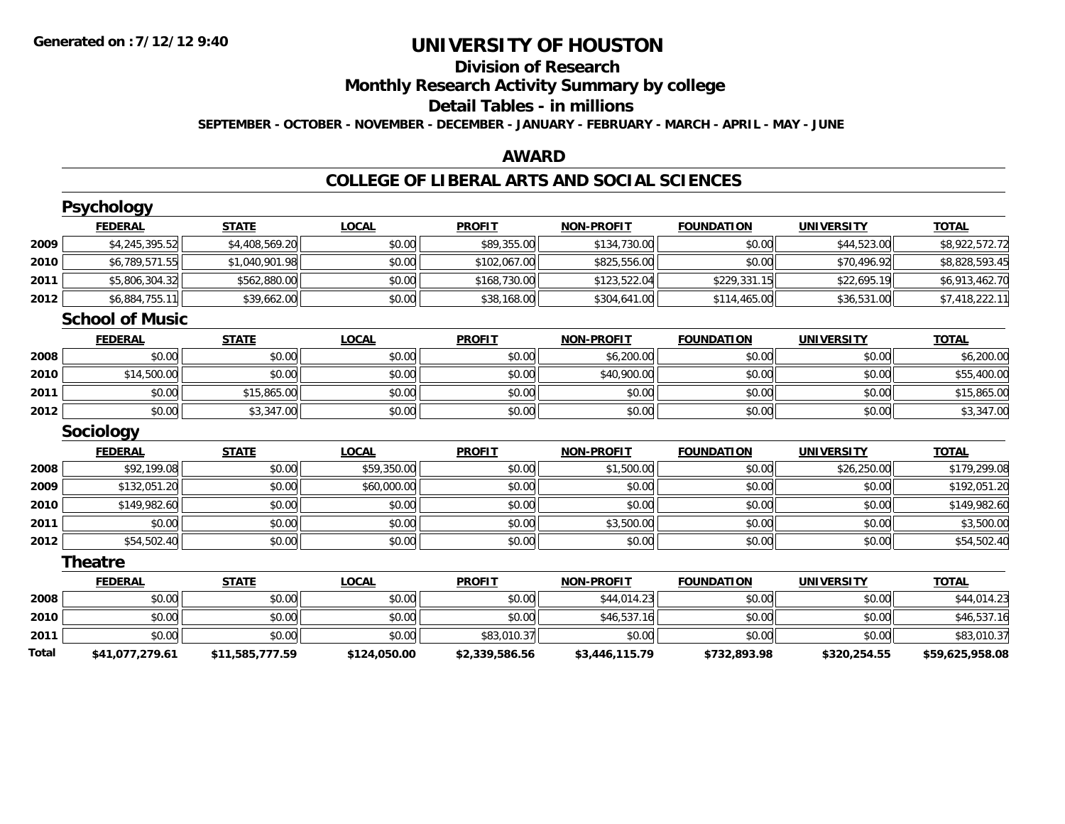# UNIVERSITY OF HOUSTON

## Division of Research

## Monthly Research Activity Summary by college

## Detail Tables - in millions

**SEPTEMBER - OCTOBER - NOVEMBER - DECEMBER - JANUARY - FEBRUARY - MARCH - APRIL - MAY - JUNE**

Generated on : 7/12/12 9:40

## AWARD

## COLLEGE OF LIBERAL ARTS AND SOCIAL SCIENCES

### Psychology

| | FEDERAL | STATE | LOCAL | PROFIT | NON-PROFIT | FOUNDATION | UNIVERSITY | TOTAL |
|---|---|---|---|---|---|---|---|---|
| 2009 | $4,245,395.52 | $4,408,569.20 | $0.00 | $89,355.00 | $134,730.00 | $0.00 | $44,523.00 | $8,922,572.72 |
| 2010 | $6,789,571.55 | $1,040,901.98 | $0.00 | $102,067.00 | $825,556.00 | $0.00 | $70,496.92 | $8,828,593.45 |
| 2011 | $5,806,304.32 | $562,880.00 | $0.00 | $168,730.00 | $123,522.04 | $229,331.15 | $22,695.19 | $6,913,462.70 |
| 2012 | $6,884,755.11 | $39,662.00 | $0.00 | $38,168.00 | $304,641.00 | $114,465.00 | $36,531.00 | $7,418,222.11 |

### School of Music

| | FEDERAL | STATE | LOCAL | PROFIT | NON-PROFIT | FOUNDATION | UNIVERSITY | TOTAL |
|---|---|---|---|---|---|---|---|---|
| 2008 | $0.00 | $0.00 | $0.00 | $0.00 | $6,200.00 | $0.00 | $0.00 | $6,200.00 |
| 2010 | $14,500.00 | $0.00 | $0.00 | $0.00 | $40,900.00 | $0.00 | $0.00 | $55,400.00 |
| 2011 | $0.00 | $15,865.00 | $0.00 | $0.00 | $0.00 | $0.00 | $0.00 | $15,865.00 |
| 2012 | $0.00 | $3,347.00 | $0.00 | $0.00 | $0.00 | $0.00 | $0.00 | $3,347.00 |

### Sociology

| | FEDERAL | STATE | LOCAL | PROFIT | NON-PROFIT | FOUNDATION | UNIVERSITY | TOTAL |
|---|---|---|---|---|---|---|---|---|
| 2008 | $92,199.08 | $0.00 | $59,350.00 | $0.00 | $1,500.00 | $0.00 | $26,250.00 | $179,299.08 |
| 2009 | $132,051.20 | $0.00 | $60,000.00 | $0.00 | $0.00 | $0.00 | $0.00 | $192,051.20 |
| 2010 | $149,982.60 | $0.00 | $0.00 | $0.00 | $0.00 | $0.00 | $0.00 | $149,982.60 |
| 2011 | $0.00 | $0.00 | $0.00 | $0.00 | $3,500.00 | $0.00 | $0.00 | $3,500.00 |
| 2012 | $54,502.40 | $0.00 | $0.00 | $0.00 | $0.00 | $0.00 | $0.00 | $54,502.40 |

### Theatre

| | FEDERAL | STATE | LOCAL | PROFIT | NON-PROFIT | FOUNDATION | UNIVERSITY | TOTAL |
|---|---|---|---|---|---|---|---|---|
| 2008 | $0.00 | $0.00 | $0.00 | $0.00 | $44,014.23 | $0.00 | $0.00 | $44,014.23 |
| 2010 | $0.00 | $0.00 | $0.00 | $0.00 | $46,537.16 | $0.00 | $0.00 | $46,537.16 |
| 2011 | $0.00 | $0.00 | $0.00 | $83,010.37 | $0.00 | $0.00 | $0.00 | $83,010.37 |
| **Total** | **$41,077,279.61** | **$11,585,777.59** | **$124,050.00** | **$2,339,586.56** | **$3,446,115.79** | **$732,893.98** | **$320,254.55** | **$59,625,958.08** |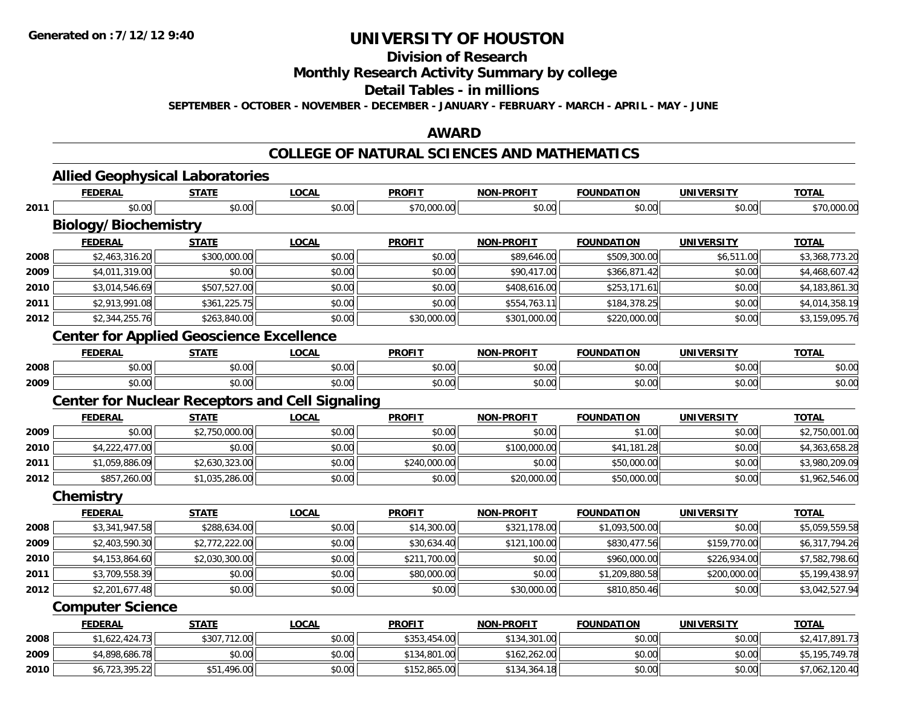**Generated on :7/12/12 9:40**

# UNIVERSITY OF HOUSTON

## Division of Research

## Monthly Research Activity Summary by college

## Detail Tables - in millions

**SEPTEMBER - OCTOBER - NOVEMBER - DECEMBER - JANUARY - FEBRUARY - MARCH - APRIL - MAY - JUNE**

## AWARD

## COLLEGE OF NATURAL SCIENCES AND MATHEMATICS

### Allied Geophysical Laboratories

| | FEDERAL | STATE | LOCAL | PROFIT | NON-PROFIT | FOUNDATION | UNIVERSITY | TOTAL |
|---|---|---|---|---|---|---|---|---|
| 2011 | $0.00 | $0.00 | $0.00 | $70,000.00 | $0.00 | $0.00 | $0.00 | $70,000.00 |

### Biology/Biochemistry

| | FEDERAL | STATE | LOCAL | PROFIT | NON-PROFIT | FOUNDATION | UNIVERSITY | TOTAL |
|---|---|---|---|---|---|---|---|---|
| 2008 | $2,463,316.20 | $300,000.00 | $0.00 | $0.00 | $89,646.00 | $509,300.00 | $6,511.00 | $3,368,773.20 |
| 2009 | $4,011,319.00 | $0.00 | $0.00 | $0.00 | $90,417.00 | $366,871.42 | $0.00 | $4,468,607.42 |
| 2010 | $3,014,546.69 | $507,527.00 | $0.00 | $0.00 | $408,616.00 | $253,171.61 | $0.00 | $4,183,861.30 |
| 2011 | $2,913,991.08 | $361,225.75 | $0.00 | $0.00 | $554,763.11 | $184,378.25 | $0.00 | $4,014,358.19 |
| 2012 | $2,344,255.76 | $263,840.00 | $0.00 | $30,000.00 | $301,000.00 | $220,000.00 | $0.00 | $3,159,095.76 |

### Center for Applied Geoscience Excellence

| | FEDERAL | STATE | LOCAL | PROFIT | NON-PROFIT | FOUNDATION | UNIVERSITY | TOTAL |
|---|---|---|---|---|---|---|---|---|
| 2008 | $0.00 | $0.00 | $0.00 | $0.00 | $0.00 | $0.00 | $0.00 | $0.00 |
| 2009 | $0.00 | $0.00 | $0.00 | $0.00 | $0.00 | $0.00 | $0.00 | $0.00 |

### Center for Nuclear Receptors and Cell Signaling

| | FEDERAL | STATE | LOCAL | PROFIT | NON-PROFIT | FOUNDATION | UNIVERSITY | TOTAL |
|---|---|---|---|---|---|---|---|---|
| 2009 | $0.00 | $2,750,000.00 | $0.00 | $0.00 | $0.00 | $1.00 | $0.00 | $2,750,001.00 |
| 2010 | $4,222,477.00 | $0.00 | $0.00 | $0.00 | $100,000.00 | $41,181.28 | $0.00 | $4,363,658.28 |
| 2011 | $1,059,886.09 | $2,630,323.00 | $0.00 | $240,000.00 | $0.00 | $50,000.00 | $0.00 | $3,980,209.09 |
| 2012 | $857,260.00 | $1,035,286.00 | $0.00 | $0.00 | $20,000.00 | $50,000.00 | $0.00 | $1,962,546.00 |

### Chemistry

| | FEDERAL | STATE | LOCAL | PROFIT | NON-PROFIT | FOUNDATION | UNIVERSITY | TOTAL |
|---|---|---|---|---|---|---|---|---|
| 2008 | $3,341,947.58 | $288,634.00 | $0.00 | $14,300.00 | $321,178.00 | $1,093,500.00 | $0.00 | $5,059,559.58 |
| 2009 | $2,403,590.30 | $2,772,222.00 | $0.00 | $30,634.40 | $121,100.00 | $830,477.56 | $159,770.00 | $6,317,794.26 |
| 2010 | $4,153,864.60 | $2,030,300.00 | $0.00 | $211,700.00 | $0.00 | $960,000.00 | $226,934.00 | $7,582,798.60 |
| 2011 | $3,709,558.39 | $0.00 | $0.00 | $80,000.00 | $0.00 | $1,209,880.58 | $200,000.00 | $5,199,438.97 |
| 2012 | $2,201,677.48 | $0.00 | $0.00 | $0.00 | $30,000.00 | $810,850.46 | $0.00 | $3,042,527.94 |

### Computer Science

| | FEDERAL | STATE | LOCAL | PROFIT | NON-PROFIT | FOUNDATION | UNIVERSITY | TOTAL |
|---|---|---|---|---|---|---|---|---|
| 2008 | $1,622,424.73 | $307,712.00 | $0.00 | $353,454.00 | $134,301.00 | $0.00 | $0.00 | $2,417,891.73 |
| 2009 | $4,898,686.78 | $0.00 | $0.00 | $134,801.00 | $162,262.00 | $0.00 | $0.00 | $5,195,749.78 |
| 2010 | $6,723,395.22 | $51,496.00 | $0.00 | $152,865.00 | $134,364.18 | $0.00 | $0.00 | $7,062,120.40 |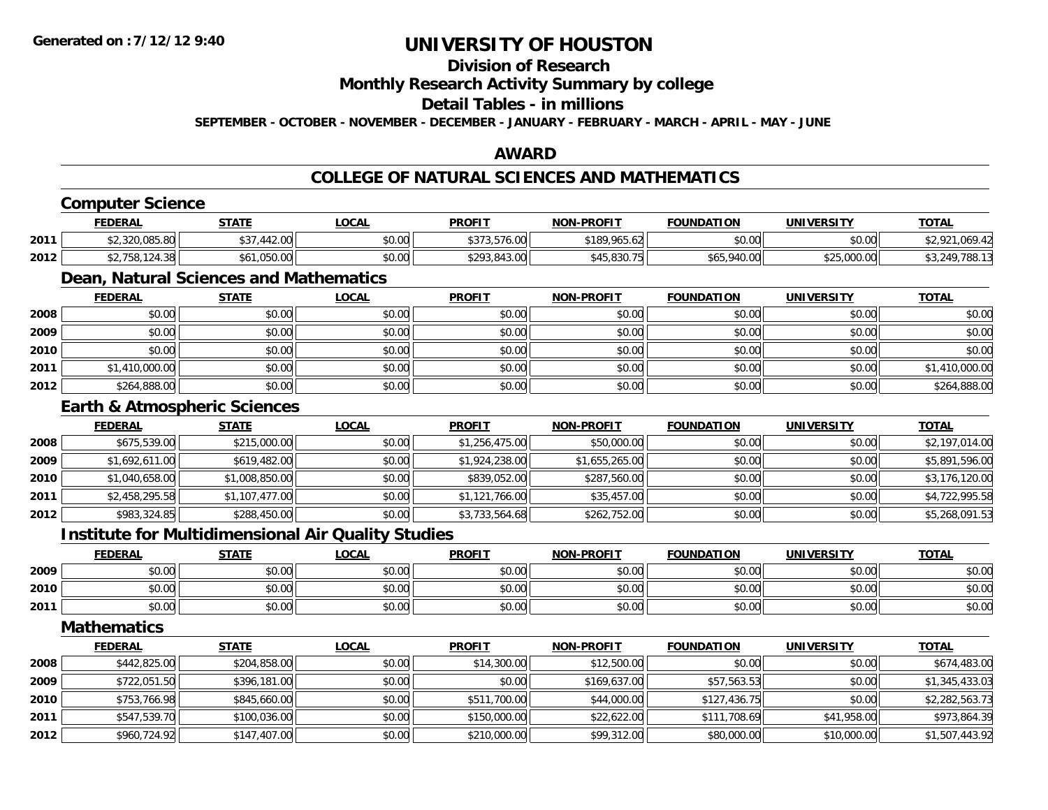**Generated on :7/12/12 9:40**

# UNIVERSITY OF HOUSTON

## Division of Research

## Monthly Research Activity Summary by college

## Detail Tables - in millions

**SEPTEMBER - OCTOBER - NOVEMBER - DECEMBER - JANUARY - FEBRUARY - MARCH - APRIL - MAY - JUNE**

## AWARD

## COLLEGE OF NATURAL SCIENCES AND MATHEMATICS

### Computer Science

| | FEDERAL | STATE | LOCAL | PROFIT | NON-PROFIT | FOUNDATION | UNIVERSITY | TOTAL |
|---|---|---|---|---|---|---|---|---|
| 2011 | $2,320,085.80 | $37,442.00 | $0.00 | $373,576.00 | $189,965.62 | $0.00 | $0.00 | $2,921,069.42 |
| 2012 | $2,758,124.38 | $61,050.00 | $0.00 | $293,843.00 | $45,830.75 | $65,940.00 | $25,000.00 | $3,249,788.13 |

### Dean, Natural Sciences and Mathematics

| | FEDERAL | STATE | LOCAL | PROFIT | NON-PROFIT | FOUNDATION | UNIVERSITY | TOTAL |
|---|---|---|---|---|---|---|---|---|
| 2008 | $0.00 | $0.00 | $0.00 | $0.00 | $0.00 | $0.00 | $0.00 | $0.00 |
| 2009 | $0.00 | $0.00 | $0.00 | $0.00 | $0.00 | $0.00 | $0.00 | $0.00 |
| 2010 | $0.00 | $0.00 | $0.00 | $0.00 | $0.00 | $0.00 | $0.00 | $0.00 |
| 2011 | $1,410,000.00 | $0.00 | $0.00 | $0.00 | $0.00 | $0.00 | $0.00 | $1,410,000.00 |
| 2012 | $264,888.00 | $0.00 | $0.00 | $0.00 | $0.00 | $0.00 | $0.00 | $264,888.00 |

### Earth & Atmospheric Sciences

| | FEDERAL | STATE | LOCAL | PROFIT | NON-PROFIT | FOUNDATION | UNIVERSITY | TOTAL |
|---|---|---|---|---|---|---|---|---|
| 2008 | $675,539.00 | $215,000.00 | $0.00 | $1,256,475.00 | $50,000.00 | $0.00 | $0.00 | $2,197,014.00 |
| 2009 | $1,692,611.00 | $619,482.00 | $0.00 | $1,924,238.00 | $1,655,265.00 | $0.00 | $0.00 | $5,891,596.00 |
| 2010 | $1,040,658.00 | $1,008,850.00 | $0.00 | $839,052.00 | $287,560.00 | $0.00 | $0.00 | $3,176,120.00 |
| 2011 | $2,458,295.58 | $1,107,477.00 | $0.00 | $1,121,766.00 | $35,457.00 | $0.00 | $0.00 | $4,722,995.58 |
| 2012 | $983,324.85 | $288,450.00 | $0.00 | $3,733,564.68 | $262,752.00 | $0.00 | $0.00 | $5,268,091.53 |

### Institute for Multidimensional Air Quality Studies

| | FEDERAL | STATE | LOCAL | PROFIT | NON-PROFIT | FOUNDATION | UNIVERSITY | TOTAL |
|---|---|---|---|---|---|---|---|---|
| 2009 | $0.00 | $0.00 | $0.00 | $0.00 | $0.00 | $0.00 | $0.00 | $0.00 |
| 2010 | $0.00 | $0.00 | $0.00 | $0.00 | $0.00 | $0.00 | $0.00 | $0.00 |
| 2011 | $0.00 | $0.00 | $0.00 | $0.00 | $0.00 | $0.00 | $0.00 | $0.00 |

### Mathematics

| | FEDERAL | STATE | LOCAL | PROFIT | NON-PROFIT | FOUNDATION | UNIVERSITY | TOTAL |
|---|---|---|---|---|---|---|---|---|
| 2008 | $442,825.00 | $204,858.00 | $0.00 | $14,300.00 | $12,500.00 | $0.00 | $0.00 | $674,483.00 |
| 2009 | $722,051.50 | $396,181.00 | $0.00 | $0.00 | $169,637.00 | $57,563.53 | $0.00 | $1,345,433.03 |
| 2010 | $753,766.98 | $845,660.00 | $0.00 | $511,700.00 | $44,000.00 | $127,436.75 | $0.00 | $2,282,563.73 |
| 2011 | $547,539.70 | $100,036.00 | $0.00 | $150,000.00 | $22,622.00 | $111,708.69 | $41,958.00 | $973,864.39 |
| 2012 | $960,724.92 | $147,407.00 | $0.00 | $210,000.00 | $99,312.00 | $80,000.00 | $10,000.00 | $1,507,443.92 |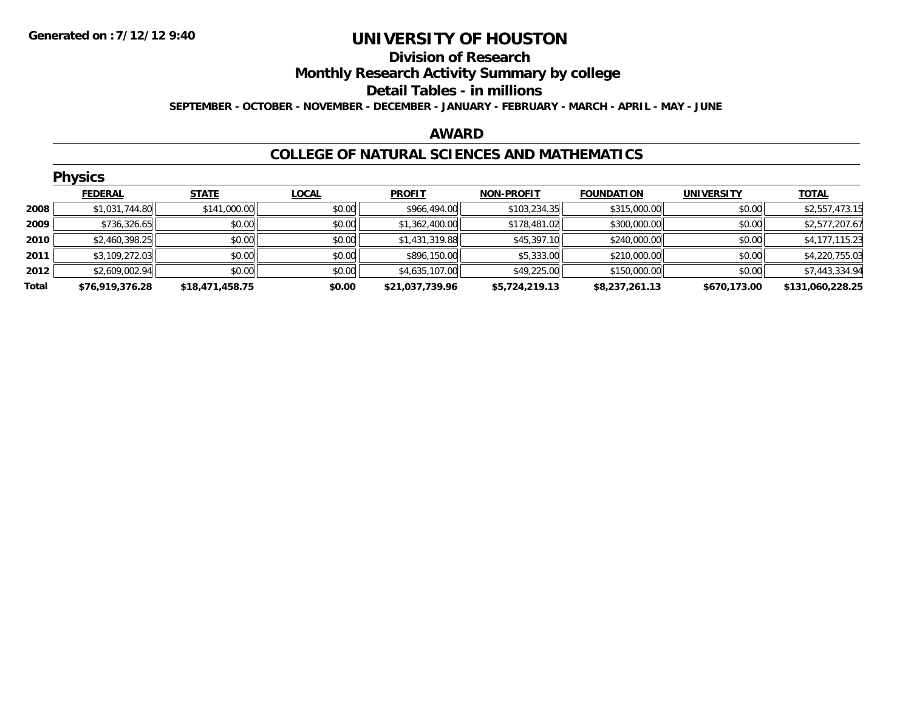# UNIVERSITY OF HOUSTON

## Division of Research

## Monthly Research Activity Summary by college

## Detail Tables - in millions

**SEPTEMBER - OCTOBER - NOVEMBER - DECEMBER - JANUARY - FEBRUARY - MARCH - APRIL - MAY - JUNE**

**Generated on : 7/12/12 9:40**

## AWARD

## COLLEGE OF NATURAL SCIENCES AND MATHEMATICS

### Physics

| | FEDERAL | STATE | LOCAL | PROFIT | NON-PROFIT | FOUNDATION | UNIVERSITY | TOTAL |
|---|---|---|---|---|---|---|---|---|
| 2008 | $1,031,744.80 | $141,000.00 | $0.00 | $966,494.00 | $103,234.35 | $315,000.00 | $0.00 | $2,557,473.15 |
| 2009 | $736,326.65 | $0.00 | $0.00 | $1,362,400.00 | $178,481.02 | $300,000.00 | $0.00 | $2,577,207.67 |
| 2010 | $2,460,398.25 | $0.00 | $0.00 | $1,431,319.88 | $45,397.10 | $240,000.00 | $0.00 | $4,177,115.23 |
| 2011 | $3,109,272.03 | $0.00 | $0.00 | $896,150.00 | $5,333.00 | $210,000.00 | $0.00 | $4,220,755.03 |
| 2012 | $2,609,002.94 | $0.00 | $0.00 | $4,635,107.00 | $49,225.00 | $150,000.00 | $0.00 | $7,443,334.94 |
| **Total** | **$76,919,376.28** | **$18,471,458.75** | **$0.00** | **$21,037,739.96** | **$5,724,219.13** | **$8,237,261.13** | **$670,173.00** | **$131,060,228.25** |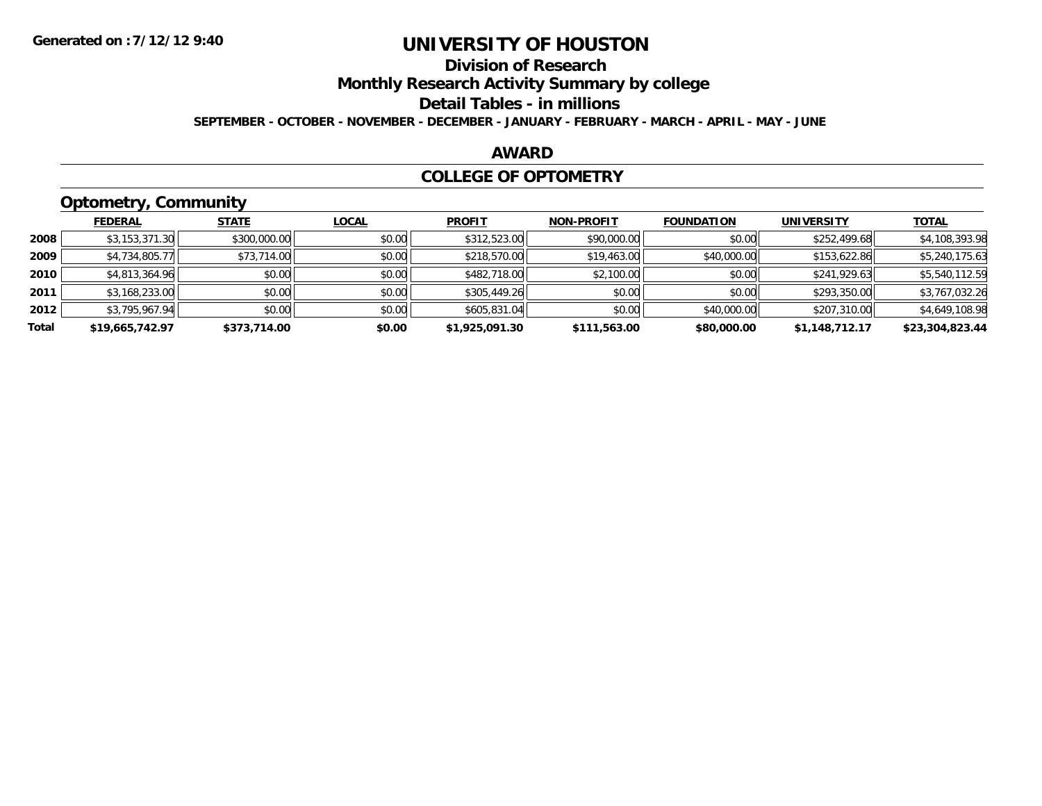Generated on :7/12/12 9:40

# UNIVERSITY OF HOUSTON

## Division of Research

## Monthly Research Activity Summary by college

## Detail Tables - in millions

**SEPTEMBER - OCTOBER - NOVEMBER - DECEMBER - JANUARY - FEBRUARY - MARCH - APRIL - MAY - JUNE**

## AWARD

## COLLEGE OF OPTOMETRY

### Optometry, Community

| | FEDERAL | STATE | LOCAL | PROFIT | NON-PROFIT | FOUNDATION | UNIVERSITY | TOTAL |
|---|---|---|---|---|---|---|---|---|
| 2008 | $3,153,371.30 | $300,000.00 | $0.00 | $312,523.00 | $90,000.00 | $0.00 | $252,499.68 | $4,108,393.98 |
| 2009 | $4,734,805.77 | $73,714.00 | $0.00 | $218,570.00 | $19,463.00 | $40,000.00 | $153,622.86 | $5,240,175.63 |
| 2010 | $4,813,364.96 | $0.00 | $0.00 | $482,718.00 | $2,100.00 | $0.00 | $241,929.63 | $5,540,112.59 |
| 2011 | $3,168,233.00 | $0.00 | $0.00 | $305,449.26 | $0.00 | $0.00 | $293,350.00 | $3,767,032.26 |
| 2012 | $3,795,967.94 | $0.00 | $0.00 | $605,831.04 | $0.00 | $40,000.00 | $207,310.00 | $4,649,108.98 |
| **Total** | **$19,665,742.97** | **$373,714.00** | **$0.00** | **$1,925,091.30** | **$111,563.00** | **$80,000.00** | **$1,148,712.17** | **$23,304,823.44** |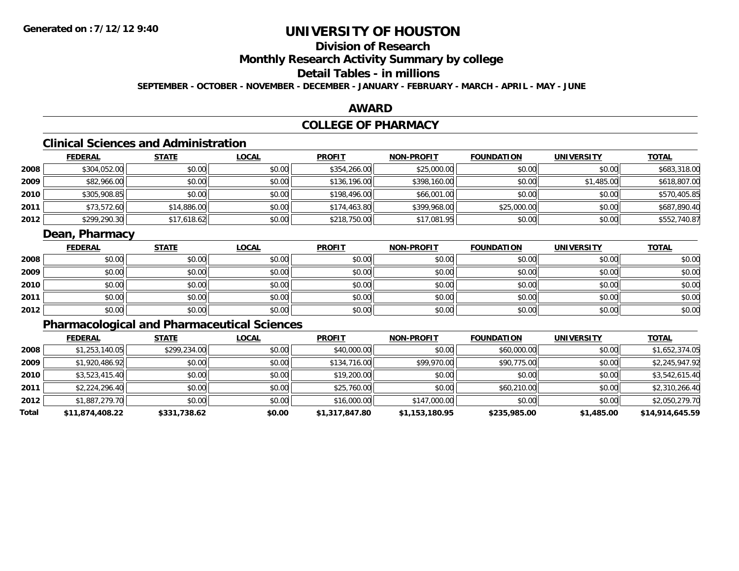Generated on :7/12/12 9:40

# UNIVERSITY OF HOUSTON

## Division of Research

## Monthly Research Activity Summary by college

## Detail Tables - in millions

**SEPTEMBER - OCTOBER - NOVEMBER - DECEMBER - JANUARY - FEBRUARY - MARCH - APRIL - MAY - JUNE**

### AWARD

### COLLEGE OF PHARMACY

#### Clinical Sciences and Administration

| | FEDERAL | STATE | LOCAL | PROFIT | NON-PROFIT | FOUNDATION | UNIVERSITY | TOTAL |
|---|---|---|---|---|---|---|---|---|
| 2008 | $304,052.00 | $0.00 | $0.00 | $354,266.00 | $25,000.00 | $0.00 | $0.00 | $683,318.00 |
| 2009 | $82,966.00 | $0.00 | $0.00 | $136,196.00 | $398,160.00 | $0.00 | $1,485.00 | $618,807.00 |
| 2010 | $305,908.85 | $0.00 | $0.00 | $198,496.00 | $66,001.00 | $0.00 | $0.00 | $570,405.85 |
| 2011 | $73,572.60 | $14,886.00 | $0.00 | $174,463.80 | $399,968.00 | $25,000.00 | $0.00 | $687,890.40 |
| 2012 | $299,290.30 | $17,618.62 | $0.00 | $218,750.00 | $17,081.95 | $0.00 | $0.00 | $552,740.87 |

#### Dean, Pharmacy

| | FEDERAL | STATE | LOCAL | PROFIT | NON-PROFIT | FOUNDATION | UNIVERSITY | TOTAL |
|---|---|---|---|---|---|---|---|---|
| 2008 | $0.00 | $0.00 | $0.00 | $0.00 | $0.00 | $0.00 | $0.00 | $0.00 |
| 2009 | $0.00 | $0.00 | $0.00 | $0.00 | $0.00 | $0.00 | $0.00 | $0.00 |
| 2010 | $0.00 | $0.00 | $0.00 | $0.00 | $0.00 | $0.00 | $0.00 | $0.00 |
| 2011 | $0.00 | $0.00 | $0.00 | $0.00 | $0.00 | $0.00 | $0.00 | $0.00 |
| 2012 | $0.00 | $0.00 | $0.00 | $0.00 | $0.00 | $0.00 | $0.00 | $0.00 |

#### Pharmacological and Pharmaceutical Sciences

| | FEDERAL | STATE | LOCAL | PROFIT | NON-PROFIT | FOUNDATION | UNIVERSITY | TOTAL |
|---|---|---|---|---|---|---|---|---|
| 2008 | $1,253,140.05 | $299,234.00 | $0.00 | $40,000.00 | $0.00 | $60,000.00 | $0.00 | $1,652,374.05 |
| 2009 | $1,920,486.92 | $0.00 | $0.00 | $134,716.00 | $99,970.00 | $90,775.00 | $0.00 | $2,245,947.92 |
| 2010 | $3,523,415.40 | $0.00 | $0.00 | $19,200.00 | $0.00 | $0.00 | $0.00 | $3,542,615.40 |
| 2011 | $2,224,296.40 | $0.00 | $0.00 | $25,760.00 | $0.00 | $60,210.00 | $0.00 | $2,310,266.40 |
| 2012 | $1,887,279.70 | $0.00 | $0.00 | $16,000.00 | $147,000.00 | $0.00 | $0.00 | $2,050,279.70 |
| **Total** | **$11,874,408.22** | **$331,738.62** | **$0.00** | **$1,317,847.80** | **$1,153,180.95** | **$235,985.00** | **$1,485.00** | **$14,914,645.59** |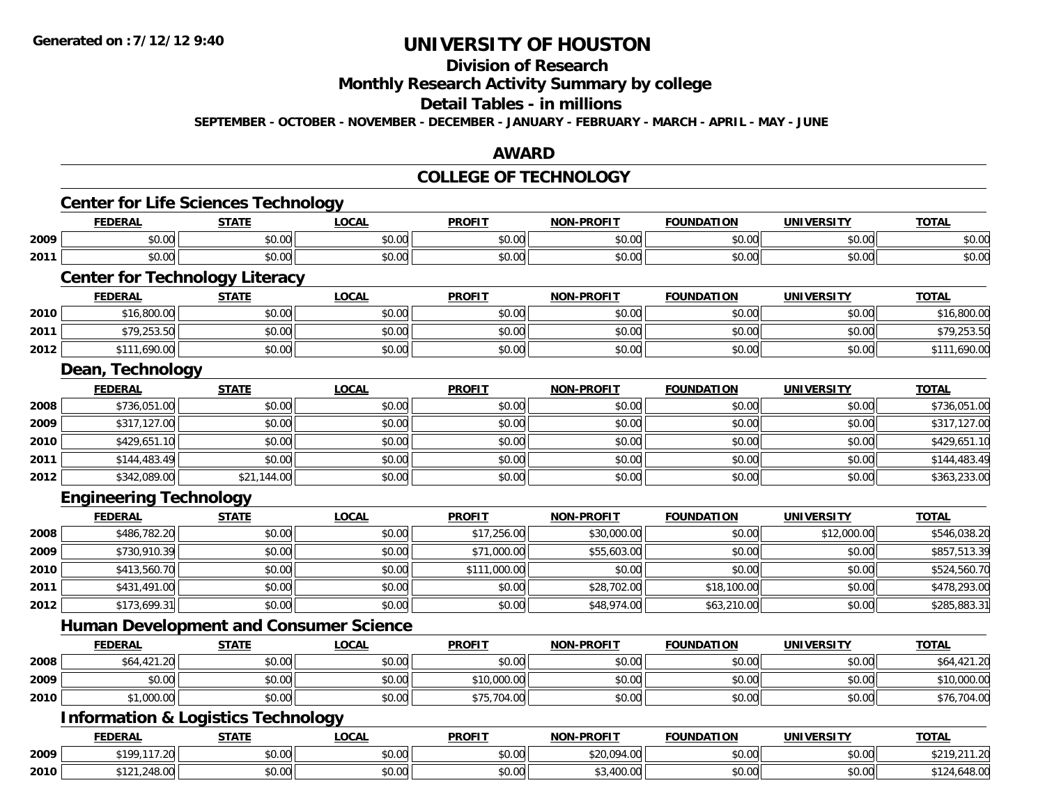# UNIVERSITY OF HOUSTON

## Division of Research

## Monthly Research Activity Summary by college

## Detail Tables - in millions

**SEPTEMBER - OCTOBER - NOVEMBER - DECEMBER - JANUARY - FEBRUARY - MARCH - APRIL - MAY - JUNE**

## AWARD

## COLLEGE OF TECHNOLOGY

### Center for Life Sciences Technology

| | FEDERAL | STATE | LOCAL | PROFIT | NON-PROFIT | FOUNDATION | UNIVERSITY | TOTAL |
|---|---|---|---|---|---|---|---|---|
| 2009 | $0.00 | $0.00 | $0.00 | $0.00 | $0.00 | $0.00 | $0.00 | $0.00 |
| 2011 | $0.00 | $0.00 | $0.00 | $0.00 | $0.00 | $0.00 | $0.00 | $0.00 |

### Center for Technology Literacy

| | FEDERAL | STATE | LOCAL | PROFIT | NON-PROFIT | FOUNDATION | UNIVERSITY | TOTAL |
|---|---|---|---|---|---|---|---|---|
| 2010 | $16,800.00 | $0.00 | $0.00 | $0.00 | $0.00 | $0.00 | $0.00 | $16,800.00 |
| 2011 | $79,253.50 | $0.00 | $0.00 | $0.00 | $0.00 | $0.00 | $0.00 | $79,253.50 |
| 2012 | $111,690.00 | $0.00 | $0.00 | $0.00 | $0.00 | $0.00 | $0.00 | $111,690.00 |

### Dean, Technology

| | FEDERAL | STATE | LOCAL | PROFIT | NON-PROFIT | FOUNDATION | UNIVERSITY | TOTAL |
|---|---|---|---|---|---|---|---|---|
| 2008 | $736,051.00 | $0.00 | $0.00 | $0.00 | $0.00 | $0.00 | $0.00 | $736,051.00 |
| 2009 | $317,127.00 | $0.00 | $0.00 | $0.00 | $0.00 | $0.00 | $0.00 | $317,127.00 |
| 2010 | $429,651.10 | $0.00 | $0.00 | $0.00 | $0.00 | $0.00 | $0.00 | $429,651.10 |
| 2011 | $144,483.49 | $0.00 | $0.00 | $0.00 | $0.00 | $0.00 | $0.00 | $144,483.49 |
| 2012 | $342,089.00 | $21,144.00 | $0.00 | $0.00 | $0.00 | $0.00 | $0.00 | $363,233.00 |

### Engineering Technology

| | FEDERAL | STATE | LOCAL | PROFIT | NON-PROFIT | FOUNDATION | UNIVERSITY | TOTAL |
|---|---|---|---|---|---|---|---|---|
| 2008 | $486,782.20 | $0.00 | $0.00 | $17,256.00 | $30,000.00 | $0.00 | $12,000.00 | $546,038.20 |
| 2009 | $730,910.39 | $0.00 | $0.00 | $71,000.00 | $55,603.00 | $0.00 | $0.00 | $857,513.39 |
| 2010 | $413,560.70 | $0.00 | $0.00 | $111,000.00 | $0.00 | $0.00 | $0.00 | $524,560.70 |
| 2011 | $431,491.00 | $0.00 | $0.00 | $0.00 | $28,702.00 | $18,100.00 | $0.00 | $478,293.00 |
| 2012 | $173,699.31 | $0.00 | $0.00 | $0.00 | $48,974.00 | $63,210.00 | $0.00 | $285,883.31 |

### Human Development and Consumer Science

| | FEDERAL | STATE | LOCAL | PROFIT | NON-PROFIT | FOUNDATION | UNIVERSITY | TOTAL |
|---|---|---|---|---|---|---|---|---|
| 2008 | $64,421.20 | $0.00 | $0.00 | $0.00 | $0.00 | $0.00 | $0.00 | $64,421.20 |
| 2009 | $0.00 | $0.00 | $0.00 | $10,000.00 | $0.00 | $0.00 | $0.00 | $10,000.00 |
| 2010 | $1,000.00 | $0.00 | $0.00 | $75,704.00 | $0.00 | $0.00 | $0.00 | $76,704.00 |

### Information & Logistics Technology

| | FEDERAL | STATE | LOCAL | PROFIT | NON-PROFIT | FOUNDATION | UNIVERSITY | TOTAL |
|---|---|---|---|---|---|---|---|---|
| 2009 | $199,117.20 | $0.00 | $0.00 | $0.00 | $20,094.00 | $0.00 | $0.00 | $219,211.20 |
| 2010 | $121,248.00 | $0.00 | $0.00 | $0.00 | $3,400.00 | $0.00 | $0.00 | $124,648.00 |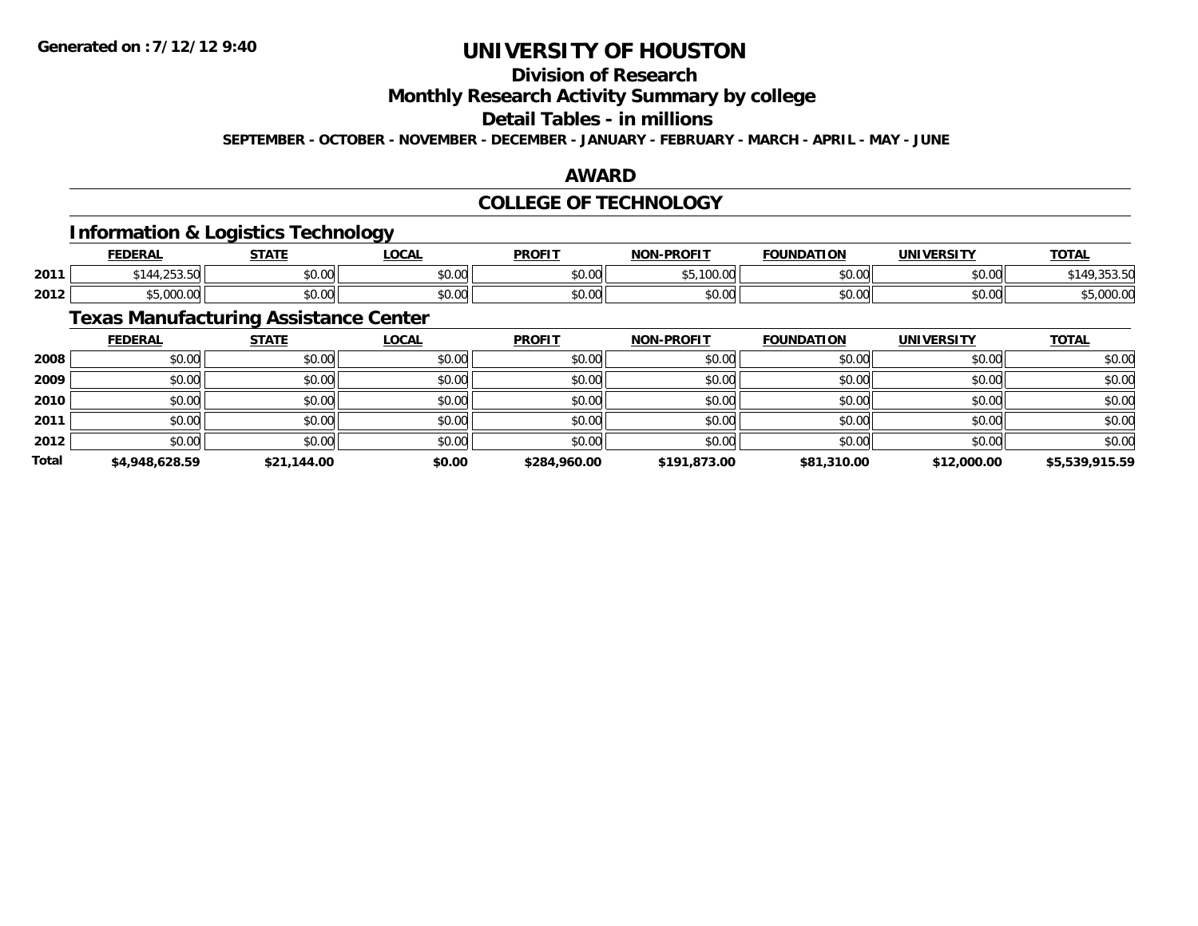# UNIVERSITY OF HOUSTON

## Division of Research

## Monthly Research Activity Summary by college

## Detail Tables - in millions

**SEPTEMBER - OCTOBER - NOVEMBER - DECEMBER - JANUARY - FEBRUARY - MARCH - APRIL - MAY - JUNE**

Generated on : 7/12/12 9:40

## AWARD

## COLLEGE OF TECHNOLOGY

### Information & Logistics Technology

| | FEDERAL | STATE | LOCAL | PROFIT | NON-PROFIT | FOUNDATION | UNIVERSITY | TOTAL |
|---|---|---|---|---|---|---|---|---|
| 2011 | $144,253.50 | $0.00 | $0.00 | $0.00 | $5,100.00 | $0.00 | $0.00 | $149,353.50 |
| 2012 | $5,000.00 | $0.00 | $0.00 | $0.00 | $0.00 | $0.00 | $0.00 | $5,000.00 |

### Texas Manufacturing Assistance Center

| | FEDERAL | STATE | LOCAL | PROFIT | NON-PROFIT | FOUNDATION | UNIVERSITY | TOTAL |
|---|---|---|---|---|---|---|---|---|
| 2008 | $0.00 | $0.00 | $0.00 | $0.00 | $0.00 | $0.00 | $0.00 | $0.00 |
| 2009 | $0.00 | $0.00 | $0.00 | $0.00 | $0.00 | $0.00 | $0.00 | $0.00 |
| 2010 | $0.00 | $0.00 | $0.00 | $0.00 | $0.00 | $0.00 | $0.00 | $0.00 |
| 2011 | $0.00 | $0.00 | $0.00 | $0.00 | $0.00 | $0.00 | $0.00 | $0.00 |
| 2012 | $0.00 | $0.00 | $0.00 | $0.00 | $0.00 | $0.00 | $0.00 | $0.00 |
| **Total** | **$4,948,628.59** | **$21,144.00** | **$0.00** | **$284,960.00** | **$191,873.00** | **$81,310.00** | **$12,000.00** | **$5,539,915.59** |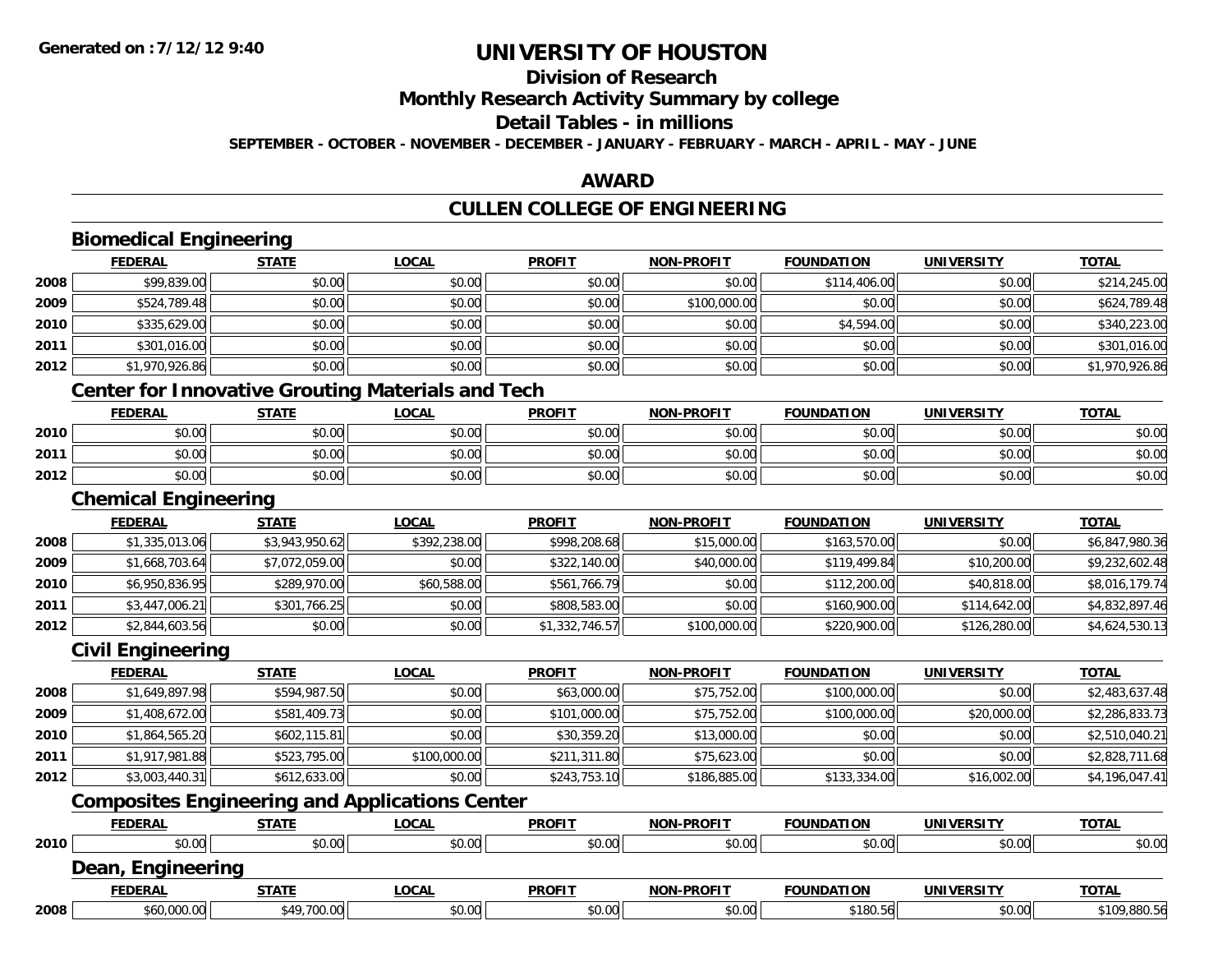**Generated on :7/12/12 9:40**

# UNIVERSITY OF HOUSTON

## Division of Research

## Monthly Research Activity Summary by college

## Detail Tables - in millions

**SEPTEMBER - OCTOBER - NOVEMBER - DECEMBER - JANUARY - FEBRUARY - MARCH - APRIL - MAY - JUNE**

## AWARD

## CULLEN COLLEGE OF ENGINEERING

### Biomedical Engineering

| | FEDERAL | STATE | LOCAL | PROFIT | NON-PROFIT | FOUNDATION | UNIVERSITY | TOTAL |
|---|---|---|---|---|---|---|---|---|
| 2008 | $99,839.00 | $0.00 | $0.00 | $0.00 | $0.00 | $114,406.00 | $0.00 | $214,245.00 |
| 2009 | $524,789.48 | $0.00 | $0.00 | $0.00 | $100,000.00 | $0.00 | $0.00 | $624,789.48 |
| 2010 | $335,629.00 | $0.00 | $0.00 | $0.00 | $0.00 | $4,594.00 | $0.00 | $340,223.00 |
| 2011 | $301,016.00 | $0.00 | $0.00 | $0.00 | $0.00 | $0.00 | $0.00 | $301,016.00 |
| 2012 | $1,970,926.86 | $0.00 | $0.00 | $0.00 | $0.00 | $0.00 | $0.00 | $1,970,926.86 |

### Center for Innovative Grouting Materials and Tech

| | FEDERAL | STATE | LOCAL | PROFIT | NON-PROFIT | FOUNDATION | UNIVERSITY | TOTAL |
|---|---|---|---|---|---|---|---|---|
| 2010 | $0.00 | $0.00 | $0.00 | $0.00 | $0.00 | $0.00 | $0.00 | $0.00 |
| 2011 | $0.00 | $0.00 | $0.00 | $0.00 | $0.00 | $0.00 | $0.00 | $0.00 |
| 2012 | $0.00 | $0.00 | $0.00 | $0.00 | $0.00 | $0.00 | $0.00 | $0.00 |

### Chemical Engineering

| | FEDERAL | STATE | LOCAL | PROFIT | NON-PROFIT | FOUNDATION | UNIVERSITY | TOTAL |
|---|---|---|---|---|---|---|---|---|
| 2008 | $1,335,013.06 | $3,943,950.62 | $392,238.00 | $998,208.68 | $15,000.00 | $163,570.00 | $0.00 | $6,847,980.36 |
| 2009 | $1,668,703.64 | $7,072,059.00 | $0.00 | $322,140.00 | $40,000.00 | $119,499.84 | $10,200.00 | $9,232,602.48 |
| 2010 | $6,950,836.95 | $289,970.00 | $60,588.00 | $561,766.79 | $0.00 | $112,200.00 | $40,818.00 | $8,016,179.74 |
| 2011 | $3,447,006.21 | $301,766.25 | $0.00 | $808,583.00 | $0.00 | $160,900.00 | $114,642.00 | $4,832,897.46 |
| 2012 | $2,844,603.56 | $0.00 | $0.00 | $1,332,746.57 | $100,000.00 | $220,900.00 | $126,280.00 | $4,624,530.13 |

### Civil Engineering

| | FEDERAL | STATE | LOCAL | PROFIT | NON-PROFIT | FOUNDATION | UNIVERSITY | TOTAL |
|---|---|---|---|---|---|---|---|---|
| 2008 | $1,649,897.98 | $594,987.50 | $0.00 | $63,000.00 | $75,752.00 | $100,000.00 | $0.00 | $2,483,637.48 |
| 2009 | $1,408,672.00 | $581,409.73 | $0.00 | $101,000.00 | $75,752.00 | $100,000.00 | $20,000.00 | $2,286,833.73 |
| 2010 | $1,864,565.20 | $602,115.81 | $0.00 | $30,359.20 | $13,000.00 | $0.00 | $0.00 | $2,510,040.21 |
| 2011 | $1,917,981.88 | $523,795.00 | $100,000.00 | $211,311.80 | $75,623.00 | $0.00 | $0.00 | $2,828,711.68 |
| 2012 | $3,003,440.31 | $612,633.00 | $0.00 | $243,753.10 | $186,885.00 | $133,334.00 | $16,002.00 | $4,196,047.41 |

### Composites Engineering and Applications Center

| | FEDERAL | STATE | LOCAL | PROFIT | NON-PROFIT | FOUNDATION | UNIVERSITY | TOTAL |
|---|---|---|---|---|---|---|---|---|
| 2010 | $0.00 | $0.00 | $0.00 | $0.00 | $0.00 | $0.00 | $0.00 | $0.00 |

### Dean, Engineering

| | FEDERAL | STATE | LOCAL | PROFIT | NON-PROFIT | FOUNDATION | UNIVERSITY | TOTAL |
|---|---|---|---|---|---|---|---|---|
| 2008 | $60,000.00 | $49,700.00 | $0.00 | $0.00 | $0.00 | $180.56 | $0.00 | $109,880.56 |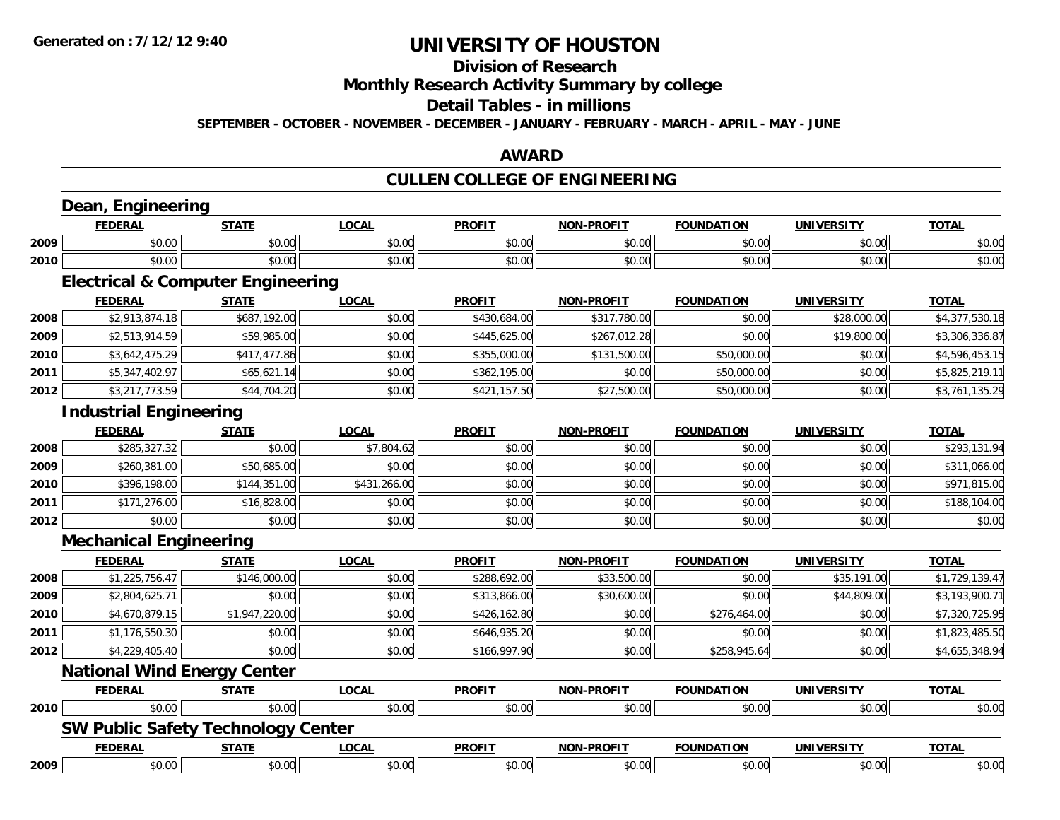**Generated on :7/12/12 9:40**

# UNIVERSITY OF HOUSTON

## Division of Research

## Monthly Research Activity Summary by college

## Detail Tables - in millions

**SEPTEMBER - OCTOBER - NOVEMBER - DECEMBER - JANUARY - FEBRUARY - MARCH - APRIL - MAY - JUNE**

## AWARD

## CULLEN COLLEGE OF ENGINEERING

### Dean, Engineering

| | FEDERAL | STATE | LOCAL | PROFIT | NON-PROFIT | FOUNDATION | UNIVERSITY | TOTAL |
|---|---|---|---|---|---|---|---|---|
| 2009 | $0.00 | $0.00 | $0.00 | $0.00 | $0.00 | $0.00 | $0.00 | $0.00 |
| 2010 | $0.00 | $0.00 | $0.00 | $0.00 | $0.00 | $0.00 | $0.00 | $0.00 |

### Electrical & Computer Engineering

| | FEDERAL | STATE | LOCAL | PROFIT | NON-PROFIT | FOUNDATION | UNIVERSITY | TOTAL |
|---|---|---|---|---|---|---|---|---|
| 2008 | $2,913,874.18 | $687,192.00 | $0.00 | $430,684.00 | $317,780.00 | $0.00 | $28,000.00 | $4,377,530.18 |
| 2009 | $2,513,914.59 | $59,985.00 | $0.00 | $445,625.00 | $267,012.28 | $0.00 | $19,800.00 | $3,306,336.87 |
| 2010 | $3,642,475.29 | $417,477.86 | $0.00 | $355,000.00 | $131,500.00 | $50,000.00 | $0.00 | $4,596,453.15 |
| 2011 | $5,347,402.97 | $65,621.14 | $0.00 | $362,195.00 | $0.00 | $50,000.00 | $0.00 | $5,825,219.11 |
| 2012 | $3,217,773.59 | $44,704.20 | $0.00 | $421,157.50 | $27,500.00 | $50,000.00 | $0.00 | $3,761,135.29 |

### Industrial Engineering

| | FEDERAL | STATE | LOCAL | PROFIT | NON-PROFIT | FOUNDATION | UNIVERSITY | TOTAL |
|---|---|---|---|---|---|---|---|---|
| 2008 | $285,327.32 | $0.00 | $7,804.62 | $0.00 | $0.00 | $0.00 | $0.00 | $293,131.94 |
| 2009 | $260,381.00 | $50,685.00 | $0.00 | $0.00 | $0.00 | $0.00 | $0.00 | $311,066.00 |
| 2010 | $396,198.00 | $144,351.00 | $431,266.00 | $0.00 | $0.00 | $0.00 | $0.00 | $971,815.00 |
| 2011 | $171,276.00 | $16,828.00 | $0.00 | $0.00 | $0.00 | $0.00 | $0.00 | $188,104.00 |
| 2012 | $0.00 | $0.00 | $0.00 | $0.00 | $0.00 | $0.00 | $0.00 | $0.00 |

### Mechanical Engineering

| | FEDERAL | STATE | LOCAL | PROFIT | NON-PROFIT | FOUNDATION | UNIVERSITY | TOTAL |
|---|---|---|---|---|---|---|---|---|
| 2008 | $1,225,756.47 | $146,000.00 | $0.00 | $288,692.00 | $33,500.00 | $0.00 | $35,191.00 | $1,729,139.47 |
| 2009 | $2,804,625.71 | $0.00 | $0.00 | $313,866.00 | $30,600.00 | $0.00 | $44,809.00 | $3,193,900.71 |
| 2010 | $4,670,879.15 | $1,947,220.00 | $0.00 | $426,162.80 | $0.00 | $276,464.00 | $0.00 | $7,320,725.95 |
| 2011 | $1,176,550.30 | $0.00 | $0.00 | $646,935.20 | $0.00 | $0.00 | $0.00 | $1,823,485.50 |
| 2012 | $4,229,405.40 | $0.00 | $0.00 | $166,997.90 | $0.00 | $258,945.64 | $0.00 | $4,655,348.94 |

### National Wind Energy Center

| | FEDERAL | STATE | LOCAL | PROFIT | NON-PROFIT | FOUNDATION | UNIVERSITY | TOTAL |
|---|---|---|---|---|---|---|---|---|
| 2010 | $0.00 | $0.00 | $0.00 | $0.00 | $0.00 | $0.00 | $0.00 | $0.00 |

### SW Public Safety Technology Center

| | FEDERAL | STATE | LOCAL | PROFIT | NON-PROFIT | FOUNDATION | UNIVERSITY | TOTAL |
|---|---|---|---|---|---|---|---|---|
| 2009 | $0.00 | $0.00 | $0.00 | $0.00 | $0.00 | $0.00 | $0.00 | $0.00 |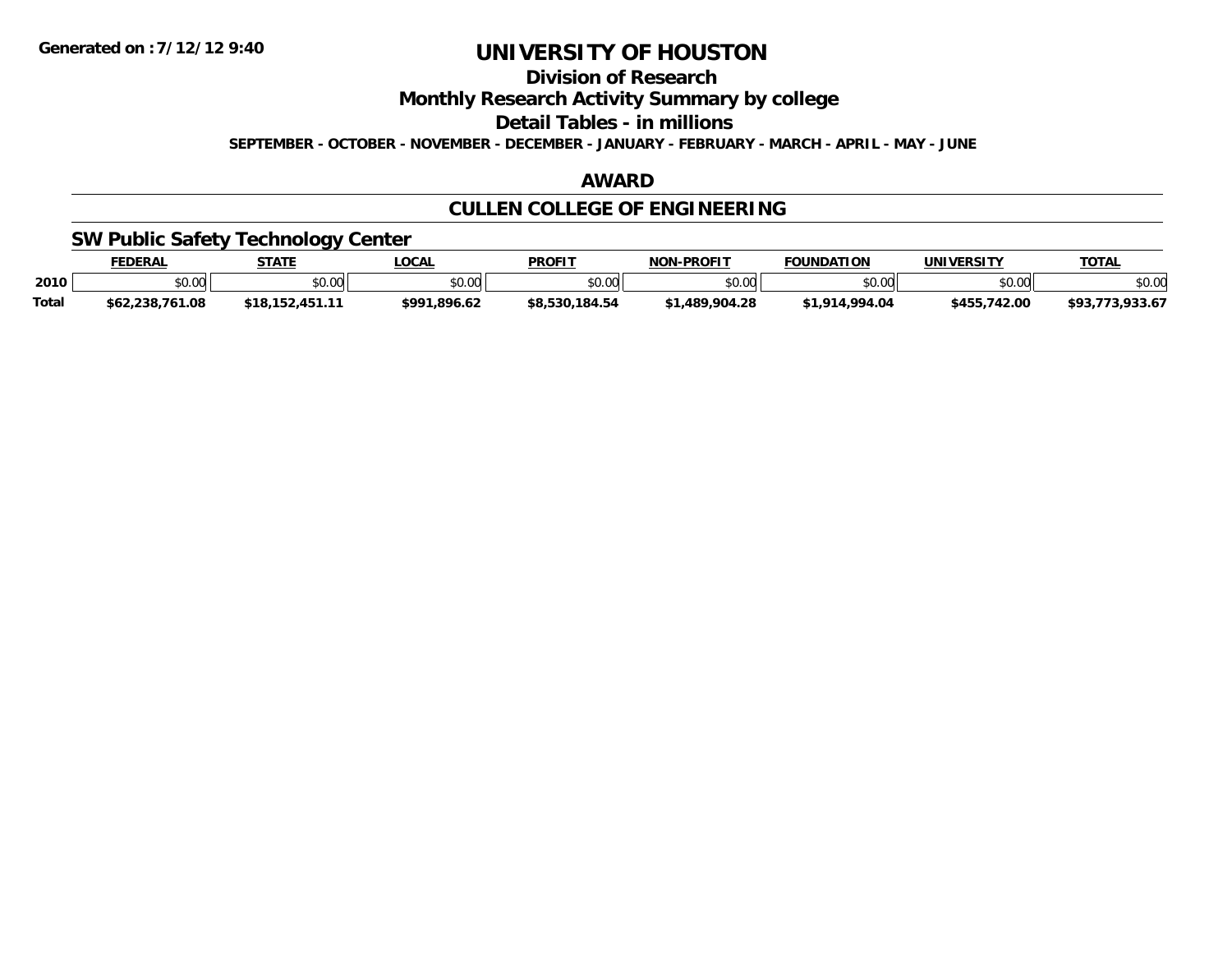Generated on :7/12/12 9:40

# UNIVERSITY OF HOUSTON

## Division of Research

## Monthly Research Activity Summary by college

## Detail Tables - in millions

**SEPTEMBER - OCTOBER - NOVEMBER - DECEMBER - JANUARY - FEBRUARY - MARCH - APRIL - MAY - JUNE**

## AWARD

## CULLEN COLLEGE OF ENGINEERING

### SW Public Safety Technology Center

| | FEDERAL | STATE | LOCAL | PROFIT | NON-PROFIT | FOUNDATION | UNIVERSITY | TOTAL |
|---|---|---|---|---|---|---|---|---|
| 2010 | $0.00 | $0.00 | $0.00 | $0.00 | $0.00 | $0.00 | $0.00 | $0.00 |
| Total | $62,238,761.08 | $18,152,451.11 | $991,896.62 | $8,530,184.54 | $1,489,904.28 | $1,914,994.04 | $455,742.00 | $93,773,933.67 |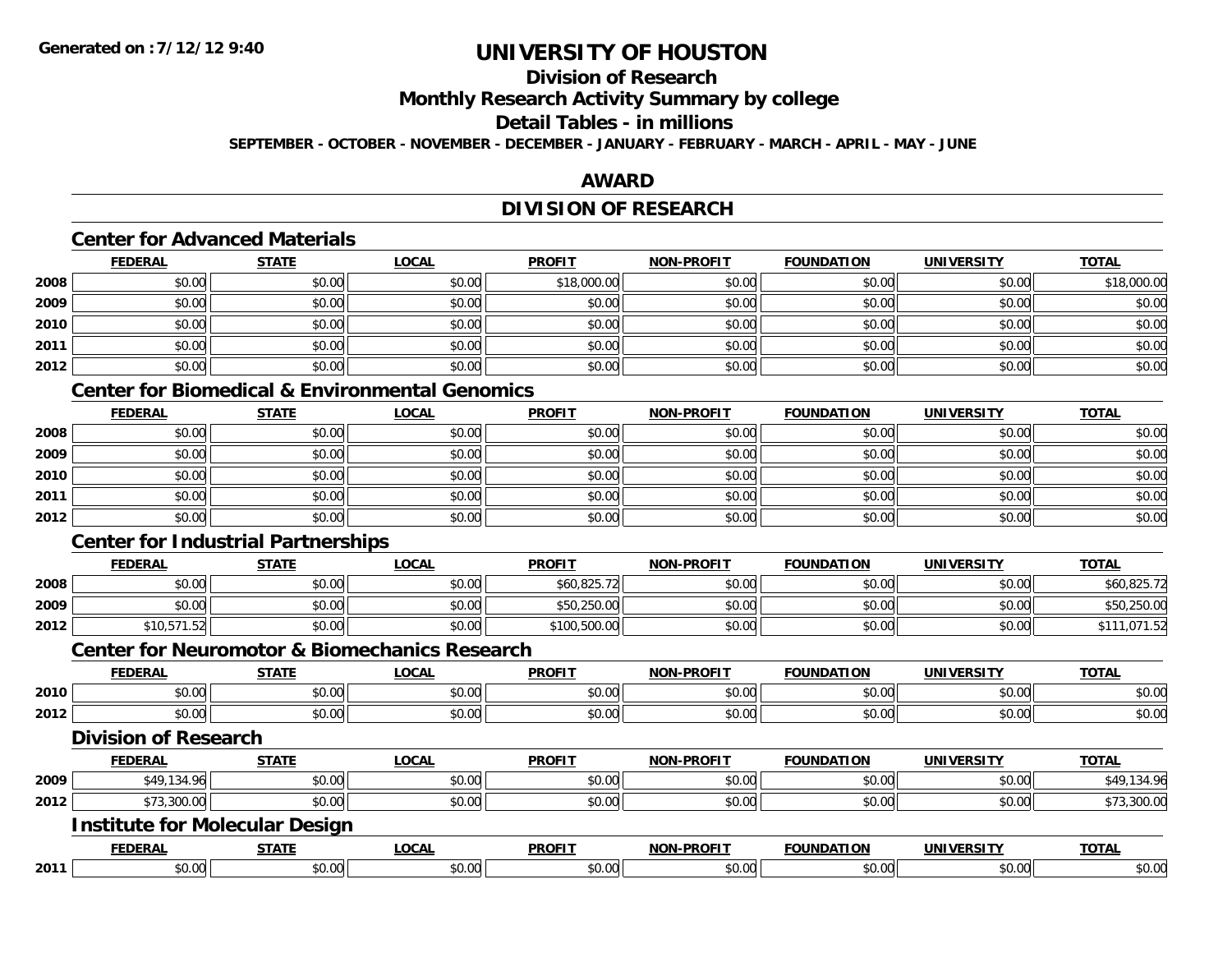**Generated on :7/12/12 9:40**

# UNIVERSITY OF HOUSTON

## Division of Research

## Monthly Research Activity Summary by college

## Detail Tables - in millions

**SEPTEMBER - OCTOBER - NOVEMBER - DECEMBER - JANUARY - FEBRUARY - MARCH - APRIL - MAY - JUNE**

## AWARD

## DIVISION OF RESEARCH

### Center for Advanced Materials

| | FEDERAL | STATE | LOCAL | PROFIT | NON-PROFIT | FOUNDATION | UNIVERSITY | TOTAL |
|---|---|---|---|---|---|---|---|---|
| 2008 | $0.00 | $0.00 | $0.00 | $18,000.00 | $0.00 | $0.00 | $0.00 | $18,000.00 |
| 2009 | $0.00 | $0.00 | $0.00 | $0.00 | $0.00 | $0.00 | $0.00 | $0.00 |
| 2010 | $0.00 | $0.00 | $0.00 | $0.00 | $0.00 | $0.00 | $0.00 | $0.00 |
| 2011 | $0.00 | $0.00 | $0.00 | $0.00 | $0.00 | $0.00 | $0.00 | $0.00 |
| 2012 | $0.00 | $0.00 | $0.00 | $0.00 | $0.00 | $0.00 | $0.00 | $0.00 |

### Center for Biomedical & Environmental Genomics

| | FEDERAL | STATE | LOCAL | PROFIT | NON-PROFIT | FOUNDATION | UNIVERSITY | TOTAL |
|---|---|---|---|---|---|---|---|---|
| 2008 | $0.00 | $0.00 | $0.00 | $0.00 | $0.00 | $0.00 | $0.00 | $0.00 |
| 2009 | $0.00 | $0.00 | $0.00 | $0.00 | $0.00 | $0.00 | $0.00 | $0.00 |
| 2010 | $0.00 | $0.00 | $0.00 | $0.00 | $0.00 | $0.00 | $0.00 | $0.00 |
| 2011 | $0.00 | $0.00 | $0.00 | $0.00 | $0.00 | $0.00 | $0.00 | $0.00 |
| 2012 | $0.00 | $0.00 | $0.00 | $0.00 | $0.00 | $0.00 | $0.00 | $0.00 |

### Center for Industrial Partnerships

| | FEDERAL | STATE | LOCAL | PROFIT | NON-PROFIT | FOUNDATION | UNIVERSITY | TOTAL |
|---|---|---|---|---|---|---|---|---|
| 2008 | $0.00 | $0.00 | $0.00 | $60,825.72 | $0.00 | $0.00 | $0.00 | $60,825.72 |
| 2009 | $0.00 | $0.00 | $0.00 | $50,250.00 | $0.00 | $0.00 | $0.00 | $50,250.00 |
| 2012 | $10,571.52 | $0.00 | $0.00 | $100,500.00 | $0.00 | $0.00 | $0.00 | $111,071.52 |

### Center for Neuromotor & Biomechanics Research

| | FEDERAL | STATE | LOCAL | PROFIT | NON-PROFIT | FOUNDATION | UNIVERSITY | TOTAL |
|---|---|---|---|---|---|---|---|---|
| 2010 | $0.00 | $0.00 | $0.00 | $0.00 | $0.00 | $0.00 | $0.00 | $0.00 |
| 2012 | $0.00 | $0.00 | $0.00 | $0.00 | $0.00 | $0.00 | $0.00 | $0.00 |

### Division of Research

| | FEDERAL | STATE | LOCAL | PROFIT | NON-PROFIT | FOUNDATION | UNIVERSITY | TOTAL |
|---|---|---|---|---|---|---|---|---|
| 2009 | $49,134.96 | $0.00 | $0.00 | $0.00 | $0.00 | $0.00 | $0.00 | $49,134.96 |
| 2012 | $73,300.00 | $0.00 | $0.00 | $0.00 | $0.00 | $0.00 | $0.00 | $73,300.00 |

### Institute for Molecular Design

| | FEDERAL | STATE | LOCAL | PROFIT | NON-PROFIT | FOUNDATION | UNIVERSITY | TOTAL |
|---|---|---|---|---|---|---|---|---|
| 2011 | $0.00 | $0.00 | $0.00 | $0.00 | $0.00 | $0.00 | $0.00 | $0.00 |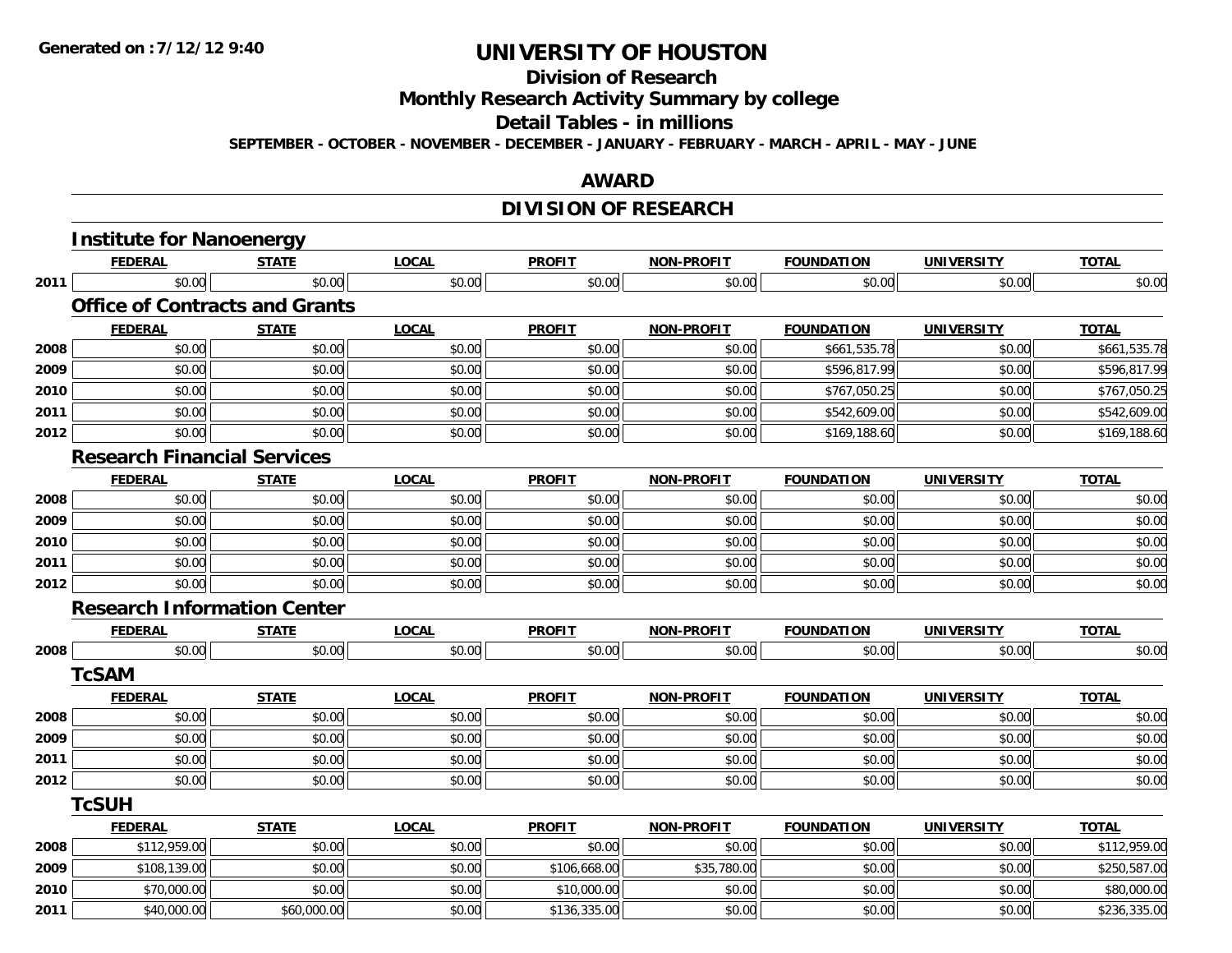# UNIVERSITY OF HOUSTON

## Division of Research

## Monthly Research Activity Summary by college

## Detail Tables - in millions

**SEPTEMBER - OCTOBER - NOVEMBER - DECEMBER - JANUARY - FEBRUARY - MARCH - APRIL - MAY - JUNE**

## AWARD

## DIVISION OF RESEARCH

### Institute for Nanoenergy

| | FEDERAL | STATE | LOCAL | PROFIT | NON-PROFIT | FOUNDATION | UNIVERSITY | TOTAL |
|---|---|---|---|---|---|---|---|---|
| 2011 | $0.00 | $0.00 | $0.00 | $0.00 | $0.00 | $0.00 | $0.00 | $0.00 |

### Office of Contracts and Grants

| | FEDERAL | STATE | LOCAL | PROFIT | NON-PROFIT | FOUNDATION | UNIVERSITY | TOTAL |
|---|---|---|---|---|---|---|---|---|
| 2008 | $0.00 | $0.00 | $0.00 | $0.00 | $0.00 | $661,535.78 | $0.00 | $661,535.78 |
| 2009 | $0.00 | $0.00 | $0.00 | $0.00 | $0.00 | $596,817.99 | $0.00 | $596,817.99 |
| 2010 | $0.00 | $0.00 | $0.00 | $0.00 | $0.00 | $767,050.25 | $0.00 | $767,050.25 |
| 2011 | $0.00 | $0.00 | $0.00 | $0.00 | $0.00 | $542,609.00 | $0.00 | $542,609.00 |
| 2012 | $0.00 | $0.00 | $0.00 | $0.00 | $0.00 | $169,188.60 | $0.00 | $169,188.60 |

### Research Financial Services

| | FEDERAL | STATE | LOCAL | PROFIT | NON-PROFIT | FOUNDATION | UNIVERSITY | TOTAL |
|---|---|---|---|---|---|---|---|---|
| 2008 | $0.00 | $0.00 | $0.00 | $0.00 | $0.00 | $0.00 | $0.00 | $0.00 |
| 2009 | $0.00 | $0.00 | $0.00 | $0.00 | $0.00 | $0.00 | $0.00 | $0.00 |
| 2010 | $0.00 | $0.00 | $0.00 | $0.00 | $0.00 | $0.00 | $0.00 | $0.00 |
| 2011 | $0.00 | $0.00 | $0.00 | $0.00 | $0.00 | $0.00 | $0.00 | $0.00 |
| 2012 | $0.00 | $0.00 | $0.00 | $0.00 | $0.00 | $0.00 | $0.00 | $0.00 |

### Research Information Center

| | FEDERAL | STATE | LOCAL | PROFIT | NON-PROFIT | FOUNDATION | UNIVERSITY | TOTAL |
|---|---|---|---|---|---|---|---|---|
| 2008 | $0.00 | $0.00 | $0.00 | $0.00 | $0.00 | $0.00 | $0.00 | $0.00 |

### TcSAM

| | FEDERAL | STATE | LOCAL | PROFIT | NON-PROFIT | FOUNDATION | UNIVERSITY | TOTAL |
|---|---|---|---|---|---|---|---|---|
| 2008 | $0.00 | $0.00 | $0.00 | $0.00 | $0.00 | $0.00 | $0.00 | $0.00 |
| 2009 | $0.00 | $0.00 | $0.00 | $0.00 | $0.00 | $0.00 | $0.00 | $0.00 |
| 2011 | $0.00 | $0.00 | $0.00 | $0.00 | $0.00 | $0.00 | $0.00 | $0.00 |
| 2012 | $0.00 | $0.00 | $0.00 | $0.00 | $0.00 | $0.00 | $0.00 | $0.00 |

### TcSUH

| | FEDERAL | STATE | LOCAL | PROFIT | NON-PROFIT | FOUNDATION | UNIVERSITY | TOTAL |
|---|---|---|---|---|---|---|---|---|
| 2008 | $112,959.00 | $0.00 | $0.00 | $0.00 | $0.00 | $0.00 | $0.00 | $112,959.00 |
| 2009 | $108,139.00 | $0.00 | $0.00 | $106,668.00 | $35,780.00 | $0.00 | $0.00 | $250,587.00 |
| 2010 | $70,000.00 | $0.00 | $0.00 | $10,000.00 | $0.00 | $0.00 | $0.00 | $80,000.00 |
| 2011 | $40,000.00 | $60,000.00 | $0.00 | $136,335.00 | $0.00 | $0.00 | $0.00 | $236,335.00 |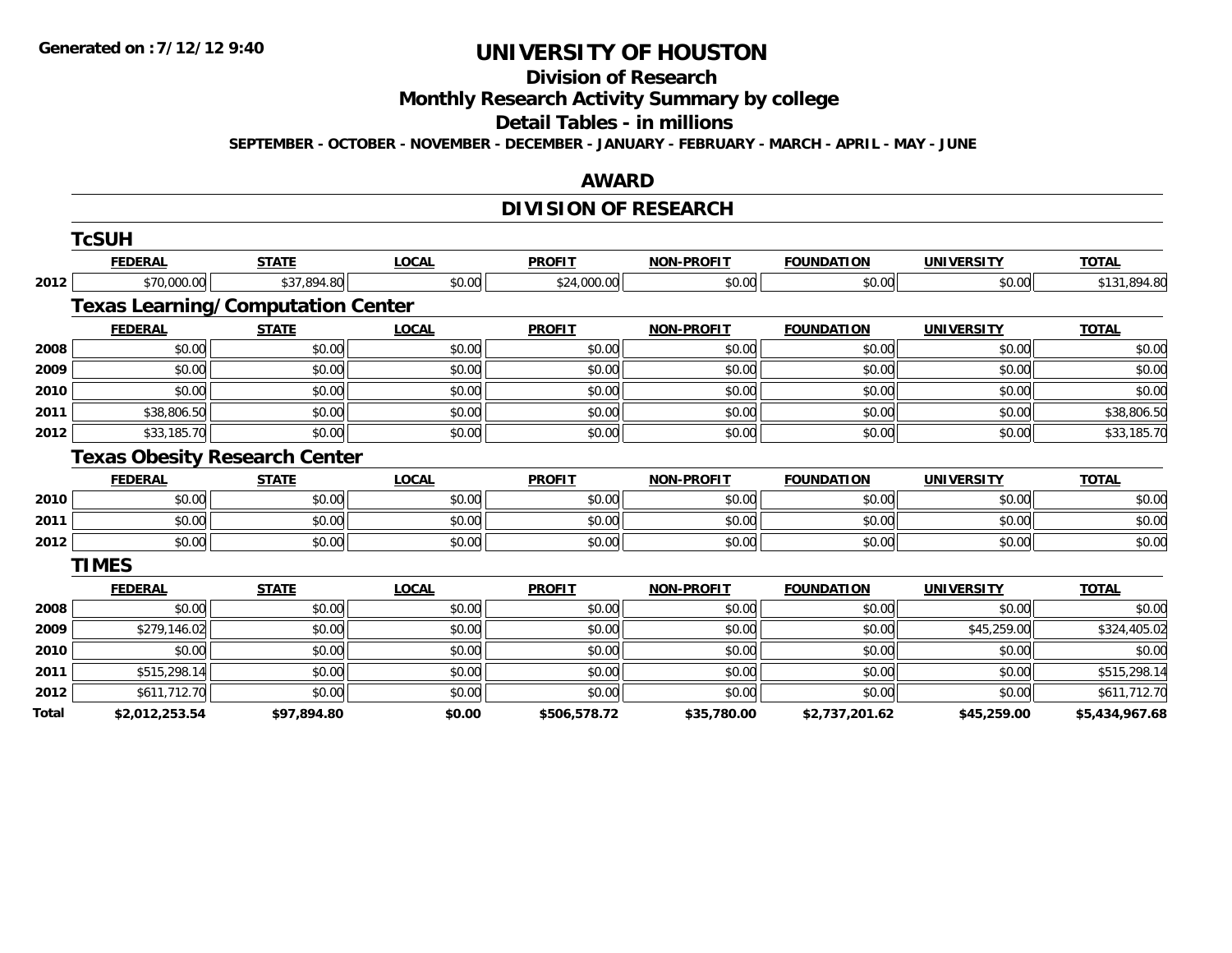**Generated on :7/12/12 9:40**

# UNIVERSITY OF HOUSTON

## Division of Research

## Monthly Research Activity Summary by college

## Detail Tables - in millions

**SEPTEMBER - OCTOBER - NOVEMBER - DECEMBER - JANUARY - FEBRUARY - MARCH - APRIL - MAY - JUNE**

## AWARD

## DIVISION OF RESEARCH

### TcSUH

| | FEDERAL | STATE | LOCAL | PROFIT | NON-PROFIT | FOUNDATION | UNIVERSITY | TOTAL |
|---|---|---|---|---|---|---|---|---|
| 2012 | $70,000.00 | $37,894.80 | $0.00 | $24,000.00 | $0.00 | $0.00 | $0.00 | $131,894.80 |

### Texas Learning/Computation Center

| | FEDERAL | STATE | LOCAL | PROFIT | NON-PROFIT | FOUNDATION | UNIVERSITY | TOTAL |
|---|---|---|---|---|---|---|---|---|
| 2008 | $0.00 | $0.00 | $0.00 | $0.00 | $0.00 | $0.00 | $0.00 | $0.00 |
| 2009 | $0.00 | $0.00 | $0.00 | $0.00 | $0.00 | $0.00 | $0.00 | $0.00 |
| 2010 | $0.00 | $0.00 | $0.00 | $0.00 | $0.00 | $0.00 | $0.00 | $0.00 |
| 2011 | $38,806.50 | $0.00 | $0.00 | $0.00 | $0.00 | $0.00 | $0.00 | $38,806.50 |
| 2012 | $33,185.70 | $0.00 | $0.00 | $0.00 | $0.00 | $0.00 | $0.00 | $33,185.70 |

### Texas Obesity Research Center

| | FEDERAL | STATE | LOCAL | PROFIT | NON-PROFIT | FOUNDATION | UNIVERSITY | TOTAL |
|---|---|---|---|---|---|---|---|---|
| 2010 | $0.00 | $0.00 | $0.00 | $0.00 | $0.00 | $0.00 | $0.00 | $0.00 |
| 2011 | $0.00 | $0.00 | $0.00 | $0.00 | $0.00 | $0.00 | $0.00 | $0.00 |
| 2012 | $0.00 | $0.00 | $0.00 | $0.00 | $0.00 | $0.00 | $0.00 | $0.00 |

### TIMES

| | FEDERAL | STATE | LOCAL | PROFIT | NON-PROFIT | FOUNDATION | UNIVERSITY | TOTAL |
|---|---|---|---|---|---|---|---|---|
| 2008 | $0.00 | $0.00 | $0.00 | $0.00 | $0.00 | $0.00 | $0.00 | $0.00 |
| 2009 | $279,146.02 | $0.00 | $0.00 | $0.00 | $0.00 | $0.00 | $45,259.00 | $324,405.02 |
| 2010 | $0.00 | $0.00 | $0.00 | $0.00 | $0.00 | $0.00 | $0.00 | $0.00 |
| 2011 | $515,298.14 | $0.00 | $0.00 | $0.00 | $0.00 | $0.00 | $0.00 | $515,298.14 |
| 2012 | $611,712.70 | $0.00 | $0.00 | $0.00 | $0.00 | $0.00 | $0.00 | $611,712.70 |
| **Total** | **$2,012,253.54** | **$97,894.80** | **$0.00** | **$506,578.72** | **$35,780.00** | **$2,737,201.62** | **$45,259.00** | **$5,434,967.68** |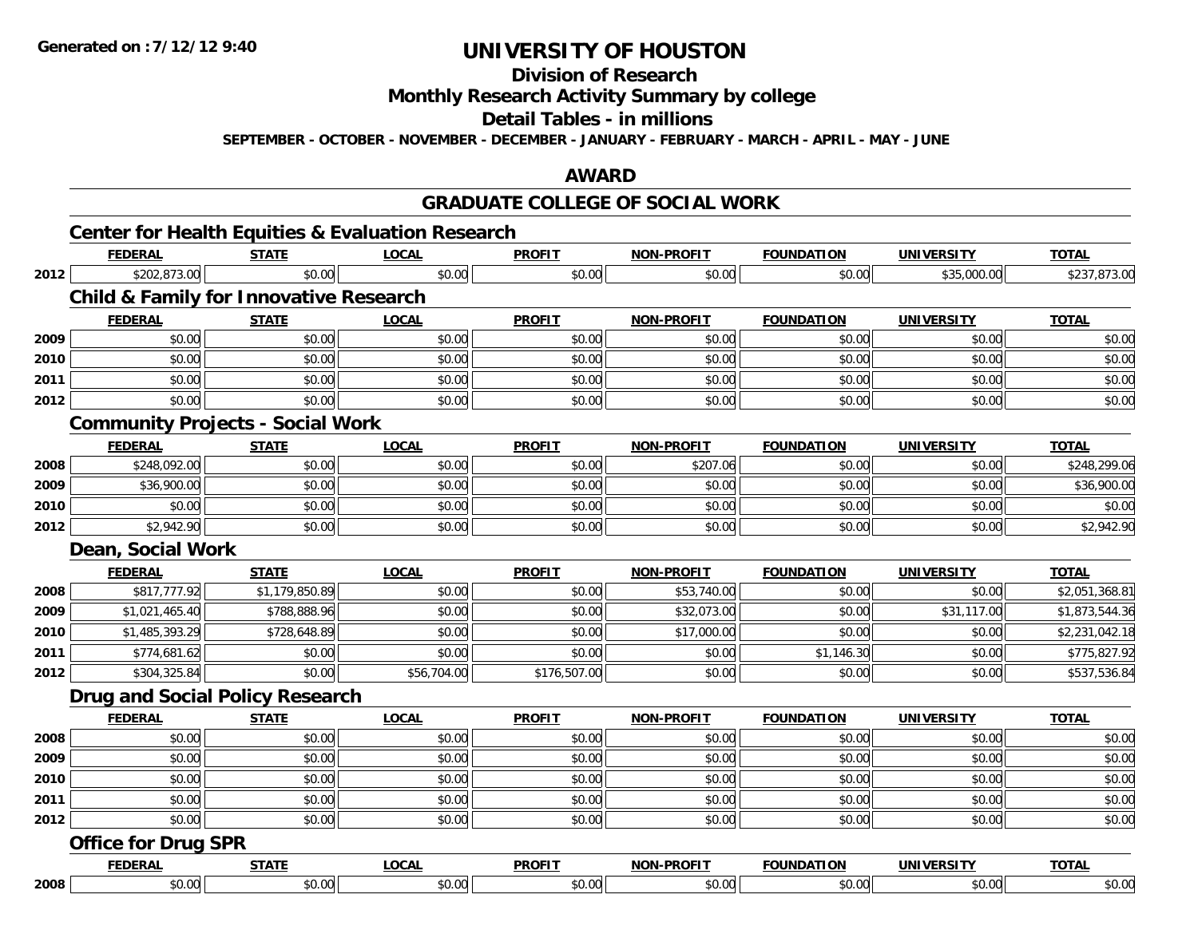**Generated on :7/12/12 9:40**

# UNIVERSITY OF HOUSTON

## Division of Research

## Monthly Research Activity Summary by college

## Detail Tables - in millions

**SEPTEMBER - OCTOBER - NOVEMBER - DECEMBER - JANUARY - FEBRUARY - MARCH - APRIL - MAY - JUNE**

## AWARD

## GRADUATE COLLEGE OF SOCIAL WORK

### Center for Health Equities & Evaluation Research

| | FEDERAL | STATE | LOCAL | PROFIT | NON-PROFIT | FOUNDATION | UNIVERSITY | TOTAL |
|---|---|---|---|---|---|---|---|---|
| 2012 | $202,873.00 | $0.00 | $0.00 | $0.00 | $0.00 | $0.00 | $35,000.00 | $237,873.00 |

### Child & Family for Innovative Research

| | FEDERAL | STATE | LOCAL | PROFIT | NON-PROFIT | FOUNDATION | UNIVERSITY | TOTAL |
|---|---|---|---|---|---|---|---|---|
| 2009 | $0.00 | $0.00 | $0.00 | $0.00 | $0.00 | $0.00 | $0.00 | $0.00 |
| 2010 | $0.00 | $0.00 | $0.00 | $0.00 | $0.00 | $0.00 | $0.00 | $0.00 |
| 2011 | $0.00 | $0.00 | $0.00 | $0.00 | $0.00 | $0.00 | $0.00 | $0.00 |
| 2012 | $0.00 | $0.00 | $0.00 | $0.00 | $0.00 | $0.00 | $0.00 | $0.00 |

### Community Projects - Social Work

| | FEDERAL | STATE | LOCAL | PROFIT | NON-PROFIT | FOUNDATION | UNIVERSITY | TOTAL |
|---|---|---|---|---|---|---|---|---|
| 2008 | $248,092.00 | $0.00 | $0.00 | $0.00 | $207.06 | $0.00 | $0.00 | $248,299.06 |
| 2009 | $36,900.00 | $0.00 | $0.00 | $0.00 | $0.00 | $0.00 | $0.00 | $36,900.00 |
| 2010 | $0.00 | $0.00 | $0.00 | $0.00 | $0.00 | $0.00 | $0.00 | $0.00 |
| 2012 | $2,942.90 | $0.00 | $0.00 | $0.00 | $0.00 | $0.00 | $0.00 | $2,942.90 |

### Dean, Social Work

| | FEDERAL | STATE | LOCAL | PROFIT | NON-PROFIT | FOUNDATION | UNIVERSITY | TOTAL |
|---|---|---|---|---|---|---|---|---|
| 2008 | $817,777.92 | $1,179,850.89 | $0.00 | $0.00 | $53,740.00 | $0.00 | $0.00 | $2,051,368.81 |
| 2009 | $1,021,465.40 | $788,888.96 | $0.00 | $0.00 | $32,073.00 | $0.00 | $31,117.00 | $1,873,544.36 |
| 2010 | $1,485,393.29 | $728,648.89 | $0.00 | $0.00 | $17,000.00 | $0.00 | $0.00 | $2,231,042.18 |
| 2011 | $774,681.62 | $0.00 | $0.00 | $0.00 | $0.00 | $1,146.30 | $0.00 | $775,827.92 |
| 2012 | $304,325.84 | $0.00 | $56,704.00 | $176,507.00 | $0.00 | $0.00 | $0.00 | $537,536.84 |

### Drug and Social Policy Research

| | FEDERAL | STATE | LOCAL | PROFIT | NON-PROFIT | FOUNDATION | UNIVERSITY | TOTAL |
|---|---|---|---|---|---|---|---|---|
| 2008 | $0.00 | $0.00 | $0.00 | $0.00 | $0.00 | $0.00 | $0.00 | $0.00 |
| 2009 | $0.00 | $0.00 | $0.00 | $0.00 | $0.00 | $0.00 | $0.00 | $0.00 |
| 2010 | $0.00 | $0.00 | $0.00 | $0.00 | $0.00 | $0.00 | $0.00 | $0.00 |
| 2011 | $0.00 | $0.00 | $0.00 | $0.00 | $0.00 | $0.00 | $0.00 | $0.00 |
| 2012 | $0.00 | $0.00 | $0.00 | $0.00 | $0.00 | $0.00 | $0.00 | $0.00 |

### Office for Drug SPR

| | FEDERAL | STATE | LOCAL | PROFIT | NON-PROFIT | FOUNDATION | UNIVERSITY | TOTAL |
|---|---|---|---|---|---|---|---|---|
| 2008 | $0.00 | $0.00 | $0.00 | $0.00 | $0.00 | $0.00 | $0.00 | $0.00 |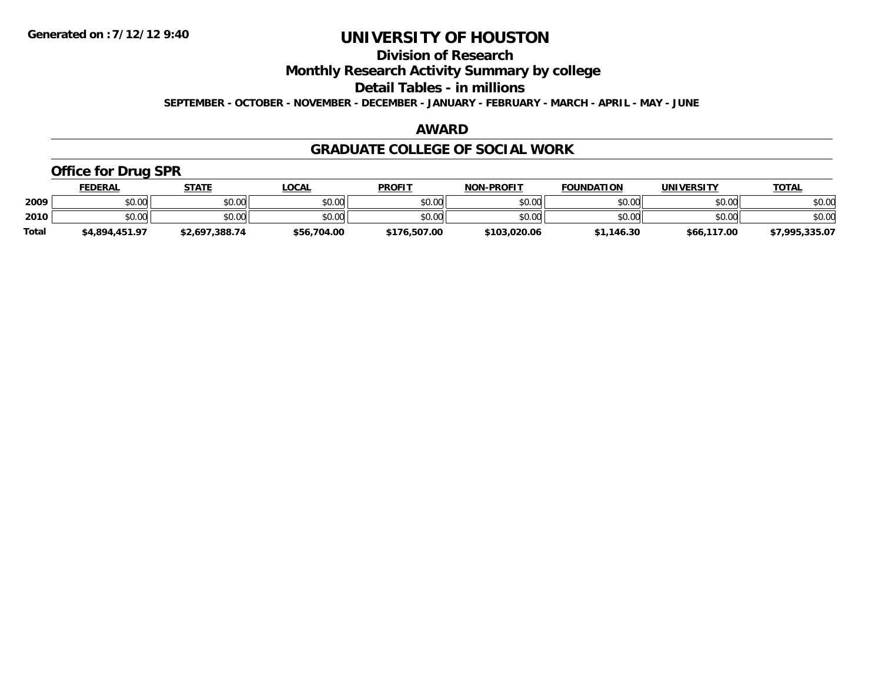**Generated on :7/12/12 9:40**

# UNIVERSITY OF HOUSTON

## Division of Research

## Monthly Research Activity Summary by college

## Detail Tables - in millions

**SEPTEMBER - OCTOBER - NOVEMBER - DECEMBER - JANUARY - FEBRUARY - MARCH - APRIL - MAY - JUNE**

## AWARD

## GRADUATE COLLEGE OF SOCIAL WORK

### Office for Drug SPR

| | FEDERAL | STATE | LOCAL | PROFIT | NON-PROFIT | FOUNDATION | UNIVERSITY | TOTAL |
|---|---|---|---|---|---|---|---|---|
| 2009 | $0.00 | $0.00 | $0.00 | $0.00 | $0.00 | $0.00 | $0.00 | $0.00 |
| 2010 | $0.00 | $0.00 | $0.00 | $0.00 | $0.00 | $0.00 | $0.00 | $0.00 |
| Total | $4,894,451.97 | $2,697,388.74 | $56,704.00 | $176,507.00 | $103,020.06 | $1,146.30 | $66,117.00 | $7,995,335.07 |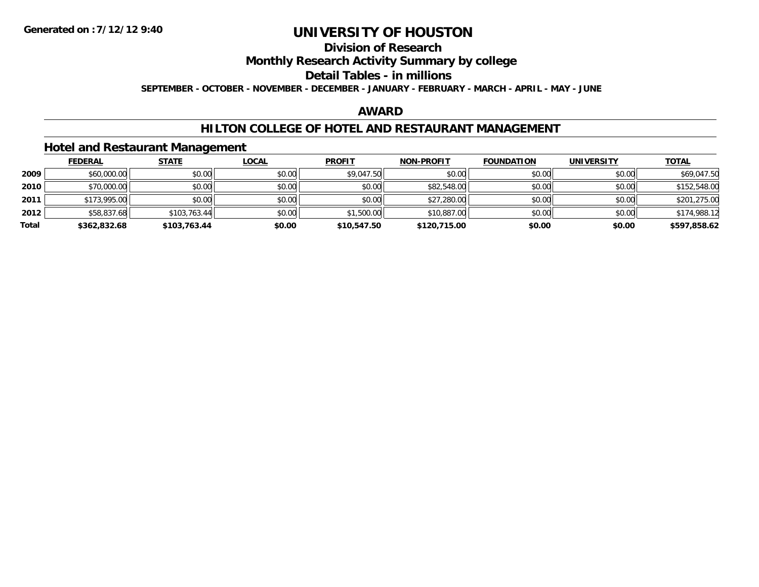Generated on :7/12/12 9:40

# UNIVERSITY OF HOUSTON

## Division of Research

## Monthly Research Activity Summary by college

## Detail Tables - in millions

**SEPTEMBER - OCTOBER - NOVEMBER - DECEMBER - JANUARY - FEBRUARY - MARCH - APRIL - MAY - JUNE**

## AWARD

## HILTON COLLEGE OF HOTEL AND RESTAURANT MANAGEMENT

### Hotel and Restaurant Management

| | FEDERAL | STATE | LOCAL | PROFIT | NON-PROFIT | FOUNDATION | UNIVERSITY | TOTAL |
|---|---|---|---|---|---|---|---|---|
| 2009 | $60,000.00 | $0.00 | $0.00 | $9,047.50 | $0.00 | $0.00 | $0.00 | $69,047.50 |
| 2010 | $70,000.00 | $0.00 | $0.00 | $0.00 | $82,548.00 | $0.00 | $0.00 | $152,548.00 |
| 2011 | $173,995.00 | $0.00 | $0.00 | $0.00 | $27,280.00 | $0.00 | $0.00 | $201,275.00 |
| 2012 | $58,837.68 | $103,763.44 | $0.00 | $1,500.00 | $10,887.00 | $0.00 | $0.00 | $174,988.12 |
| **Total** | **$362,832.68** | **$103,763.44** | **$0.00** | **$10,547.50** | **$120,715.00** | **$0.00** | **$0.00** | **$597,858.62** |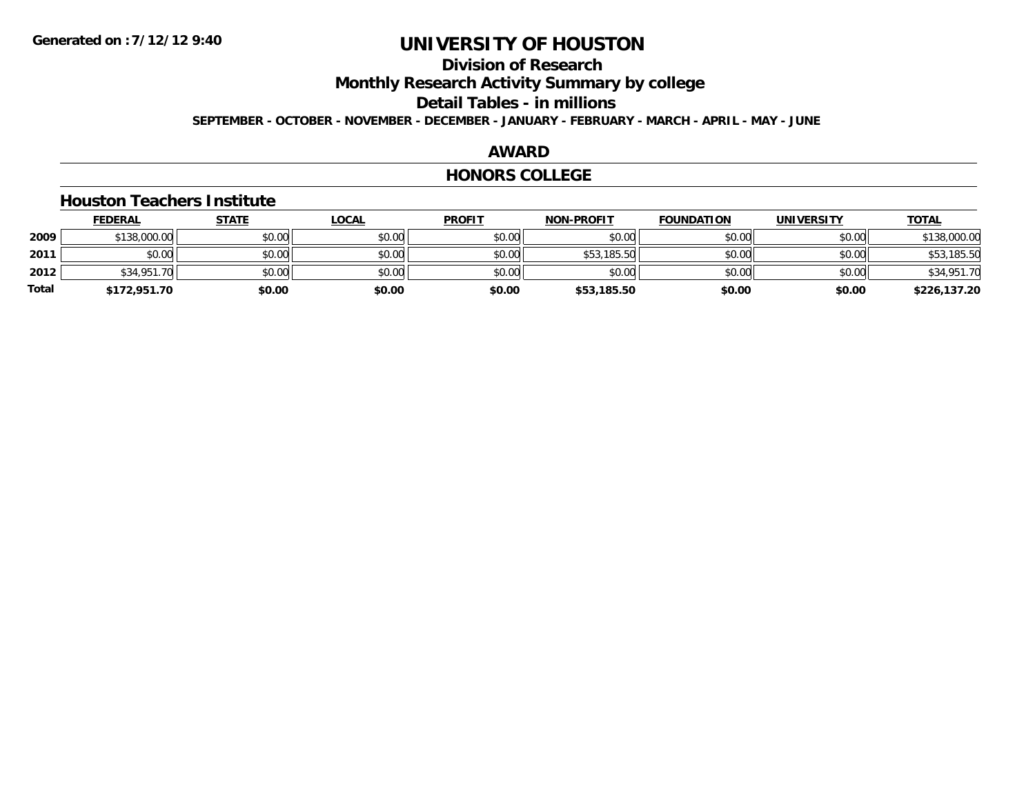Generated on :7/12/12 9:40

# UNIVERSITY OF HOUSTON

## Division of Research

## Monthly Research Activity Summary by college

## Detail Tables - in millions

**SEPTEMBER - OCTOBER - NOVEMBER - DECEMBER - JANUARY - FEBRUARY - MARCH - APRIL - MAY - JUNE**

## AWARD

## HONORS COLLEGE

### Houston Teachers Institute

| | FEDERAL | STATE | LOCAL | PROFIT | NON-PROFIT | FOUNDATION | UNIVERSITY | TOTAL |
|---|---|---|---|---|---|---|---|---|
| 2009 | $138,000.00 | $0.00 | $0.00 | $0.00 | $0.00 | $0.00 | $0.00 | $138,000.00 |
| 2011 | $0.00 | $0.00 | $0.00 | $0.00 | $53,185.50 | $0.00 | $0.00 | $53,185.50 |
| 2012 | $34,951.70 | $0.00 | $0.00 | $0.00 | $0.00 | $0.00 | $0.00 | $34,951.70 |
| **Total** | **$172,951.70** | **$0.00** | **$0.00** | **$0.00** | **$53,185.50** | **$0.00** | **$0.00** | **$226,137.20** |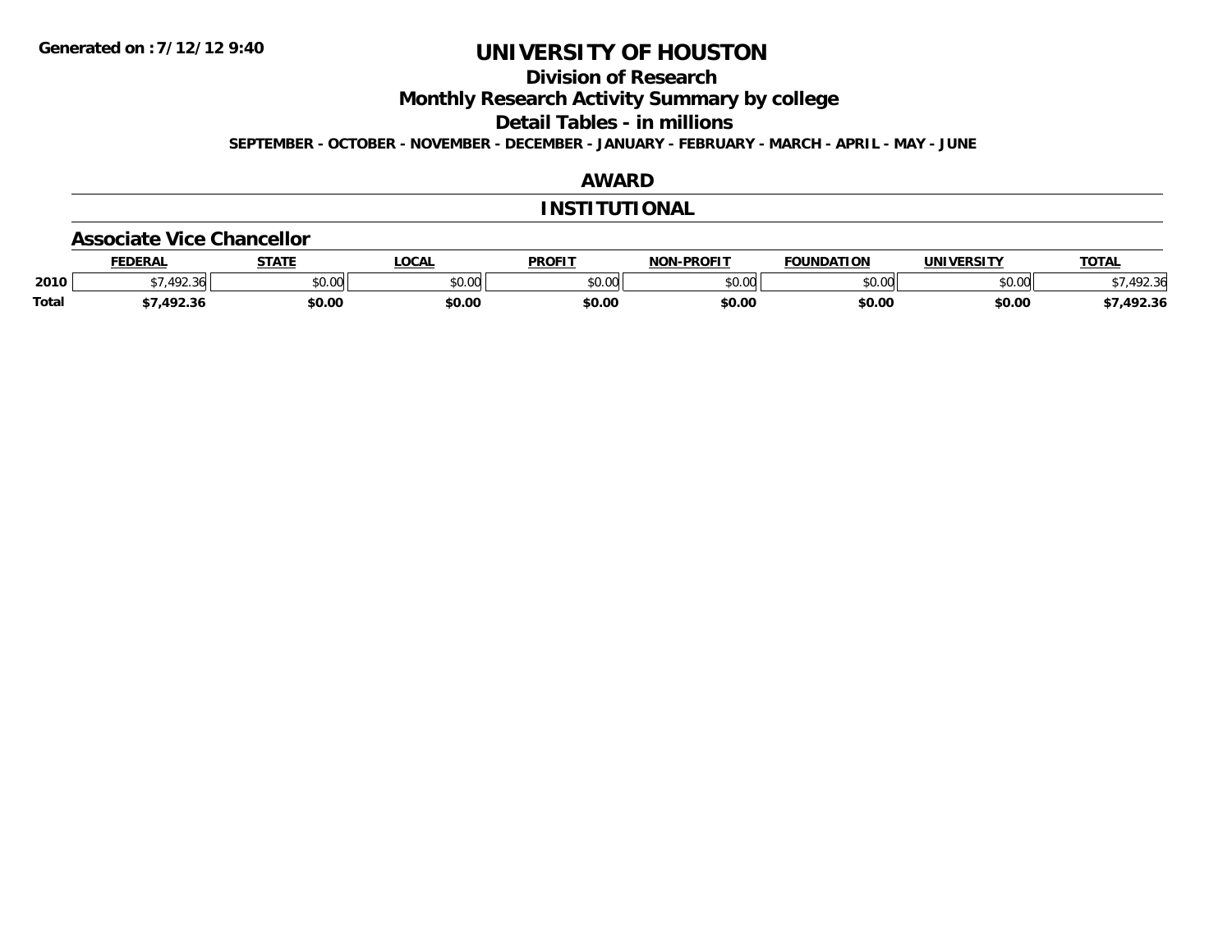Generated on :7/12/12 9:40

# UNIVERSITY OF HOUSTON

## Division of Research

## Monthly Research Activity Summary by college

## Detail Tables - in millions

**SEPTEMBER - OCTOBER - NOVEMBER - DECEMBER - JANUARY - FEBRUARY - MARCH - APRIL - MAY - JUNE**

## AWARD

## INSTITUTIONAL

### Associate Vice Chancellor

| | FEDERAL | STATE | LOCAL | PROFIT | NON-PROFIT | FOUNDATION | UNIVERSITY | TOTAL |
|---|---|---|---|---|---|---|---|---|
| 2010 | $7,492.36 | $0.00 | $0.00 | $0.00 | $0.00 | $0.00 | $0.00 | $7,492.36 |
| **Total** | **$7,492.36** | **$0.00** | **$0.00** | **$0.00** | **$0.00** | **$0.00** | **$0.00** | **$7,492.36** |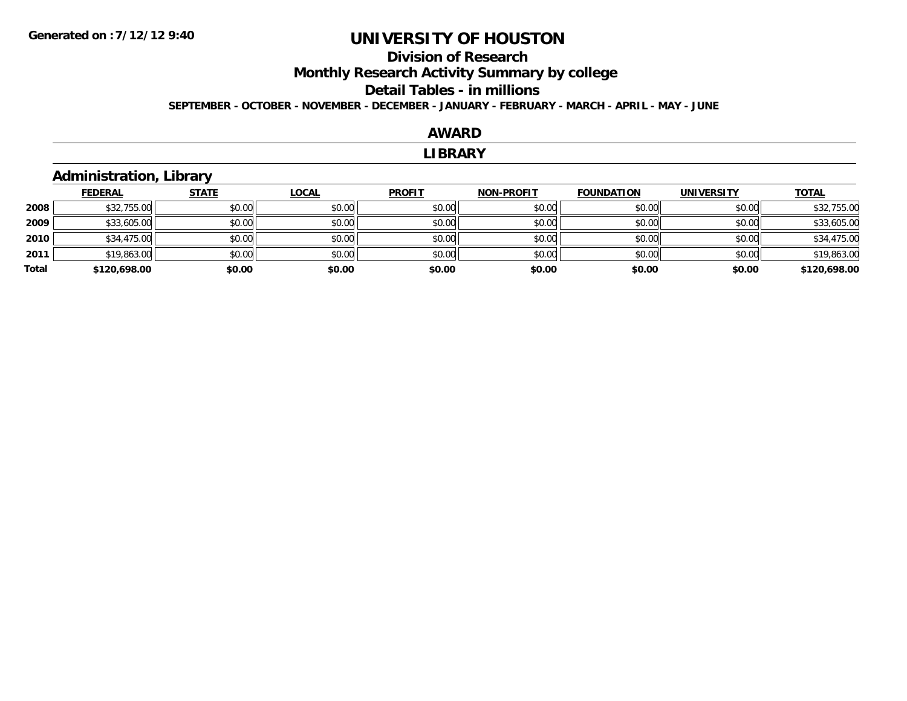Generated on :7/12/12 9:40

# UNIVERSITY OF HOUSTON

## Division of Research

## Monthly Research Activity Summary by college

## Detail Tables - in millions

**SEPTEMBER - OCTOBER - NOVEMBER - DECEMBER - JANUARY - FEBRUARY - MARCH - APRIL - MAY - JUNE**

## AWARD

## LIBRARY

### Administration, Library

| | FEDERAL | STATE | LOCAL | PROFIT | NON-PROFIT | FOUNDATION | UNIVERSITY | TOTAL |
|---|---|---|---|---|---|---|---|---|
| 2008 | $32,755.00 | $0.00 | $0.00 | $0.00 | $0.00 | $0.00 | $0.00 | $32,755.00 |
| 2009 | $33,605.00 | $0.00 | $0.00 | $0.00 | $0.00 | $0.00 | $0.00 | $33,605.00 |
| 2010 | $34,475.00 | $0.00 | $0.00 | $0.00 | $0.00 | $0.00 | $0.00 | $34,475.00 |
| 2011 | $19,863.00 | $0.00 | $0.00 | $0.00 | $0.00 | $0.00 | $0.00 | $19,863.00 |
| **Total** | **$120,698.00** | **$0.00** | **$0.00** | **$0.00** | **$0.00** | **$0.00** | **$0.00** | **$120,698.00** |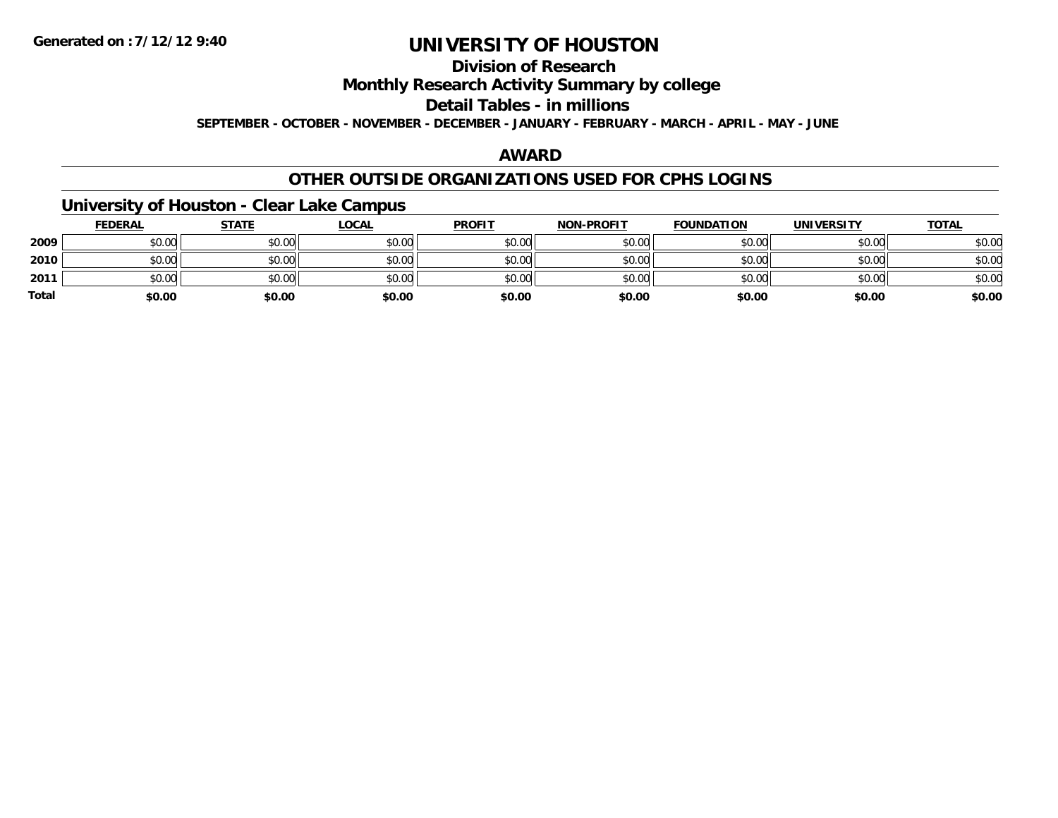**Generated on :7/12/12 9:40**

# UNIVERSITY OF HOUSTON

## Division of Research

## Monthly Research Activity Summary by college

## Detail Tables - in millions

**SEPTEMBER - OCTOBER - NOVEMBER - DECEMBER - JANUARY - FEBRUARY - MARCH - APRIL - MAY - JUNE**

## AWARD

## OTHER OUTSIDE ORGANIZATIONS USED FOR CPHS LOGINS

### University of Houston - Clear Lake Campus

| | FEDERAL | STATE | LOCAL | PROFIT | NON-PROFIT | FOUNDATION | UNIVERSITY | TOTAL |
|---|---|---|---|---|---|---|---|---|
| **2009** | $0.00 | $0.00 | $0.00 | $0.00 | $0.00 | $0.00 | $0.00 | $0.00 |
| **2010** | $0.00 | $0.00 | $0.00 | $0.00 | $0.00 | $0.00 | $0.00 | $0.00 |
| **2011** | $0.00 | $0.00 | $0.00 | $0.00 | $0.00 | $0.00 | $0.00 | $0.00 |
| **Total** | **$0.00** | **$0.00** | **$0.00** | **$0.00** | **$0.00** | **$0.00** | **$0.00** | **$0.00** |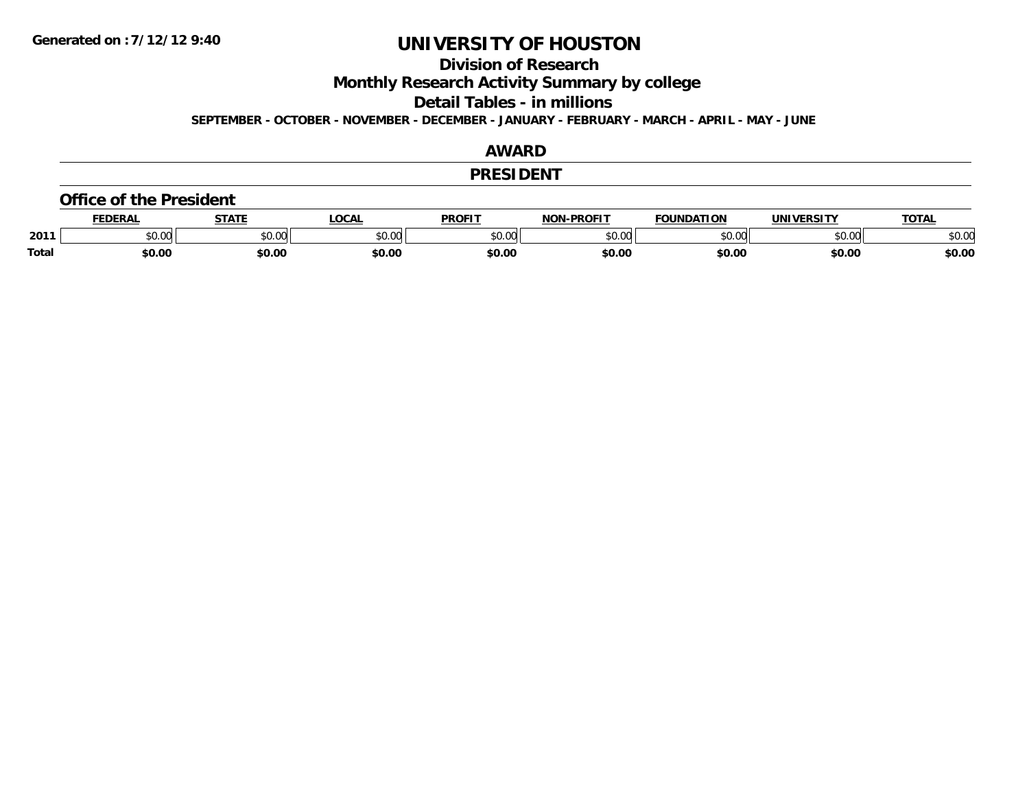Generated on :7/12/12 9:40

# UNIVERSITY OF HOUSTON

## Division of Research

## Monthly Research Activity Summary by college

## Detail Tables - in millions

**SEPTEMBER - OCTOBER - NOVEMBER - DECEMBER - JANUARY - FEBRUARY - MARCH - APRIL - MAY - JUNE**

## AWARD

## PRESIDENT

### Office of the President

| | FEDERAL | STATE | LOCAL | PROFIT | NON-PROFIT | FOUNDATION | UNIVERSITY | TOTAL |
|---|---|---|---|---|---|---|---|---|
| 2011 | $0.00 | $0.00 | $0.00 | $0.00 | $0.00 | $0.00 | $0.00 | $0.00 |
| **Total** | **$0.00** | **$0.00** | **$0.00** | **$0.00** | **$0.00** | **$0.00** | **$0.00** | **$0.00** |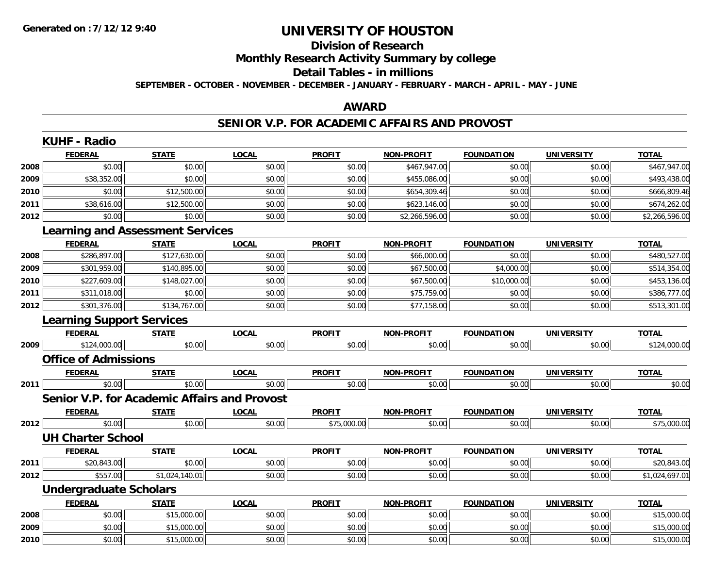# UNIVERSITY OF HOUSTON

## Division of Research

## Monthly Research Activity Summary by college

## Detail Tables - in millions

**SEPTEMBER - OCTOBER - NOVEMBER - DECEMBER - JANUARY - FEBRUARY - MARCH - APRIL - MAY - JUNE**

## AWARD

## SENIOR V.P. FOR ACADEMIC AFFAIRS AND PROVOST

### KUHF - Radio

| | FEDERAL | STATE | LOCAL | PROFIT | NON-PROFIT | FOUNDATION | UNIVERSITY | TOTAL |
|---|---|---|---|---|---|---|---|---|
| 2008 | $0.00 | $0.00 | $0.00 | $0.00 | $467,947.00 | $0.00 | $0.00 | $467,947.00 |
| 2009 | $38,352.00 | $0.00 | $0.00 | $0.00 | $455,086.00 | $0.00 | $0.00 | $493,438.00 |
| 2010 | $0.00 | $12,500.00 | $0.00 | $0.00 | $654,309.46 | $0.00 | $0.00 | $666,809.46 |
| 2011 | $38,616.00 | $12,500.00 | $0.00 | $0.00 | $623,146.00 | $0.00 | $0.00 | $674,262.00 |
| 2012 | $0.00 | $0.00 | $0.00 | $0.00 | $2,266,596.00 | $0.00 | $0.00 | $2,266,596.00 |

### Learning and Assessment Services

| | FEDERAL | STATE | LOCAL | PROFIT | NON-PROFIT | FOUNDATION | UNIVERSITY | TOTAL |
|---|---|---|---|---|---|---|---|---|
| 2008 | $286,897.00 | $127,630.00 | $0.00 | $0.00 | $66,000.00 | $0.00 | $0.00 | $480,527.00 |
| 2009 | $301,959.00 | $140,895.00 | $0.00 | $0.00 | $67,500.00 | $4,000.00 | $0.00 | $514,354.00 |
| 2010 | $227,609.00 | $148,027.00 | $0.00 | $0.00 | $67,500.00 | $10,000.00 | $0.00 | $453,136.00 |
| 2011 | $311,018.00 | $0.00 | $0.00 | $0.00 | $75,759.00 | $0.00 | $0.00 | $386,777.00 |
| 2012 | $301,376.00 | $134,767.00 | $0.00 | $0.00 | $77,158.00 | $0.00 | $0.00 | $513,301.00 |

### Learning Support Services

| | FEDERAL | STATE | LOCAL | PROFIT | NON-PROFIT | FOUNDATION | UNIVERSITY | TOTAL |
|---|---|---|---|---|---|---|---|---|
| 2009 | $124,000.00 | $0.00 | $0.00 | $0.00 | $0.00 | $0.00 | $0.00 | $124,000.00 |

### Office of Admissions

| | FEDERAL | STATE | LOCAL | PROFIT | NON-PROFIT | FOUNDATION | UNIVERSITY | TOTAL |
|---|---|---|---|---|---|---|---|---|
| 2011 | $0.00 | $0.00 | $0.00 | $0.00 | $0.00 | $0.00 | $0.00 | $0.00 |

### Senior V.P. for Academic Affairs and Provost

| | FEDERAL | STATE | LOCAL | PROFIT | NON-PROFIT | FOUNDATION | UNIVERSITY | TOTAL |
|---|---|---|---|---|---|---|---|---|
| 2012 | $0.00 | $0.00 | $0.00 | $75,000.00 | $0.00 | $0.00 | $0.00 | $75,000.00 |

### UH Charter School

| | FEDERAL | STATE | LOCAL | PROFIT | NON-PROFIT | FOUNDATION | UNIVERSITY | TOTAL |
|---|---|---|---|---|---|---|---|---|
| 2011 | $20,843.00 | $0.00 | $0.00 | $0.00 | $0.00 | $0.00 | $0.00 | $20,843.00 |
| 2012 | $557.00 | $1,024,140.01 | $0.00 | $0.00 | $0.00 | $0.00 | $0.00 | $1,024,697.01 |

### Undergraduate Scholars

| | FEDERAL | STATE | LOCAL | PROFIT | NON-PROFIT | FOUNDATION | UNIVERSITY | TOTAL |
|---|---|---|---|---|---|---|---|---|
| 2008 | $0.00 | $15,000.00 | $0.00 | $0.00 | $0.00 | $0.00 | $0.00 | $15,000.00 |
| 2009 | $0.00 | $15,000.00 | $0.00 | $0.00 | $0.00 | $0.00 | $0.00 | $15,000.00 |
| 2010 | $0.00 | $15,000.00 | $0.00 | $0.00 | $0.00 | $0.00 | $0.00 | $15,000.00 |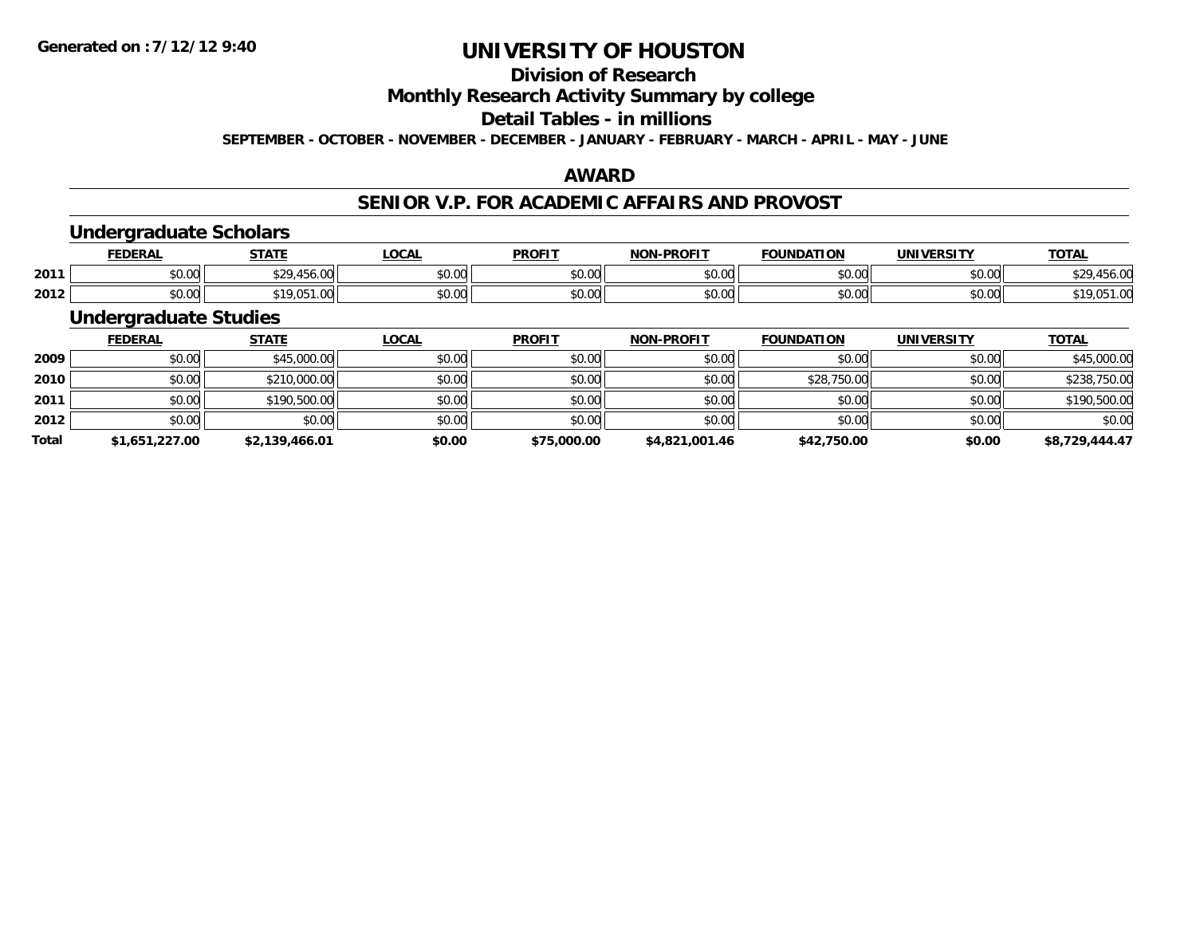**Generated on :7/12/12 9:40**

# UNIVERSITY OF HOUSTON

## Division of Research

## Monthly Research Activity Summary by college

## Detail Tables - in millions

**SEPTEMBER - OCTOBER - NOVEMBER - DECEMBER - JANUARY - FEBRUARY - MARCH - APRIL - MAY - JUNE**

## AWARD

## SENIOR V.P. FOR ACADEMIC AFFAIRS AND PROVOST

### Undergraduate Scholars

| | FEDERAL | STATE | LOCAL | PROFIT | NON-PROFIT | FOUNDATION | UNIVERSITY | TOTAL |
|---|---|---|---|---|---|---|---|---|
| 2011 | $0.00 | $29,456.00 | $0.00 | $0.00 | $0.00 | $0.00 | $0.00 | $29,456.00 |
| 2012 | $0.00 | $19,051.00 | $0.00 | $0.00 | $0.00 | $0.00 | $0.00 | $19,051.00 |

### Undergraduate Studies

| | FEDERAL | STATE | LOCAL | PROFIT | NON-PROFIT | FOUNDATION | UNIVERSITY | TOTAL |
|---|---|---|---|---|---|---|---|---|
| 2009 | $0.00 | $45,000.00 | $0.00 | $0.00 | $0.00 | $0.00 | $0.00 | $45,000.00 |
| 2010 | $0.00 | $210,000.00 | $0.00 | $0.00 | $0.00 | $28,750.00 | $0.00 | $238,750.00 |
| 2011 | $0.00 | $190,500.00 | $0.00 | $0.00 | $0.00 | $0.00 | $0.00 | $190,500.00 |
| 2012 | $0.00 | $0.00 | $0.00 | $0.00 | $0.00 | $0.00 | $0.00 | $0.00 |
| **Total** | **$1,651,227.00** | **$2,139,466.01** | **$0.00** | **$75,000.00** | **$4,821,001.46** | **$42,750.00** | **$0.00** | **$8,729,444.47** |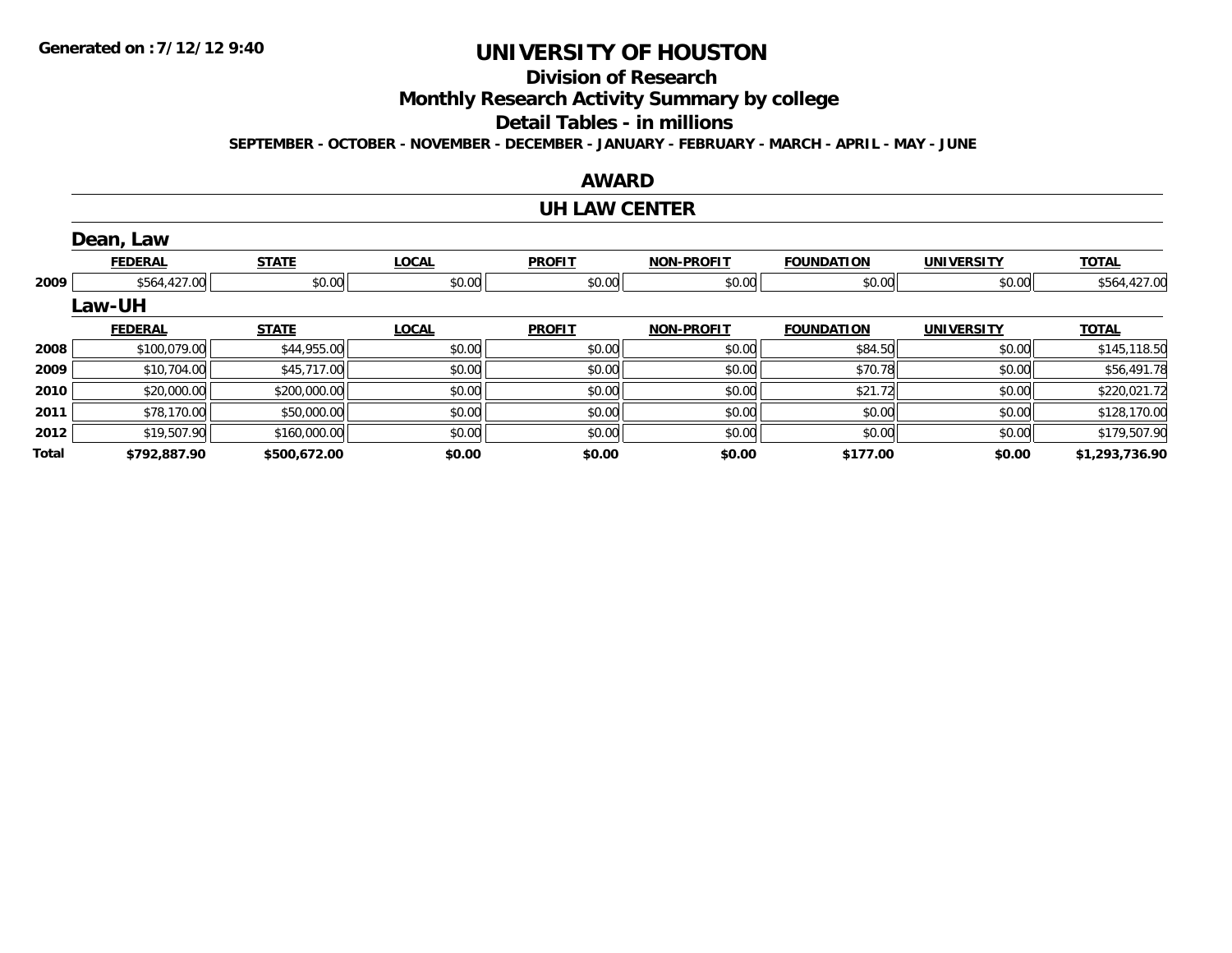**Generated on :7/12/12 9:40**

# UNIVERSITY OF HOUSTON

## Division of Research

## Monthly Research Activity Summary by college

## Detail Tables - in millions

**SEPTEMBER - OCTOBER - NOVEMBER - DECEMBER - JANUARY - FEBRUARY - MARCH - APRIL - MAY - JUNE**

## AWARD

## UH LAW CENTER

### Dean, Law

| | FEDERAL | STATE | LOCAL | PROFIT | NON-PROFIT | FOUNDATION | UNIVERSITY | TOTAL |
|---|---|---|---|---|---|---|---|---|
| 2009 | $564,427.00 | $0.00 | $0.00 | $0.00 | $0.00 | $0.00 | $0.00 | $564,427.00 |

### Law-UH

| | FEDERAL | STATE | LOCAL | PROFIT | NON-PROFIT | FOUNDATION | UNIVERSITY | TOTAL |
|---|---|---|---|---|---|---|---|---|
| 2008 | $100,079.00 | $44,955.00 | $0.00 | $0.00 | $0.00 | $84.50 | $0.00 | $145,118.50 |
| 2009 | $10,704.00 | $45,717.00 | $0.00 | $0.00 | $0.00 | $70.78 | $0.00 | $56,491.78 |
| 2010 | $20,000.00 | $200,000.00 | $0.00 | $0.00 | $0.00 | $21.72 | $0.00 | $220,021.72 |
| 2011 | $78,170.00 | $50,000.00 | $0.00 | $0.00 | $0.00 | $0.00 | $0.00 | $128,170.00 |
| 2012 | $19,507.90 | $160,000.00 | $0.00 | $0.00 | $0.00 | $0.00 | $0.00 | $179,507.90 |
| **Total** | **$792,887.90** | **$500,672.00** | **$0.00** | **$0.00** | **$0.00** | **$177.00** | **$0.00** | **$1,293,736.90** |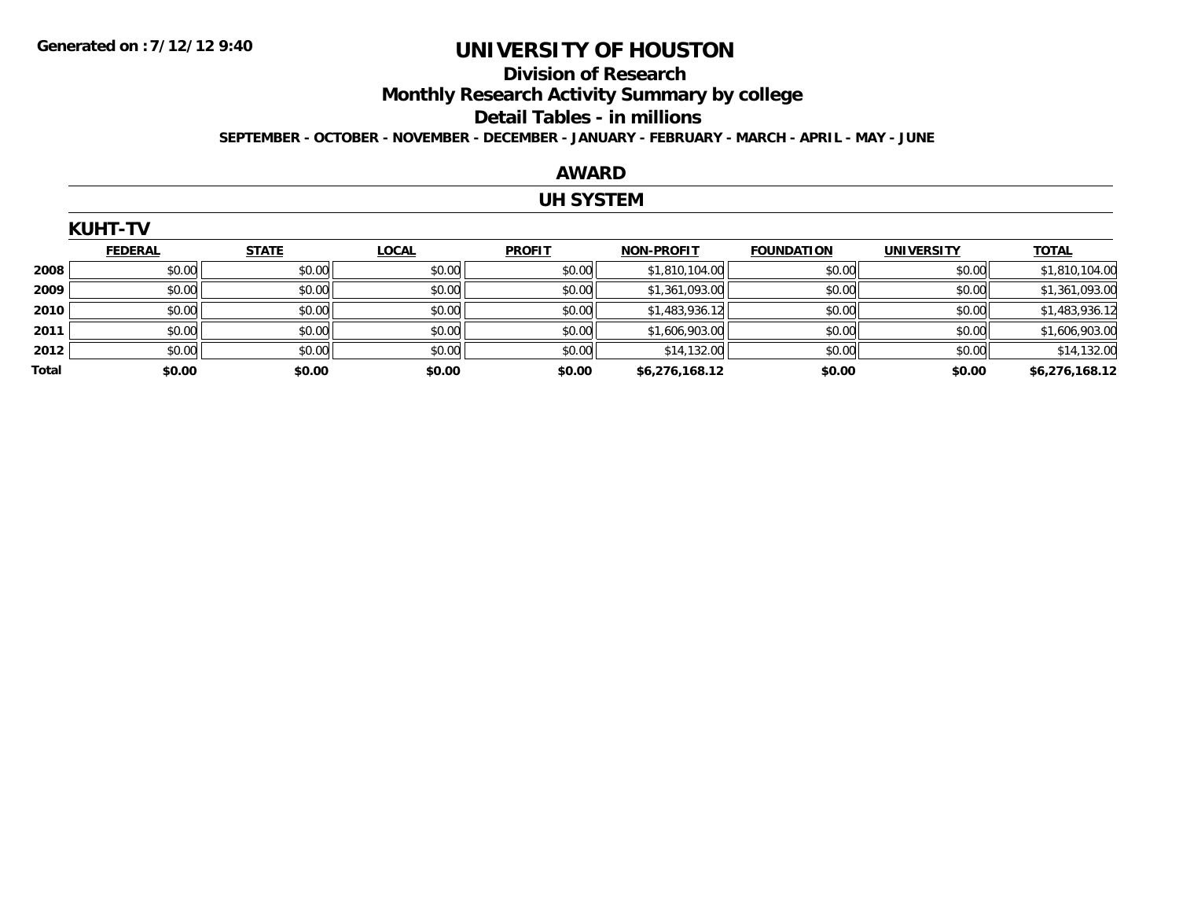Generated on :7/12/12 9:40

# UNIVERSITY OF HOUSTON

## Division of Research

## Monthly Research Activity Summary by college

## Detail Tables - in millions

**SEPTEMBER - OCTOBER - NOVEMBER - DECEMBER - JANUARY - FEBRUARY - MARCH - APRIL - MAY - JUNE**

## AWARD

## UH SYSTEM

### KUHT-TV

| | FEDERAL | STATE | LOCAL | PROFIT | NON-PROFIT | FOUNDATION | UNIVERSITY | TOTAL |
|---|---|---|---|---|---|---|---|---|
| 2008 | $0.00 | $0.00 | $0.00 | $0.00 | $1,810,104.00 | $0.00 | $0.00 | $1,810,104.00 |
| 2009 | $0.00 | $0.00 | $0.00 | $0.00 | $1,361,093.00 | $0.00 | $0.00 | $1,361,093.00 |
| 2010 | $0.00 | $0.00 | $0.00 | $0.00 | $1,483,936.12 | $0.00 | $0.00 | $1,483,936.12 |
| 2011 | $0.00 | $0.00 | $0.00 | $0.00 | $1,606,903.00 | $0.00 | $0.00 | $1,606,903.00 |
| 2012 | $0.00 | $0.00 | $0.00 | $0.00 | $14,132.00 | $0.00 | $0.00 | $14,132.00 |
| **Total** | **$0.00** | **$0.00** | **$0.00** | **$0.00** | **$6,276,168.12** | **$0.00** | **$0.00** | **$6,276,168.12** |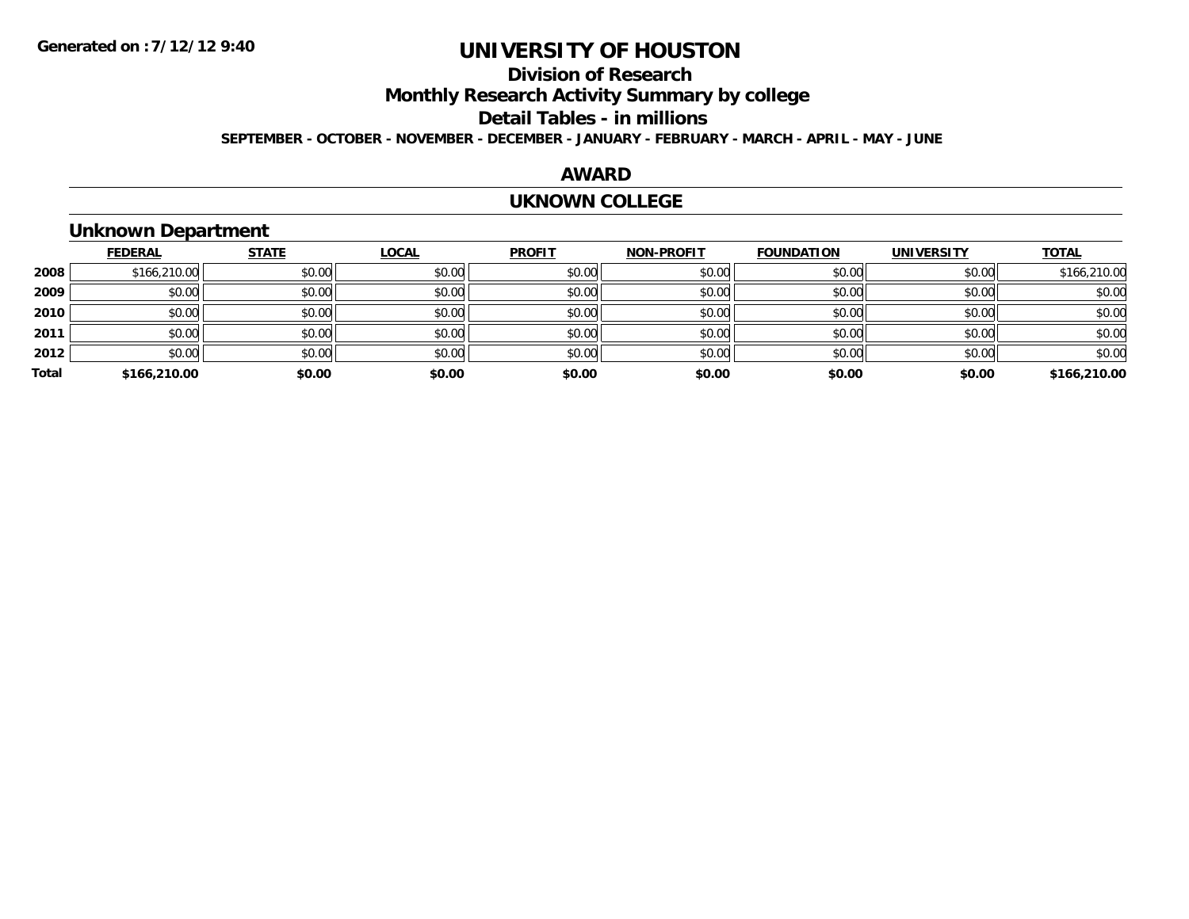# UNIVERSITY OF HOUSTON

## Division of Research

## Monthly Research Activity Summary by college

## Detail Tables - in millions

**SEPTEMBER - OCTOBER - NOVEMBER - DECEMBER - JANUARY - FEBRUARY - MARCH - APRIL - MAY - JUNE**

## AWARD

## UKNOWN COLLEGE

### Unknown Department

| | FEDERAL | STATE | LOCAL | PROFIT | NON-PROFIT | FOUNDATION | UNIVERSITY | TOTAL |
|---|---|---|---|---|---|---|---|---|
| 2008 | $166,210.00 | $0.00 | $0.00 | $0.00 | $0.00 | $0.00 | $0.00 | $166,210.00 |
| 2009 | $0.00 | $0.00 | $0.00 | $0.00 | $0.00 | $0.00 | $0.00 | $0.00 |
| 2010 | $0.00 | $0.00 | $0.00 | $0.00 | $0.00 | $0.00 | $0.00 | $0.00 |
| 2011 | $0.00 | $0.00 | $0.00 | $0.00 | $0.00 | $0.00 | $0.00 | $0.00 |
| 2012 | $0.00 | $0.00 | $0.00 | $0.00 | $0.00 | $0.00 | $0.00 | $0.00 |
| **Total** | **$166,210.00** | **$0.00** | **$0.00** | **$0.00** | **$0.00** | **$0.00** | **$0.00** | **$166,210.00** |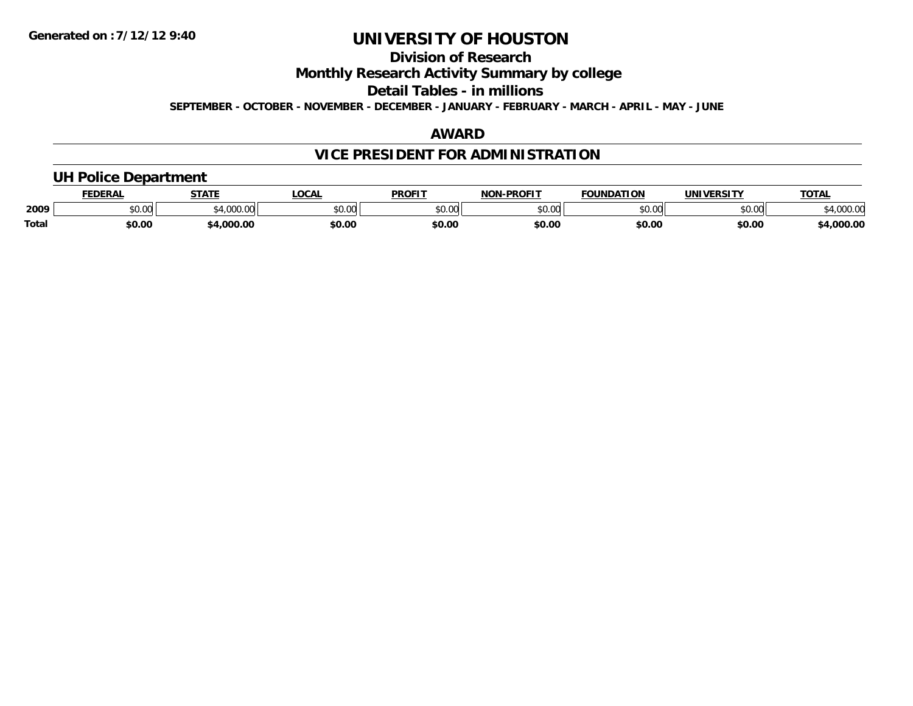Generated on :7/12/12 9:40

# UNIVERSITY OF HOUSTON

## Division of Research

## Monthly Research Activity Summary by college

## Detail Tables - in millions

**SEPTEMBER - OCTOBER - NOVEMBER - DECEMBER - JANUARY - FEBRUARY - MARCH - APRIL - MAY - JUNE**

## AWARD

## VICE PRESIDENT FOR ADMINISTRATION

### UH Police Department

| | FEDERAL | STATE | LOCAL | PROFIT | NON-PROFIT | FOUNDATION | UNIVERSITY | TOTAL |
|---|---|---|---|---|---|---|---|---|
| 2009 | $0.00 | $4,000.00 | $0.00 | $0.00 | $0.00 | $0.00 | $0.00 | $4,000.00 |
| Total | $0.00 | $4,000.00 | $0.00 | $0.00 | $0.00 | $0.00 | $0.00 | $4,000.00 |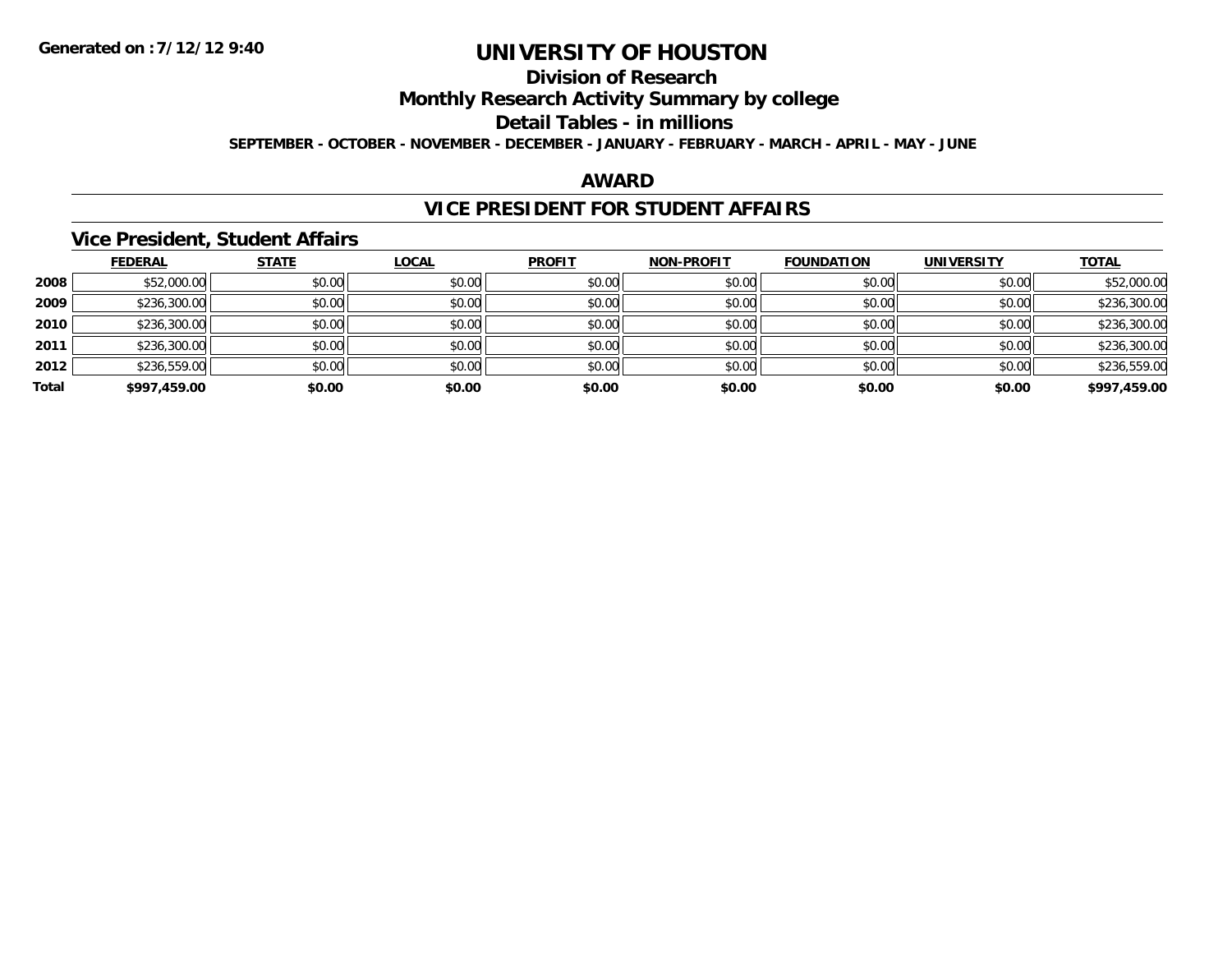**Generated on :7/12/12 9:40**

# UNIVERSITY OF HOUSTON

## Division of Research

## Monthly Research Activity Summary by college

## Detail Tables - in millions

**SEPTEMBER - OCTOBER - NOVEMBER - DECEMBER - JANUARY - FEBRUARY - MARCH - APRIL - MAY - JUNE**

## AWARD

## VICE PRESIDENT FOR STUDENT AFFAIRS

### Vice President, Student Affairs

| | FEDERAL | STATE | LOCAL | PROFIT | NON-PROFIT | FOUNDATION | UNIVERSITY | TOTAL |
|---|---|---|---|---|---|---|---|---|
| 2008 | $52,000.00 | $0.00 | $0.00 | $0.00 | $0.00 | $0.00 | $0.00 | $52,000.00 |
| 2009 | $236,300.00 | $0.00 | $0.00 | $0.00 | $0.00 | $0.00 | $0.00 | $236,300.00 |
| 2010 | $236,300.00 | $0.00 | $0.00 | $0.00 | $0.00 | $0.00 | $0.00 | $236,300.00 |
| 2011 | $236,300.00 | $0.00 | $0.00 | $0.00 | $0.00 | $0.00 | $0.00 | $236,300.00 |
| 2012 | $236,559.00 | $0.00 | $0.00 | $0.00 | $0.00 | $0.00 | $0.00 | $236,559.00 |
| **Total** | **$997,459.00** | **$0.00** | **$0.00** | **$0.00** | **$0.00** | **$0.00** | **$0.00** | **$997,459.00** |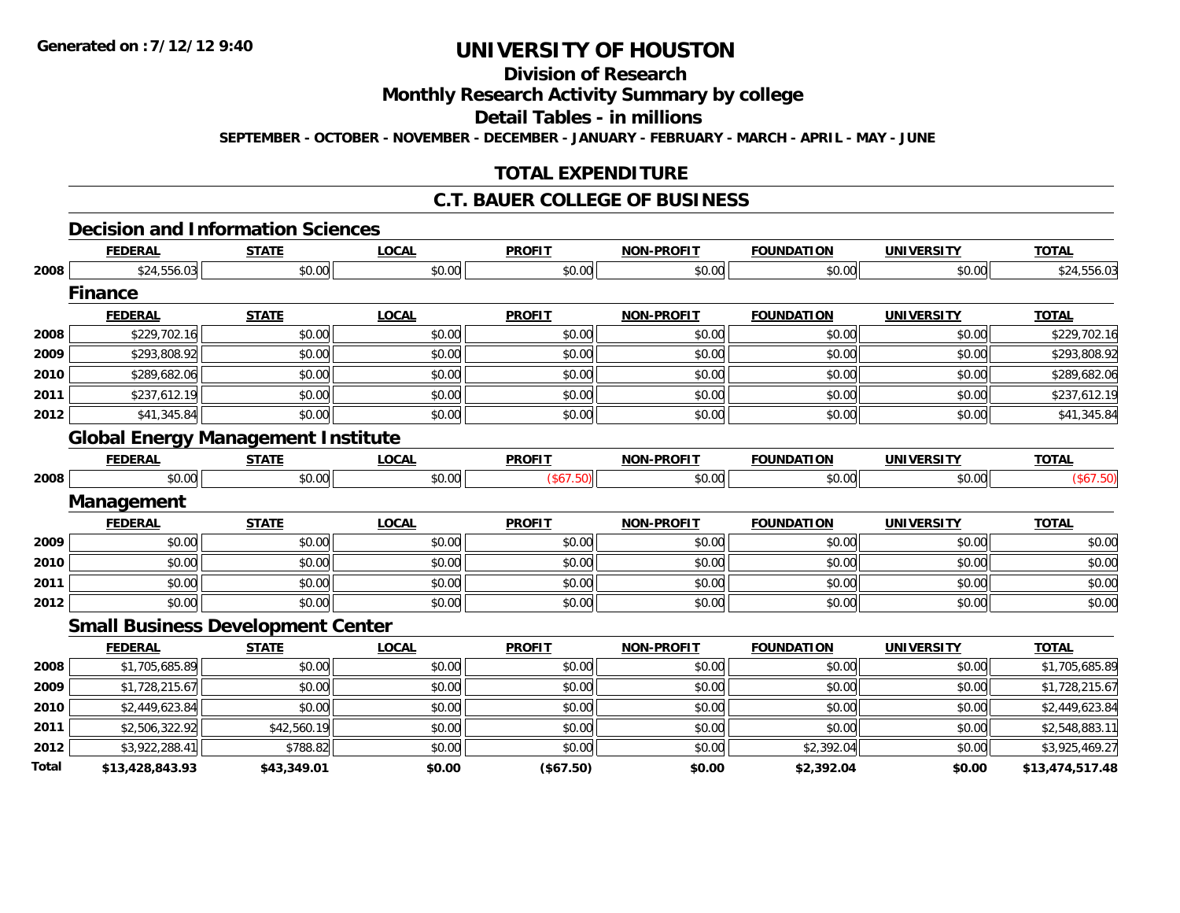Generated on :7/12/12 9:40

# UNIVERSITY OF HOUSTON

## Division of Research

## Monthly Research Activity Summary by college

## Detail Tables - in millions

SEPTEMBER - OCTOBER - NOVEMBER - DECEMBER - JANUARY - FEBRUARY - MARCH - APRIL - MAY - JUNE

## TOTAL EXPENDITURE

## C.T. BAUER COLLEGE OF BUSINESS

### Decision and Information Sciences

| | FEDERAL | STATE | LOCAL | PROFIT | NON-PROFIT | FOUNDATION | UNIVERSITY | TOTAL |
|---|---|---|---|---|---|---|---|---|
| 2008 | $24,556.03 | $0.00 | $0.00 | $0.00 | $0.00 | $0.00 | $0.00 | $24,556.03 |

### Finance

| | FEDERAL | STATE | LOCAL | PROFIT | NON-PROFIT | FOUNDATION | UNIVERSITY | TOTAL |
|---|---|---|---|---|---|---|---|---|
| 2008 | $229,702.16 | $0.00 | $0.00 | $0.00 | $0.00 | $0.00 | $0.00 | $229,702.16 |
| 2009 | $293,808.92 | $0.00 | $0.00 | $0.00 | $0.00 | $0.00 | $0.00 | $293,808.92 |
| 2010 | $289,682.06 | $0.00 | $0.00 | $0.00 | $0.00 | $0.00 | $0.00 | $289,682.06 |
| 2011 | $237,612.19 | $0.00 | $0.00 | $0.00 | $0.00 | $0.00 | $0.00 | $237,612.19 |
| 2012 | $41,345.84 | $0.00 | $0.00 | $0.00 | $0.00 | $0.00 | $0.00 | $41,345.84 |

### Global Energy Management Institute

| | FEDERAL | STATE | LOCAL | PROFIT | NON-PROFIT | FOUNDATION | UNIVERSITY | TOTAL |
|---|---|---|---|---|---|---|---|---|
| 2008 | $0.00 | $0.00 | $0.00 | ($67.50) | $0.00 | $0.00 | $0.00 | ($67.50) |

### Management

| | FEDERAL | STATE | LOCAL | PROFIT | NON-PROFIT | FOUNDATION | UNIVERSITY | TOTAL |
|---|---|---|---|---|---|---|---|---|
| 2009 | $0.00 | $0.00 | $0.00 | $0.00 | $0.00 | $0.00 | $0.00 | $0.00 |
| 2010 | $0.00 | $0.00 | $0.00 | $0.00 | $0.00 | $0.00 | $0.00 | $0.00 |
| 2011 | $0.00 | $0.00 | $0.00 | $0.00 | $0.00 | $0.00 | $0.00 | $0.00 |
| 2012 | $0.00 | $0.00 | $0.00 | $0.00 | $0.00 | $0.00 | $0.00 | $0.00 |

### Small Business Development Center

| | FEDERAL | STATE | LOCAL | PROFIT | NON-PROFIT | FOUNDATION | UNIVERSITY | TOTAL |
|---|---|---|---|---|---|---|---|---|
| 2008 | $1,705,685.89 | $0.00 | $0.00 | $0.00 | $0.00 | $0.00 | $0.00 | $1,705,685.89 |
| 2009 | $1,728,215.67 | $0.00 | $0.00 | $0.00 | $0.00 | $0.00 | $0.00 | $1,728,215.67 |
| 2010 | $2,449,623.84 | $0.00 | $0.00 | $0.00 | $0.00 | $0.00 | $0.00 | $2,449,623.84 |
| 2011 | $2,506,322.92 | $42,560.19 | $0.00 | $0.00 | $0.00 | $0.00 | $0.00 | $2,548,883.11 |
| 2012 | $3,922,288.41 | $788.82 | $0.00 | $0.00 | $0.00 | $2,392.04 | $0.00 | $3,925,469.27 |
| **Total** | **$13,428,843.93** | **$43,349.01** | **$0.00** | **($67.50)** | **$0.00** | **$2,392.04** | **$0.00** | **$13,474,517.48** |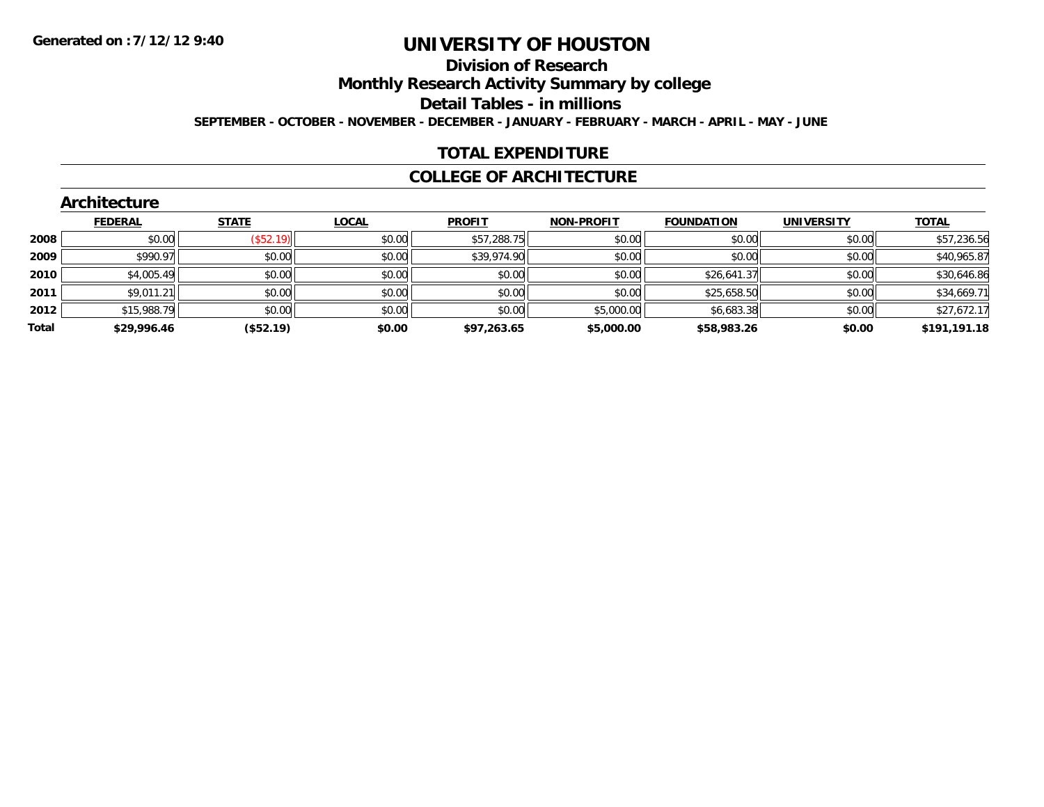Generated on :7/12/12 9:40

# UNIVERSITY OF HOUSTON

## Division of Research

## Monthly Research Activity Summary by college

## Detail Tables - in millions

SEPTEMBER - OCTOBER - NOVEMBER - DECEMBER - JANUARY - FEBRUARY - MARCH - APRIL - MAY - JUNE

## TOTAL EXPENDITURE

## COLLEGE OF ARCHITECTURE

### Architecture

| | FEDERAL | STATE | LOCAL | PROFIT | NON-PROFIT | FOUNDATION | UNIVERSITY | TOTAL |
|---|---|---|---|---|---|---|---|---|
| 2008 | $0.00 | ($52.19) | $0.00 | $57,288.75 | $0.00 | $0.00 | $0.00 | $57,236.56 |
| 2009 | $990.97 | $0.00 | $0.00 | $39,974.90 | $0.00 | $0.00 | $0.00 | $40,965.87 |
| 2010 | $4,005.49 | $0.00 | $0.00 | $0.00 | $0.00 | $26,641.37 | $0.00 | $30,646.86 |
| 2011 | $9,011.21 | $0.00 | $0.00 | $0.00 | $0.00 | $25,658.50 | $0.00 | $34,669.71 |
| 2012 | $15,988.79 | $0.00 | $0.00 | $0.00 | $5,000.00 | $6,683.38 | $0.00 | $27,672.17 |
| **Total** | **$29,996.46** | **($52.19)** | **$0.00** | **$97,263.65** | **$5,000.00** | **$58,983.26** | **$0.00** | **$191,191.18** |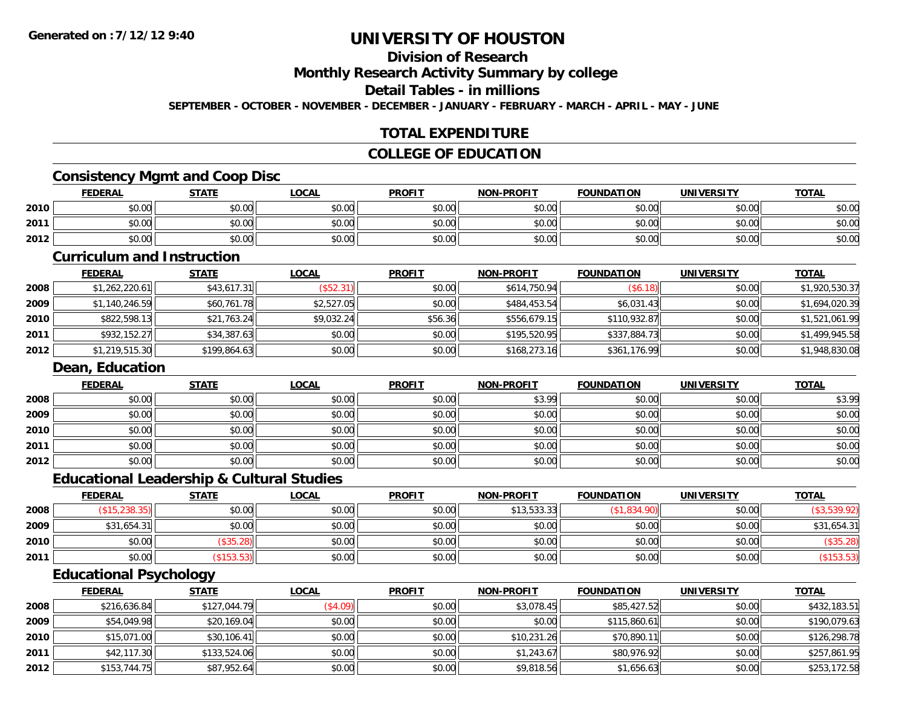**Generated on :7/12/12 9:40**

# UNIVERSITY OF HOUSTON

## Division of Research

## Monthly Research Activity Summary by college

## Detail Tables - in millions

**SEPTEMBER - OCTOBER - NOVEMBER - DECEMBER - JANUARY - FEBRUARY - MARCH - APRIL - MAY - JUNE**

## TOTAL EXPENDITURE

## COLLEGE OF EDUCATION

### Consistency Mgmt and Coop Disc

| | FEDERAL | STATE | LOCAL | PROFIT | NON-PROFIT | FOUNDATION | UNIVERSITY | TOTAL |
|---|---|---|---|---|---|---|---|---|
| 2010 | $0.00 | $0.00 | $0.00 | $0.00 | $0.00 | $0.00 | $0.00 | $0.00 |
| 2011 | $0.00 | $0.00 | $0.00 | $0.00 | $0.00 | $0.00 | $0.00 | $0.00 |
| 2012 | $0.00 | $0.00 | $0.00 | $0.00 | $0.00 | $0.00 | $0.00 | $0.00 |

### Curriculum and Instruction

| | FEDERAL | STATE | LOCAL | PROFIT | NON-PROFIT | FOUNDATION | UNIVERSITY | TOTAL |
|---|---|---|---|---|---|---|---|---|
| 2008 | $1,262,220.61 | $43,617.31 | ($52.31) | $0.00 | $614,750.94 | ($6.18) | $0.00 | $1,920,530.37 |
| 2009 | $1,140,246.59 | $60,761.78 | $2,527.05 | $0.00 | $484,453.54 | $6,031.43 | $0.00 | $1,694,020.39 |
| 2010 | $822,598.13 | $21,763.24 | $9,032.24 | $56.36 | $556,679.15 | $110,932.87 | $0.00 | $1,521,061.99 |
| 2011 | $932,152.27 | $34,387.63 | $0.00 | $0.00 | $195,520.95 | $337,884.73 | $0.00 | $1,499,945.58 |
| 2012 | $1,219,515.30 | $199,864.63 | $0.00 | $0.00 | $168,273.16 | $361,176.99 | $0.00 | $1,948,830.08 |

### Dean, Education

| | FEDERAL | STATE | LOCAL | PROFIT | NON-PROFIT | FOUNDATION | UNIVERSITY | TOTAL |
|---|---|---|---|---|---|---|---|---|
| 2008 | $0.00 | $0.00 | $0.00 | $0.00 | $3.99 | $0.00 | $0.00 | $3.99 |
| 2009 | $0.00 | $0.00 | $0.00 | $0.00 | $0.00 | $0.00 | $0.00 | $0.00 |
| 2010 | $0.00 | $0.00 | $0.00 | $0.00 | $0.00 | $0.00 | $0.00 | $0.00 |
| 2011 | $0.00 | $0.00 | $0.00 | $0.00 | $0.00 | $0.00 | $0.00 | $0.00 |
| 2012 | $0.00 | $0.00 | $0.00 | $0.00 | $0.00 | $0.00 | $0.00 | $0.00 |

### Educational Leadership & Cultural Studies

| | FEDERAL | STATE | LOCAL | PROFIT | NON-PROFIT | FOUNDATION | UNIVERSITY | TOTAL |
|---|---|---|---|---|---|---|---|---|
| 2008 | ($15,238.35) | $0.00 | $0.00 | $0.00 | $13,533.33 | ($1,834.90) | $0.00 | ($3,539.92) |
| 2009 | $31,654.31 | $0.00 | $0.00 | $0.00 | $0.00 | $0.00 | $0.00 | $31,654.31 |
| 2010 | $0.00 | ($35.28) | $0.00 | $0.00 | $0.00 | $0.00 | $0.00 | ($35.28) |
| 2011 | $0.00 | ($153.53) | $0.00 | $0.00 | $0.00 | $0.00 | $0.00 | ($153.53) |

### Educational Psychology

| | FEDERAL | STATE | LOCAL | PROFIT | NON-PROFIT | FOUNDATION | UNIVERSITY | TOTAL |
|---|---|---|---|---|---|---|---|---|
| 2008 | $216,636.84 | $127,044.79 | ($4.09) | $0.00 | $3,078.45 | $85,427.52 | $0.00 | $432,183.51 |
| 2009 | $54,049.98 | $20,169.04 | $0.00 | $0.00 | $0.00 | $115,860.61 | $0.00 | $190,079.63 |
| 2010 | $15,071.00 | $30,106.41 | $0.00 | $0.00 | $10,231.26 | $70,890.11 | $0.00 | $126,298.78 |
| 2011 | $42,117.30 | $133,524.06 | $0.00 | $0.00 | $1,243.67 | $80,976.92 | $0.00 | $257,861.95 |
| 2012 | $153,744.75 | $87,952.64 | $0.00 | $0.00 | $9,818.56 | $1,656.63 | $0.00 | $253,172.58 |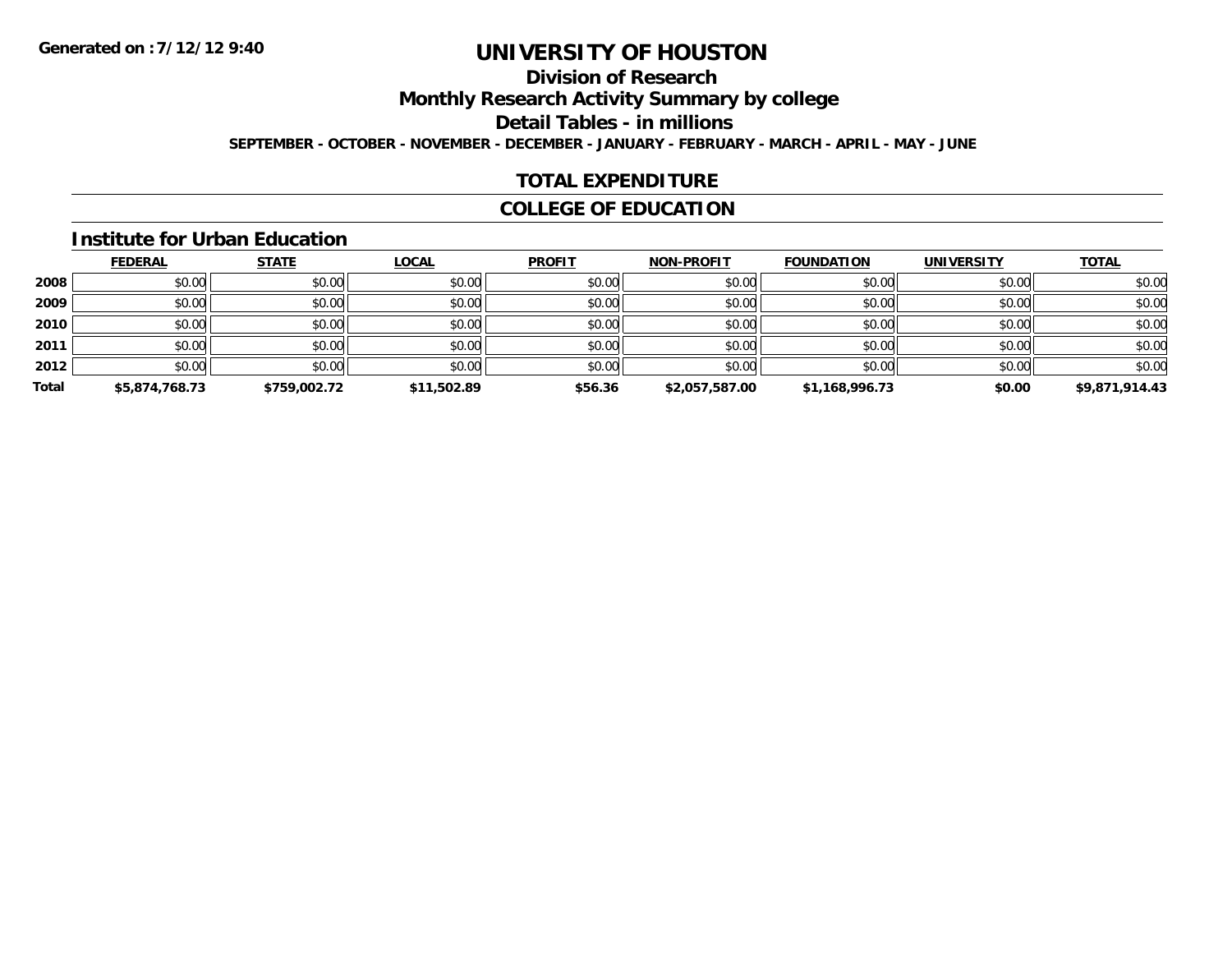**Generated on :7/12/12 9:40**

# UNIVERSITY OF HOUSTON

## Division of Research

## Monthly Research Activity Summary by college

## Detail Tables - in millions

**SEPTEMBER - OCTOBER - NOVEMBER - DECEMBER - JANUARY - FEBRUARY - MARCH - APRIL - MAY - JUNE**

## TOTAL EXPENDITURE

## COLLEGE OF EDUCATION

### Institute for Urban Education

| | FEDERAL | STATE | LOCAL | PROFIT | NON-PROFIT | FOUNDATION | UNIVERSITY | TOTAL |
|---|---|---|---|---|---|---|---|---|
| **2008** | $0.00 | $0.00 | $0.00 | $0.00 | $0.00 | $0.00 | $0.00 | $0.00 |
| **2009** | $0.00 | $0.00 | $0.00 | $0.00 | $0.00 | $0.00 | $0.00 | $0.00 |
| **2010** | $0.00 | $0.00 | $0.00 | $0.00 | $0.00 | $0.00 | $0.00 | $0.00 |
| **2011** | $0.00 | $0.00 | $0.00 | $0.00 | $0.00 | $0.00 | $0.00 | $0.00 |
| **2012** | $0.00 | $0.00 | $0.00 | $0.00 | $0.00 | $0.00 | $0.00 | $0.00 |
| **Total** | **$5,874,768.73** | **$759,002.72** | **$11,502.89** | **$56.36** | **$2,057,587.00** | **$1,168,996.73** | **$0.00** | **$9,871,914.43** |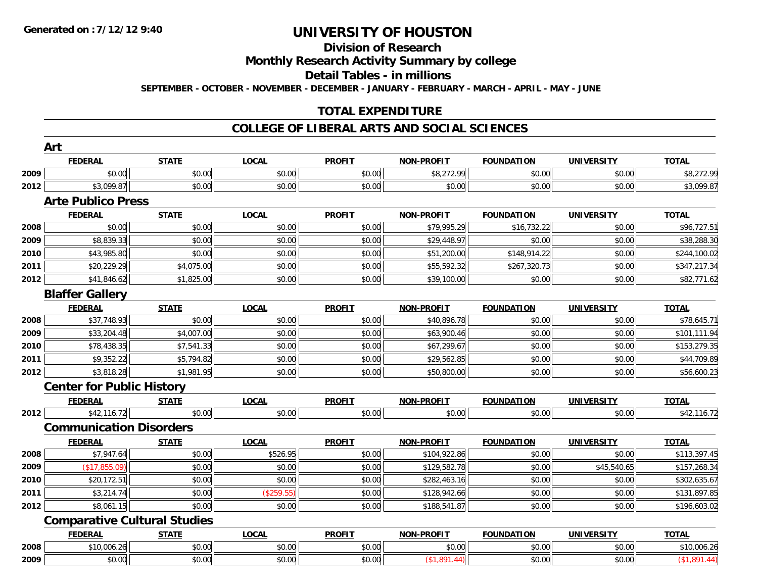# UNIVERSITY OF HOUSTON

## Division of Research

## Monthly Research Activity Summary by college

## Detail Tables - in millions

**SEPTEMBER - OCTOBER - NOVEMBER - DECEMBER - JANUARY - FEBRUARY - MARCH - APRIL - MAY - JUNE**

## TOTAL EXPENDITURE

## COLLEGE OF LIBERAL ARTS AND SOCIAL SCIENCES

### Art

| | FEDERAL | STATE | LOCAL | PROFIT | NON-PROFIT | FOUNDATION | UNIVERSITY | TOTAL |
|---|---|---|---|---|---|---|---|---|
| 2009 | $0.00 | $0.00 | $0.00 | $0.00 | $8,272.99 | $0.00 | $0.00 | $8,272.99 |
| 2012 | $3,099.87 | $0.00 | $0.00 | $0.00 | $0.00 | $0.00 | $0.00 | $3,099.87 |

### Arte Publico Press

| | FEDERAL | STATE | LOCAL | PROFIT | NON-PROFIT | FOUNDATION | UNIVERSITY | TOTAL |
|---|---|---|---|---|---|---|---|---|
| 2008 | $0.00 | $0.00 | $0.00 | $0.00 | $79,995.29 | $16,732.22 | $0.00 | $96,727.51 |
| 2009 | $8,839.33 | $0.00 | $0.00 | $0.00 | $29,448.97 | $0.00 | $0.00 | $38,288.30 |
| 2010 | $43,985.80 | $0.00 | $0.00 | $0.00 | $51,200.00 | $148,914.22 | $0.00 | $244,100.02 |
| 2011 | $20,229.29 | $4,075.00 | $0.00 | $0.00 | $55,592.32 | $267,320.73 | $0.00 | $347,217.34 |
| 2012 | $41,846.62 | $1,825.00 | $0.00 | $0.00 | $39,100.00 | $0.00 | $0.00 | $82,771.62 |

### Blaffer Gallery

| | FEDERAL | STATE | LOCAL | PROFIT | NON-PROFIT | FOUNDATION | UNIVERSITY | TOTAL |
|---|---|---|---|---|---|---|---|---|
| 2008 | $37,748.93 | $0.00 | $0.00 | $0.00 | $40,896.78 | $0.00 | $0.00 | $78,645.71 |
| 2009 | $33,204.48 | $4,007.00 | $0.00 | $0.00 | $63,900.46 | $0.00 | $0.00 | $101,111.94 |
| 2010 | $78,438.35 | $7,541.33 | $0.00 | $0.00 | $67,299.67 | $0.00 | $0.00 | $153,279.35 |
| 2011 | $9,352.22 | $5,794.82 | $0.00 | $0.00 | $29,562.85 | $0.00 | $0.00 | $44,709.89 |
| 2012 | $3,818.28 | $1,981.95 | $0.00 | $0.00 | $50,800.00 | $0.00 | $0.00 | $56,600.23 |

### Center for Public History

| | FEDERAL | STATE | LOCAL | PROFIT | NON-PROFIT | FOUNDATION | UNIVERSITY | TOTAL |
|---|---|---|---|---|---|---|---|---|
| 2012 | $42,116.72 | $0.00 | $0.00 | $0.00 | $0.00 | $0.00 | $0.00 | $42,116.72 |

### Communication Disorders

| | FEDERAL | STATE | LOCAL | PROFIT | NON-PROFIT | FOUNDATION | UNIVERSITY | TOTAL |
|---|---|---|---|---|---|---|---|---|
| 2008 | $7,947.64 | $0.00 | $526.95 | $0.00 | $104,922.86 | $0.00 | $0.00 | $113,397.45 |
| 2009 | ($17,855.09) | $0.00 | $0.00 | $0.00 | $129,582.78 | $0.00 | $45,540.65 | $157,268.34 |
| 2010 | $20,172.51 | $0.00 | $0.00 | $0.00 | $282,463.16 | $0.00 | $0.00 | $302,635.67 |
| 2011 | $3,214.74 | $0.00 | ($259.55) | $0.00 | $128,942.66 | $0.00 | $0.00 | $131,897.85 |
| 2012 | $8,061.15 | $0.00 | $0.00 | $0.00 | $188,541.87 | $0.00 | $0.00 | $196,603.02 |

### Comparative Cultural Studies

| | FEDERAL | STATE | LOCAL | PROFIT | NON-PROFIT | FOUNDATION | UNIVERSITY | TOTAL |
|---|---|---|---|---|---|---|---|---|
| 2008 | $10,006.26 | $0.00 | $0.00 | $0.00 | $0.00 | $0.00 | $0.00 | $10,006.26 |
| 2009 | $0.00 | $0.00 | $0.00 | $0.00 | ($1,891.44) | $0.00 | $0.00 | ($1,891.44) |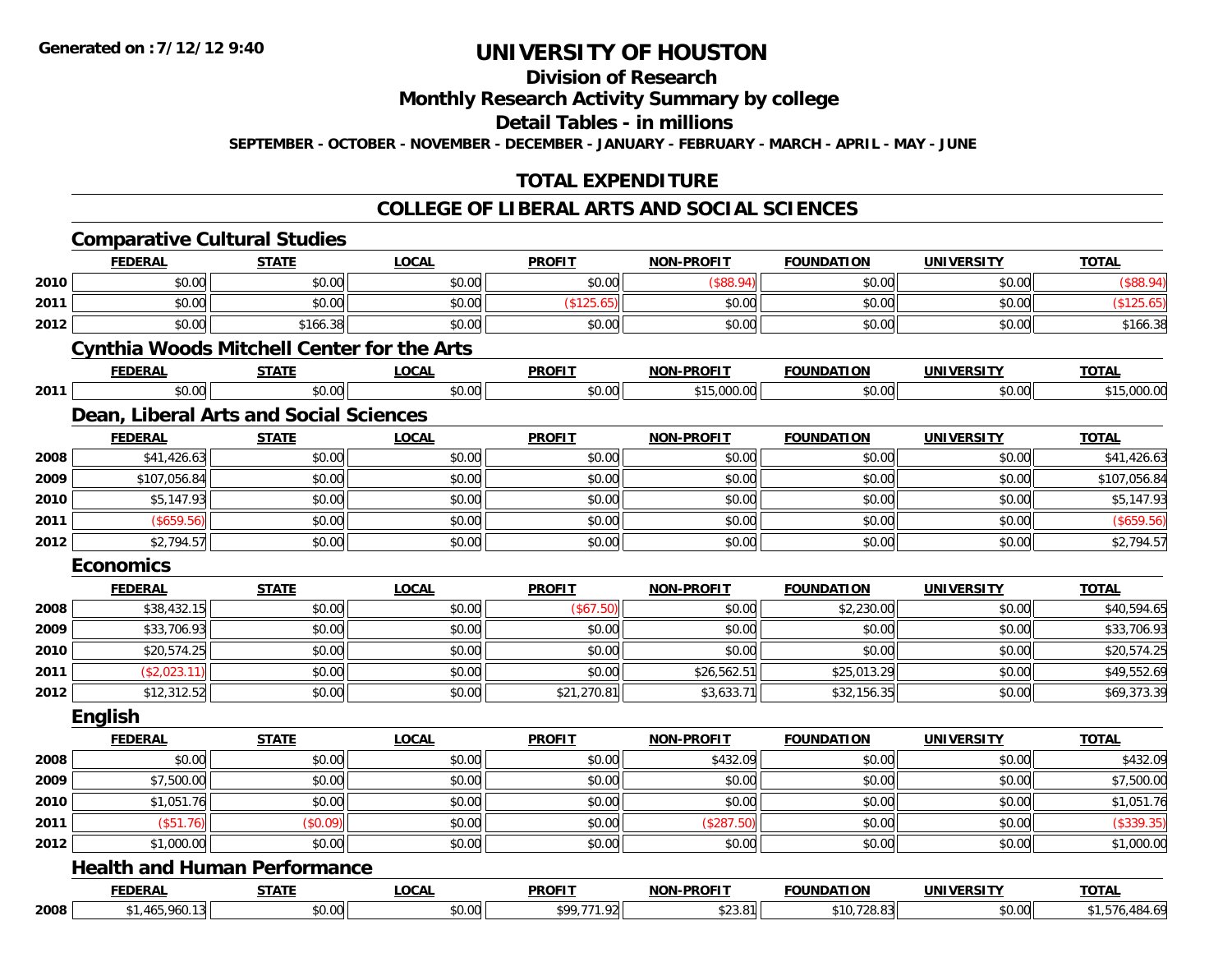**Generated on :7/12/12 9:40**

# UNIVERSITY OF HOUSTON

## Division of Research

## Monthly Research Activity Summary by college

## Detail Tables - in millions

**SEPTEMBER - OCTOBER - NOVEMBER - DECEMBER - JANUARY - FEBRUARY - MARCH - APRIL - MAY - JUNE**

## TOTAL EXPENDITURE

## COLLEGE OF LIBERAL ARTS AND SOCIAL SCIENCES

### Comparative Cultural Studies

| | FEDERAL | STATE | LOCAL | PROFIT | NON-PROFIT | FOUNDATION | UNIVERSITY | TOTAL |
|---|---|---|---|---|---|---|---|---|
| 2010 | $0.00 | $0.00 | $0.00 | $0.00 | ($88.94) | $0.00 | $0.00 | ($88.94) |
| 2011 | $0.00 | $0.00 | $0.00 | ($125.65) | $0.00 | $0.00 | $0.00 | ($125.65) |
| 2012 | $0.00 | $166.38 | $0.00 | $0.00 | $0.00 | $0.00 | $0.00 | $166.38 |

### Cynthia Woods Mitchell Center for the Arts

| | FEDERAL | STATE | LOCAL | PROFIT | NON-PROFIT | FOUNDATION | UNIVERSITY | TOTAL |
|---|---|---|---|---|---|---|---|---|
| 2011 | $0.00 | $0.00 | $0.00 | $0.00 | $15,000.00 | $0.00 | $0.00 | $15,000.00 |

### Dean, Liberal Arts and Social Sciences

| | FEDERAL | STATE | LOCAL | PROFIT | NON-PROFIT | FOUNDATION | UNIVERSITY | TOTAL |
|---|---|---|---|---|---|---|---|---|
| 2008 | $41,426.63 | $0.00 | $0.00 | $0.00 | $0.00 | $0.00 | $0.00 | $41,426.63 |
| 2009 | $107,056.84 | $0.00 | $0.00 | $0.00 | $0.00 | $0.00 | $0.00 | $107,056.84 |
| 2010 | $5,147.93 | $0.00 | $0.00 | $0.00 | $0.00 | $0.00 | $0.00 | $5,147.93 |
| 2011 | ($659.56) | $0.00 | $0.00 | $0.00 | $0.00 | $0.00 | $0.00 | ($659.56) |
| 2012 | $2,794.57 | $0.00 | $0.00 | $0.00 | $0.00 | $0.00 | $0.00 | $2,794.57 |

### Economics

| | FEDERAL | STATE | LOCAL | PROFIT | NON-PROFIT | FOUNDATION | UNIVERSITY | TOTAL |
|---|---|---|---|---|---|---|---|---|
| 2008 | $38,432.15 | $0.00 | $0.00 | ($67.50) | $0.00 | $2,230.00 | $0.00 | $40,594.65 |
| 2009 | $33,706.93 | $0.00 | $0.00 | $0.00 | $0.00 | $0.00 | $0.00 | $33,706.93 |
| 2010 | $20,574.25 | $0.00 | $0.00 | $0.00 | $0.00 | $0.00 | $0.00 | $20,574.25 |
| 2011 | ($2,023.11) | $0.00 | $0.00 | $0.00 | $26,562.51 | $25,013.29 | $0.00 | $49,552.69 |
| 2012 | $12,312.52 | $0.00 | $0.00 | $21,270.81 | $3,633.71 | $32,156.35 | $0.00 | $69,373.39 |

### English

| | FEDERAL | STATE | LOCAL | PROFIT | NON-PROFIT | FOUNDATION | UNIVERSITY | TOTAL |
|---|---|---|---|---|---|---|---|---|
| 2008 | $0.00 | $0.00 | $0.00 | $0.00 | $432.09 | $0.00 | $0.00 | $432.09 |
| 2009 | $7,500.00 | $0.00 | $0.00 | $0.00 | $0.00 | $0.00 | $0.00 | $7,500.00 |
| 2010 | $1,051.76 | $0.00 | $0.00 | $0.00 | $0.00 | $0.00 | $0.00 | $1,051.76 |
| 2011 | ($51.76) | ($0.09) | $0.00 | $0.00 | ($287.50) | $0.00 | $0.00 | ($339.35) |
| 2012 | $1,000.00 | $0.00 | $0.00 | $0.00 | $0.00 | $0.00 | $0.00 | $1,000.00 |

### Health and Human Performance

| | FEDERAL | STATE | LOCAL | PROFIT | NON-PROFIT | FOUNDATION | UNIVERSITY | TOTAL |
|---|---|---|---|---|---|---|---|---|
| 2008 | $1,465,960.13 | $0.00 | $0.00 | $99,771.92 | $23.81 | $10,728.83 | $0.00 | $1,576,484.69 |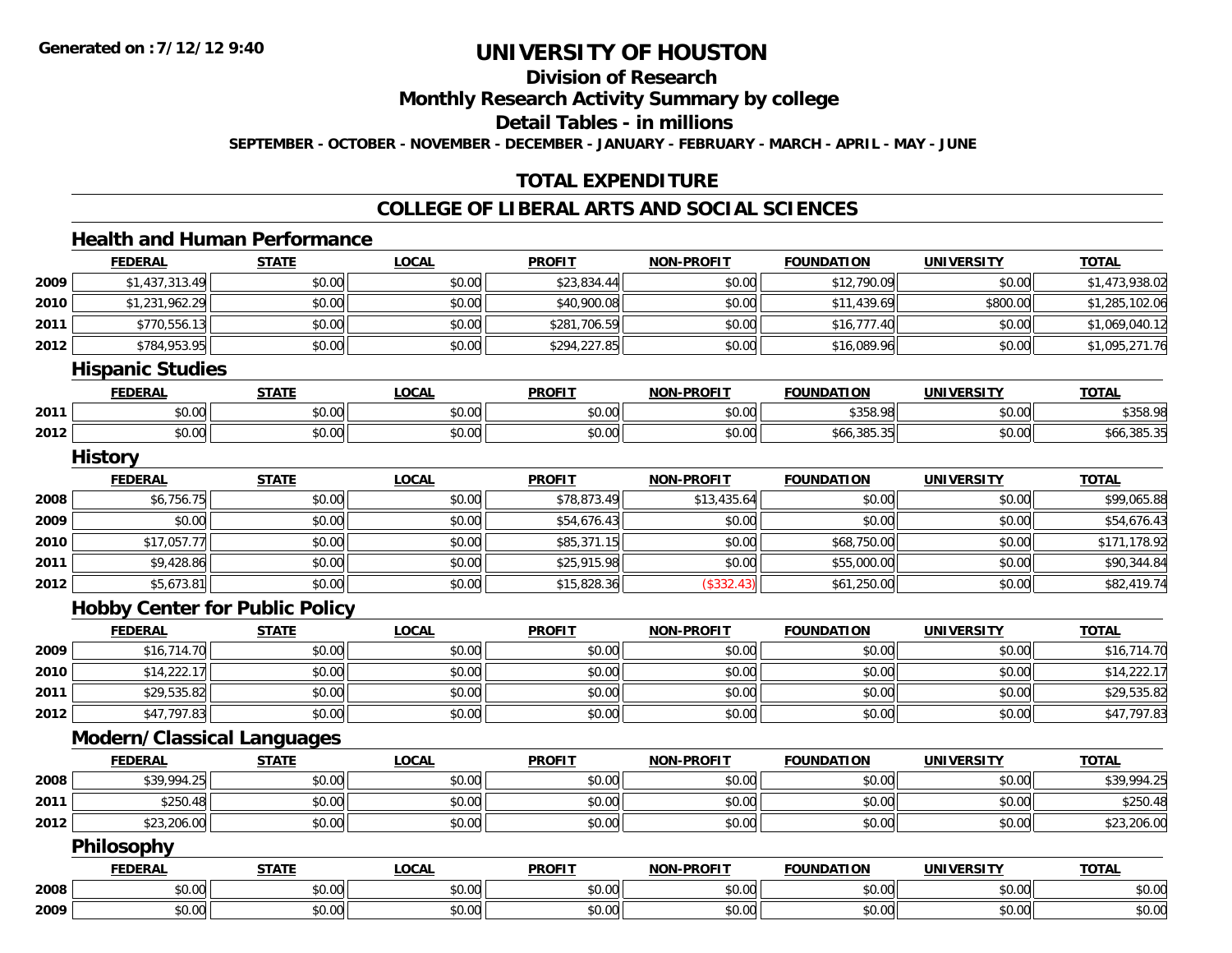Generated on :7/12/12 9:40

# UNIVERSITY OF HOUSTON

## Division of Research

## Monthly Research Activity Summary by college

## Detail Tables - in millions

**SEPTEMBER - OCTOBER - NOVEMBER - DECEMBER - JANUARY - FEBRUARY - MARCH - APRIL - MAY - JUNE**

## TOTAL EXPENDITURE

## COLLEGE OF LIBERAL ARTS AND SOCIAL SCIENCES

### Health and Human Performance

| | FEDERAL | STATE | LOCAL | PROFIT | NON-PROFIT | FOUNDATION | UNIVERSITY | TOTAL |
|---|---|---|---|---|---|---|---|---|
| 2009 | $1,437,313.49 | $0.00 | $0.00 | $23,834.44 | $0.00 | $12,790.09 | $0.00 | $1,473,938.02 |
| 2010 | $1,231,962.29 | $0.00 | $0.00 | $40,900.08 | $0.00 | $11,439.69 | $800.00 | $1,285,102.06 |
| 2011 | $770,556.13 | $0.00 | $0.00 | $281,706.59 | $0.00 | $16,777.40 | $0.00 | $1,069,040.12 |
| 2012 | $784,953.95 | $0.00 | $0.00 | $294,227.85 | $0.00 | $16,089.96 | $0.00 | $1,095,271.76 |

### Hispanic Studies

| | FEDERAL | STATE | LOCAL | PROFIT | NON-PROFIT | FOUNDATION | UNIVERSITY | TOTAL |
|---|---|---|---|---|---|---|---|---|
| 2011 | $0.00 | $0.00 | $0.00 | $0.00 | $0.00 | $358.98 | $0.00 | $358.98 |
| 2012 | $0.00 | $0.00 | $0.00 | $0.00 | $0.00 | $66,385.35 | $0.00 | $66,385.35 |

### History

| | FEDERAL | STATE | LOCAL | PROFIT | NON-PROFIT | FOUNDATION | UNIVERSITY | TOTAL |
|---|---|---|---|---|---|---|---|---|
| 2008 | $6,756.75 | $0.00 | $0.00 | $78,873.49 | $13,435.64 | $0.00 | $0.00 | $99,065.88 |
| 2009 | $0.00 | $0.00 | $0.00 | $54,676.43 | $0.00 | $0.00 | $0.00 | $54,676.43 |
| 2010 | $17,057.77 | $0.00 | $0.00 | $85,371.15 | $0.00 | $68,750.00 | $0.00 | $171,178.92 |
| 2011 | $9,428.86 | $0.00 | $0.00 | $25,915.98 | $0.00 | $55,000.00 | $0.00 | $90,344.84 |
| 2012 | $5,673.81 | $0.00 | $0.00 | $15,828.36 | ($332.43) | $61,250.00 | $0.00 | $82,419.74 |

### Hobby Center for Public Policy

| | FEDERAL | STATE | LOCAL | PROFIT | NON-PROFIT | FOUNDATION | UNIVERSITY | TOTAL |
|---|---|---|---|---|---|---|---|---|
| 2009 | $16,714.70 | $0.00 | $0.00 | $0.00 | $0.00 | $0.00 | $0.00 | $16,714.70 |
| 2010 | $14,222.17 | $0.00 | $0.00 | $0.00 | $0.00 | $0.00 | $0.00 | $14,222.17 |
| 2011 | $29,535.82 | $0.00 | $0.00 | $0.00 | $0.00 | $0.00 | $0.00 | $29,535.82 |
| 2012 | $47,797.83 | $0.00 | $0.00 | $0.00 | $0.00 | $0.00 | $0.00 | $47,797.83 |

### Modern/Classical Languages

| | FEDERAL | STATE | LOCAL | PROFIT | NON-PROFIT | FOUNDATION | UNIVERSITY | TOTAL |
|---|---|---|---|---|---|---|---|---|
| 2008 | $39,994.25 | $0.00 | $0.00 | $0.00 | $0.00 | $0.00 | $0.00 | $39,994.25 |
| 2011 | $250.48 | $0.00 | $0.00 | $0.00 | $0.00 | $0.00 | $0.00 | $250.48 |
| 2012 | $23,206.00 | $0.00 | $0.00 | $0.00 | $0.00 | $0.00 | $0.00 | $23,206.00 |

### Philosophy

| | FEDERAL | STATE | LOCAL | PROFIT | NON-PROFIT | FOUNDATION | UNIVERSITY | TOTAL |
|---|---|---|---|---|---|---|---|---|
| 2008 | $0.00 | $0.00 | $0.00 | $0.00 | $0.00 | $0.00 | $0.00 | $0.00 |
| 2009 | $0.00 | $0.00 | $0.00 | $0.00 | $0.00 | $0.00 | $0.00 | $0.00 |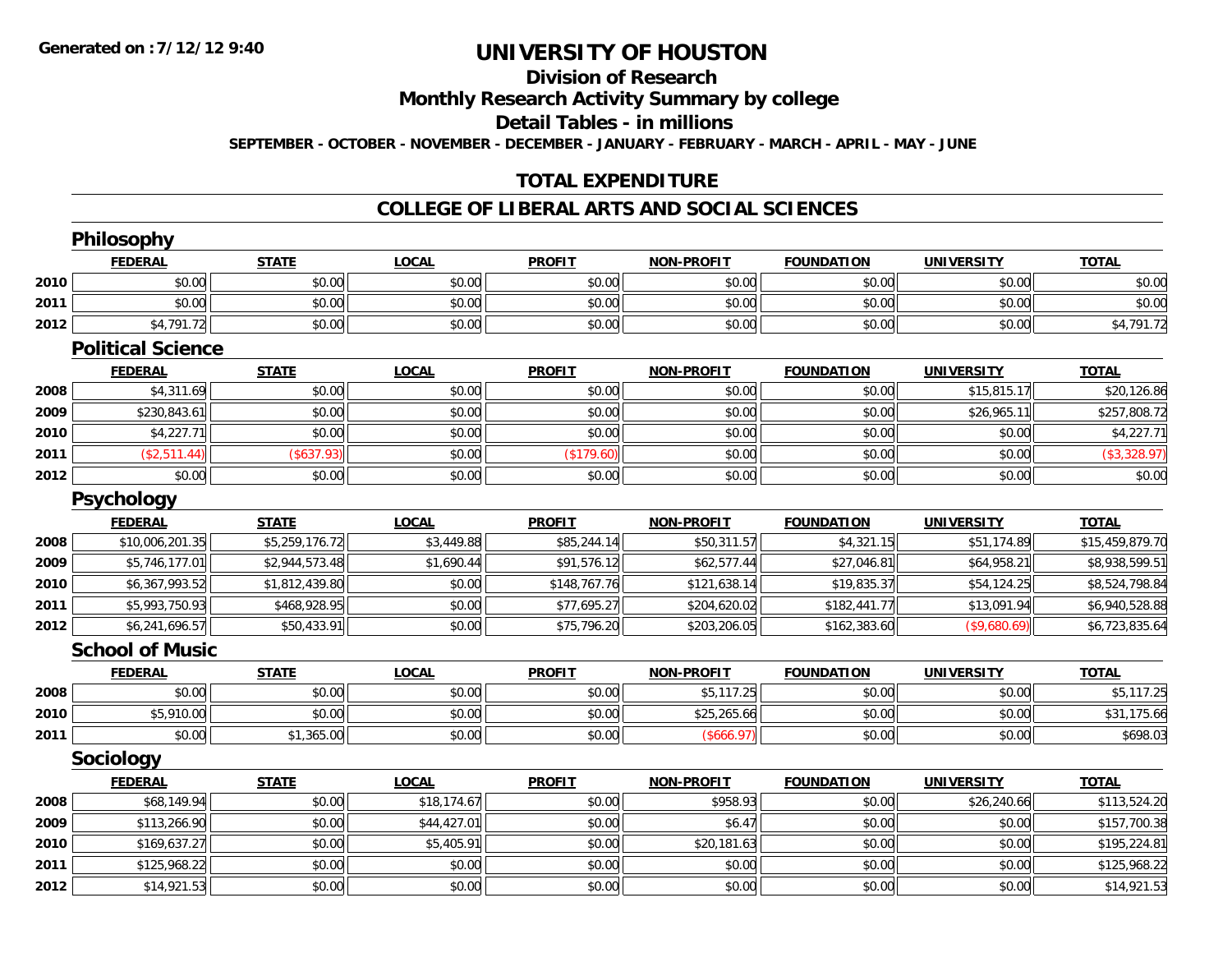# UNIVERSITY OF HOUSTON

## Division of Research

## Monthly Research Activity Summary by college

## Detail Tables - in millions

**SEPTEMBER - OCTOBER - NOVEMBER - DECEMBER - JANUARY - FEBRUARY - MARCH - APRIL - MAY - JUNE**

## TOTAL EXPENDITURE

## COLLEGE OF LIBERAL ARTS AND SOCIAL SCIENCES

### Philosophy

| | FEDERAL | STATE | LOCAL | PROFIT | NON-PROFIT | FOUNDATION | UNIVERSITY | TOTAL |
|---|---|---|---|---|---|---|---|---|
| 2010 | $0.00 | $0.00 | $0.00 | $0.00 | $0.00 | $0.00 | $0.00 | $0.00 |
| 2011 | $0.00 | $0.00 | $0.00 | $0.00 | $0.00 | $0.00 | $0.00 | $0.00 |
| 2012 | $4,791.72 | $0.00 | $0.00 | $0.00 | $0.00 | $0.00 | $0.00 | $4,791.72 |

### Political Science

| | FEDERAL | STATE | LOCAL | PROFIT | NON-PROFIT | FOUNDATION | UNIVERSITY | TOTAL |
|---|---|---|---|---|---|---|---|---|
| 2008 | $4,311.69 | $0.00 | $0.00 | $0.00 | $0.00 | $0.00 | $15,815.17 | $20,126.86 |
| 2009 | $230,843.61 | $0.00 | $0.00 | $0.00 | $0.00 | $0.00 | $26,965.11 | $257,808.72 |
| 2010 | $4,227.71 | $0.00 | $0.00 | $0.00 | $0.00 | $0.00 | $0.00 | $4,227.71 |
| 2011 | ($2,511.44) | ($637.93) | $0.00 | ($179.60) | $0.00 | $0.00 | $0.00 | ($3,328.97) |
| 2012 | $0.00 | $0.00 | $0.00 | $0.00 | $0.00 | $0.00 | $0.00 | $0.00 |

### Psychology

| | FEDERAL | STATE | LOCAL | PROFIT | NON-PROFIT | FOUNDATION | UNIVERSITY | TOTAL |
|---|---|---|---|---|---|---|---|---|
| 2008 | $10,006,201.35 | $5,259,176.72 | $3,449.88 | $85,244.14 | $50,311.57 | $4,321.15 | $51,174.89 | $15,459,879.70 |
| 2009 | $5,746,177.01 | $2,944,573.48 | $1,690.44 | $91,576.12 | $62,577.44 | $27,046.81 | $64,958.21 | $8,938,599.51 |
| 2010 | $6,367,993.52 | $1,812,439.80 | $0.00 | $148,767.76 | $121,638.14 | $19,835.37 | $54,124.25 | $8,524,798.84 |
| 2011 | $5,993,750.93 | $468,928.95 | $0.00 | $77,695.27 | $204,620.02 | $182,441.77 | $13,091.94 | $6,940,528.88 |
| 2012 | $6,241,696.57 | $50,433.91 | $0.00 | $75,796.20 | $203,206.05 | $162,383.60 | ($9,680.69) | $6,723,835.64 |

### School of Music

| | FEDERAL | STATE | LOCAL | PROFIT | NON-PROFIT | FOUNDATION | UNIVERSITY | TOTAL |
|---|---|---|---|---|---|---|---|---|
| 2008 | $0.00 | $0.00 | $0.00 | $0.00 | $5,117.25 | $0.00 | $0.00 | $5,117.25 |
| 2010 | $5,910.00 | $0.00 | $0.00 | $0.00 | $25,265.66 | $0.00 | $0.00 | $31,175.66 |
| 2011 | $0.00 | $1,365.00 | $0.00 | $0.00 | ($666.97) | $0.00 | $0.00 | $698.03 |

### Sociology

| | FEDERAL | STATE | LOCAL | PROFIT | NON-PROFIT | FOUNDATION | UNIVERSITY | TOTAL |
|---|---|---|---|---|---|---|---|---|
| 2008 | $68,149.94 | $0.00 | $18,174.67 | $0.00 | $958.93 | $0.00 | $26,240.66 | $113,524.20 |
| 2009 | $113,266.90 | $0.00 | $44,427.01 | $0.00 | $6.47 | $0.00 | $0.00 | $157,700.38 |
| 2010 | $169,637.27 | $0.00 | $5,405.91 | $0.00 | $20,181.63 | $0.00 | $0.00 | $195,224.81 |
| 2011 | $125,968.22 | $0.00 | $0.00 | $0.00 | $0.00 | $0.00 | $0.00 | $125,968.22 |
| 2012 | $14,921.53 | $0.00 | $0.00 | $0.00 | $0.00 | $0.00 | $0.00 | $14,921.53 |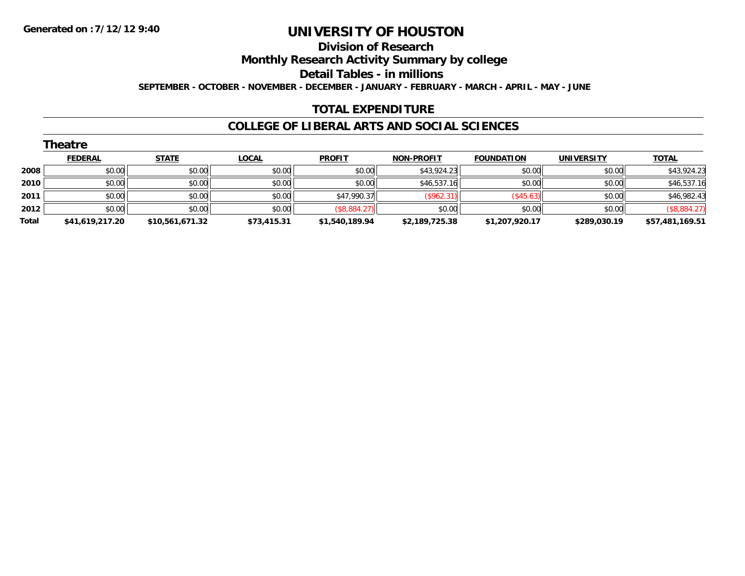**Generated on :7/12/12 9:40**

# UNIVERSITY OF HOUSTON

## Division of Research

## Monthly Research Activity Summary by college

## Detail Tables - in millions

**SEPTEMBER - OCTOBER - NOVEMBER - DECEMBER - JANUARY - FEBRUARY - MARCH - APRIL - MAY - JUNE**

## TOTAL EXPENDITURE

## COLLEGE OF LIBERAL ARTS AND SOCIAL SCIENCES

### Theatre

| | FEDERAL | STATE | LOCAL | PROFIT | NON-PROFIT | FOUNDATION | UNIVERSITY | TOTAL |
|---|---|---|---|---|---|---|---|---|
| **2008** | $0.00 | $0.00 | $0.00 | $0.00 | $43,924.23 | $0.00 | $0.00 | $43,924.23 |
| **2010** | $0.00 | $0.00 | $0.00 | $0.00 | $46,537.16 | $0.00 | $0.00 | $46,537.16 |
| **2011** | $0.00 | $0.00 | $0.00 | $47,990.37 | ($962.31) | ($45.63) | $0.00 | $46,982.43 |
| **2012** | $0.00 | $0.00 | $0.00 | ($8,884.27) | $0.00 | $0.00 | $0.00 | ($8,884.27) |
| **Total** | **$41,619,217.20** | **$10,561,671.32** | **$73,415.31** | **$1,540,189.94** | **$2,189,725.38** | **$1,207,920.17** | **$289,030.19** | **$57,481,169.51** |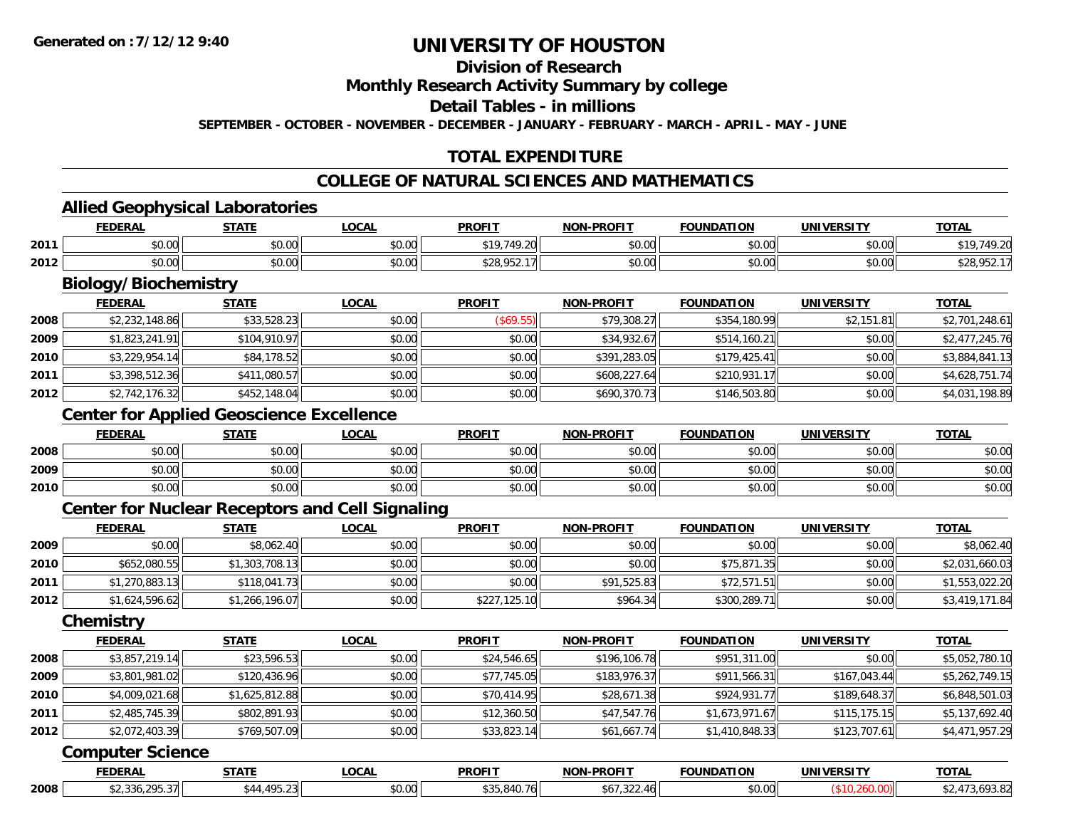**Generated on :7/12/12 9:40**

# UNIVERSITY OF HOUSTON

## Division of Research

## Monthly Research Activity Summary by college

## Detail Tables - in millions

**SEPTEMBER - OCTOBER - NOVEMBER - DECEMBER - JANUARY - FEBRUARY - MARCH - APRIL - MAY - JUNE**

## TOTAL EXPENDITURE

## COLLEGE OF NATURAL SCIENCES AND MATHEMATICS

### Allied Geophysical Laboratories

| | FEDERAL | STATE | LOCAL | PROFIT | NON-PROFIT | FOUNDATION | UNIVERSITY | TOTAL |
|---|---|---|---|---|---|---|---|---|
| 2011 | $0.00 | $0.00 | $0.00 | $19,749.20 | $0.00 | $0.00 | $0.00 | $19,749.20 |
| 2012 | $0.00 | $0.00 | $0.00 | $28,952.17 | $0.00 | $0.00 | $0.00 | $28,952.17 |

### Biology/Biochemistry

| | FEDERAL | STATE | LOCAL | PROFIT | NON-PROFIT | FOUNDATION | UNIVERSITY | TOTAL |
|---|---|---|---|---|---|---|---|---|
| 2008 | $2,232,148.86 | $33,528.23 | $0.00 | ($69.55) | $79,308.27 | $354,180.99 | $2,151.81 | $2,701,248.61 |
| 2009 | $1,823,241.91 | $104,910.97 | $0.00 | $0.00 | $34,932.67 | $514,160.21 | $0.00 | $2,477,245.76 |
| 2010 | $3,229,954.14 | $84,178.52 | $0.00 | $0.00 | $391,283.05 | $179,425.41 | $0.00 | $3,884,841.13 |
| 2011 | $3,398,512.36 | $411,080.57 | $0.00 | $0.00 | $608,227.64 | $210,931.17 | $0.00 | $4,628,751.74 |
| 2012 | $2,742,176.32 | $452,148.04 | $0.00 | $0.00 | $690,370.73 | $146,503.80 | $0.00 | $4,031,198.89 |

### Center for Applied Geoscience Excellence

| | FEDERAL | STATE | LOCAL | PROFIT | NON-PROFIT | FOUNDATION | UNIVERSITY | TOTAL |
|---|---|---|---|---|---|---|---|---|
| 2008 | $0.00 | $0.00 | $0.00 | $0.00 | $0.00 | $0.00 | $0.00 | $0.00 |
| 2009 | $0.00 | $0.00 | $0.00 | $0.00 | $0.00 | $0.00 | $0.00 | $0.00 |
| 2010 | $0.00 | $0.00 | $0.00 | $0.00 | $0.00 | $0.00 | $0.00 | $0.00 |

### Center for Nuclear Receptors and Cell Signaling

| | FEDERAL | STATE | LOCAL | PROFIT | NON-PROFIT | FOUNDATION | UNIVERSITY | TOTAL |
|---|---|---|---|---|---|---|---|---|
| 2009 | $0.00 | $8,062.40 | $0.00 | $0.00 | $0.00 | $0.00 | $0.00 | $8,062.40 |
| 2010 | $652,080.55 | $1,303,708.13 | $0.00 | $0.00 | $0.00 | $75,871.35 | $0.00 | $2,031,660.03 |
| 2011 | $1,270,883.13 | $118,041.73 | $0.00 | $0.00 | $91,525.83 | $72,571.51 | $0.00 | $1,553,022.20 |
| 2012 | $1,624,596.62 | $1,266,196.07 | $0.00 | $227,125.10 | $964.34 | $300,289.71 | $0.00 | $3,419,171.84 |

### Chemistry

| | FEDERAL | STATE | LOCAL | PROFIT | NON-PROFIT | FOUNDATION | UNIVERSITY | TOTAL |
|---|---|---|---|---|---|---|---|---|
| 2008 | $3,857,219.14 | $23,596.53 | $0.00 | $24,546.65 | $196,106.78 | $951,311.00 | $0.00 | $5,052,780.10 |
| 2009 | $3,801,981.02 | $120,436.96 | $0.00 | $77,745.05 | $183,976.37 | $911,566.31 | $167,043.44 | $5,262,749.15 |
| 2010 | $4,009,021.68 | $1,625,812.88 | $0.00 | $70,414.95 | $28,671.38 | $924,931.77 | $189,648.37 | $6,848,501.03 |
| 2011 | $2,485,745.39 | $802,891.93 | $0.00 | $12,360.50 | $47,547.76 | $1,673,971.67 | $115,175.15 | $5,137,692.40 |
| 2012 | $2,072,403.39 | $769,507.09 | $0.00 | $33,823.14 | $61,667.74 | $1,410,848.33 | $123,707.61 | $4,471,957.29 |

### Computer Science

| | FEDERAL | STATE | LOCAL | PROFIT | NON-PROFIT | FOUNDATION | UNIVERSITY | TOTAL |
|---|---|---|---|---|---|---|---|---|
| 2008 | $2,336,295.37 | $44,495.23 | $0.00 | $35,840.76 | $67,322.46 | $0.00 | ($10,260.00) | $2,473,693.82 |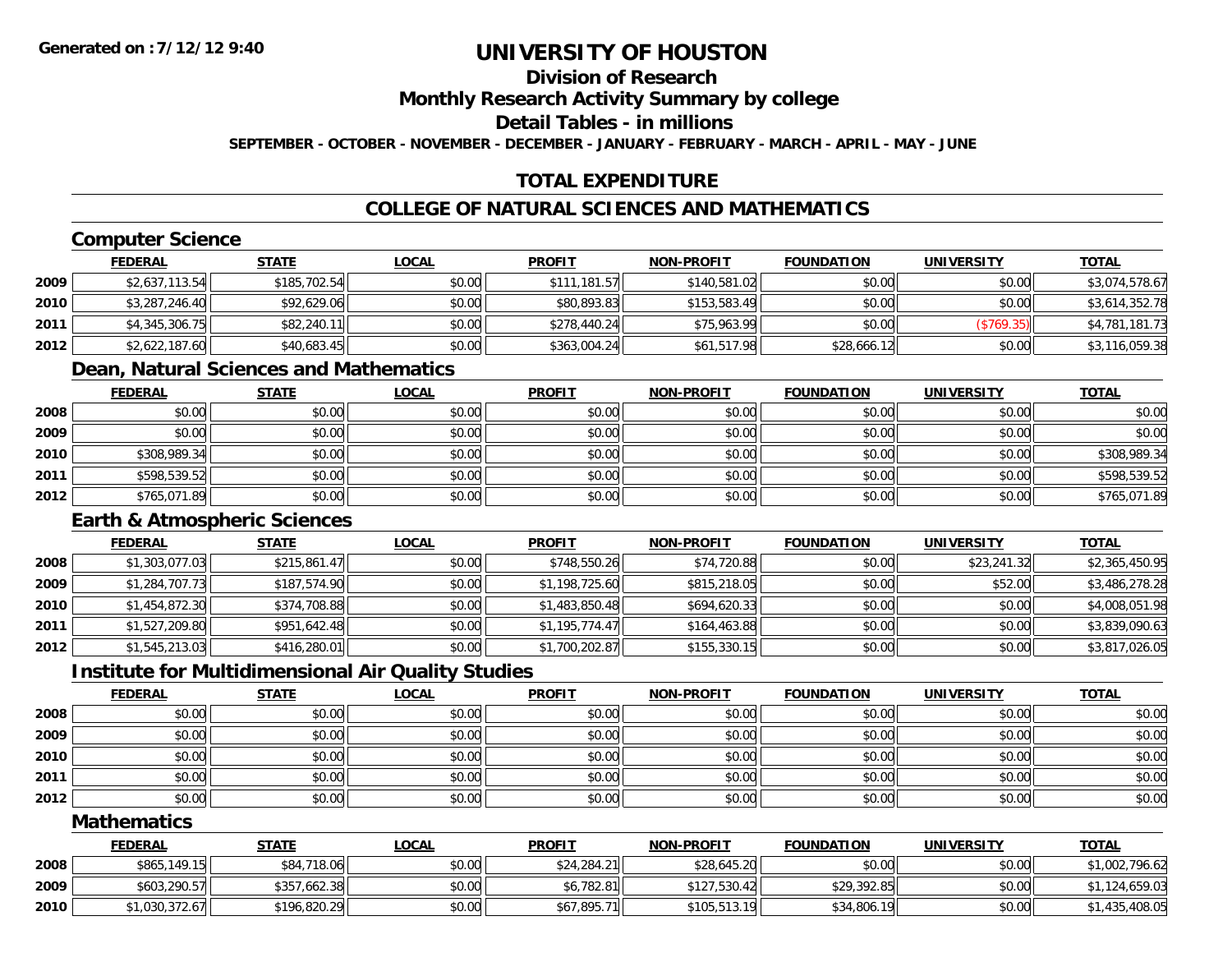**Generated on :7/12/12 9:40**

# UNIVERSITY OF HOUSTON

## Division of Research

## Monthly Research Activity Summary by college

## Detail Tables - in millions

**SEPTEMBER - OCTOBER - NOVEMBER - DECEMBER - JANUARY - FEBRUARY - MARCH - APRIL - MAY - JUNE**

## TOTAL EXPENDITURE

## COLLEGE OF NATURAL SCIENCES AND MATHEMATICS

### Computer Science

| | FEDERAL | STATE | LOCAL | PROFIT | NON-PROFIT | FOUNDATION | UNIVERSITY | TOTAL |
|---|---|---|---|---|---|---|---|---|
| 2009 | $2,637,113.54 | $185,702.54 | $0.00 | $111,181.57 | $140,581.02 | $0.00 | $0.00 | $3,074,578.67 |
| 2010 | $3,287,246.40 | $92,629.06 | $0.00 | $80,893.83 | $153,583.49 | $0.00 | $0.00 | $3,614,352.78 |
| 2011 | $4,345,306.75 | $82,240.11 | $0.00 | $278,440.24 | $75,963.99 | $0.00 | ($769.35) | $4,781,181.73 |
| 2012 | $2,622,187.60 | $40,683.45 | $0.00 | $363,004.24 | $61,517.98 | $28,666.12 | $0.00 | $3,116,059.38 |

### Dean, Natural Sciences and Mathematics

| | FEDERAL | STATE | LOCAL | PROFIT | NON-PROFIT | FOUNDATION | UNIVERSITY | TOTAL |
|---|---|---|---|---|---|---|---|---|
| 2008 | $0.00 | $0.00 | $0.00 | $0.00 | $0.00 | $0.00 | $0.00 | $0.00 |
| 2009 | $0.00 | $0.00 | $0.00 | $0.00 | $0.00 | $0.00 | $0.00 | $0.00 |
| 2010 | $308,989.34 | $0.00 | $0.00 | $0.00 | $0.00 | $0.00 | $0.00 | $308,989.34 |
| 2011 | $598,539.52 | $0.00 | $0.00 | $0.00 | $0.00 | $0.00 | $0.00 | $598,539.52 |
| 2012 | $765,071.89 | $0.00 | $0.00 | $0.00 | $0.00 | $0.00 | $0.00 | $765,071.89 |

### Earth & Atmospheric Sciences

| | FEDERAL | STATE | LOCAL | PROFIT | NON-PROFIT | FOUNDATION | UNIVERSITY | TOTAL |
|---|---|---|---|---|---|---|---|---|
| 2008 | $1,303,077.03 | $215,861.47 | $0.00 | $748,550.26 | $74,720.88 | $0.00 | $23,241.32 | $2,365,450.95 |
| 2009 | $1,284,707.73 | $187,574.90 | $0.00 | $1,198,725.60 | $815,218.05 | $0.00 | $52.00 | $3,486,278.28 |
| 2010 | $1,454,872.30 | $374,708.88 | $0.00 | $1,483,850.48 | $694,620.33 | $0.00 | $0.00 | $4,008,051.98 |
| 2011 | $1,527,209.80 | $951,642.48 | $0.00 | $1,195,774.47 | $164,463.88 | $0.00 | $0.00 | $3,839,090.63 |
| 2012 | $1,545,213.03 | $416,280.01 | $0.00 | $1,700,202.87 | $155,330.15 | $0.00 | $0.00 | $3,817,026.05 |

### Institute for Multidimensional Air Quality Studies

| | FEDERAL | STATE | LOCAL | PROFIT | NON-PROFIT | FOUNDATION | UNIVERSITY | TOTAL |
|---|---|---|---|---|---|---|---|---|
| 2008 | $0.00 | $0.00 | $0.00 | $0.00 | $0.00 | $0.00 | $0.00 | $0.00 |
| 2009 | $0.00 | $0.00 | $0.00 | $0.00 | $0.00 | $0.00 | $0.00 | $0.00 |
| 2010 | $0.00 | $0.00 | $0.00 | $0.00 | $0.00 | $0.00 | $0.00 | $0.00 |
| 2011 | $0.00 | $0.00 | $0.00 | $0.00 | $0.00 | $0.00 | $0.00 | $0.00 |
| 2012 | $0.00 | $0.00 | $0.00 | $0.00 | $0.00 | $0.00 | $0.00 | $0.00 |

### Mathematics

| | FEDERAL | STATE | LOCAL | PROFIT | NON-PROFIT | FOUNDATION | UNIVERSITY | TOTAL |
|---|---|---|---|---|---|---|---|---|
| 2008 | $865,149.15 | $84,718.06 | $0.00 | $24,284.21 | $28,645.20 | $0.00 | $0.00 | $1,002,796.62 |
| 2009 | $603,290.57 | $357,662.38 | $0.00 | $6,782.81 | $127,530.42 | $29,392.85 | $0.00 | $1,124,659.03 |
| 2010 | $1,030,372.67 | $196,820.29 | $0.00 | $67,895.71 | $105,513.19 | $34,806.19 | $0.00 | $1,435,408.05 |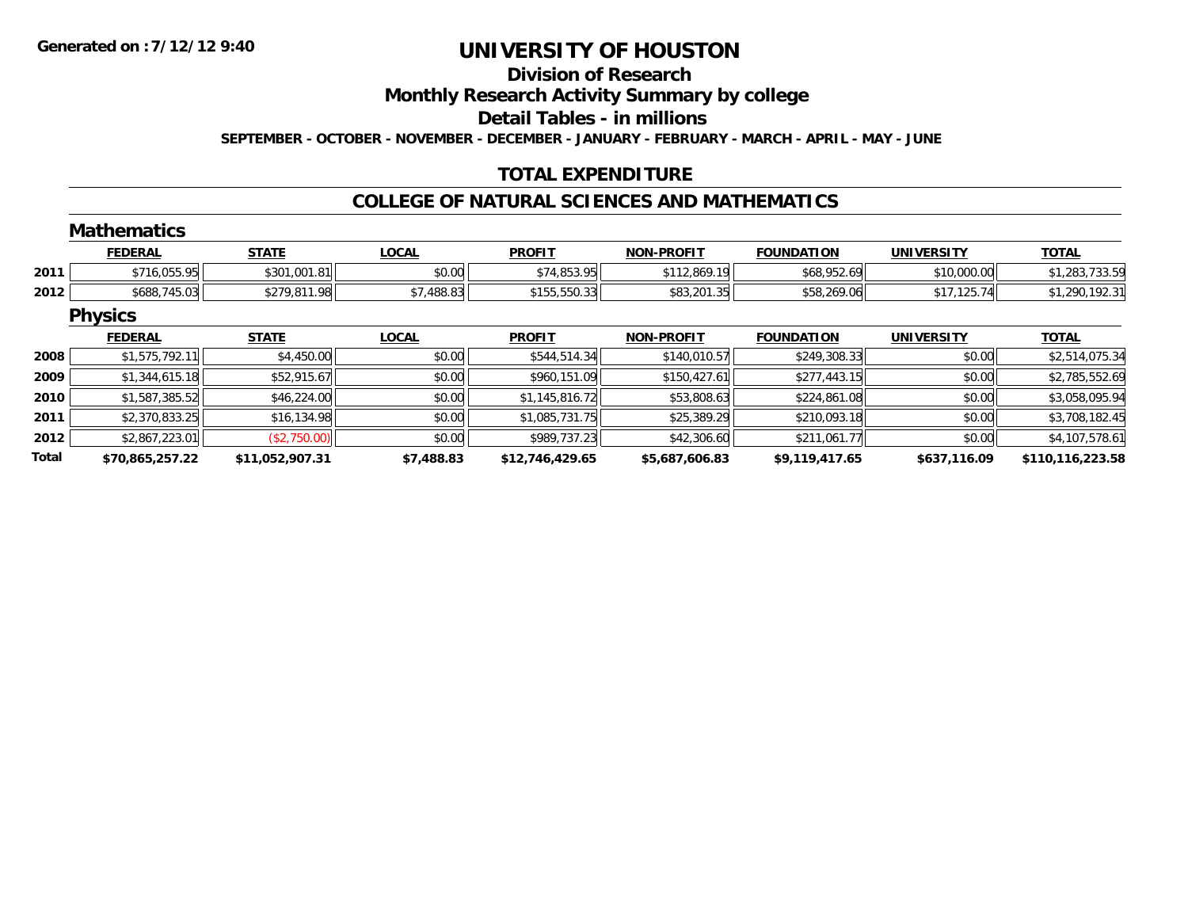# UNIVERSITY OF HOUSTON

## Division of Research

## Monthly Research Activity Summary by college

## Detail Tables - in millions

**SEPTEMBER - OCTOBER - NOVEMBER - DECEMBER - JANUARY - FEBRUARY - MARCH - APRIL - MAY - JUNE**

Generated on :7/12/12 9:40

## TOTAL EXPENDITURE

## COLLEGE OF NATURAL SCIENCES AND MATHEMATICS

### Mathematics

| | FEDERAL | STATE | LOCAL | PROFIT | NON-PROFIT | FOUNDATION | UNIVERSITY | TOTAL |
|---|---|---|---|---|---|---|---|---|
| 2011 | $716,055.95 | $301,001.81 | $0.00 | $74,853.95 | $112,869.19 | $68,952.69 | $10,000.00 | $1,283,733.59 |
| 2012 | $688,745.03 | $279,811.98 | $7,488.83 | $155,550.33 | $83,201.35 | $58,269.06 | $17,125.74 | $1,290,192.31 |

### Physics

| | FEDERAL | STATE | LOCAL | PROFIT | NON-PROFIT | FOUNDATION | UNIVERSITY | TOTAL |
|---|---|---|---|---|---|---|---|---|
| 2008 | $1,575,792.11 | $4,450.00 | $0.00 | $544,514.34 | $140,010.57 | $249,308.33 | $0.00 | $2,514,075.34 |
| 2009 | $1,344,615.18 | $52,915.67 | $0.00 | $960,151.09 | $150,427.61 | $277,443.15 | $0.00 | $2,785,552.69 |
| 2010 | $1,587,385.52 | $46,224.00 | $0.00 | $1,145,816.72 | $53,808.63 | $224,861.08 | $0.00 | $3,058,095.94 |
| 2011 | $2,370,833.25 | $16,134.98 | $0.00 | $1,085,731.75 | $25,389.29 | $210,093.18 | $0.00 | $3,708,182.45 |
| 2012 | $2,867,223.01 | ($2,750.00) | $0.00 | $989,737.23 | $42,306.60 | $211,061.77 | $0.00 | $4,107,578.61 |
| **Total** | **$70,865,257.22** | **$11,052,907.31** | **$7,488.83** | **$12,746,429.65** | **$5,687,606.83** | **$9,119,417.65** | **$637,116.09** | **$110,116,223.58** |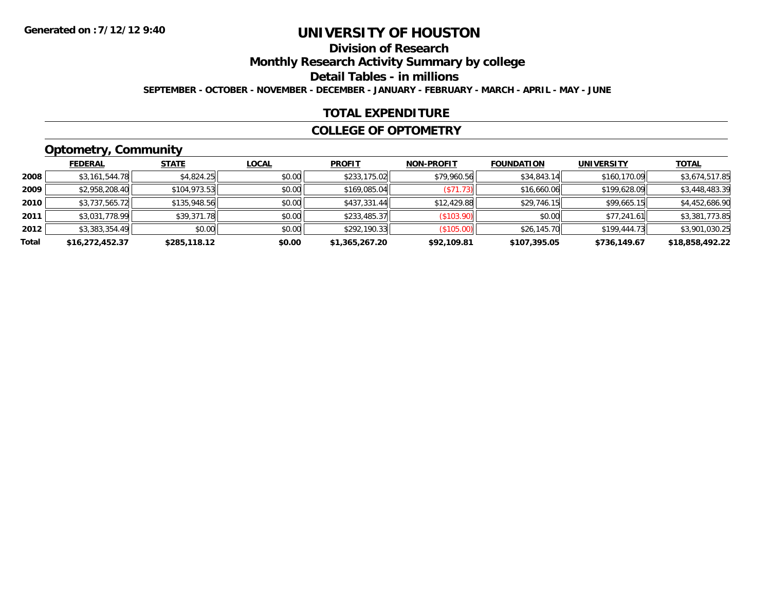Generated on :7/12/12 9:40

# UNIVERSITY OF HOUSTON

## Division of Research

## Monthly Research Activity Summary by college

## Detail Tables - in millions

**SEPTEMBER - OCTOBER - NOVEMBER - DECEMBER - JANUARY - FEBRUARY - MARCH - APRIL - MAY - JUNE**

### TOTAL EXPENDITURE

### COLLEGE OF OPTOMETRY

### Optometry, Community

| | FEDERAL | STATE | LOCAL | PROFIT | NON-PROFIT | FOUNDATION | UNIVERSITY | TOTAL |
|---|---|---|---|---|---|---|---|---|
| 2008 | $3,161,544.78 | $4,824.25 | $0.00 | $233,175.02 | $79,960.56 | $34,843.14 | $160,170.09 | $3,674,517.85 |
| 2009 | $2,958,208.40 | $104,973.53 | $0.00 | $169,085.04 | ($71.73) | $16,660.06 | $199,628.09 | $3,448,483.39 |
| 2010 | $3,737,565.72 | $135,948.56 | $0.00 | $437,331.44 | $12,429.88 | $29,746.15 | $99,665.15 | $4,452,686.90 |
| 2011 | $3,031,778.99 | $39,371.78 | $0.00 | $233,485.37 | ($103.90) | $0.00 | $77,241.61 | $3,381,773.85 |
| 2012 | $3,383,354.49 | $0.00 | $0.00 | $292,190.33 | ($105.00) | $26,145.70 | $199,444.73 | $3,901,030.25 |
| **Total** | **$16,272,452.37** | **$285,118.12** | **$0.00** | **$1,365,267.20** | **$92,109.81** | **$107,395.05** | **$736,149.67** | **$18,858,492.22** |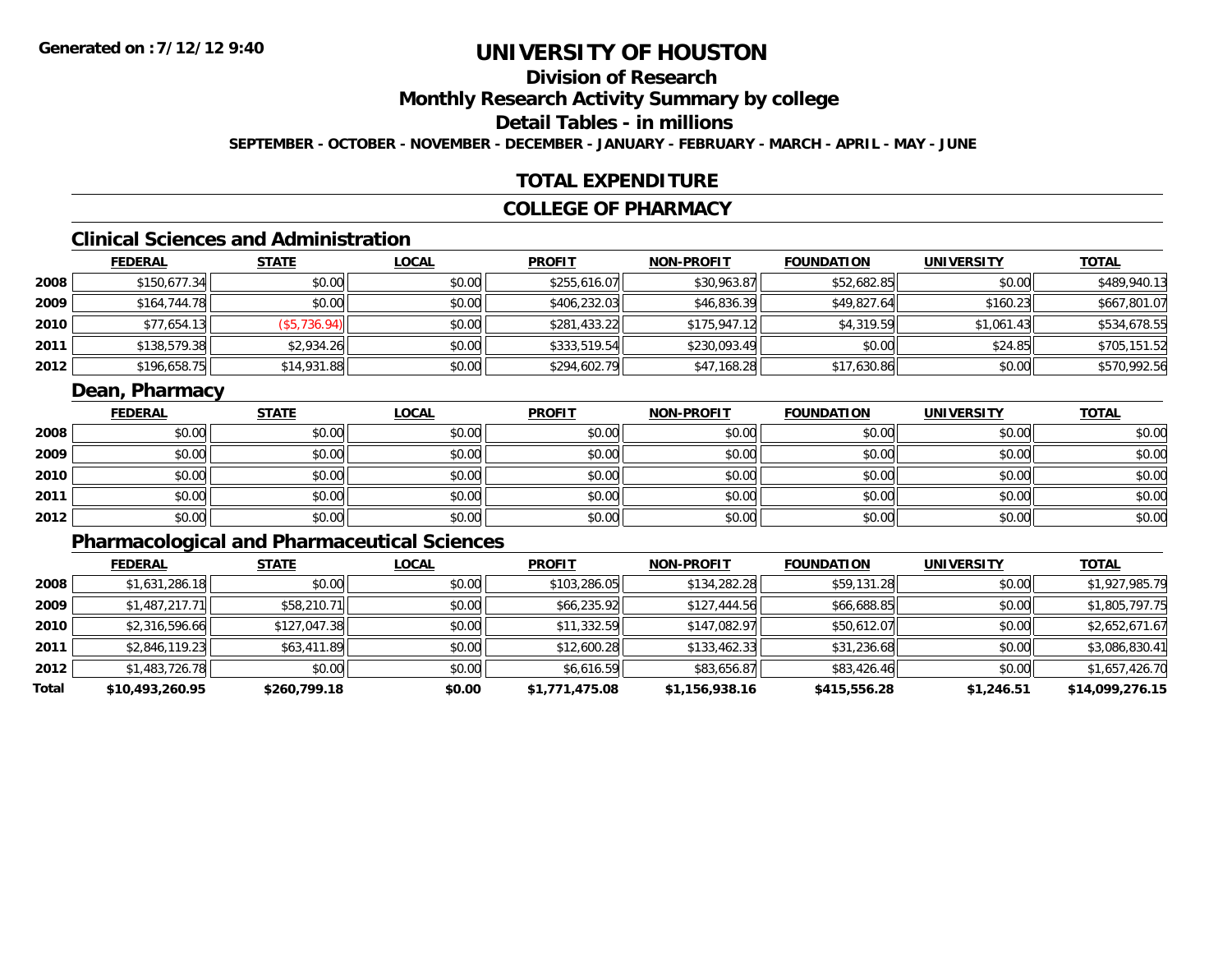# UNIVERSITY OF HOUSTON

## Division of Research

## Monthly Research Activity Summary by college

## Detail Tables - in millions

**SEPTEMBER - OCTOBER - NOVEMBER - DECEMBER - JANUARY - FEBRUARY - MARCH - APRIL - MAY - JUNE**

## TOTAL EXPENDITURE

## COLLEGE OF PHARMACY

### Clinical Sciences and Administration

| | FEDERAL | STATE | LOCAL | PROFIT | NON-PROFIT | FOUNDATION | UNIVERSITY | TOTAL |
|---|---|---|---|---|---|---|---|---|
| 2008 | $150,677.34 | $0.00 | $0.00 | $255,616.07 | $30,963.87 | $52,682.85 | $0.00 | $489,940.13 |
| 2009 | $164,744.78 | $0.00 | $0.00 | $406,232.03 | $46,836.39 | $49,827.64 | $160.23 | $667,801.07 |
| 2010 | $77,654.13 | ($5,736.94) | $0.00 | $281,433.22 | $175,947.12 | $4,319.59 | $1,061.43 | $534,678.55 |
| 2011 | $138,579.38 | $2,934.26 | $0.00 | $333,519.54 | $230,093.49 | $0.00 | $24.85 | $705,151.52 |
| 2012 | $196,658.75 | $14,931.88 | $0.00 | $294,602.79 | $47,168.28 | $17,630.86 | $0.00 | $570,992.56 |

### Dean, Pharmacy

| | FEDERAL | STATE | LOCAL | PROFIT | NON-PROFIT | FOUNDATION | UNIVERSITY | TOTAL |
|---|---|---|---|---|---|---|---|---|
| 2008 | $0.00 | $0.00 | $0.00 | $0.00 | $0.00 | $0.00 | $0.00 | $0.00 |
| 2009 | $0.00 | $0.00 | $0.00 | $0.00 | $0.00 | $0.00 | $0.00 | $0.00 |
| 2010 | $0.00 | $0.00 | $0.00 | $0.00 | $0.00 | $0.00 | $0.00 | $0.00 |
| 2011 | $0.00 | $0.00 | $0.00 | $0.00 | $0.00 | $0.00 | $0.00 | $0.00 |
| 2012 | $0.00 | $0.00 | $0.00 | $0.00 | $0.00 | $0.00 | $0.00 | $0.00 |

### Pharmacological and Pharmaceutical Sciences

| | FEDERAL | STATE | LOCAL | PROFIT | NON-PROFIT | FOUNDATION | UNIVERSITY | TOTAL |
|---|---|---|---|---|---|---|---|---|
| 2008 | $1,631,286.18 | $0.00 | $0.00 | $103,286.05 | $134,282.28 | $59,131.28 | $0.00 | $1,927,985.79 |
| 2009 | $1,487,217.71 | $58,210.71 | $0.00 | $66,235.92 | $127,444.56 | $66,688.85 | $0.00 | $1,805,797.75 |
| 2010 | $2,316,596.66 | $127,047.38 | $0.00 | $11,332.59 | $147,082.97 | $50,612.07 | $0.00 | $2,652,671.67 |
| 2011 | $2,846,119.23 | $63,411.89 | $0.00 | $12,600.28 | $133,462.33 | $31,236.68 | $0.00 | $3,086,830.41 |
| 2012 | $1,483,726.78 | $0.00 | $0.00 | $6,616.59 | $83,656.87 | $83,426.46 | $0.00 | $1,657,426.70 |
| **Total** | **$10,493,260.95** | **$260,799.18** | **$0.00** | **$1,771,475.08** | **$1,156,938.16** | **$415,556.28** | **$1,246.51** | **$14,099,276.15** |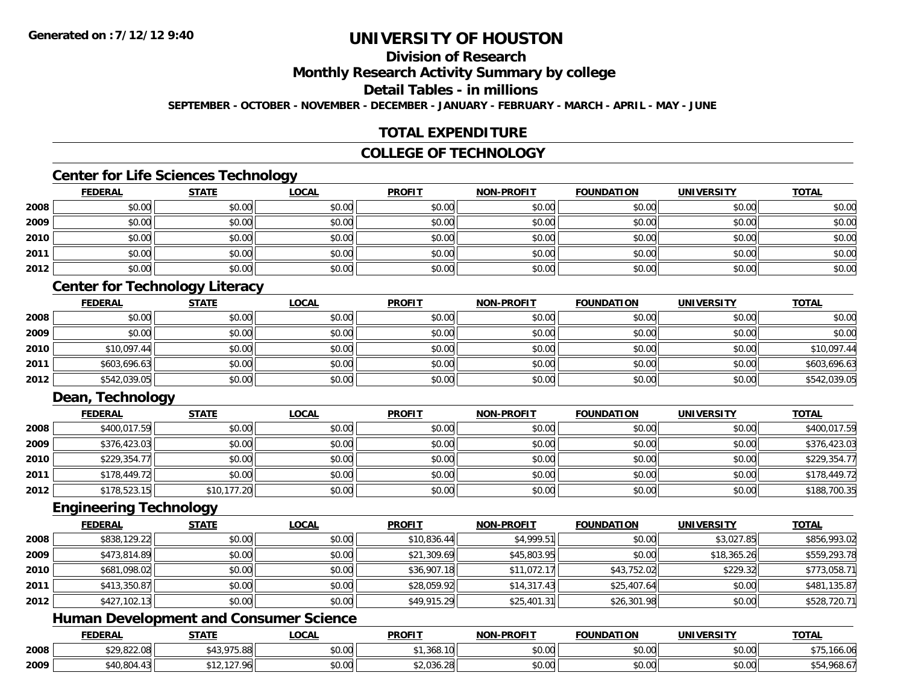# UNIVERSITY OF HOUSTON

## Division of Research

## Monthly Research Activity Summary by college

## Detail Tables - in millions

**SEPTEMBER - OCTOBER - NOVEMBER - DECEMBER - JANUARY - FEBRUARY - MARCH - APRIL - MAY - JUNE**

## TOTAL EXPENDITURE

## COLLEGE OF TECHNOLOGY

### Center for Life Sciences Technology

| | FEDERAL | STATE | LOCAL | PROFIT | NON-PROFIT | FOUNDATION | UNIVERSITY | TOTAL |
|---|---|---|---|---|---|---|---|---|
| 2008 | $0.00 | $0.00 | $0.00 | $0.00 | $0.00 | $0.00 | $0.00 | $0.00 |
| 2009 | $0.00 | $0.00 | $0.00 | $0.00 | $0.00 | $0.00 | $0.00 | $0.00 |
| 2010 | $0.00 | $0.00 | $0.00 | $0.00 | $0.00 | $0.00 | $0.00 | $0.00 |
| 2011 | $0.00 | $0.00 | $0.00 | $0.00 | $0.00 | $0.00 | $0.00 | $0.00 |
| 2012 | $0.00 | $0.00 | $0.00 | $0.00 | $0.00 | $0.00 | $0.00 | $0.00 |

### Center for Technology Literacy

| | FEDERAL | STATE | LOCAL | PROFIT | NON-PROFIT | FOUNDATION | UNIVERSITY | TOTAL |
|---|---|---|---|---|---|---|---|---|
| 2008 | $0.00 | $0.00 | $0.00 | $0.00 | $0.00 | $0.00 | $0.00 | $0.00 |
| 2009 | $0.00 | $0.00 | $0.00 | $0.00 | $0.00 | $0.00 | $0.00 | $0.00 |
| 2010 | $10,097.44 | $0.00 | $0.00 | $0.00 | $0.00 | $0.00 | $0.00 | $10,097.44 |
| 2011 | $603,696.63 | $0.00 | $0.00 | $0.00 | $0.00 | $0.00 | $0.00 | $603,696.63 |
| 2012 | $542,039.05 | $0.00 | $0.00 | $0.00 | $0.00 | $0.00 | $0.00 | $542,039.05 |

### Dean, Technology

| | FEDERAL | STATE | LOCAL | PROFIT | NON-PROFIT | FOUNDATION | UNIVERSITY | TOTAL |
|---|---|---|---|---|---|---|---|---|
| 2008 | $400,017.59 | $0.00 | $0.00 | $0.00 | $0.00 | $0.00 | $0.00 | $400,017.59 |
| 2009 | $376,423.03 | $0.00 | $0.00 | $0.00 | $0.00 | $0.00 | $0.00 | $376,423.03 |
| 2010 | $229,354.77 | $0.00 | $0.00 | $0.00 | $0.00 | $0.00 | $0.00 | $229,354.77 |
| 2011 | $178,449.72 | $0.00 | $0.00 | $0.00 | $0.00 | $0.00 | $0.00 | $178,449.72 |
| 2012 | $178,523.15 | $10,177.20 | $0.00 | $0.00 | $0.00 | $0.00 | $0.00 | $188,700.35 |

### Engineering Technology

| | FEDERAL | STATE | LOCAL | PROFIT | NON-PROFIT | FOUNDATION | UNIVERSITY | TOTAL |
|---|---|---|---|---|---|---|---|---|
| 2008 | $838,129.22 | $0.00 | $0.00 | $10,836.44 | $4,999.51 | $0.00 | $3,027.85 | $856,993.02 |
| 2009 | $473,814.89 | $0.00 | $0.00 | $21,309.69 | $45,803.95 | $0.00 | $18,365.26 | $559,293.78 |
| 2010 | $681,098.02 | $0.00 | $0.00 | $36,907.18 | $11,072.17 | $43,752.02 | $229.32 | $773,058.71 |
| 2011 | $413,350.87 | $0.00 | $0.00 | $28,059.92 | $14,317.43 | $25,407.64 | $0.00 | $481,135.87 |
| 2012 | $427,102.13 | $0.00 | $0.00 | $49,915.29 | $25,401.31 | $26,301.98 | $0.00 | $528,720.71 |

### Human Development and Consumer Science

| | FEDERAL | STATE | LOCAL | PROFIT | NON-PROFIT | FOUNDATION | UNIVERSITY | TOTAL |
|---|---|---|---|---|---|---|---|---|
| 2008 | $29,822.08 | $43,975.88 | $0.00 | $1,368.10 | $0.00 | $0.00 | $0.00 | $75,166.06 |
| 2009 | $40,804.43 | $12,127.96 | $0.00 | $2,036.28 | $0.00 | $0.00 | $0.00 | $54,968.67 |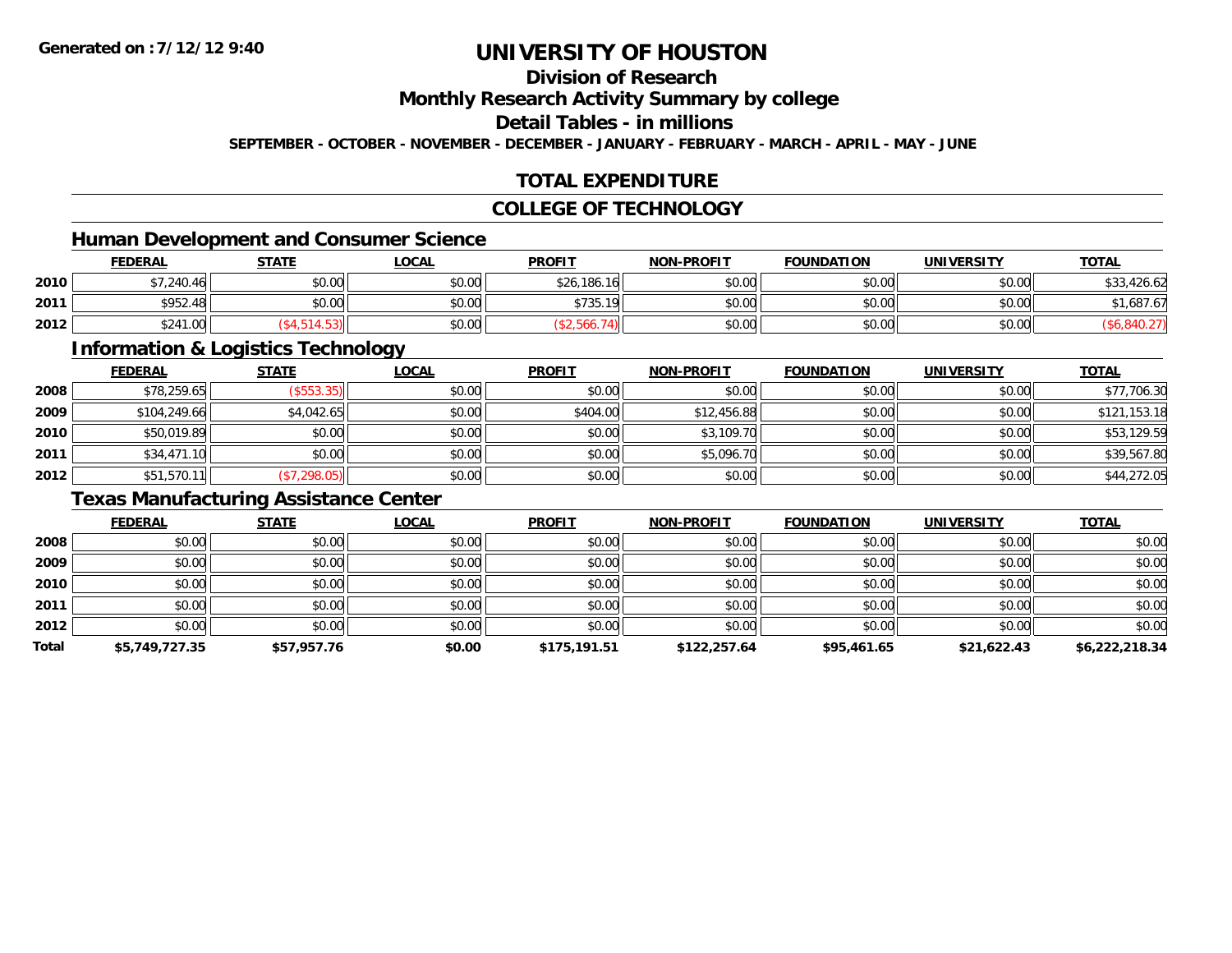# UNIVERSITY OF HOUSTON

## Division of Research

## Monthly Research Activity Summary by college

## Detail Tables - in millions

**SEPTEMBER - OCTOBER - NOVEMBER - DECEMBER - JANUARY - FEBRUARY - MARCH - APRIL - MAY - JUNE**

## TOTAL EXPENDITURE

## COLLEGE OF TECHNOLOGY

### Human Development and Consumer Science

| | FEDERAL | STATE | LOCAL | PROFIT | NON-PROFIT | FOUNDATION | UNIVERSITY | TOTAL |
|---|---|---|---|---|---|---|---|---|
| 2010 | $7,240.46 | $0.00 | $0.00 | $26,186.16 | $0.00 | $0.00 | $0.00 | $33,426.62 |
| 2011 | $952.48 | $0.00 | $0.00 | $735.19 | $0.00 | $0.00 | $0.00 | $1,687.67 |
| 2012 | $241.00 | ($4,514.53) | $0.00 | ($2,566.74) | $0.00 | $0.00 | $0.00 | ($6,840.27) |

### Information & Logistics Technology

| | FEDERAL | STATE | LOCAL | PROFIT | NON-PROFIT | FOUNDATION | UNIVERSITY | TOTAL |
|---|---|---|---|---|---|---|---|---|
| 2008 | $78,259.65 | ($553.35) | $0.00 | $0.00 | $0.00 | $0.00 | $0.00 | $77,706.30 |
| 2009 | $104,249.66 | $4,042.65 | $0.00 | $404.00 | $12,456.88 | $0.00 | $0.00 | $121,153.18 |
| 2010 | $50,019.89 | $0.00 | $0.00 | $0.00 | $3,109.70 | $0.00 | $0.00 | $53,129.59 |
| 2011 | $34,471.10 | $0.00 | $0.00 | $0.00 | $5,096.70 | $0.00 | $0.00 | $39,567.80 |
| 2012 | $51,570.11 | ($7,298.05) | $0.00 | $0.00 | $0.00 | $0.00 | $0.00 | $44,272.05 |

### Texas Manufacturing Assistance Center

| | FEDERAL | STATE | LOCAL | PROFIT | NON-PROFIT | FOUNDATION | UNIVERSITY | TOTAL |
|---|---|---|---|---|---|---|---|---|
| 2008 | $0.00 | $0.00 | $0.00 | $0.00 | $0.00 | $0.00 | $0.00 | $0.00 |
| 2009 | $0.00 | $0.00 | $0.00 | $0.00 | $0.00 | $0.00 | $0.00 | $0.00 |
| 2010 | $0.00 | $0.00 | $0.00 | $0.00 | $0.00 | $0.00 | $0.00 | $0.00 |
| 2011 | $0.00 | $0.00 | $0.00 | $0.00 | $0.00 | $0.00 | $0.00 | $0.00 |
| 2012 | $0.00 | $0.00 | $0.00 | $0.00 | $0.00 | $0.00 | $0.00 | $0.00 |
| **Total** | **$5,749,727.35** | **$57,957.76** | **$0.00** | **$175,191.51** | **$122,257.64** | **$95,461.65** | **$21,622.43** | **$6,222,218.34** |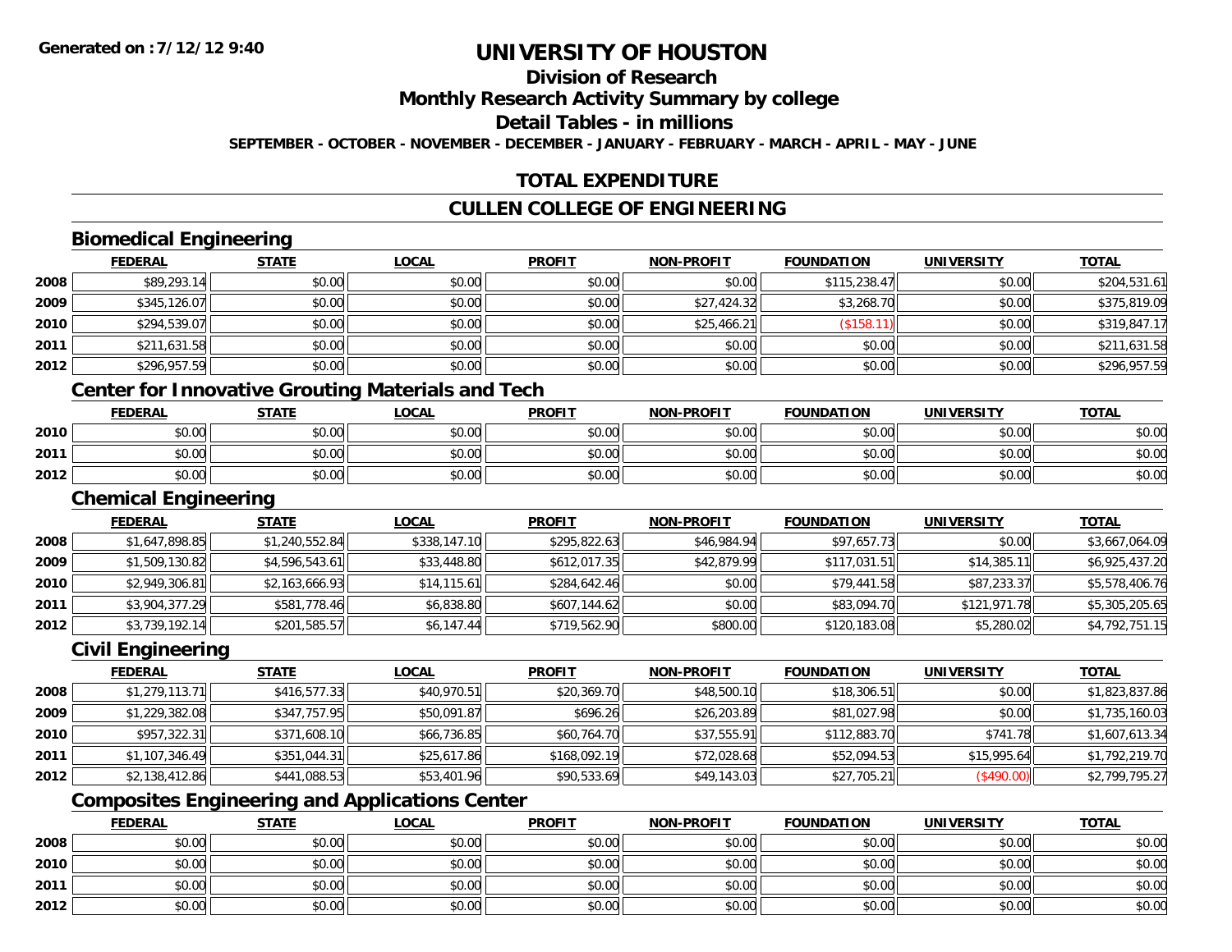# UNIVERSITY OF HOUSTON

## Division of Research

## Monthly Research Activity Summary by college

## Detail Tables - in millions

**SEPTEMBER - OCTOBER - NOVEMBER - DECEMBER - JANUARY - FEBRUARY - MARCH - APRIL - MAY - JUNE**

## TOTAL EXPENDITURE

## CULLEN COLLEGE OF ENGINEERING

### Biomedical Engineering

| | FEDERAL | STATE | LOCAL | PROFIT | NON-PROFIT | FOUNDATION | UNIVERSITY | TOTAL |
|---|---|---|---|---|---|---|---|---|
| 2008 | $89,293.14 | $0.00 | $0.00 | $0.00 | $0.00 | $115,238.47 | $0.00 | $204,531.61 |
| 2009 | $345,126.07 | $0.00 | $0.00 | $0.00 | $27,424.32 | $3,268.70 | $0.00 | $375,819.09 |
| 2010 | $294,539.07 | $0.00 | $0.00 | $0.00 | $25,466.21 | ($158.11) | $0.00 | $319,847.17 |
| 2011 | $211,631.58 | $0.00 | $0.00 | $0.00 | $0.00 | $0.00 | $0.00 | $211,631.58 |
| 2012 | $296,957.59 | $0.00 | $0.00 | $0.00 | $0.00 | $0.00 | $0.00 | $296,957.59 |

### Center for Innovative Grouting Materials and Tech

| | FEDERAL | STATE | LOCAL | PROFIT | NON-PROFIT | FOUNDATION | UNIVERSITY | TOTAL |
|---|---|---|---|---|---|---|---|---|
| 2010 | $0.00 | $0.00 | $0.00 | $0.00 | $0.00 | $0.00 | $0.00 | $0.00 |
| 2011 | $0.00 | $0.00 | $0.00 | $0.00 | $0.00 | $0.00 | $0.00 | $0.00 |
| 2012 | $0.00 | $0.00 | $0.00 | $0.00 | $0.00 | $0.00 | $0.00 | $0.00 |

### Chemical Engineering

| | FEDERAL | STATE | LOCAL | PROFIT | NON-PROFIT | FOUNDATION | UNIVERSITY | TOTAL |
|---|---|---|---|---|---|---|---|---|
| 2008 | $1,647,898.85 | $1,240,552.84 | $338,147.10 | $295,822.63 | $46,984.94 | $97,657.73 | $0.00 | $3,667,064.09 |
| 2009 | $1,509,130.82 | $4,596,543.61 | $33,448.80 | $612,017.35 | $42,879.99 | $117,031.51 | $14,385.11 | $6,925,437.20 |
| 2010 | $2,949,306.81 | $2,163,666.93 | $14,115.61 | $284,642.46 | $0.00 | $79,441.58 | $87,233.37 | $5,578,406.76 |
| 2011 | $3,904,377.29 | $581,778.46 | $6,838.80 | $607,144.62 | $0.00 | $83,094.70 | $121,971.78 | $5,305,205.65 |
| 2012 | $3,739,192.14 | $201,585.57 | $6,147.44 | $719,562.90 | $800.00 | $120,183.08 | $5,280.02 | $4,792,751.15 |

### Civil Engineering

| | FEDERAL | STATE | LOCAL | PROFIT | NON-PROFIT | FOUNDATION | UNIVERSITY | TOTAL |
|---|---|---|---|---|---|---|---|---|
| 2008 | $1,279,113.71 | $416,577.33 | $40,970.51 | $20,369.70 | $48,500.10 | $18,306.51 | $0.00 | $1,823,837.86 |
| 2009 | $1,229,382.08 | $347,757.95 | $50,091.87 | $696.26 | $26,203.89 | $81,027.98 | $0.00 | $1,735,160.03 |
| 2010 | $957,322.31 | $371,608.10 | $66,736.85 | $60,764.70 | $37,555.91 | $112,883.70 | $741.78 | $1,607,613.34 |
| 2011 | $1,107,346.49 | $351,044.31 | $25,617.86 | $168,092.19 | $72,028.68 | $52,094.53 | $15,995.64 | $1,792,219.70 |
| 2012 | $2,138,412.86 | $441,088.53 | $53,401.96 | $90,533.69 | $49,143.03 | $27,705.21 | ($490.00) | $2,799,795.27 |

### Composites Engineering and Applications Center

| | FEDERAL | STATE | LOCAL | PROFIT | NON-PROFIT | FOUNDATION | UNIVERSITY | TOTAL |
|---|---|---|---|---|---|---|---|---|
| 2008 | $0.00 | $0.00 | $0.00 | $0.00 | $0.00 | $0.00 | $0.00 | $0.00 |
| 2010 | $0.00 | $0.00 | $0.00 | $0.00 | $0.00 | $0.00 | $0.00 | $0.00 |
| 2011 | $0.00 | $0.00 | $0.00 | $0.00 | $0.00 | $0.00 | $0.00 | $0.00 |
| 2012 | $0.00 | $0.00 | $0.00 | $0.00 | $0.00 | $0.00 | $0.00 | $0.00 |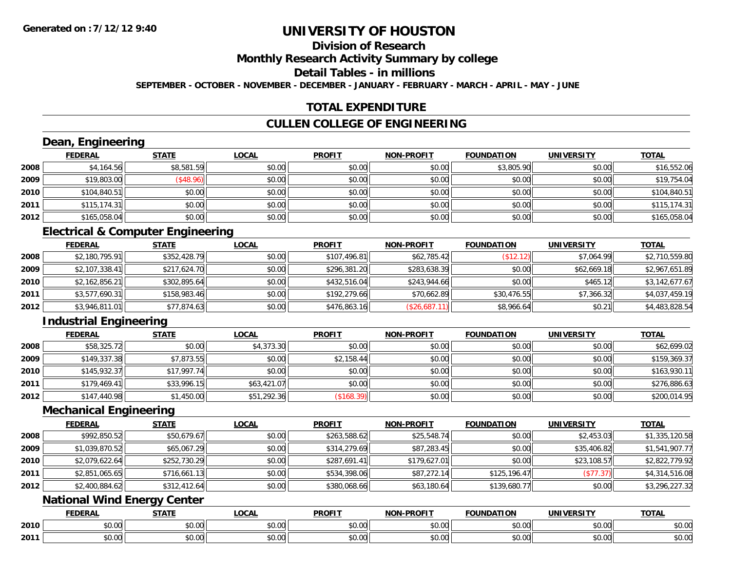Generated on :7/12/12 9:40

# UNIVERSITY OF HOUSTON

## Division of Research

## Monthly Research Activity Summary by college

## Detail Tables - in millions

SEPTEMBER - OCTOBER - NOVEMBER - DECEMBER - JANUARY - FEBRUARY - MARCH - APRIL - MAY - JUNE

## TOTAL EXPENDITURE

## CULLEN COLLEGE OF ENGINEERING

### Dean, Engineering

| | FEDERAL | STATE | LOCAL | PROFIT | NON-PROFIT | FOUNDATION | UNIVERSITY | TOTAL |
|---|---|---|---|---|---|---|---|---|
| 2008 | $4,164.56 | $8,581.59 | $0.00 | $0.00 | $0.00 | $3,805.90 | $0.00 | $16,552.06 |
| 2009 | $19,803.00 | ($48.96) | $0.00 | $0.00 | $0.00 | $0.00 | $0.00 | $19,754.04 |
| 2010 | $104,840.51 | $0.00 | $0.00 | $0.00 | $0.00 | $0.00 | $0.00 | $104,840.51 |
| 2011 | $115,174.31 | $0.00 | $0.00 | $0.00 | $0.00 | $0.00 | $0.00 | $115,174.31 |
| 2012 | $165,058.04 | $0.00 | $0.00 | $0.00 | $0.00 | $0.00 | $0.00 | $165,058.04 |

### Electrical & Computer Engineering

| | FEDERAL | STATE | LOCAL | PROFIT | NON-PROFIT | FOUNDATION | UNIVERSITY | TOTAL |
|---|---|---|---|---|---|---|---|---|
| 2008 | $2,180,795.91 | $352,428.79 | $0.00 | $107,496.81 | $62,785.42 | ($12.12) | $7,064.99 | $2,710,559.80 |
| 2009 | $2,107,338.41 | $217,624.70 | $0.00 | $296,381.20 | $283,638.39 | $0.00 | $62,669.18 | $2,967,651.89 |
| 2010 | $2,162,856.21 | $302,895.64 | $0.00 | $432,516.04 | $243,944.66 | $0.00 | $465.12 | $3,142,677.67 |
| 2011 | $3,577,690.31 | $158,983.46 | $0.00 | $192,279.66 | $70,662.89 | $30,476.55 | $7,366.32 | $4,037,459.19 |
| 2012 | $3,946,811.01 | $77,874.63 | $0.00 | $476,863.16 | ($26,687.11) | $8,966.64 | $0.21 | $4,483,828.54 |

### Industrial Engineering

| | FEDERAL | STATE | LOCAL | PROFIT | NON-PROFIT | FOUNDATION | UNIVERSITY | TOTAL |
|---|---|---|---|---|---|---|---|---|
| 2008 | $58,325.72 | $0.00 | $4,373.30 | $0.00 | $0.00 | $0.00 | $0.00 | $62,699.02 |
| 2009 | $149,337.38 | $7,873.55 | $0.00 | $2,158.44 | $0.00 | $0.00 | $0.00 | $159,369.37 |
| 2010 | $145,932.37 | $17,997.74 | $0.00 | $0.00 | $0.00 | $0.00 | $0.00 | $163,930.11 |
| 2011 | $179,469.41 | $33,996.15 | $63,421.07 | $0.00 | $0.00 | $0.00 | $0.00 | $276,886.63 |
| 2012 | $147,440.98 | $1,450.00 | $51,292.36 | ($168.39) | $0.00 | $0.00 | $0.00 | $200,014.95 |

### Mechanical Engineering

| | FEDERAL | STATE | LOCAL | PROFIT | NON-PROFIT | FOUNDATION | UNIVERSITY | TOTAL |
|---|---|---|---|---|---|---|---|---|
| 2008 | $992,850.52 | $50,679.67 | $0.00 | $263,588.62 | $25,548.74 | $0.00 | $2,453.03 | $1,335,120.58 |
| 2009 | $1,039,870.52 | $65,067.29 | $0.00 | $314,279.69 | $87,283.45 | $0.00 | $35,406.82 | $1,541,907.77 |
| 2010 | $2,079,622.64 | $252,730.29 | $0.00 | $287,691.41 | $179,627.01 | $0.00 | $23,108.57 | $2,822,779.92 |
| 2011 | $2,851,065.65 | $716,661.13 | $0.00 | $534,398.06 | $87,272.14 | $125,196.47 | ($77.37) | $4,314,516.08 |
| 2012 | $2,400,884.62 | $312,412.64 | $0.00 | $380,068.66 | $63,180.64 | $139,680.77 | $0.00 | $3,296,227.32 |

### National Wind Energy Center

| | FEDERAL | STATE | LOCAL | PROFIT | NON-PROFIT | FOUNDATION | UNIVERSITY | TOTAL |
|---|---|---|---|---|---|---|---|---|
| 2010 | $0.00 | $0.00 | $0.00 | $0.00 | $0.00 | $0.00 | $0.00 | $0.00 |
| 2011 | $0.00 | $0.00 | $0.00 | $0.00 | $0.00 | $0.00 | $0.00 | $0.00 |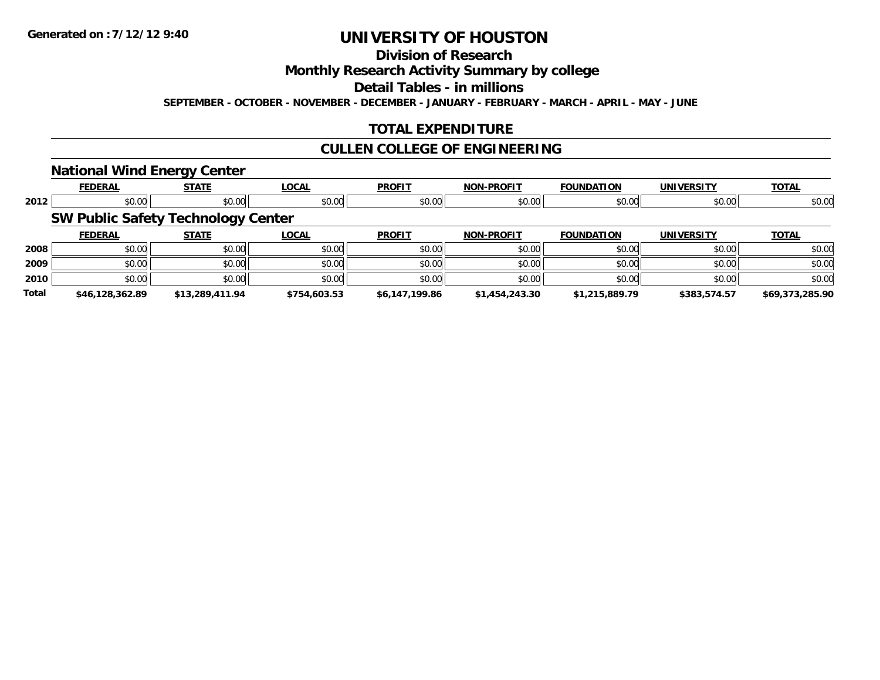Generated on :7/12/12 9:40

# UNIVERSITY OF HOUSTON

## Division of Research

## Monthly Research Activity Summary by college

## Detail Tables - in millions

**SEPTEMBER - OCTOBER - NOVEMBER - DECEMBER - JANUARY - FEBRUARY - MARCH - APRIL - MAY - JUNE**

## TOTAL EXPENDITURE

## CULLEN COLLEGE OF ENGINEERING

### National Wind Energy Center

| | FEDERAL | STATE | LOCAL | PROFIT | NON-PROFIT | FOUNDATION | UNIVERSITY | TOTAL |
|---|---|---|---|---|---|---|---|---|
| 2012 | $0.00 | $0.00 | $0.00 | $0.00 | $0.00 | $0.00 | $0.00 | $0.00 |

### SW Public Safety Technology Center

| | FEDERAL | STATE | LOCAL | PROFIT | NON-PROFIT | FOUNDATION | UNIVERSITY | TOTAL |
|---|---|---|---|---|---|---|---|---|
| 2008 | $0.00 | $0.00 | $0.00 | $0.00 | $0.00 | $0.00 | $0.00 | $0.00 |
| 2009 | $0.00 | $0.00 | $0.00 | $0.00 | $0.00 | $0.00 | $0.00 | $0.00 |
| 2010 | $0.00 | $0.00 | $0.00 | $0.00 | $0.00 | $0.00 | $0.00 | $0.00 |
| **Total** | **$46,128,362.89** | **$13,289,411.94** | **$754,603.53** | **$6,147,199.86** | **$1,454,243.30** | **$1,215,889.79** | **$383,574.57** | **$69,373,285.90** |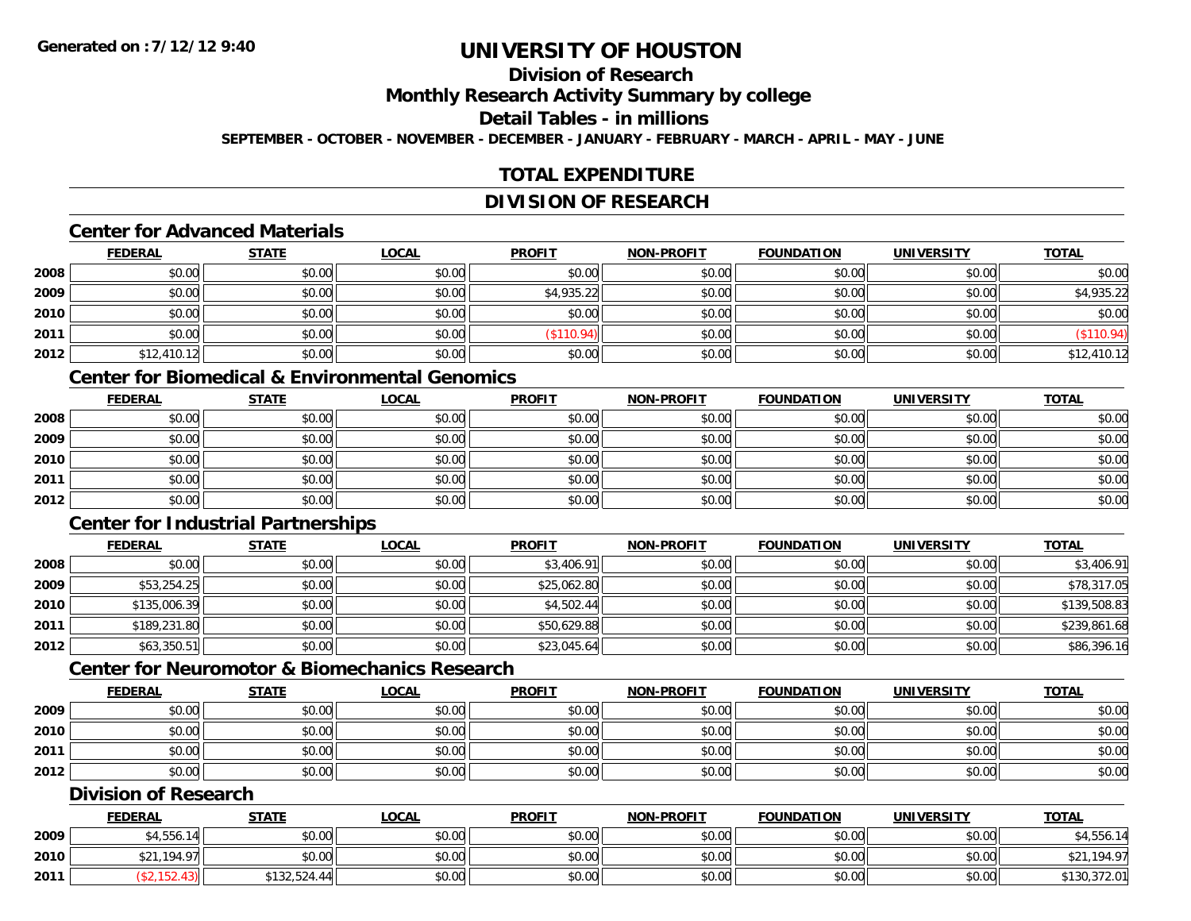# UNIVERSITY OF HOUSTON

## Division of Research

## Monthly Research Activity Summary by college

## Detail Tables - in millions

**SEPTEMBER - OCTOBER - NOVEMBER - DECEMBER - JANUARY - FEBRUARY - MARCH - APRIL - MAY - JUNE**

## TOTAL EXPENDITURE

## DIVISION OF RESEARCH

### Center for Advanced Materials

| | FEDERAL | STATE | LOCAL | PROFIT | NON-PROFIT | FOUNDATION | UNIVERSITY | TOTAL |
|---|---|---|---|---|---|---|---|---|
| 2008 | $0.00 | $0.00 | $0.00 | $0.00 | $0.00 | $0.00 | $0.00 | $0.00 |
| 2009 | $0.00 | $0.00 | $0.00 | $4,935.22 | $0.00 | $0.00 | $0.00 | $4,935.22 |
| 2010 | $0.00 | $0.00 | $0.00 | $0.00 | $0.00 | $0.00 | $0.00 | $0.00 |
| 2011 | $0.00 | $0.00 | $0.00 | ($110.94) | $0.00 | $0.00 | $0.00 | ($110.94) |
| 2012 | $12,410.12 | $0.00 | $0.00 | $0.00 | $0.00 | $0.00 | $0.00 | $12,410.12 |

### Center for Biomedical & Environmental Genomics

| | FEDERAL | STATE | LOCAL | PROFIT | NON-PROFIT | FOUNDATION | UNIVERSITY | TOTAL |
|---|---|---|---|---|---|---|---|---|
| 2008 | $0.00 | $0.00 | $0.00 | $0.00 | $0.00 | $0.00 | $0.00 | $0.00 |
| 2009 | $0.00 | $0.00 | $0.00 | $0.00 | $0.00 | $0.00 | $0.00 | $0.00 |
| 2010 | $0.00 | $0.00 | $0.00 | $0.00 | $0.00 | $0.00 | $0.00 | $0.00 |
| 2011 | $0.00 | $0.00 | $0.00 | $0.00 | $0.00 | $0.00 | $0.00 | $0.00 |
| 2012 | $0.00 | $0.00 | $0.00 | $0.00 | $0.00 | $0.00 | $0.00 | $0.00 |

### Center for Industrial Partnerships

| | FEDERAL | STATE | LOCAL | PROFIT | NON-PROFIT | FOUNDATION | UNIVERSITY | TOTAL |
|---|---|---|---|---|---|---|---|---|
| 2008 | $0.00 | $0.00 | $0.00 | $3,406.91 | $0.00 | $0.00 | $0.00 | $3,406.91 |
| 2009 | $53,254.25 | $0.00 | $0.00 | $25,062.80 | $0.00 | $0.00 | $0.00 | $78,317.05 |
| 2010 | $135,006.39 | $0.00 | $0.00 | $4,502.44 | $0.00 | $0.00 | $0.00 | $139,508.83 |
| 2011 | $189,231.80 | $0.00 | $0.00 | $50,629.88 | $0.00 | $0.00 | $0.00 | $239,861.68 |
| 2012 | $63,350.51 | $0.00 | $0.00 | $23,045.64 | $0.00 | $0.00 | $0.00 | $86,396.16 |

### Center for Neuromotor & Biomechanics Research

| | FEDERAL | STATE | LOCAL | PROFIT | NON-PROFIT | FOUNDATION | UNIVERSITY | TOTAL |
|---|---|---|---|---|---|---|---|---|
| 2009 | $0.00 | $0.00 | $0.00 | $0.00 | $0.00 | $0.00 | $0.00 | $0.00 |
| 2010 | $0.00 | $0.00 | $0.00 | $0.00 | $0.00 | $0.00 | $0.00 | $0.00 |
| 2011 | $0.00 | $0.00 | $0.00 | $0.00 | $0.00 | $0.00 | $0.00 | $0.00 |
| 2012 | $0.00 | $0.00 | $0.00 | $0.00 | $0.00 | $0.00 | $0.00 | $0.00 |

### Division of Research

| | FEDERAL | STATE | LOCAL | PROFIT | NON-PROFIT | FOUNDATION | UNIVERSITY | TOTAL |
|---|---|---|---|---|---|---|---|---|
| 2009 | $4,556.14 | $0.00 | $0.00 | $0.00 | $0.00 | $0.00 | $0.00 | $4,556.14 |
| 2010 | $21,194.97 | $0.00 | $0.00 | $0.00 | $0.00 | $0.00 | $0.00 | $21,194.97 |
| 2011 | ($2,152.43) | $132,524.44 | $0.00 | $0.00 | $0.00 | $0.00 | $0.00 | $130,372.01 |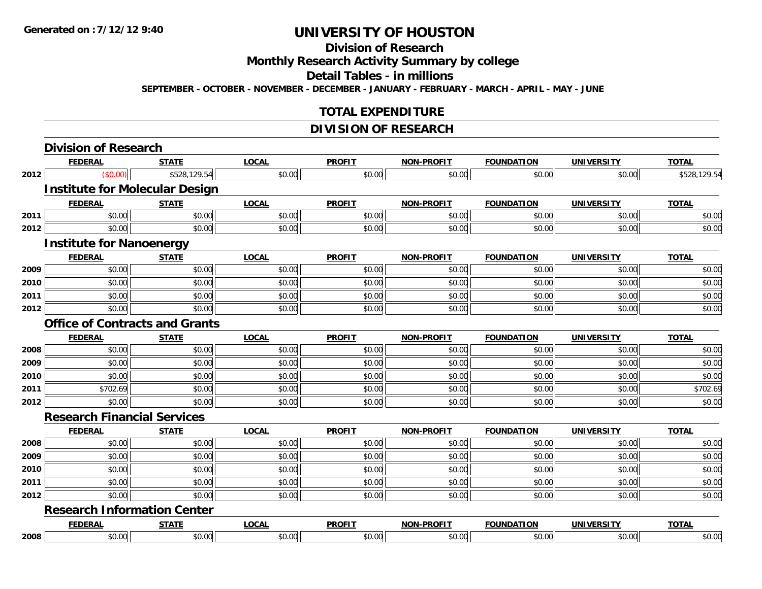**Generated on :7/12/12 9:40**

# UNIVERSITY OF HOUSTON

## Division of Research

## Monthly Research Activity Summary by college

## Detail Tables - in millions

SEPTEMBER - OCTOBER - NOVEMBER - DECEMBER - JANUARY - FEBRUARY - MARCH - APRIL - MAY - JUNE

## TOTAL EXPENDITURE

## DIVISION OF RESEARCH

### Division of Research

| | FEDERAL | STATE | LOCAL | PROFIT | NON-PROFIT | FOUNDATION | UNIVERSITY | TOTAL |
|---|---|---|---|---|---|---|---|---|
| 2012 | ($0.00) | $528,129.54 | $0.00 | $0.00 | $0.00 | $0.00 | $0.00 | $528,129.54 |

### Institute for Molecular Design

| | FEDERAL | STATE | LOCAL | PROFIT | NON-PROFIT | FOUNDATION | UNIVERSITY | TOTAL |
|---|---|---|---|---|---|---|---|---|
| 2011 | $0.00 | $0.00 | $0.00 | $0.00 | $0.00 | $0.00 | $0.00 | $0.00 |
| 2012 | $0.00 | $0.00 | $0.00 | $0.00 | $0.00 | $0.00 | $0.00 | $0.00 |

### Institute for Nanoenergy

| | FEDERAL | STATE | LOCAL | PROFIT | NON-PROFIT | FOUNDATION | UNIVERSITY | TOTAL |
|---|---|---|---|---|---|---|---|---|
| 2009 | $0.00 | $0.00 | $0.00 | $0.00 | $0.00 | $0.00 | $0.00 | $0.00 |
| 2010 | $0.00 | $0.00 | $0.00 | $0.00 | $0.00 | $0.00 | $0.00 | $0.00 |
| 2011 | $0.00 | $0.00 | $0.00 | $0.00 | $0.00 | $0.00 | $0.00 | $0.00 |
| 2012 | $0.00 | $0.00 | $0.00 | $0.00 | $0.00 | $0.00 | $0.00 | $0.00 |

### Office of Contracts and Grants

| | FEDERAL | STATE | LOCAL | PROFIT | NON-PROFIT | FOUNDATION | UNIVERSITY | TOTAL |
|---|---|---|---|---|---|---|---|---|
| 2008 | $0.00 | $0.00 | $0.00 | $0.00 | $0.00 | $0.00 | $0.00 | $0.00 |
| 2009 | $0.00 | $0.00 | $0.00 | $0.00 | $0.00 | $0.00 | $0.00 | $0.00 |
| 2010 | $0.00 | $0.00 | $0.00 | $0.00 | $0.00 | $0.00 | $0.00 | $0.00 |
| 2011 | $702.69 | $0.00 | $0.00 | $0.00 | $0.00 | $0.00 | $0.00 | $702.69 |
| 2012 | $0.00 | $0.00 | $0.00 | $0.00 | $0.00 | $0.00 | $0.00 | $0.00 |

### Research Financial Services

| | FEDERAL | STATE | LOCAL | PROFIT | NON-PROFIT | FOUNDATION | UNIVERSITY | TOTAL |
|---|---|---|---|---|---|---|---|---|
| 2008 | $0.00 | $0.00 | $0.00 | $0.00 | $0.00 | $0.00 | $0.00 | $0.00 |
| 2009 | $0.00 | $0.00 | $0.00 | $0.00 | $0.00 | $0.00 | $0.00 | $0.00 |
| 2010 | $0.00 | $0.00 | $0.00 | $0.00 | $0.00 | $0.00 | $0.00 | $0.00 |
| 2011 | $0.00 | $0.00 | $0.00 | $0.00 | $0.00 | $0.00 | $0.00 | $0.00 |
| 2012 | $0.00 | $0.00 | $0.00 | $0.00 | $0.00 | $0.00 | $0.00 | $0.00 |

### Research Information Center

| | FEDERAL | STATE | LOCAL | PROFIT | NON-PROFIT | FOUNDATION | UNIVERSITY | TOTAL |
|---|---|---|---|---|---|---|---|---|
| 2008 | $0.00 | $0.00 | $0.00 | $0.00 | $0.00 | $0.00 | $0.00 | $0.00 |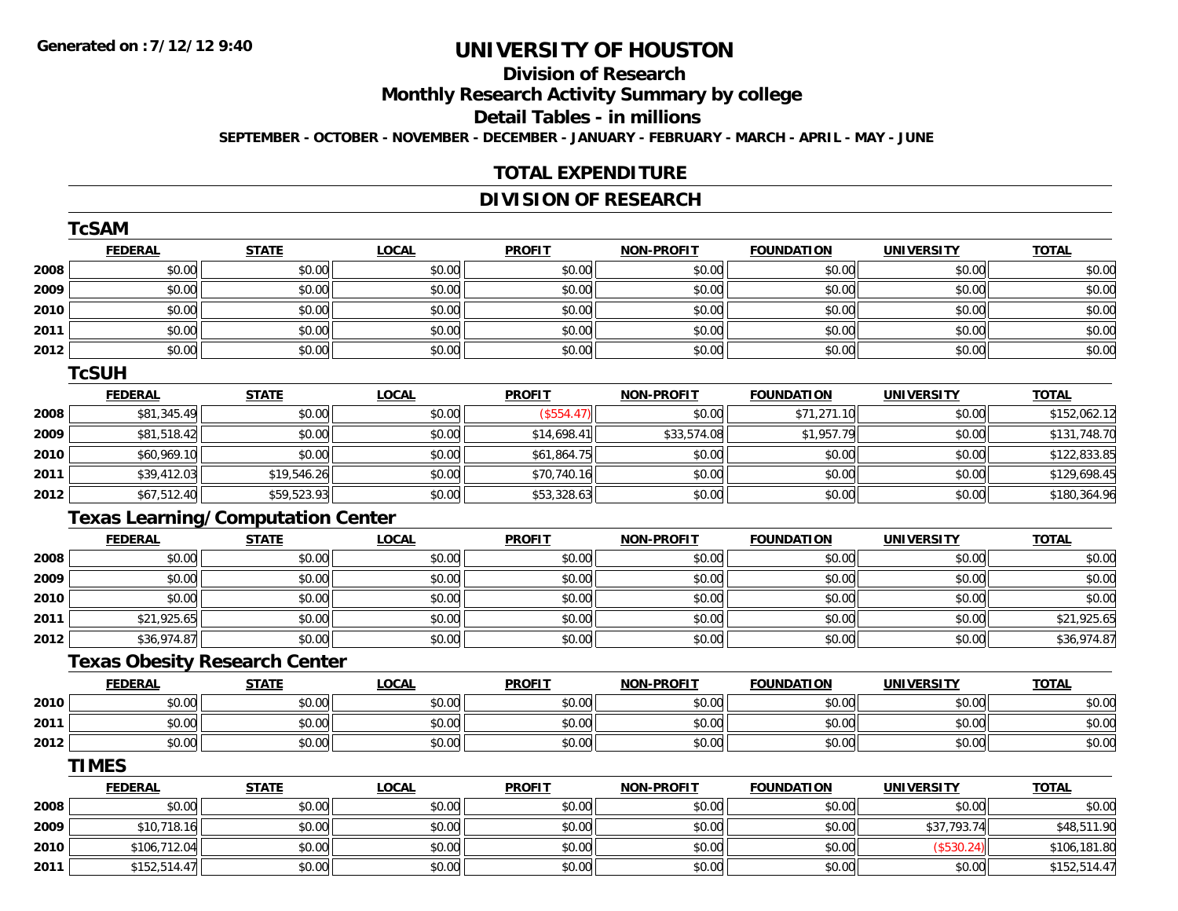**Generated on :7/12/12 9:40**

# UNIVERSITY OF HOUSTON

## Division of Research

## Monthly Research Activity Summary by college

## Detail Tables - in millions

**SEPTEMBER - OCTOBER - NOVEMBER - DECEMBER - JANUARY - FEBRUARY - MARCH - APRIL - MAY - JUNE**

## TOTAL EXPENDITURE

## DIVISION OF RESEARCH

### TcSAM

| | FEDERAL | STATE | LOCAL | PROFIT | NON-PROFIT | FOUNDATION | UNIVERSITY | TOTAL |
|---|---|---|---|---|---|---|---|---|
| 2008 | $0.00 | $0.00 | $0.00 | $0.00 | $0.00 | $0.00 | $0.00 | $0.00 |
| 2009 | $0.00 | $0.00 | $0.00 | $0.00 | $0.00 | $0.00 | $0.00 | $0.00 |
| 2010 | $0.00 | $0.00 | $0.00 | $0.00 | $0.00 | $0.00 | $0.00 | $0.00 |
| 2011 | $0.00 | $0.00 | $0.00 | $0.00 | $0.00 | $0.00 | $0.00 | $0.00 |
| 2012 | $0.00 | $0.00 | $0.00 | $0.00 | $0.00 | $0.00 | $0.00 | $0.00 |

### TcSUH

| | FEDERAL | STATE | LOCAL | PROFIT | NON-PROFIT | FOUNDATION | UNIVERSITY | TOTAL |
|---|---|---|---|---|---|---|---|---|
| 2008 | $81,345.49 | $0.00 | $0.00 | ($554.47) | $0.00 | $71,271.10 | $0.00 | $152,062.12 |
| 2009 | $81,518.42 | $0.00 | $0.00 | $14,698.41 | $33,574.08 | $1,957.79 | $0.00 | $131,748.70 |
| 2010 | $60,969.10 | $0.00 | $0.00 | $61,864.75 | $0.00 | $0.00 | $0.00 | $122,833.85 |
| 2011 | $39,412.03 | $19,546.26 | $0.00 | $70,740.16 | $0.00 | $0.00 | $0.00 | $129,698.45 |
| 2012 | $67,512.40 | $59,523.93 | $0.00 | $53,328.63 | $0.00 | $0.00 | $0.00 | $180,364.96 |

### Texas Learning/Computation Center

| | FEDERAL | STATE | LOCAL | PROFIT | NON-PROFIT | FOUNDATION | UNIVERSITY | TOTAL |
|---|---|---|---|---|---|---|---|---|
| 2008 | $0.00 | $0.00 | $0.00 | $0.00 | $0.00 | $0.00 | $0.00 | $0.00 |
| 2009 | $0.00 | $0.00 | $0.00 | $0.00 | $0.00 | $0.00 | $0.00 | $0.00 |
| 2010 | $0.00 | $0.00 | $0.00 | $0.00 | $0.00 | $0.00 | $0.00 | $0.00 |
| 2011 | $21,925.65 | $0.00 | $0.00 | $0.00 | $0.00 | $0.00 | $0.00 | $21,925.65 |
| 2012 | $36,974.87 | $0.00 | $0.00 | $0.00 | $0.00 | $0.00 | $0.00 | $36,974.87 |

### Texas Obesity Research Center

| | FEDERAL | STATE | LOCAL | PROFIT | NON-PROFIT | FOUNDATION | UNIVERSITY | TOTAL |
|---|---|---|---|---|---|---|---|---|
| 2010 | $0.00 | $0.00 | $0.00 | $0.00 | $0.00 | $0.00 | $0.00 | $0.00 |
| 2011 | $0.00 | $0.00 | $0.00 | $0.00 | $0.00 | $0.00 | $0.00 | $0.00 |
| 2012 | $0.00 | $0.00 | $0.00 | $0.00 | $0.00 | $0.00 | $0.00 | $0.00 |

### TIMES

| | FEDERAL | STATE | LOCAL | PROFIT | NON-PROFIT | FOUNDATION | UNIVERSITY | TOTAL |
|---|---|---|---|---|---|---|---|---|
| 2008 | $0.00 | $0.00 | $0.00 | $0.00 | $0.00 | $0.00 | $0.00 | $0.00 |
| 2009 | $10,718.16 | $0.00 | $0.00 | $0.00 | $0.00 | $0.00 | $37,793.74 | $48,511.90 |
| 2010 | $106,712.04 | $0.00 | $0.00 | $0.00 | $0.00 | $0.00 | ($530.24) | $106,181.80 |
| 2011 | $152,514.47 | $0.00 | $0.00 | $0.00 | $0.00 | $0.00 | $0.00 | $152,514.47 |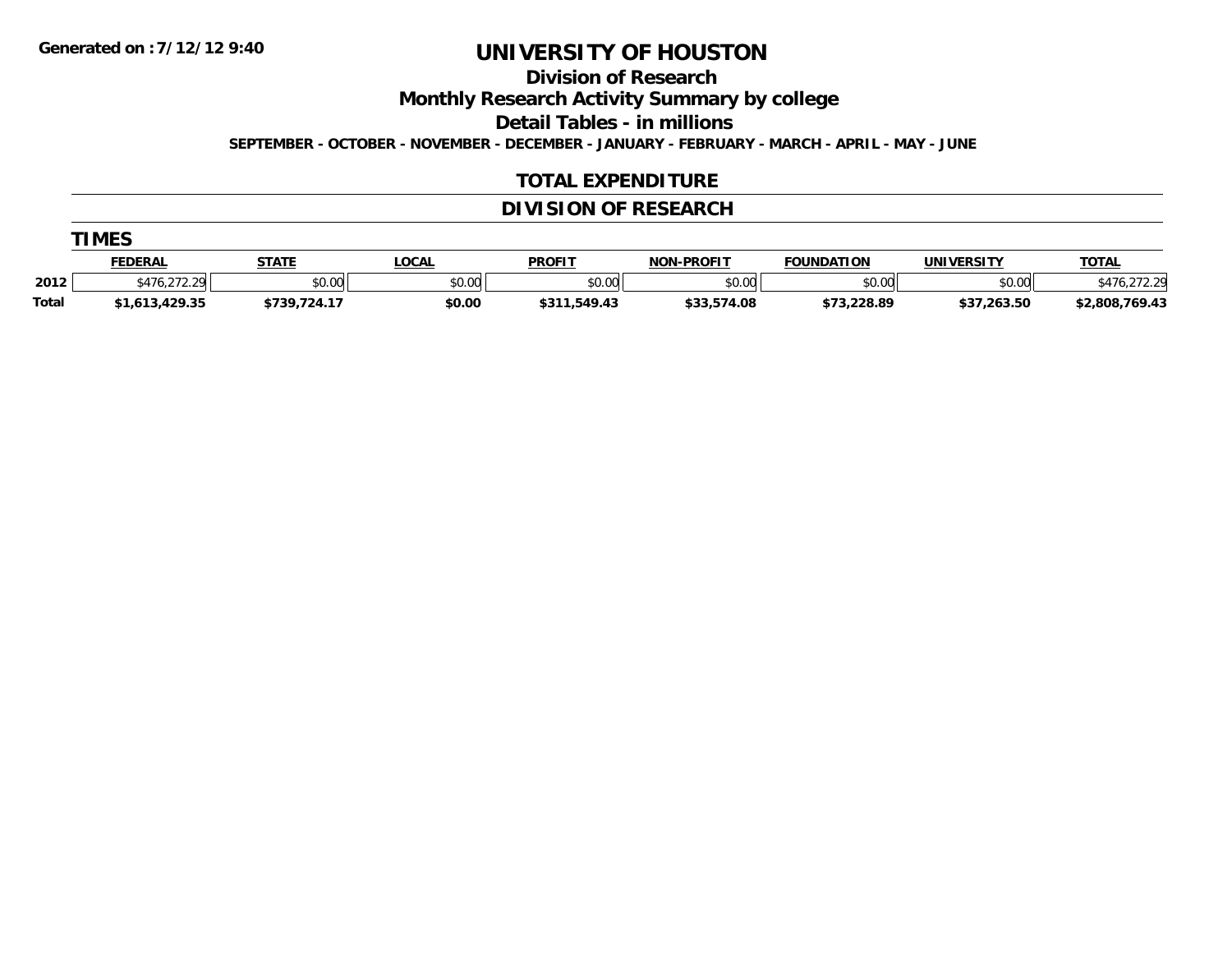Generated on :7/12/12 9:40

# UNIVERSITY OF HOUSTON

## Division of Research

## Monthly Research Activity Summary by college

## Detail Tables - in millions

**SEPTEMBER - OCTOBER - NOVEMBER - DECEMBER - JANUARY - FEBRUARY - MARCH - APRIL - MAY - JUNE**

## TOTAL EXPENDITURE

## DIVISION OF RESEARCH

### TIMES

| | FEDERAL | STATE | LOCAL | PROFIT | NON-PROFIT | FOUNDATION | UNIVERSITY | TOTAL |
|---|---|---|---|---|---|---|---|---|
| 2012 | $476,272.29 | $0.00 | $0.00 | $0.00 | $0.00 | $0.00 | $0.00 | $476,272.29 |
| **Total** | **$1,613,429.35** | **$739,724.17** | **$0.00** | **$311,549.43** | **$33,574.08** | **$73,228.89** | **$37,263.50** | **$2,808,769.43** |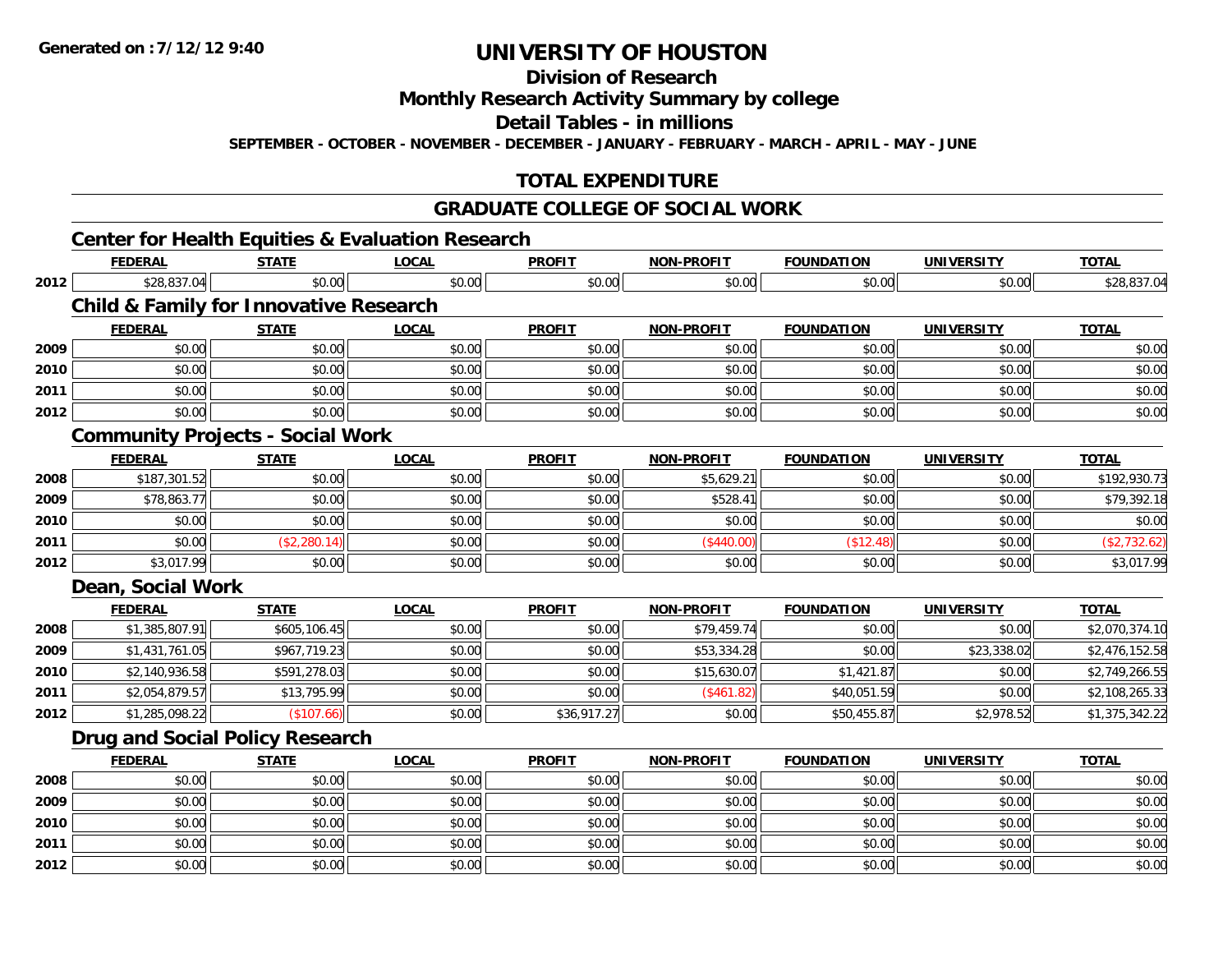Generated on :7/12/12 9:40

# UNIVERSITY OF HOUSTON

## Division of Research

## Monthly Research Activity Summary by college

## Detail Tables - in millions

**SEPTEMBER - OCTOBER - NOVEMBER - DECEMBER - JANUARY - FEBRUARY - MARCH - APRIL - MAY - JUNE**

## TOTAL EXPENDITURE

## GRADUATE COLLEGE OF SOCIAL WORK

### Center for Health Equities & Evaluation Research

| | FEDERAL | STATE | LOCAL | PROFIT | NON-PROFIT | FOUNDATION | UNIVERSITY | TOTAL |
|---|---|---|---|---|---|---|---|---|
| 2012 | $28,837.04 | $0.00 | $0.00 | $0.00 | $0.00 | $0.00 | $0.00 | $28,837.04 |

### Child & Family for Innovative Research

| | FEDERAL | STATE | LOCAL | PROFIT | NON-PROFIT | FOUNDATION | UNIVERSITY | TOTAL |
|---|---|---|---|---|---|---|---|---|
| 2009 | $0.00 | $0.00 | $0.00 | $0.00 | $0.00 | $0.00 | $0.00 | $0.00 |
| 2010 | $0.00 | $0.00 | $0.00 | $0.00 | $0.00 | $0.00 | $0.00 | $0.00 |
| 2011 | $0.00 | $0.00 | $0.00 | $0.00 | $0.00 | $0.00 | $0.00 | $0.00 |
| 2012 | $0.00 | $0.00 | $0.00 | $0.00 | $0.00 | $0.00 | $0.00 | $0.00 |

### Community Projects - Social Work

| | FEDERAL | STATE | LOCAL | PROFIT | NON-PROFIT | FOUNDATION | UNIVERSITY | TOTAL |
|---|---|---|---|---|---|---|---|---|
| 2008 | $187,301.52 | $0.00 | $0.00 | $0.00 | $5,629.21 | $0.00 | $0.00 | $192,930.73 |
| 2009 | $78,863.77 | $0.00 | $0.00 | $0.00 | $528.41 | $0.00 | $0.00 | $79,392.18 |
| 2010 | $0.00 | $0.00 | $0.00 | $0.00 | $0.00 | $0.00 | $0.00 | $0.00 |
| 2011 | $0.00 | ($2,280.14) | $0.00 | $0.00 | ($440.00) | ($12.48) | $0.00 | ($2,732.62) |
| 2012 | $3,017.99 | $0.00 | $0.00 | $0.00 | $0.00 | $0.00 | $0.00 | $3,017.99 |

### Dean, Social Work

| | FEDERAL | STATE | LOCAL | PROFIT | NON-PROFIT | FOUNDATION | UNIVERSITY | TOTAL |
|---|---|---|---|---|---|---|---|---|
| 2008 | $1,385,807.91 | $605,106.45 | $0.00 | $0.00 | $79,459.74 | $0.00 | $0.00 | $2,070,374.10 |
| 2009 | $1,431,761.05 | $967,719.23 | $0.00 | $0.00 | $53,334.28 | $0.00 | $23,338.02 | $2,476,152.58 |
| 2010 | $2,140,936.58 | $591,278.03 | $0.00 | $0.00 | $15,630.07 | $1,421.87 | $0.00 | $2,749,266.55 |
| 2011 | $2,054,879.57 | $13,795.99 | $0.00 | $0.00 | ($461.82) | $40,051.59 | $0.00 | $2,108,265.33 |
| 2012 | $1,285,098.22 | ($107.66) | $0.00 | $36,917.27 | $0.00 | $50,455.87 | $2,978.52 | $1,375,342.22 |

### Drug and Social Policy Research

| | FEDERAL | STATE | LOCAL | PROFIT | NON-PROFIT | FOUNDATION | UNIVERSITY | TOTAL |
|---|---|---|---|---|---|---|---|---|
| 2008 | $0.00 | $0.00 | $0.00 | $0.00 | $0.00 | $0.00 | $0.00 | $0.00 |
| 2009 | $0.00 | $0.00 | $0.00 | $0.00 | $0.00 | $0.00 | $0.00 | $0.00 |
| 2010 | $0.00 | $0.00 | $0.00 | $0.00 | $0.00 | $0.00 | $0.00 | $0.00 |
| 2011 | $0.00 | $0.00 | $0.00 | $0.00 | $0.00 | $0.00 | $0.00 | $0.00 |
| 2012 | $0.00 | $0.00 | $0.00 | $0.00 | $0.00 | $0.00 | $0.00 | $0.00 |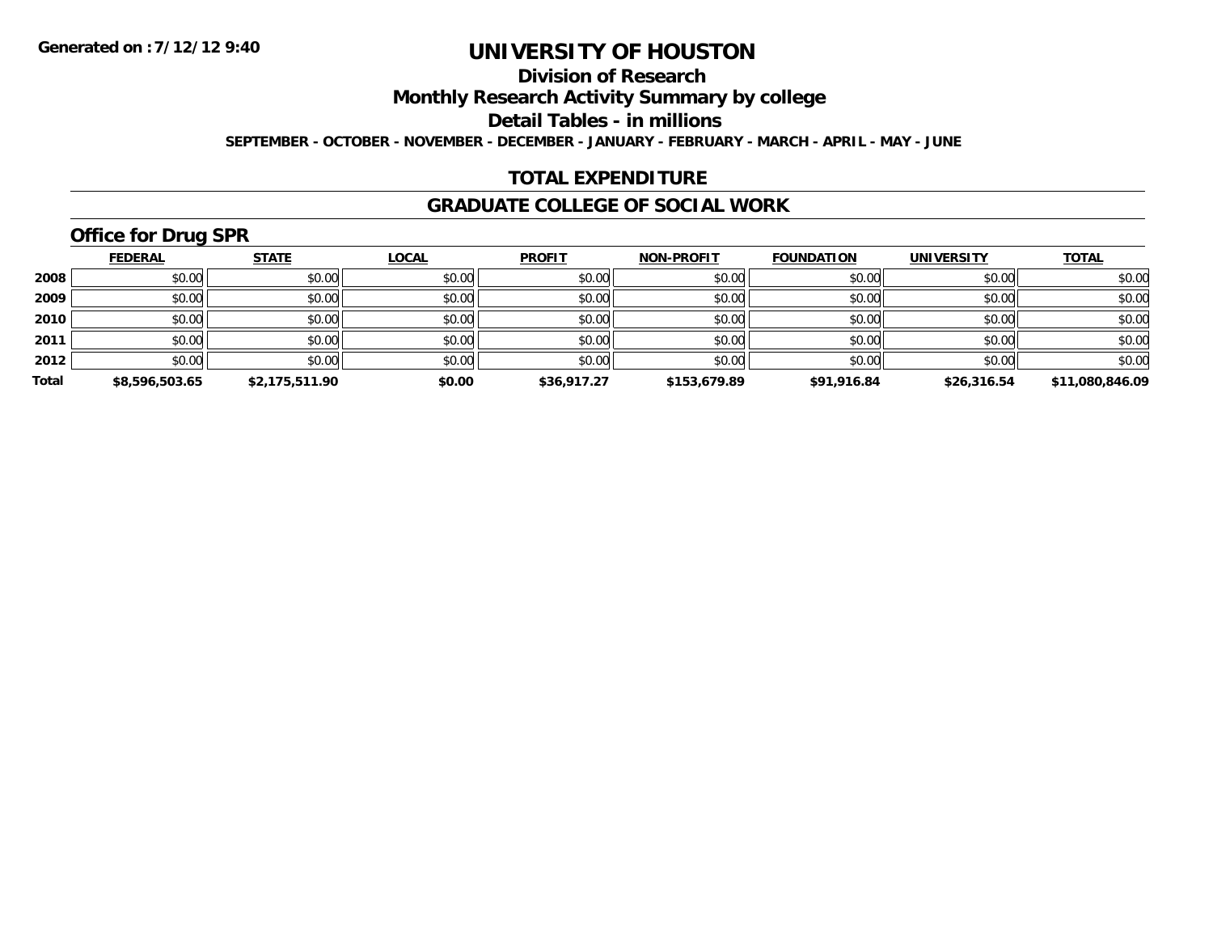# UNIVERSITY OF HOUSTON

## Division of Research

## Monthly Research Activity Summary by college

## Detail Tables - in millions

**SEPTEMBER - OCTOBER - NOVEMBER - DECEMBER - JANUARY - FEBRUARY - MARCH - APRIL - MAY - JUNE**

## TOTAL EXPENDITURE

## GRADUATE COLLEGE OF SOCIAL WORK

### Office for Drug SPR

| | FEDERAL | STATE | LOCAL | PROFIT | NON-PROFIT | FOUNDATION | UNIVERSITY | TOTAL |
|---|---|---|---|---|---|---|---|---|
| 2008 | $0.00 | $0.00 | $0.00 | $0.00 | $0.00 | $0.00 | $0.00 | $0.00 |
| 2009 | $0.00 | $0.00 | $0.00 | $0.00 | $0.00 | $0.00 | $0.00 | $0.00 |
| 2010 | $0.00 | $0.00 | $0.00 | $0.00 | $0.00 | $0.00 | $0.00 | $0.00 |
| 2011 | $0.00 | $0.00 | $0.00 | $0.00 | $0.00 | $0.00 | $0.00 | $0.00 |
| 2012 | $0.00 | $0.00 | $0.00 | $0.00 | $0.00 | $0.00 | $0.00 | $0.00 |
| **Total** | **$8,596,503.65** | **$2,175,511.90** | **$0.00** | **$36,917.27** | **$153,679.89** | **$91,916.84** | **$26,316.54** | **$11,080,846.09** |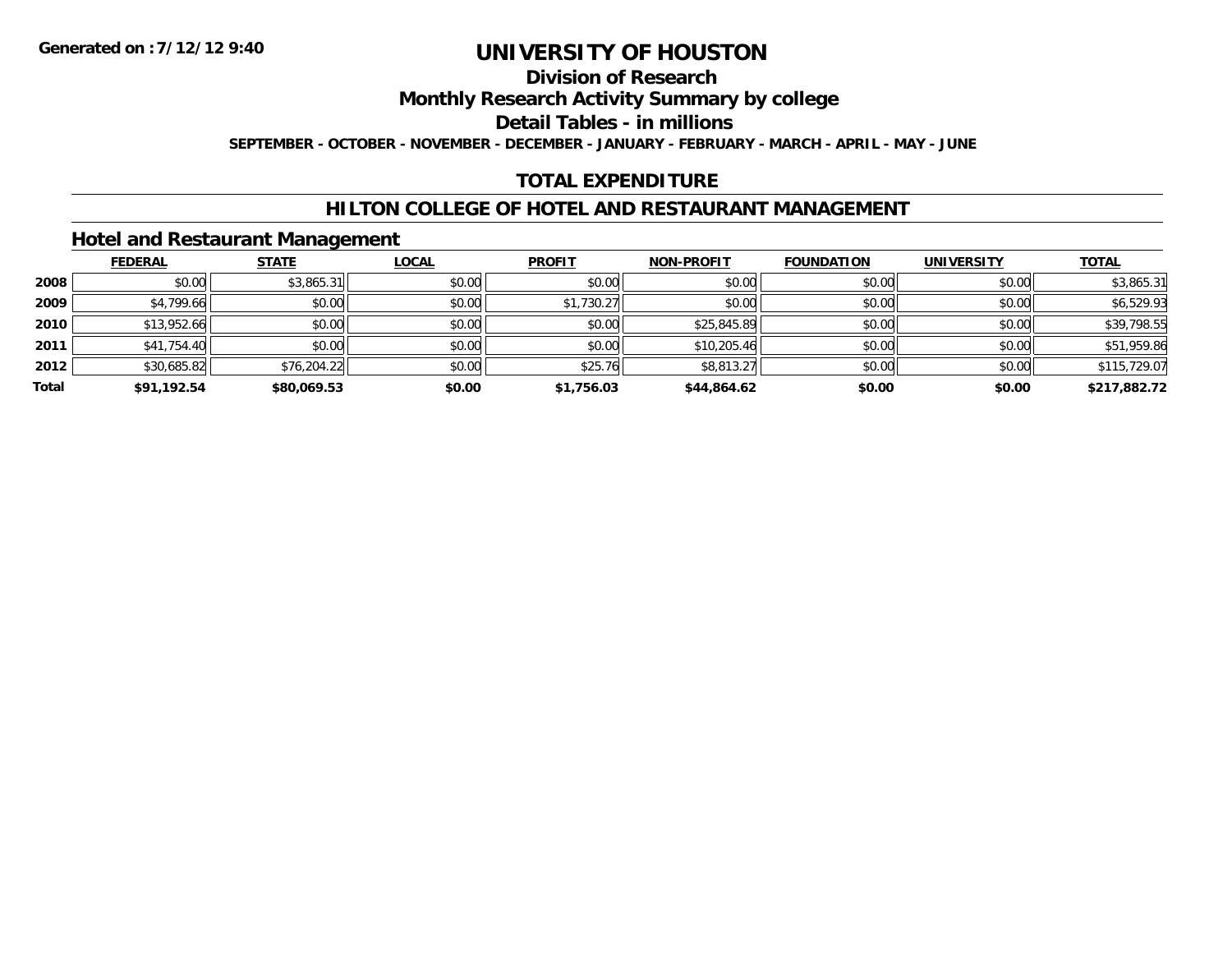Generated on :7/12/12 9:40

# UNIVERSITY OF HOUSTON

## Division of Research

## Monthly Research Activity Summary by college

## Detail Tables - in millions

SEPTEMBER - OCTOBER - NOVEMBER - DECEMBER - JANUARY - FEBRUARY - MARCH - APRIL - MAY - JUNE

## TOTAL EXPENDITURE

## HILTON COLLEGE OF HOTEL AND RESTAURANT MANAGEMENT

### Hotel and Restaurant Management

| | FEDERAL | STATE | LOCAL | PROFIT | NON-PROFIT | FOUNDATION | UNIVERSITY | TOTAL |
|---|---|---|---|---|---|---|---|---|
| 2008 | $0.00 | $3,865.31 | $0.00 | $0.00 | $0.00 | $0.00 | $0.00 | $3,865.31 |
| 2009 | $4,799.66 | $0.00 | $0.00 | $1,730.27 | $0.00 | $0.00 | $0.00 | $6,529.93 |
| 2010 | $13,952.66 | $0.00 | $0.00 | $0.00 | $25,845.89 | $0.00 | $0.00 | $39,798.55 |
| 2011 | $41,754.40 | $0.00 | $0.00 | $0.00 | $10,205.46 | $0.00 | $0.00 | $51,959.86 |
| 2012 | $30,685.82 | $76,204.22 | $0.00 | $25.76 | $8,813.27 | $0.00 | $0.00 | $115,729.07 |
| **Total** | **$91,192.54** | **$80,069.53** | **$0.00** | **$1,756.03** | **$44,864.62** | **$0.00** | **$0.00** | **$217,882.72** |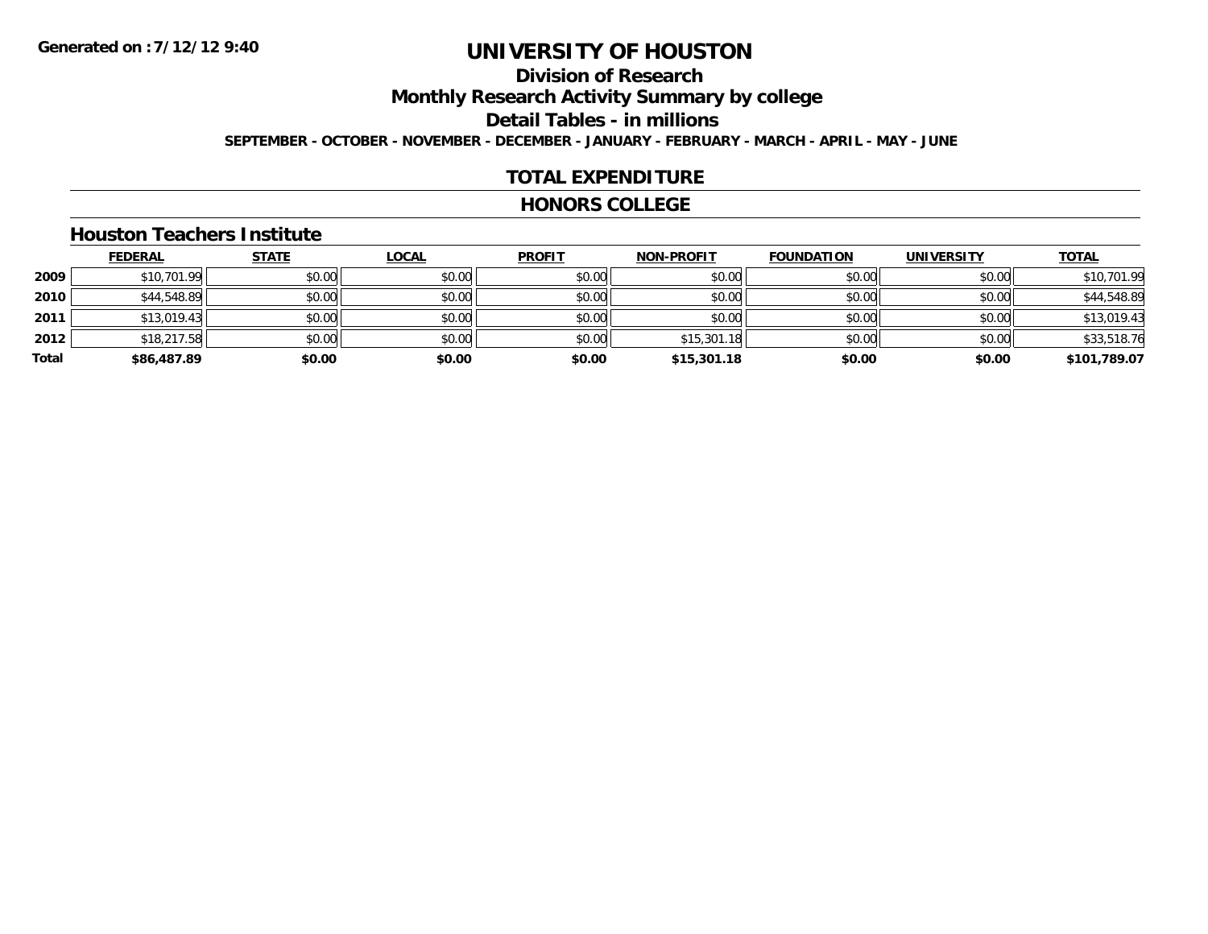**Generated on :7/12/12 9:40**

# UNIVERSITY OF HOUSTON

## Division of Research

## Monthly Research Activity Summary by college

## Detail Tables - in millions

**SEPTEMBER - OCTOBER - NOVEMBER - DECEMBER - JANUARY - FEBRUARY - MARCH - APRIL - MAY - JUNE**

## TOTAL EXPENDITURE

## HONORS COLLEGE

### Houston Teachers Institute

| | FEDERAL | STATE | LOCAL | PROFIT | NON-PROFIT | FOUNDATION | UNIVERSITY | TOTAL |
|---|---|---|---|---|---|---|---|---|
| 2009 | $10,701.99 | $0.00 | $0.00 | $0.00 | $0.00 | $0.00 | $0.00 | $10,701.99 |
| 2010 | $44,548.89 | $0.00 | $0.00 | $0.00 | $0.00 | $0.00 | $0.00 | $44,548.89 |
| 2011 | $13,019.43 | $0.00 | $0.00 | $0.00 | $0.00 | $0.00 | $0.00 | $13,019.43 |
| 2012 | $18,217.58 | $0.00 | $0.00 | $0.00 | $15,301.18 | $0.00 | $0.00 | $33,518.76 |
| **Total** | **$86,487.89** | **$0.00** | **$0.00** | **$0.00** | **$15,301.18** | **$0.00** | **$0.00** | **$101,789.07** |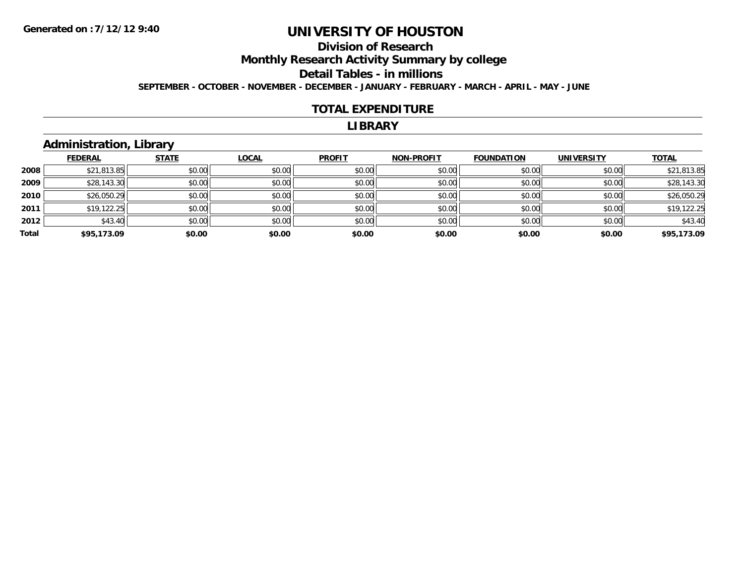**Generated on :7/12/12 9:40**

# UNIVERSITY OF HOUSTON

## Division of Research

## Monthly Research Activity Summary by college

## Detail Tables - in millions

**SEPTEMBER - OCTOBER - NOVEMBER - DECEMBER - JANUARY - FEBRUARY - MARCH - APRIL - MAY - JUNE**

## TOTAL EXPENDITURE

## LIBRARY

### Administration, Library

| | FEDERAL | STATE | LOCAL | PROFIT | NON-PROFIT | FOUNDATION | UNIVERSITY | TOTAL |
|---|---|---|---|---|---|---|---|---|
| **2008** | $21,813.85 | $0.00 | $0.00 | $0.00 | $0.00 | $0.00 | $0.00 | $21,813.85 |
| **2009** | $28,143.30 | $0.00 | $0.00 | $0.00 | $0.00 | $0.00 | $0.00 | $28,143.30 |
| **2010** | $26,050.29 | $0.00 | $0.00 | $0.00 | $0.00 | $0.00 | $0.00 | $26,050.29 |
| **2011** | $19,122.25 | $0.00 | $0.00 | $0.00 | $0.00 | $0.00 | $0.00 | $19,122.25 |
| **2012** | $43.40 | $0.00 | $0.00 | $0.00 | $0.00 | $0.00 | $0.00 | $43.40 |
| **Total** | **$95,173.09** | **$0.00** | **$0.00** | **$0.00** | **$0.00** | **$0.00** | **$0.00** | **$95,173.09** |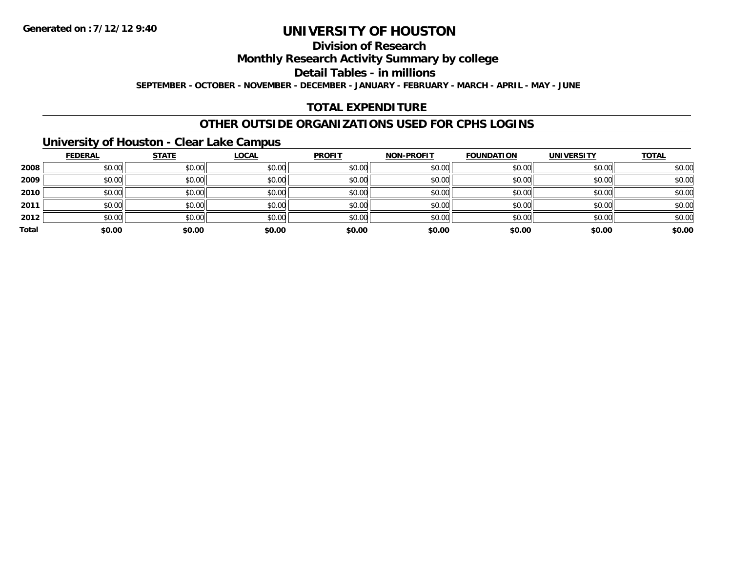Generated on :7/12/12 9:40

# UNIVERSITY OF HOUSTON

## Division of Research

## Monthly Research Activity Summary by college

## Detail Tables - in millions

**SEPTEMBER - OCTOBER - NOVEMBER - DECEMBER - JANUARY - FEBRUARY - MARCH - APRIL - MAY - JUNE**

## TOTAL EXPENDITURE

## OTHER OUTSIDE ORGANIZATIONS USED FOR CPHS LOGINS

### University of Houston - Clear Lake Campus

| | FEDERAL | STATE | LOCAL | PROFIT | NON-PROFIT | FOUNDATION | UNIVERSITY | TOTAL |
|---|---|---|---|---|---|---|---|---|
| 2008 | $0.00 | $0.00 | $0.00 | $0.00 | $0.00 | $0.00 | $0.00 | $0.00 |
| 2009 | $0.00 | $0.00 | $0.00 | $0.00 | $0.00 | $0.00 | $0.00 | $0.00 |
| 2010 | $0.00 | $0.00 | $0.00 | $0.00 | $0.00 | $0.00 | $0.00 | $0.00 |
| 2011 | $0.00 | $0.00 | $0.00 | $0.00 | $0.00 | $0.00 | $0.00 | $0.00 |
| 2012 | $0.00 | $0.00 | $0.00 | $0.00 | $0.00 | $0.00 | $0.00 | $0.00 |
| **Total** | **$0.00** | **$0.00** | **$0.00** | **$0.00** | **$0.00** | **$0.00** | **$0.00** | **$0.00** |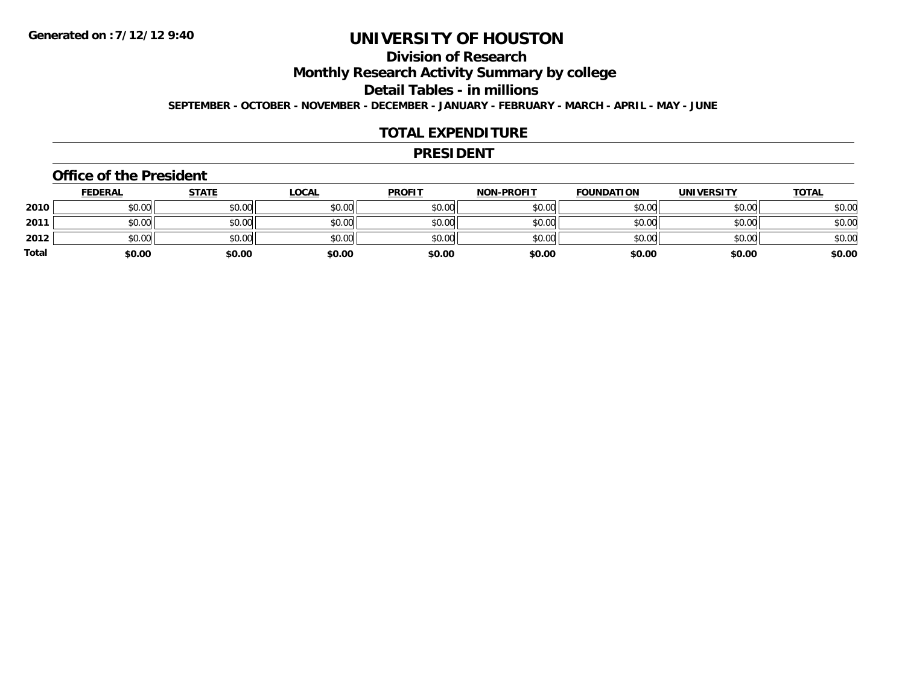Generated on :7/12/12 9:40

# UNIVERSITY OF HOUSTON

## Division of Research

## Monthly Research Activity Summary by college

## Detail Tables - in millions

**SEPTEMBER - OCTOBER - NOVEMBER - DECEMBER - JANUARY - FEBRUARY - MARCH - APRIL - MAY - JUNE**

## TOTAL EXPENDITURE

## PRESIDENT

### Office of the President

| | FEDERAL | STATE | LOCAL | PROFIT | NON-PROFIT | FOUNDATION | UNIVERSITY | TOTAL |
|---|---|---|---|---|---|---|---|---|
| 2010 | $0.00 | $0.00 | $0.00 | $0.00 | $0.00 | $0.00 | $0.00 | $0.00 |
| 2011 | $0.00 | $0.00 | $0.00 | $0.00 | $0.00 | $0.00 | $0.00 | $0.00 |
| 2012 | $0.00 | $0.00 | $0.00 | $0.00 | $0.00 | $0.00 | $0.00 | $0.00 |
| **Total** | **$0.00** | **$0.00** | **$0.00** | **$0.00** | **$0.00** | **$0.00** | **$0.00** | **$0.00** |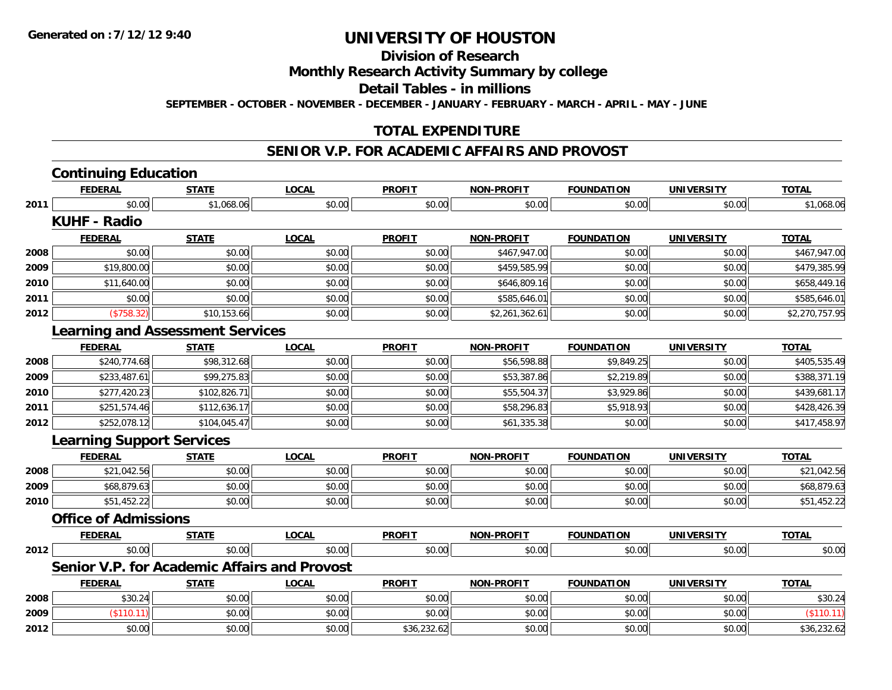**Generated on :7/12/12 9:40**

# UNIVERSITY OF HOUSTON

## Division of Research

## Monthly Research Activity Summary by college

## Detail Tables - in millions

**SEPTEMBER - OCTOBER - NOVEMBER - DECEMBER - JANUARY - FEBRUARY - MARCH - APRIL - MAY - JUNE**

## TOTAL EXPENDITURE

## SENIOR V.P. FOR ACADEMIC AFFAIRS AND PROVOST

### Continuing Education

| | FEDERAL | STATE | LOCAL | PROFIT | NON-PROFIT | FOUNDATION | UNIVERSITY | TOTAL |
|---|---|---|---|---|---|---|---|---|
| 2011 | $0.00 | $1,068.06 | $0.00 | $0.00 | $0.00 | $0.00 | $0.00 | $1,068.06 |

### KUHF - Radio

| | FEDERAL | STATE | LOCAL | PROFIT | NON-PROFIT | FOUNDATION | UNIVERSITY | TOTAL |
|---|---|---|---|---|---|---|---|---|
| 2008 | $0.00 | $0.00 | $0.00 | $0.00 | $467,947.00 | $0.00 | $0.00 | $467,947.00 |
| 2009 | $19,800.00 | $0.00 | $0.00 | $0.00 | $459,585.99 | $0.00 | $0.00 | $479,385.99 |
| 2010 | $11,640.00 | $0.00 | $0.00 | $0.00 | $646,809.16 | $0.00 | $0.00 | $658,449.16 |
| 2011 | $0.00 | $0.00 | $0.00 | $0.00 | $585,646.01 | $0.00 | $0.00 | $585,646.01 |
| 2012 | ($758.32) | $10,153.66 | $0.00 | $0.00 | $2,261,362.61 | $0.00 | $0.00 | $2,270,757.95 |

### Learning and Assessment Services

| | FEDERAL | STATE | LOCAL | PROFIT | NON-PROFIT | FOUNDATION | UNIVERSITY | TOTAL |
|---|---|---|---|---|---|---|---|---|
| 2008 | $240,774.68 | $98,312.68 | $0.00 | $0.00 | $56,598.88 | $9,849.25 | $0.00 | $405,535.49 |
| 2009 | $233,487.61 | $99,275.83 | $0.00 | $0.00 | $53,387.86 | $2,219.89 | $0.00 | $388,371.19 |
| 2010 | $277,420.23 | $102,826.71 | $0.00 | $0.00 | $55,504.37 | $3,929.86 | $0.00 | $439,681.17 |
| 2011 | $251,574.46 | $112,636.17 | $0.00 | $0.00 | $58,296.83 | $5,918.93 | $0.00 | $428,426.39 |
| 2012 | $252,078.12 | $104,045.47 | $0.00 | $0.00 | $61,335.38 | $0.00 | $0.00 | $417,458.97 |

### Learning Support Services

| | FEDERAL | STATE | LOCAL | PROFIT | NON-PROFIT | FOUNDATION | UNIVERSITY | TOTAL |
|---|---|---|---|---|---|---|---|---|
| 2008 | $21,042.56 | $0.00 | $0.00 | $0.00 | $0.00 | $0.00 | $0.00 | $21,042.56 |
| 2009 | $68,879.63 | $0.00 | $0.00 | $0.00 | $0.00 | $0.00 | $0.00 | $68,879.63 |
| 2010 | $51,452.22 | $0.00 | $0.00 | $0.00 | $0.00 | $0.00 | $0.00 | $51,452.22 |

### Office of Admissions

| | FEDERAL | STATE | LOCAL | PROFIT | NON-PROFIT | FOUNDATION | UNIVERSITY | TOTAL |
|---|---|---|---|---|---|---|---|---|
| 2012 | $0.00 | $0.00 | $0.00 | $0.00 | $0.00 | $0.00 | $0.00 | $0.00 |

### Senior V.P. for Academic Affairs and Provost

| | FEDERAL | STATE | LOCAL | PROFIT | NON-PROFIT | FOUNDATION | UNIVERSITY | TOTAL |
|---|---|---|---|---|---|---|---|---|
| 2008 | $30.24 | $0.00 | $0.00 | $0.00 | $0.00 | $0.00 | $0.00 | $30.24 |
| 2009 | ($110.11) | $0.00 | $0.00 | $0.00 | $0.00 | $0.00 | $0.00 | ($110.11) |
| 2012 | $0.00 | $0.00 | $0.00 | $36,232.62 | $0.00 | $0.00 | $0.00 | $36,232.62 |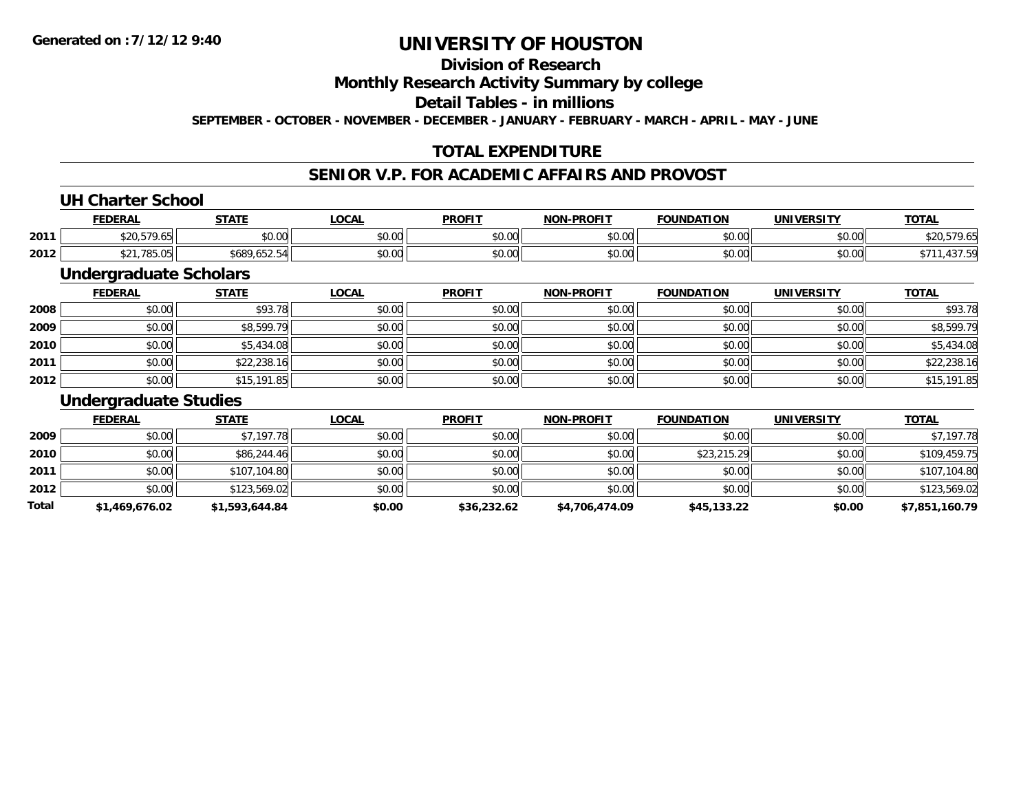**Generated on :7/12/12 9:40**

# UNIVERSITY OF HOUSTON

## Division of Research

## Monthly Research Activity Summary by college

## Detail Tables - in millions

**SEPTEMBER - OCTOBER - NOVEMBER - DECEMBER - JANUARY - FEBRUARY - MARCH - APRIL - MAY - JUNE**

## TOTAL EXPENDITURE

## SENIOR V.P. FOR ACADEMIC AFFAIRS AND PROVOST

### UH Charter School

| | FEDERAL | STATE | LOCAL | PROFIT | NON-PROFIT | FOUNDATION | UNIVERSITY | TOTAL |
|---|---|---|---|---|---|---|---|---|
| 2011 | $20,579.65 | $0.00 | $0.00 | $0.00 | $0.00 | $0.00 | $0.00 | $20,579.65 |
| 2012 | $21,785.05 | $689,652.54 | $0.00 | $0.00 | $0.00 | $0.00 | $0.00 | $711,437.59 |

### Undergraduate Scholars

| | FEDERAL | STATE | LOCAL | PROFIT | NON-PROFIT | FOUNDATION | UNIVERSITY | TOTAL |
|---|---|---|---|---|---|---|---|---|
| 2008 | $0.00 | $93.78 | $0.00 | $0.00 | $0.00 | $0.00 | $0.00 | $93.78 |
| 2009 | $0.00 | $8,599.79 | $0.00 | $0.00 | $0.00 | $0.00 | $0.00 | $8,599.79 |
| 2010 | $0.00 | $5,434.08 | $0.00 | $0.00 | $0.00 | $0.00 | $0.00 | $5,434.08 |
| 2011 | $0.00 | $22,238.16 | $0.00 | $0.00 | $0.00 | $0.00 | $0.00 | $22,238.16 |
| 2012 | $0.00 | $15,191.85 | $0.00 | $0.00 | $0.00 | $0.00 | $0.00 | $15,191.85 |

### Undergraduate Studies

| | FEDERAL | STATE | LOCAL | PROFIT | NON-PROFIT | FOUNDATION | UNIVERSITY | TOTAL |
|---|---|---|---|---|---|---|---|---|
| 2009 | $0.00 | $7,197.78 | $0.00 | $0.00 | $0.00 | $0.00 | $0.00 | $7,197.78 |
| 2010 | $0.00 | $86,244.46 | $0.00 | $0.00 | $0.00 | $23,215.29 | $0.00 | $109,459.75 |
| 2011 | $0.00 | $107,104.80 | $0.00 | $0.00 | $0.00 | $0.00 | $0.00 | $107,104.80 |
| 2012 | $0.00 | $123,569.02 | $0.00 | $0.00 | $0.00 | $0.00 | $0.00 | $123,569.02 |
| **Total** | **$1,469,676.02** | **$1,593,644.84** | **$0.00** | **$36,232.62** | **$4,706,474.09** | **$45,133.22** | **$0.00** | **$7,851,160.79** |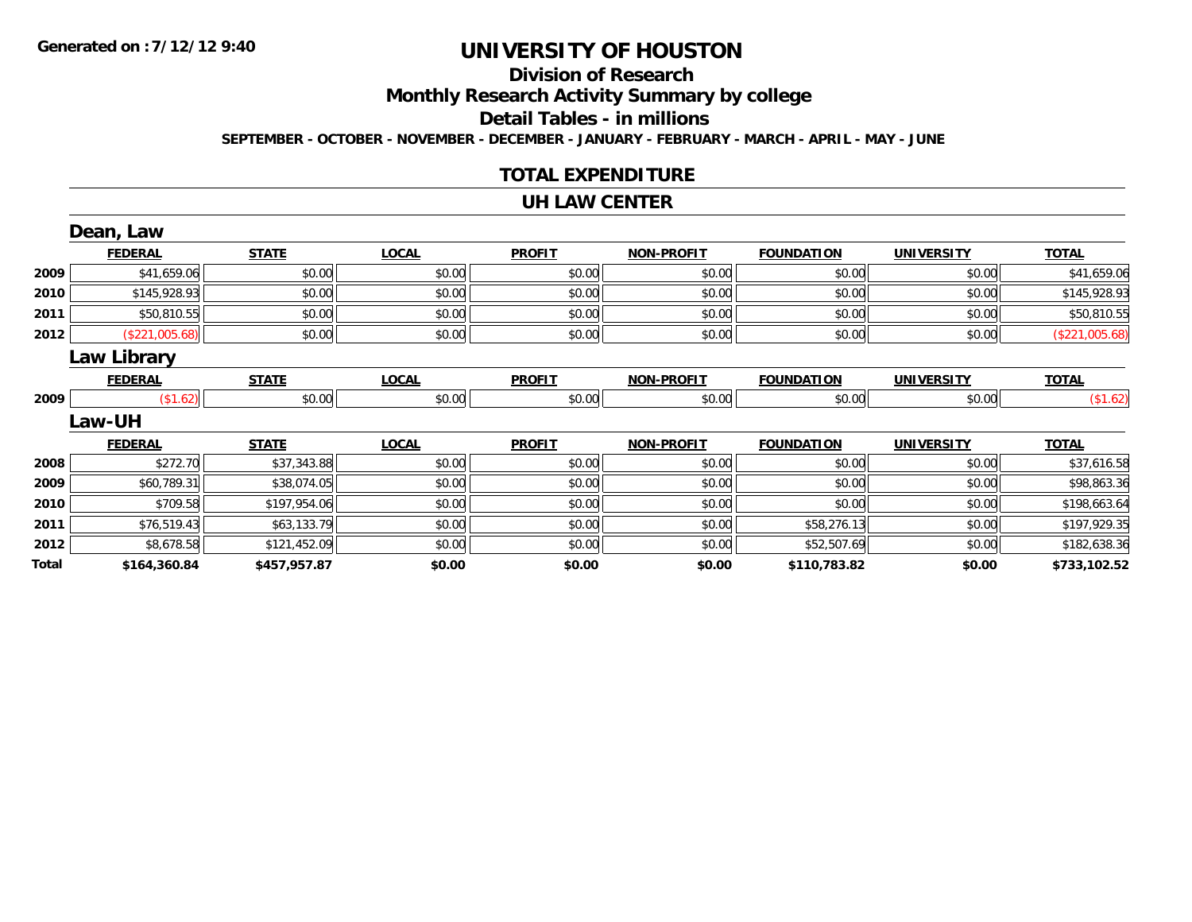**Generated on :7/12/12 9:40**

# UNIVERSITY OF HOUSTON

## Division of Research

## Monthly Research Activity Summary by college

## Detail Tables - in millions

**SEPTEMBER - OCTOBER - NOVEMBER - DECEMBER - JANUARY - FEBRUARY - MARCH - APRIL - MAY - JUNE**

## TOTAL EXPENDITURE

## UH LAW CENTER

### Dean, Law

| | FEDERAL | STATE | LOCAL | PROFIT | NON-PROFIT | FOUNDATION | UNIVERSITY | TOTAL |
|---|---|---|---|---|---|---|---|---|
| 2009 | $41,659.06 | $0.00 | $0.00 | $0.00 | $0.00 | $0.00 | $0.00 | $41,659.06 |
| 2010 | $145,928.93 | $0.00 | $0.00 | $0.00 | $0.00 | $0.00 | $0.00 | $145,928.93 |
| 2011 | $50,810.55 | $0.00 | $0.00 | $0.00 | $0.00 | $0.00 | $0.00 | $50,810.55 |
| 2012 | ($221,005.68) | $0.00 | $0.00 | $0.00 | $0.00 | $0.00 | $0.00 | ($221,005.68) |

### Law Library

| | FEDERAL | STATE | LOCAL | PROFIT | NON-PROFIT | FOUNDATION | UNIVERSITY | TOTAL |
|---|---|---|---|---|---|---|---|---|
| 2009 | ($1.62) | $0.00 | $0.00 | $0.00 | $0.00 | $0.00 | $0.00 | ($1.62) |

### Law-UH

| | FEDERAL | STATE | LOCAL | PROFIT | NON-PROFIT | FOUNDATION | UNIVERSITY | TOTAL |
|---|---|---|---|---|---|---|---|---|
| 2008 | $272.70 | $37,343.88 | $0.00 | $0.00 | $0.00 | $0.00 | $0.00 | $37,616.58 |
| 2009 | $60,789.31 | $38,074.05 | $0.00 | $0.00 | $0.00 | $0.00 | $0.00 | $98,863.36 |
| 2010 | $709.58 | $197,954.06 | $0.00 | $0.00 | $0.00 | $0.00 | $0.00 | $198,663.64 |
| 2011 | $76,519.43 | $63,133.79 | $0.00 | $0.00 | $0.00 | $58,276.13 | $0.00 | $197,929.35 |
| 2012 | $8,678.58 | $121,452.09 | $0.00 | $0.00 | $0.00 | $52,507.69 | $0.00 | $182,638.36 |
| **Total** | **$164,360.84** | **$457,957.87** | **$0.00** | **$0.00** | **$0.00** | **$110,783.82** | **$0.00** | **$733,102.52** |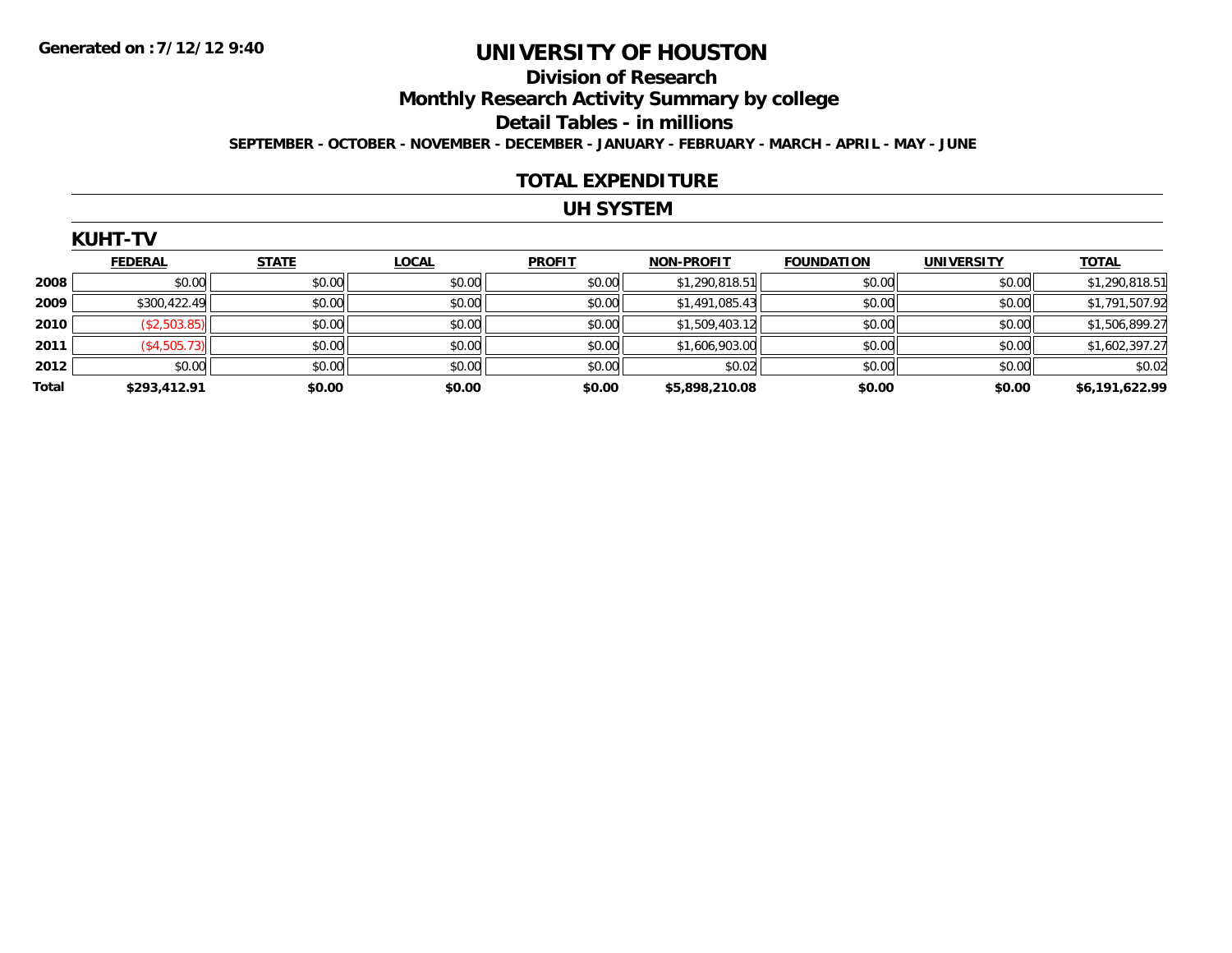Generated on :7/12/12 9:40

# UNIVERSITY OF HOUSTON

## Division of Research

## Monthly Research Activity Summary by college

## Detail Tables - in millions

SEPTEMBER - OCTOBER - NOVEMBER - DECEMBER - JANUARY - FEBRUARY - MARCH - APRIL - MAY - JUNE

## TOTAL EXPENDITURE

## UH SYSTEM

### KUHT-TV

| | FEDERAL | STATE | LOCAL | PROFIT | NON-PROFIT | FOUNDATION | UNIVERSITY | TOTAL |
|---|---|---|---|---|---|---|---|---|
| 2008 | $0.00 | $0.00 | $0.00 | $0.00 | $1,290,818.51 | $0.00 | $0.00 | $1,290,818.51 |
| 2009 | $300,422.49 | $0.00 | $0.00 | $0.00 | $1,491,085.43 | $0.00 | $0.00 | $1,791,507.92 |
| 2010 | ($2,503.85) | $0.00 | $0.00 | $0.00 | $1,509,403.12 | $0.00 | $0.00 | $1,506,899.27 |
| 2011 | ($4,505.73) | $0.00 | $0.00 | $0.00 | $1,606,903.00 | $0.00 | $0.00 | $1,602,397.27 |
| 2012 | $0.00 | $0.00 | $0.00 | $0.00 | $0.02 | $0.00 | $0.00 | $0.02 |
| **Total** | **$293,412.91** | **$0.00** | **$0.00** | **$0.00** | **$5,898,210.08** | **$0.00** | **$0.00** | **$6,191,622.99** |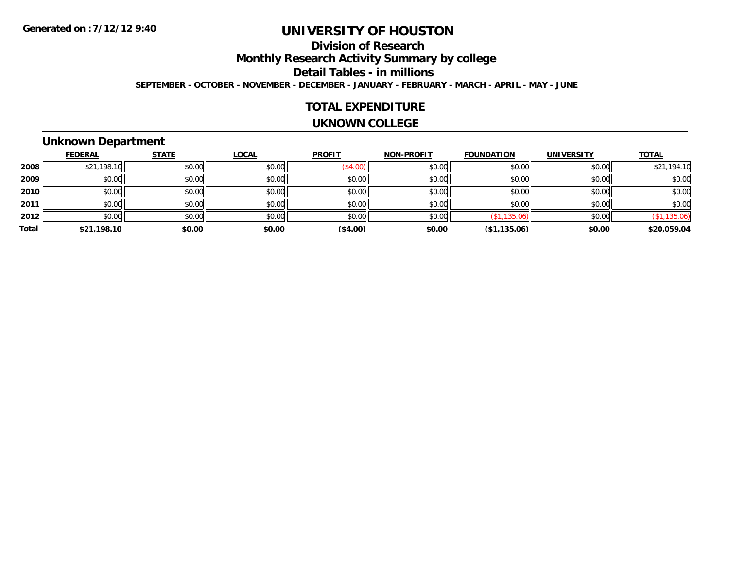**Generated on :7/12/12 9:40**

# UNIVERSITY OF HOUSTON

## Division of Research

## Monthly Research Activity Summary by college

## Detail Tables - in millions

**SEPTEMBER - OCTOBER - NOVEMBER - DECEMBER - JANUARY - FEBRUARY - MARCH - APRIL - MAY - JUNE**

## TOTAL EXPENDITURE

## UKNOWN COLLEGE

### Unknown Department

| | FEDERAL | STATE | LOCAL | PROFIT | NON-PROFIT | FOUNDATION | UNIVERSITY | TOTAL |
|---|---|---|---|---|---|---|---|---|
| 2008 | $21,198.10 | $0.00 | $0.00 | ($4.00) | $0.00 | $0.00 | $0.00 | $21,194.10 |
| 2009 | $0.00 | $0.00 | $0.00 | $0.00 | $0.00 | $0.00 | $0.00 | $0.00 |
| 2010 | $0.00 | $0.00 | $0.00 | $0.00 | $0.00 | $0.00 | $0.00 | $0.00 |
| 2011 | $0.00 | $0.00 | $0.00 | $0.00 | $0.00 | $0.00 | $0.00 | $0.00 |
| 2012 | $0.00 | $0.00 | $0.00 | $0.00 | $0.00 | ($1,135.06) | $0.00 | ($1,135.06) |
| **Total** | **$21,198.10** | **$0.00** | **$0.00** | **($4.00)** | **$0.00** | **($1,135.06)** | **$0.00** | **$20,059.04** |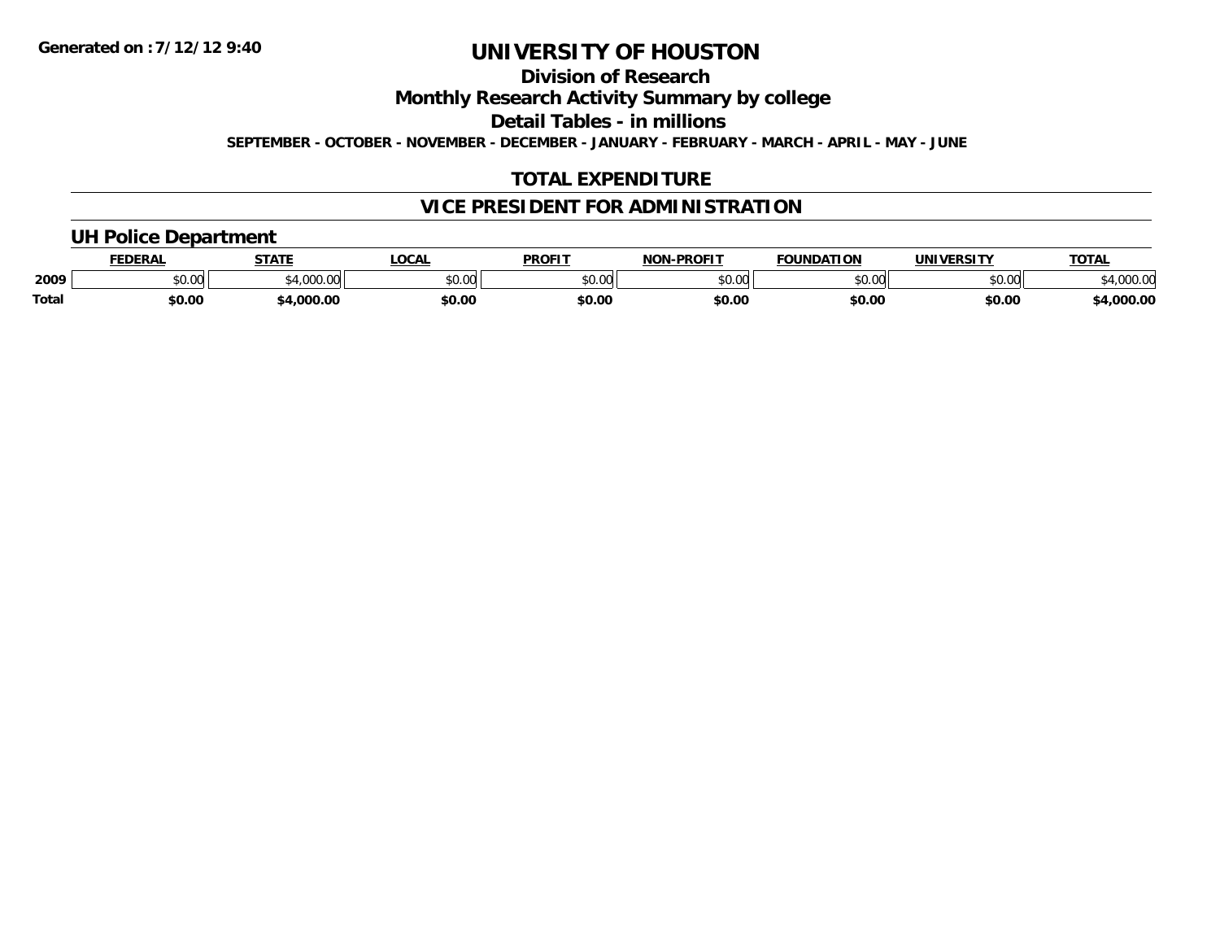Generated on :7/12/12 9:40

# UNIVERSITY OF HOUSTON

## Division of Research

## Monthly Research Activity Summary by college

## Detail Tables - in millions

**SEPTEMBER - OCTOBER - NOVEMBER - DECEMBER - JANUARY - FEBRUARY - MARCH - APRIL - MAY - JUNE**

## TOTAL EXPENDITURE

## VICE PRESIDENT FOR ADMINISTRATION

### UH Police Department

| | FEDERAL | STATE | LOCAL | PROFIT | NON-PROFIT | FOUNDATION | UNIVERSITY | TOTAL |
|---|---|---|---|---|---|---|---|---|
| 2009 | $0.00 | $4,000.00 | $0.00 | $0.00 | $0.00 | $0.00 | $0.00 | $4,000.00 |
| **Total** | **$0.00** | **$4,000.00** | **$0.00** | **$0.00** | **$0.00** | **$0.00** | **$0.00** | **$4,000.00** |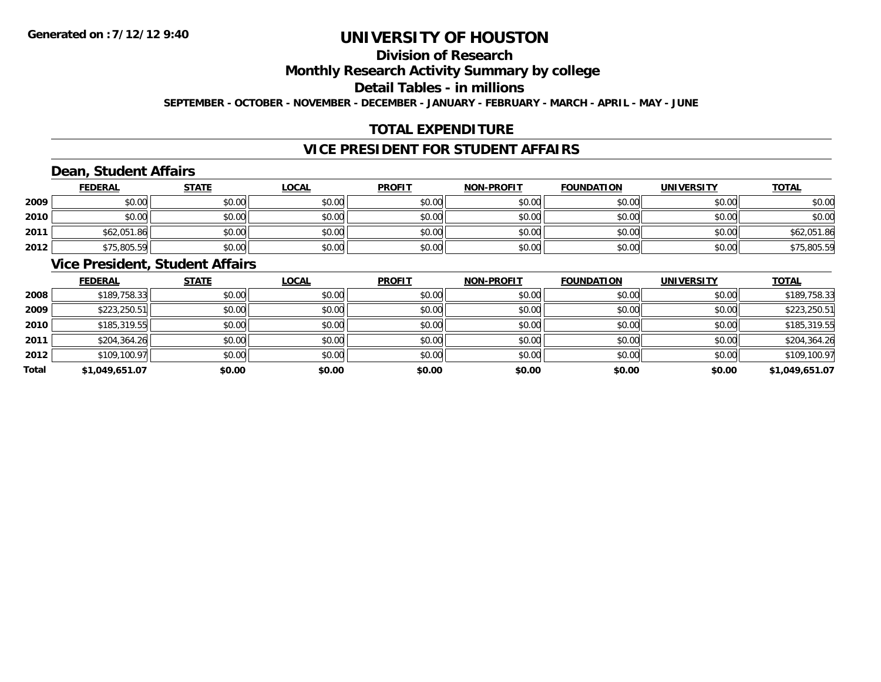Generated on :7/12/12 9:40

# UNIVERSITY OF HOUSTON

## Division of Research

## Monthly Research Activity Summary by college

## Detail Tables - in millions

**SEPTEMBER - OCTOBER - NOVEMBER - DECEMBER - JANUARY - FEBRUARY - MARCH - APRIL - MAY - JUNE**

## TOTAL EXPENDITURE

## VICE PRESIDENT FOR STUDENT AFFAIRS

### Dean, Student Affairs

| | FEDERAL | STATE | LOCAL | PROFIT | NON-PROFIT | FOUNDATION | UNIVERSITY | TOTAL |
|---|---|---|---|---|---|---|---|---|
| 2009 | $0.00 | $0.00 | $0.00 | $0.00 | $0.00 | $0.00 | $0.00 | $0.00 |
| 2010 | $0.00 | $0.00 | $0.00 | $0.00 | $0.00 | $0.00 | $0.00 | $0.00 |
| 2011 | $62,051.86 | $0.00 | $0.00 | $0.00 | $0.00 | $0.00 | $0.00 | $62,051.86 |
| 2012 | $75,805.59 | $0.00 | $0.00 | $0.00 | $0.00 | $0.00 | $0.00 | $75,805.59 |

### Vice President, Student Affairs

| | FEDERAL | STATE | LOCAL | PROFIT | NON-PROFIT | FOUNDATION | UNIVERSITY | TOTAL |
|---|---|---|---|---|---|---|---|---|
| 2008 | $189,758.33 | $0.00 | $0.00 | $0.00 | $0.00 | $0.00 | $0.00 | $189,758.33 |
| 2009 | $223,250.51 | $0.00 | $0.00 | $0.00 | $0.00 | $0.00 | $0.00 | $223,250.51 |
| 2010 | $185,319.55 | $0.00 | $0.00 | $0.00 | $0.00 | $0.00 | $0.00 | $185,319.55 |
| 2011 | $204,364.26 | $0.00 | $0.00 | $0.00 | $0.00 | $0.00 | $0.00 | $204,364.26 |
| 2012 | $109,100.97 | $0.00 | $0.00 | $0.00 | $0.00 | $0.00 | $0.00 | $109,100.97 |
| **Total** | **$1,049,651.07** | **$0.00** | **$0.00** | **$0.00** | **$0.00** | **$0.00** | **$0.00** | **$1,049,651.07** |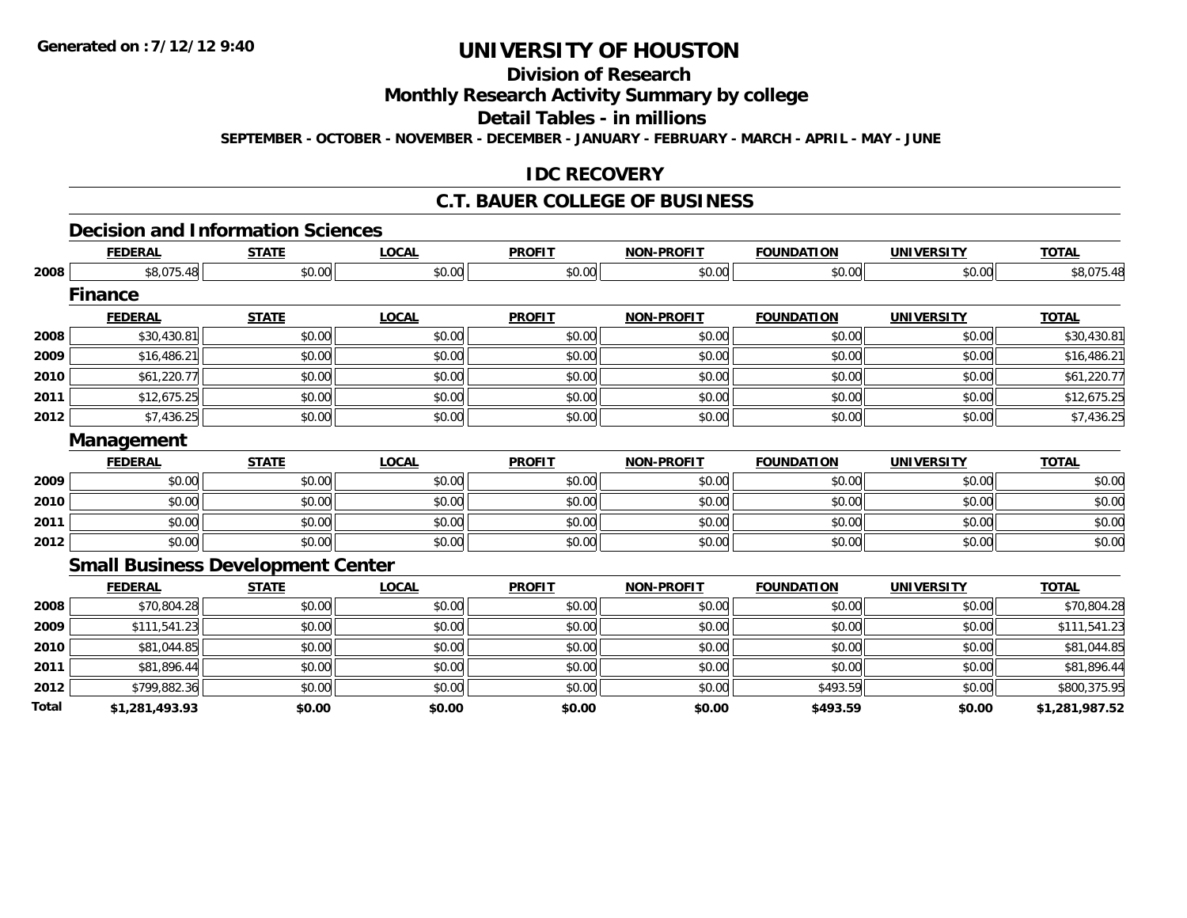**Generated on :7/12/12 9:40**

# UNIVERSITY OF HOUSTON

## Division of Research

## Monthly Research Activity Summary by college

## Detail Tables - in millions

**SEPTEMBER - OCTOBER - NOVEMBER - DECEMBER - JANUARY - FEBRUARY - MARCH - APRIL - MAY - JUNE**

## IDC RECOVERY

## C.T. BAUER COLLEGE OF BUSINESS

### Decision and Information Sciences

| | FEDERAL | STATE | LOCAL | PROFIT | NON-PROFIT | FOUNDATION | UNIVERSITY | TOTAL |
|---|---|---|---|---|---|---|---|---|
| 2008 | $8,075.48 | $0.00 | $0.00 | $0.00 | $0.00 | $0.00 | $0.00 | $8,075.48 |

### Finance

| | FEDERAL | STATE | LOCAL | PROFIT | NON-PROFIT | FOUNDATION | UNIVERSITY | TOTAL |
|---|---|---|---|---|---|---|---|---|
| 2008 | $30,430.81 | $0.00 | $0.00 | $0.00 | $0.00 | $0.00 | $0.00 | $30,430.81 |
| 2009 | $16,486.21 | $0.00 | $0.00 | $0.00 | $0.00 | $0.00 | $0.00 | $16,486.21 |
| 2010 | $61,220.77 | $0.00 | $0.00 | $0.00 | $0.00 | $0.00 | $0.00 | $61,220.77 |
| 2011 | $12,675.25 | $0.00 | $0.00 | $0.00 | $0.00 | $0.00 | $0.00 | $12,675.25 |
| 2012 | $7,436.25 | $0.00 | $0.00 | $0.00 | $0.00 | $0.00 | $0.00 | $7,436.25 |

### Management

| | FEDERAL | STATE | LOCAL | PROFIT | NON-PROFIT | FOUNDATION | UNIVERSITY | TOTAL |
|---|---|---|---|---|---|---|---|---|
| 2009 | $0.00 | $0.00 | $0.00 | $0.00 | $0.00 | $0.00 | $0.00 | $0.00 |
| 2010 | $0.00 | $0.00 | $0.00 | $0.00 | $0.00 | $0.00 | $0.00 | $0.00 |
| 2011 | $0.00 | $0.00 | $0.00 | $0.00 | $0.00 | $0.00 | $0.00 | $0.00 |
| 2012 | $0.00 | $0.00 | $0.00 | $0.00 | $0.00 | $0.00 | $0.00 | $0.00 |

### Small Business Development Center

| | FEDERAL | STATE | LOCAL | PROFIT | NON-PROFIT | FOUNDATION | UNIVERSITY | TOTAL |
|---|---|---|---|---|---|---|---|---|
| 2008 | $70,804.28 | $0.00 | $0.00 | $0.00 | $0.00 | $0.00 | $0.00 | $70,804.28 |
| 2009 | $111,541.23 | $0.00 | $0.00 | $0.00 | $0.00 | $0.00 | $0.00 | $111,541.23 |
| 2010 | $81,044.85 | $0.00 | $0.00 | $0.00 | $0.00 | $0.00 | $0.00 | $81,044.85 |
| 2011 | $81,896.44 | $0.00 | $0.00 | $0.00 | $0.00 | $0.00 | $0.00 | $81,896.44 |
| 2012 | $799,882.36 | $0.00 | $0.00 | $0.00 | $0.00 | $493.59 | $0.00 | $800,375.95 |
| **Total** | **$1,281,493.93** | **$0.00** | **$0.00** | **$0.00** | **$0.00** | **$493.59** | **$0.00** | **$1,281,987.52** |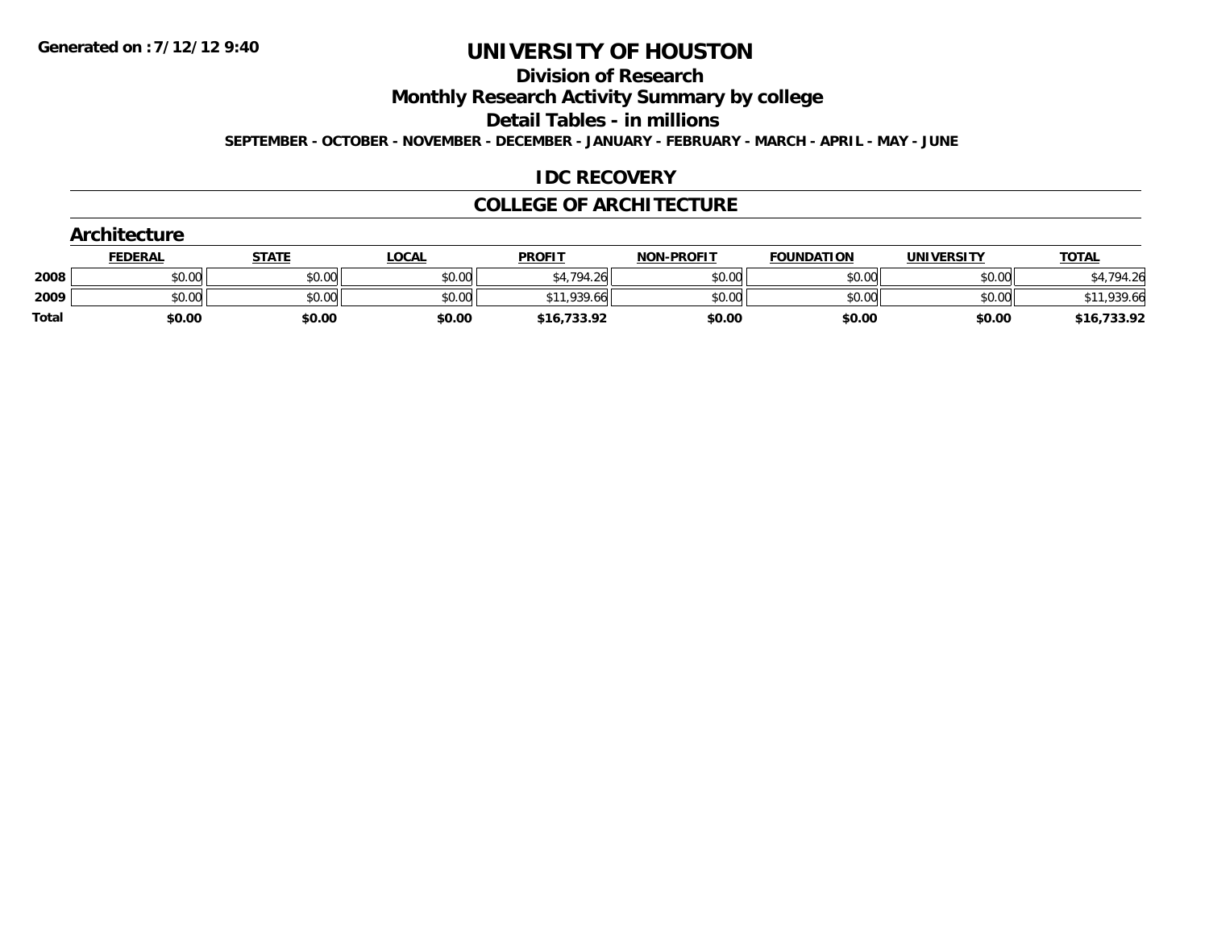Generated on :7/12/12 9:40

# UNIVERSITY OF HOUSTON

## Division of Research

## Monthly Research Activity Summary by college

## Detail Tables - in millions

**SEPTEMBER - OCTOBER - NOVEMBER - DECEMBER - JANUARY - FEBRUARY - MARCH - APRIL - MAY - JUNE**

## IDC RECOVERY

## COLLEGE OF ARCHITECTURE

### Architecture

| | FEDERAL | STATE | LOCAL | PROFIT | NON-PROFIT | FOUNDATION | UNIVERSITY | TOTAL |
|---|---|---|---|---|---|---|---|---|
| 2008 | $0.00 | $0.00 | $0.00 | $4,794.26 | $0.00 | $0.00 | $0.00 | $4,794.26 |
| 2009 | $0.00 | $0.00 | $0.00 | $11,939.66 | $0.00 | $0.00 | $0.00 | $11,939.66 |
| **Total** | **$0.00** | **$0.00** | **$0.00** | **$16,733.92** | **$0.00** | **$0.00** | **$0.00** | **$16,733.92** |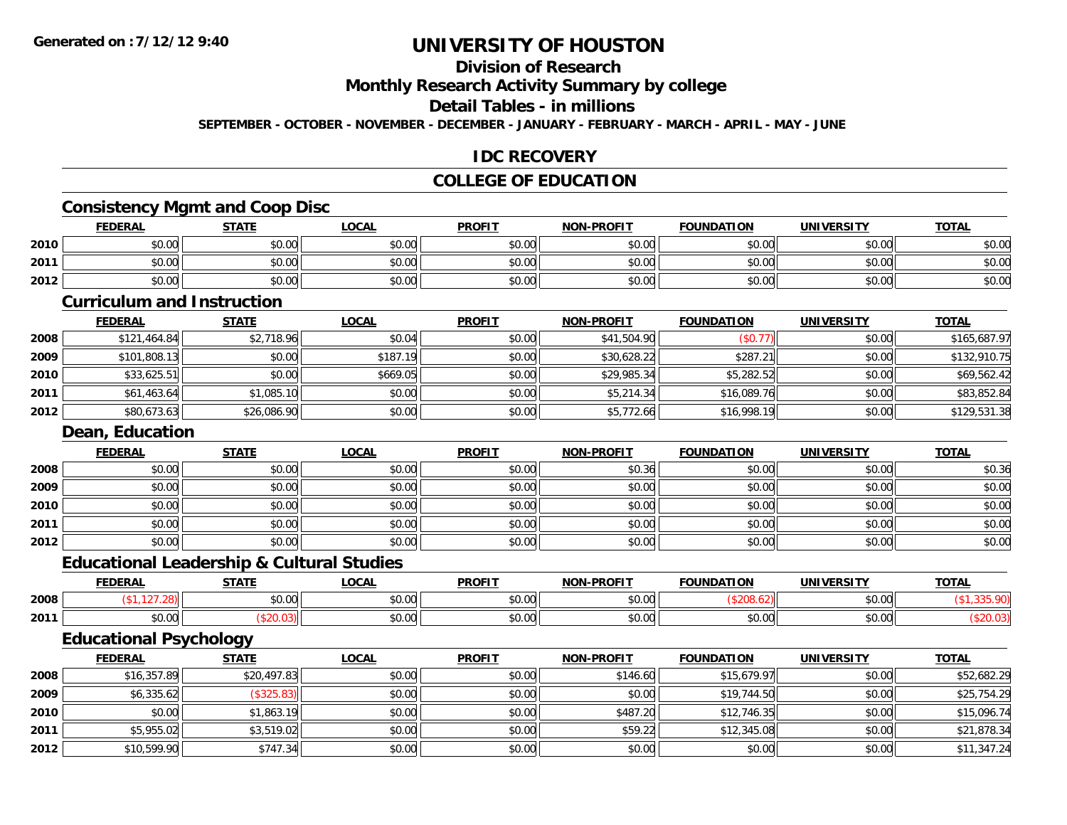# UNIVERSITY OF HOUSTON

## Division of Research

## Monthly Research Activity Summary by college

## Detail Tables - in millions

**SEPTEMBER - OCTOBER - NOVEMBER - DECEMBER - JANUARY - FEBRUARY - MARCH - APRIL - MAY - JUNE**

## IDC RECOVERY

## COLLEGE OF EDUCATION

### Consistency Mgmt and Coop Disc

| | FEDERAL | STATE | LOCAL | PROFIT | NON-PROFIT | FOUNDATION | UNIVERSITY | TOTAL |
|---|---|---|---|---|---|---|---|---|
| 2010 | $0.00 | $0.00 | $0.00 | $0.00 | $0.00 | $0.00 | $0.00 | $0.00 |
| 2011 | $0.00 | $0.00 | $0.00 | $0.00 | $0.00 | $0.00 | $0.00 | $0.00 |
| 2012 | $0.00 | $0.00 | $0.00 | $0.00 | $0.00 | $0.00 | $0.00 | $0.00 |

### Curriculum and Instruction

| | FEDERAL | STATE | LOCAL | PROFIT | NON-PROFIT | FOUNDATION | UNIVERSITY | TOTAL |
|---|---|---|---|---|---|---|---|---|
| 2008 | $121,464.84 | $2,718.96 | $0.04 | $0.00 | $41,504.90 | ($0.77) | $0.00 | $165,687.97 |
| 2009 | $101,808.13 | $0.00 | $187.19 | $0.00 | $30,628.22 | $287.21 | $0.00 | $132,910.75 |
| 2010 | $33,625.51 | $0.00 | $669.05 | $0.00 | $29,985.34 | $5,282.52 | $0.00 | $69,562.42 |
| 2011 | $61,463.64 | $1,085.10 | $0.00 | $0.00 | $5,214.34 | $16,089.76 | $0.00 | $83,852.84 |
| 2012 | $80,673.63 | $26,086.90 | $0.00 | $0.00 | $5,772.66 | $16,998.19 | $0.00 | $129,531.38 |

### Dean, Education

| | FEDERAL | STATE | LOCAL | PROFIT | NON-PROFIT | FOUNDATION | UNIVERSITY | TOTAL |
|---|---|---|---|---|---|---|---|---|
| 2008 | $0.00 | $0.00 | $0.00 | $0.00 | $0.36 | $0.00 | $0.00 | $0.36 |
| 2009 | $0.00 | $0.00 | $0.00 | $0.00 | $0.00 | $0.00 | $0.00 | $0.00 |
| 2010 | $0.00 | $0.00 | $0.00 | $0.00 | $0.00 | $0.00 | $0.00 | $0.00 |
| 2011 | $0.00 | $0.00 | $0.00 | $0.00 | $0.00 | $0.00 | $0.00 | $0.00 |
| 2012 | $0.00 | $0.00 | $0.00 | $0.00 | $0.00 | $0.00 | $0.00 | $0.00 |

### Educational Leadership & Cultural Studies

| | FEDERAL | STATE | LOCAL | PROFIT | NON-PROFIT | FOUNDATION | UNIVERSITY | TOTAL |
|---|---|---|---|---|---|---|---|---|
| 2008 | ($1,127.28) | $0.00 | $0.00 | $0.00 | $0.00 | ($208.62) | $0.00 | ($1,335.90) |
| 2011 | $0.00 | ($20.03) | $0.00 | $0.00 | $0.00 | $0.00 | $0.00 | ($20.03) |

### Educational Psychology

| | FEDERAL | STATE | LOCAL | PROFIT | NON-PROFIT | FOUNDATION | UNIVERSITY | TOTAL |
|---|---|---|---|---|---|---|---|---|
| 2008 | $16,357.89 | $20,497.83 | $0.00 | $0.00 | $146.60 | $15,679.97 | $0.00 | $52,682.29 |
| 2009 | $6,335.62 | ($325.83) | $0.00 | $0.00 | $0.00 | $19,744.50 | $0.00 | $25,754.29 |
| 2010 | $0.00 | $1,863.19 | $0.00 | $0.00 | $487.20 | $12,746.35 | $0.00 | $15,096.74 |
| 2011 | $5,955.02 | $3,519.02 | $0.00 | $0.00 | $59.22 | $12,345.08 | $0.00 | $21,878.34 |
| 2012 | $10,599.90 | $747.34 | $0.00 | $0.00 | $0.00 | $0.00 | $0.00 | $11,347.24 |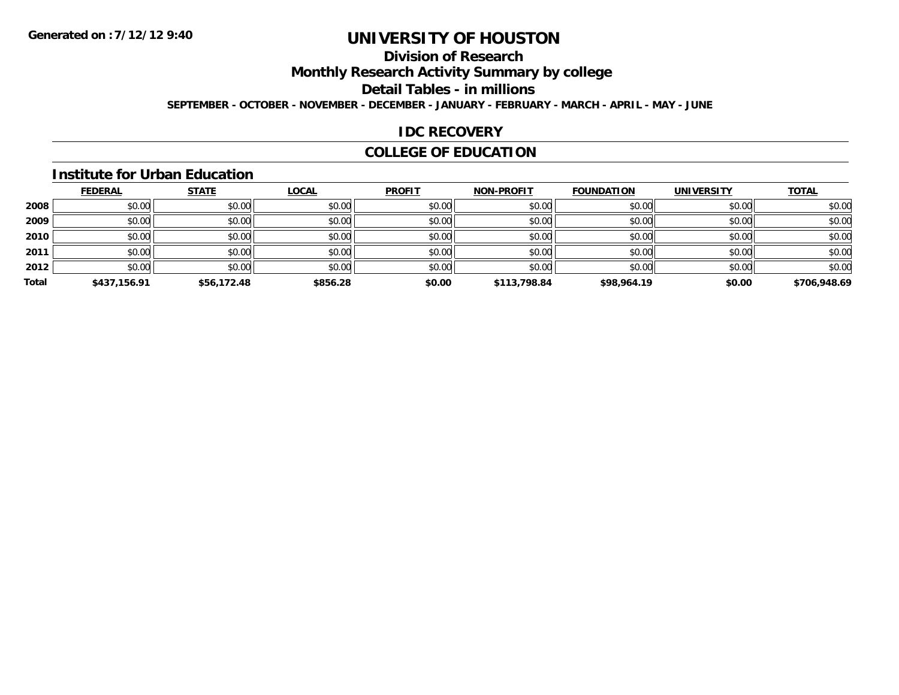Generated on :7/12/12 9:40

# UNIVERSITY OF HOUSTON

## Division of Research

## Monthly Research Activity Summary by college

## Detail Tables - in millions

**SEPTEMBER - OCTOBER - NOVEMBER - DECEMBER - JANUARY - FEBRUARY - MARCH - APRIL - MAY - JUNE**

## IDC RECOVERY

## COLLEGE OF EDUCATION

### Institute for Urban Education

| | FEDERAL | STATE | LOCAL | PROFIT | NON-PROFIT | FOUNDATION | UNIVERSITY | TOTAL |
|---|---|---|---|---|---|---|---|---|
| 2008 | $0.00 | $0.00 | $0.00 | $0.00 | $0.00 | $0.00 | $0.00 | $0.00 |
| 2009 | $0.00 | $0.00 | $0.00 | $0.00 | $0.00 | $0.00 | $0.00 | $0.00 |
| 2010 | $0.00 | $0.00 | $0.00 | $0.00 | $0.00 | $0.00 | $0.00 | $0.00 |
| 2011 | $0.00 | $0.00 | $0.00 | $0.00 | $0.00 | $0.00 | $0.00 | $0.00 |
| 2012 | $0.00 | $0.00 | $0.00 | $0.00 | $0.00 | $0.00 | $0.00 | $0.00 |
| **Total** | **$437,156.91** | **$56,172.48** | **$856.28** | **$0.00** | **$113,798.84** | **$98,964.19** | **$0.00** | **$706,948.69** |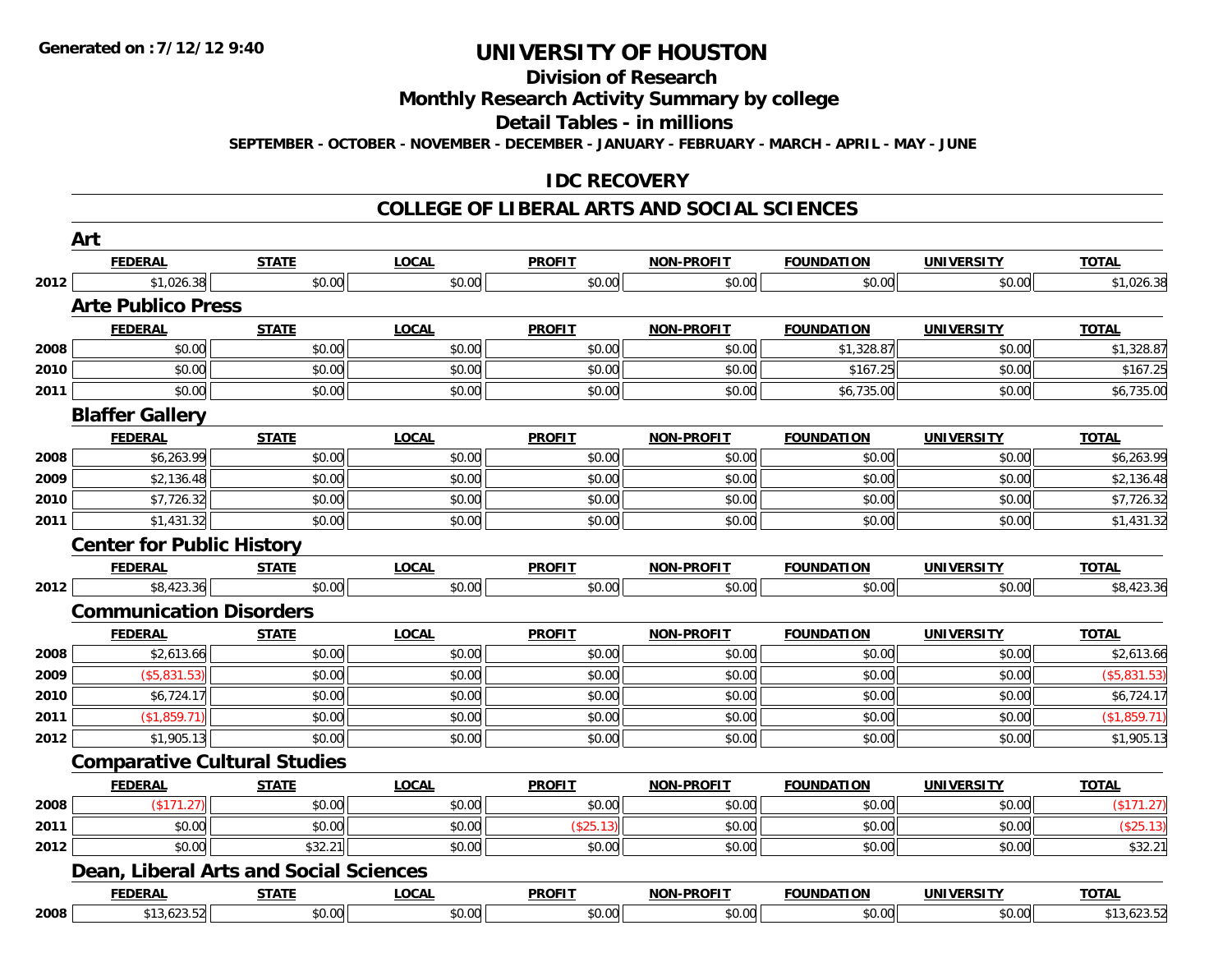Generated on :7/12/12 9:40

# UNIVERSITY OF HOUSTON

## Division of Research

## Monthly Research Activity Summary by college

## Detail Tables - in millions

**SEPTEMBER - OCTOBER - NOVEMBER - DECEMBER - JANUARY - FEBRUARY - MARCH - APRIL - MAY - JUNE**

## IDC RECOVERY

## COLLEGE OF LIBERAL ARTS AND SOCIAL SCIENCES

### Art

| | FEDERAL | STATE | LOCAL | PROFIT | NON-PROFIT | FOUNDATION | UNIVERSITY | TOTAL |
|---|---|---|---|---|---|---|---|---|
| 2012 | $1,026.38 | $0.00 | $0.00 | $0.00 | $0.00 | $0.00 | $0.00 | $1,026.38 |

### Arte Publico Press

| | FEDERAL | STATE | LOCAL | PROFIT | NON-PROFIT | FOUNDATION | UNIVERSITY | TOTAL |
|---|---|---|---|---|---|---|---|---|
| 2008 | $0.00 | $0.00 | $0.00 | $0.00 | $0.00 | $1,328.87 | $0.00 | $1,328.87 |
| 2010 | $0.00 | $0.00 | $0.00 | $0.00 | $0.00 | $167.25 | $0.00 | $167.25 |
| 2011 | $0.00 | $0.00 | $0.00 | $0.00 | $0.00 | $6,735.00 | $0.00 | $6,735.00 |

### Blaffer Gallery

| | FEDERAL | STATE | LOCAL | PROFIT | NON-PROFIT | FOUNDATION | UNIVERSITY | TOTAL |
|---|---|---|---|---|---|---|---|---|
| 2008 | $6,263.99 | $0.00 | $0.00 | $0.00 | $0.00 | $0.00 | $0.00 | $6,263.99 |
| 2009 | $2,136.48 | $0.00 | $0.00 | $0.00 | $0.00 | $0.00 | $0.00 | $2,136.48 |
| 2010 | $7,726.32 | $0.00 | $0.00 | $0.00 | $0.00 | $0.00 | $0.00 | $7,726.32 |
| 2011 | $1,431.32 | $0.00 | $0.00 | $0.00 | $0.00 | $0.00 | $0.00 | $1,431.32 |

### Center for Public History

| | FEDERAL | STATE | LOCAL | PROFIT | NON-PROFIT | FOUNDATION | UNIVERSITY | TOTAL |
|---|---|---|---|---|---|---|---|---|
| 2012 | $8,423.36 | $0.00 | $0.00 | $0.00 | $0.00 | $0.00 | $0.00 | $8,423.36 |

### Communication Disorders

| | FEDERAL | STATE | LOCAL | PROFIT | NON-PROFIT | FOUNDATION | UNIVERSITY | TOTAL |
|---|---|---|---|---|---|---|---|---|
| 2008 | $2,613.66 | $0.00 | $0.00 | $0.00 | $0.00 | $0.00 | $0.00 | $2,613.66 |
| 2009 | ($5,831.53) | $0.00 | $0.00 | $0.00 | $0.00 | $0.00 | $0.00 | ($5,831.53) |
| 2010 | $6,724.17 | $0.00 | $0.00 | $0.00 | $0.00 | $0.00 | $0.00 | $6,724.17 |
| 2011 | ($1,859.71) | $0.00 | $0.00 | $0.00 | $0.00 | $0.00 | $0.00 | ($1,859.71) |
| 2012 | $1,905.13 | $0.00 | $0.00 | $0.00 | $0.00 | $0.00 | $0.00 | $1,905.13 |

### Comparative Cultural Studies

| | FEDERAL | STATE | LOCAL | PROFIT | NON-PROFIT | FOUNDATION | UNIVERSITY | TOTAL |
|---|---|---|---|---|---|---|---|---|
| 2008 | ($171.27) | $0.00 | $0.00 | $0.00 | $0.00 | $0.00 | $0.00 | ($171.27) |
| 2011 | $0.00 | $0.00 | $0.00 | ($25.13) | $0.00 | $0.00 | $0.00 | ($25.13) |
| 2012 | $0.00 | $32.21 | $0.00 | $0.00 | $0.00 | $0.00 | $0.00 | $32.21 |

### Dean, Liberal Arts and Social Sciences

| | FEDERAL | STATE | LOCAL | PROFIT | NON-PROFIT | FOUNDATION | UNIVERSITY | TOTAL |
|---|---|---|---|---|---|---|---|---|
| 2008 | $13,623.52 | $0.00 | $0.00 | $0.00 | $0.00 | $0.00 | $0.00 | $13,623.52 |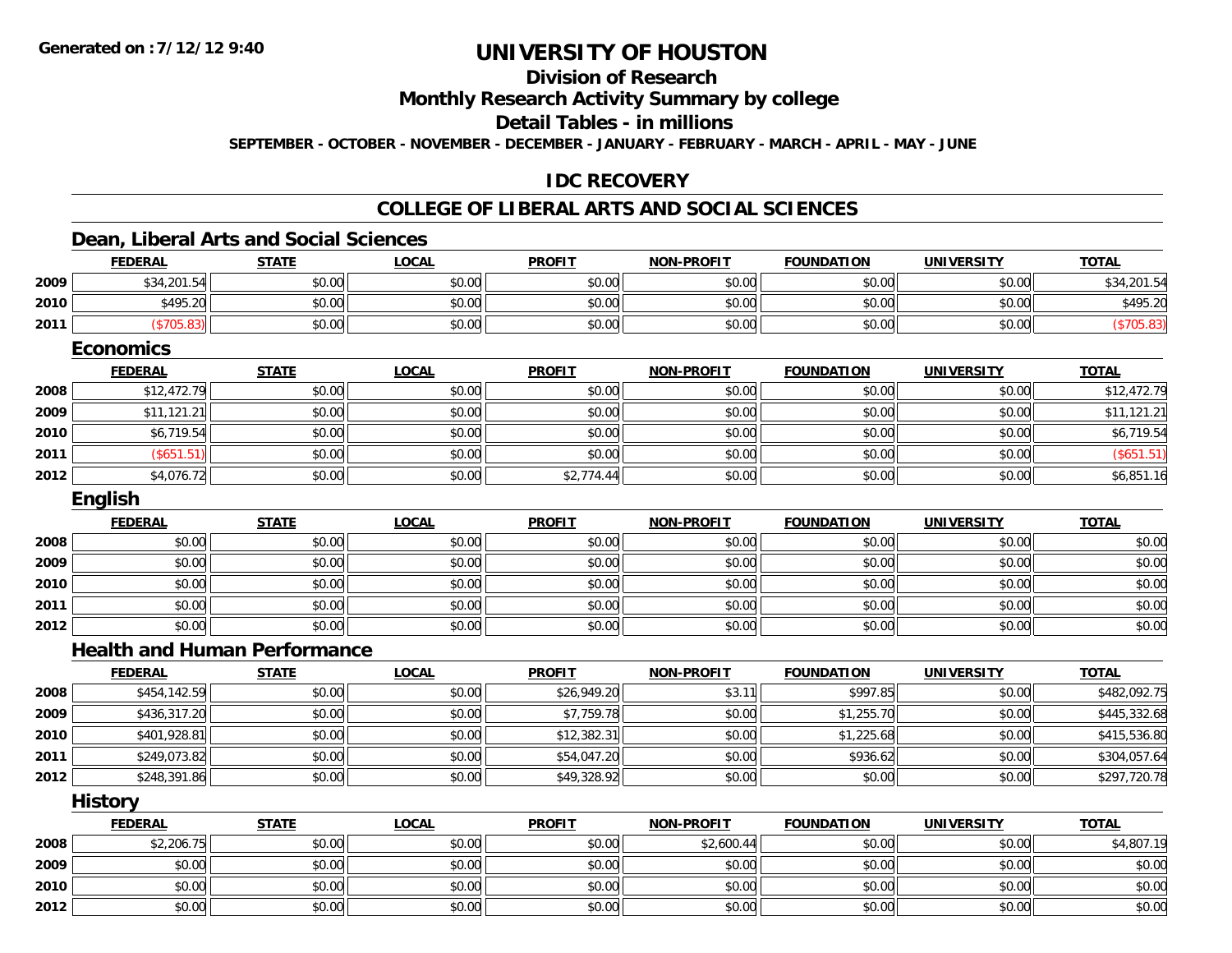**Generated on :7/12/12 9:40**

# UNIVERSITY OF HOUSTON

## Division of Research

## Monthly Research Activity Summary by college

## Detail Tables - in millions

**SEPTEMBER - OCTOBER - NOVEMBER - DECEMBER - JANUARY - FEBRUARY - MARCH - APRIL - MAY - JUNE**

## IDC RECOVERY

## COLLEGE OF LIBERAL ARTS AND SOCIAL SCIENCES

### Dean, Liberal Arts and Social Sciences

| | FEDERAL | STATE | LOCAL | PROFIT | NON-PROFIT | FOUNDATION | UNIVERSITY | TOTAL |
|---|---|---|---|---|---|---|---|---|
| 2009 | $34,201.54 | $0.00 | $0.00 | $0.00 | $0.00 | $0.00 | $0.00 | $34,201.54 |
| 2010 | $495.20 | $0.00 | $0.00 | $0.00 | $0.00 | $0.00 | $0.00 | $495.20 |
| 2011 | ($705.83) | $0.00 | $0.00 | $0.00 | $0.00 | $0.00 | $0.00 | ($705.83) |

### Economics

| | FEDERAL | STATE | LOCAL | PROFIT | NON-PROFIT | FOUNDATION | UNIVERSITY | TOTAL |
|---|---|---|---|---|---|---|---|---|
| 2008 | $12,472.79 | $0.00 | $0.00 | $0.00 | $0.00 | $0.00 | $0.00 | $12,472.79 |
| 2009 | $11,121.21 | $0.00 | $0.00 | $0.00 | $0.00 | $0.00 | $0.00 | $11,121.21 |
| 2010 | $6,719.54 | $0.00 | $0.00 | $0.00 | $0.00 | $0.00 | $0.00 | $6,719.54 |
| 2011 | ($651.51) | $0.00 | $0.00 | $0.00 | $0.00 | $0.00 | $0.00 | ($651.51) |
| 2012 | $4,076.72 | $0.00 | $0.00 | $2,774.44 | $0.00 | $0.00 | $0.00 | $6,851.16 |

### English

| | FEDERAL | STATE | LOCAL | PROFIT | NON-PROFIT | FOUNDATION | UNIVERSITY | TOTAL |
|---|---|---|---|---|---|---|---|---|
| 2008 | $0.00 | $0.00 | $0.00 | $0.00 | $0.00 | $0.00 | $0.00 | $0.00 |
| 2009 | $0.00 | $0.00 | $0.00 | $0.00 | $0.00 | $0.00 | $0.00 | $0.00 |
| 2010 | $0.00 | $0.00 | $0.00 | $0.00 | $0.00 | $0.00 | $0.00 | $0.00 |
| 2011 | $0.00 | $0.00 | $0.00 | $0.00 | $0.00 | $0.00 | $0.00 | $0.00 |
| 2012 | $0.00 | $0.00 | $0.00 | $0.00 | $0.00 | $0.00 | $0.00 | $0.00 |

### Health and Human Performance

| | FEDERAL | STATE | LOCAL | PROFIT | NON-PROFIT | FOUNDATION | UNIVERSITY | TOTAL |
|---|---|---|---|---|---|---|---|---|
| 2008 | $454,142.59 | $0.00 | $0.00 | $26,949.20 | $3.11 | $997.85 | $0.00 | $482,092.75 |
| 2009 | $436,317.20 | $0.00 | $0.00 | $7,759.78 | $0.00 | $1,255.70 | $0.00 | $445,332.68 |
| 2010 | $401,928.81 | $0.00 | $0.00 | $12,382.31 | $0.00 | $1,225.68 | $0.00 | $415,536.80 |
| 2011 | $249,073.82 | $0.00 | $0.00 | $54,047.20 | $0.00 | $936.62 | $0.00 | $304,057.64 |
| 2012 | $248,391.86 | $0.00 | $0.00 | $49,328.92 | $0.00 | $0.00 | $0.00 | $297,720.78 |

### History

| | FEDERAL | STATE | LOCAL | PROFIT | NON-PROFIT | FOUNDATION | UNIVERSITY | TOTAL |
|---|---|---|---|---|---|---|---|---|
| 2008 | $2,206.75 | $0.00 | $0.00 | $0.00 | $2,600.44 | $0.00 | $0.00 | $4,807.19 |
| 2009 | $0.00 | $0.00 | $0.00 | $0.00 | $0.00 | $0.00 | $0.00 | $0.00 |
| 2010 | $0.00 | $0.00 | $0.00 | $0.00 | $0.00 | $0.00 | $0.00 | $0.00 |
| 2012 | $0.00 | $0.00 | $0.00 | $0.00 | $0.00 | $0.00 | $0.00 | $0.00 |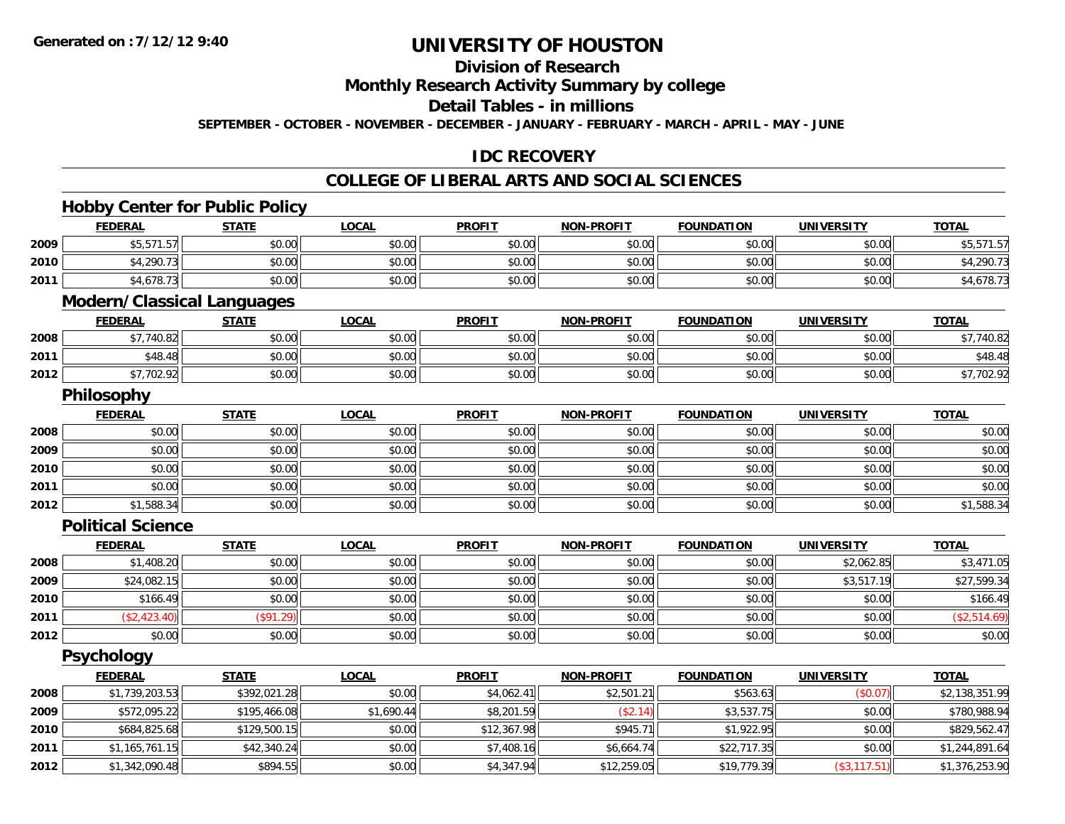# UNIVERSITY OF HOUSTON

## Division of Research

## Monthly Research Activity Summary by college

## Detail Tables - in millions

**SEPTEMBER - OCTOBER - NOVEMBER - DECEMBER - JANUARY - FEBRUARY - MARCH - APRIL - MAY - JUNE**

## IDC RECOVERY

## COLLEGE OF LIBERAL ARTS AND SOCIAL SCIENCES

### Hobby Center for Public Policy

| | FEDERAL | STATE | LOCAL | PROFIT | NON-PROFIT | FOUNDATION | UNIVERSITY | TOTAL |
|---|---|---|---|---|---|---|---|---|
| 2009 | $5,571.57 | $0.00 | $0.00 | $0.00 | $0.00 | $0.00 | $0.00 | $5,571.57 |
| 2010 | $4,290.73 | $0.00 | $0.00 | $0.00 | $0.00 | $0.00 | $0.00 | $4,290.73 |
| 2011 | $4,678.73 | $0.00 | $0.00 | $0.00 | $0.00 | $0.00 | $0.00 | $4,678.73 |

### Modern/Classical Languages

| | FEDERAL | STATE | LOCAL | PROFIT | NON-PROFIT | FOUNDATION | UNIVERSITY | TOTAL |
|---|---|---|---|---|---|---|---|---|
| 2008 | $7,740.82 | $0.00 | $0.00 | $0.00 | $0.00 | $0.00 | $0.00 | $7,740.82 |
| 2011 | $48.48 | $0.00 | $0.00 | $0.00 | $0.00 | $0.00 | $0.00 | $48.48 |
| 2012 | $7,702.92 | $0.00 | $0.00 | $0.00 | $0.00 | $0.00 | $0.00 | $7,702.92 |

### Philosophy

| | FEDERAL | STATE | LOCAL | PROFIT | NON-PROFIT | FOUNDATION | UNIVERSITY | TOTAL |
|---|---|---|---|---|---|---|---|---|
| 2008 | $0.00 | $0.00 | $0.00 | $0.00 | $0.00 | $0.00 | $0.00 | $0.00 |
| 2009 | $0.00 | $0.00 | $0.00 | $0.00 | $0.00 | $0.00 | $0.00 | $0.00 |
| 2010 | $0.00 | $0.00 | $0.00 | $0.00 | $0.00 | $0.00 | $0.00 | $0.00 |
| 2011 | $0.00 | $0.00 | $0.00 | $0.00 | $0.00 | $0.00 | $0.00 | $0.00 |
| 2012 | $1,588.34 | $0.00 | $0.00 | $0.00 | $0.00 | $0.00 | $0.00 | $1,588.34 |

### Political Science

| | FEDERAL | STATE | LOCAL | PROFIT | NON-PROFIT | FOUNDATION | UNIVERSITY | TOTAL |
|---|---|---|---|---|---|---|---|---|
| 2008 | $1,408.20 | $0.00 | $0.00 | $0.00 | $0.00 | $0.00 | $2,062.85 | $3,471.05 |
| 2009 | $24,082.15 | $0.00 | $0.00 | $0.00 | $0.00 | $0.00 | $3,517.19 | $27,599.34 |
| 2010 | $166.49 | $0.00 | $0.00 | $0.00 | $0.00 | $0.00 | $0.00 | $166.49 |
| 2011 | ($2,423.40) | ($91.29) | $0.00 | $0.00 | $0.00 | $0.00 | $0.00 | ($2,514.69) |
| 2012 | $0.00 | $0.00 | $0.00 | $0.00 | $0.00 | $0.00 | $0.00 | $0.00 |

### Psychology

| | FEDERAL | STATE | LOCAL | PROFIT | NON-PROFIT | FOUNDATION | UNIVERSITY | TOTAL |
|---|---|---|---|---|---|---|---|---|
| 2008 | $1,739,203.53 | $392,021.28 | $0.00 | $4,062.41 | $2,501.21 | $563.63 | ($0.07) | $2,138,351.99 |
| 2009 | $572,095.22 | $195,466.08 | $1,690.44 | $8,201.59 | ($2.14) | $3,537.75 | $0.00 | $780,988.94 |
| 2010 | $684,825.68 | $129,500.15 | $0.00 | $12,367.98 | $945.71 | $1,922.95 | $0.00 | $829,562.47 |
| 2011 | $1,165,761.15 | $42,340.24 | $0.00 | $7,408.16 | $6,664.74 | $22,717.35 | $0.00 | $1,244,891.64 |
| 2012 | $1,342,090.48 | $894.55 | $0.00 | $4,347.94 | $12,259.05 | $19,779.39 | ($3,117.51) | $1,376,253.90 |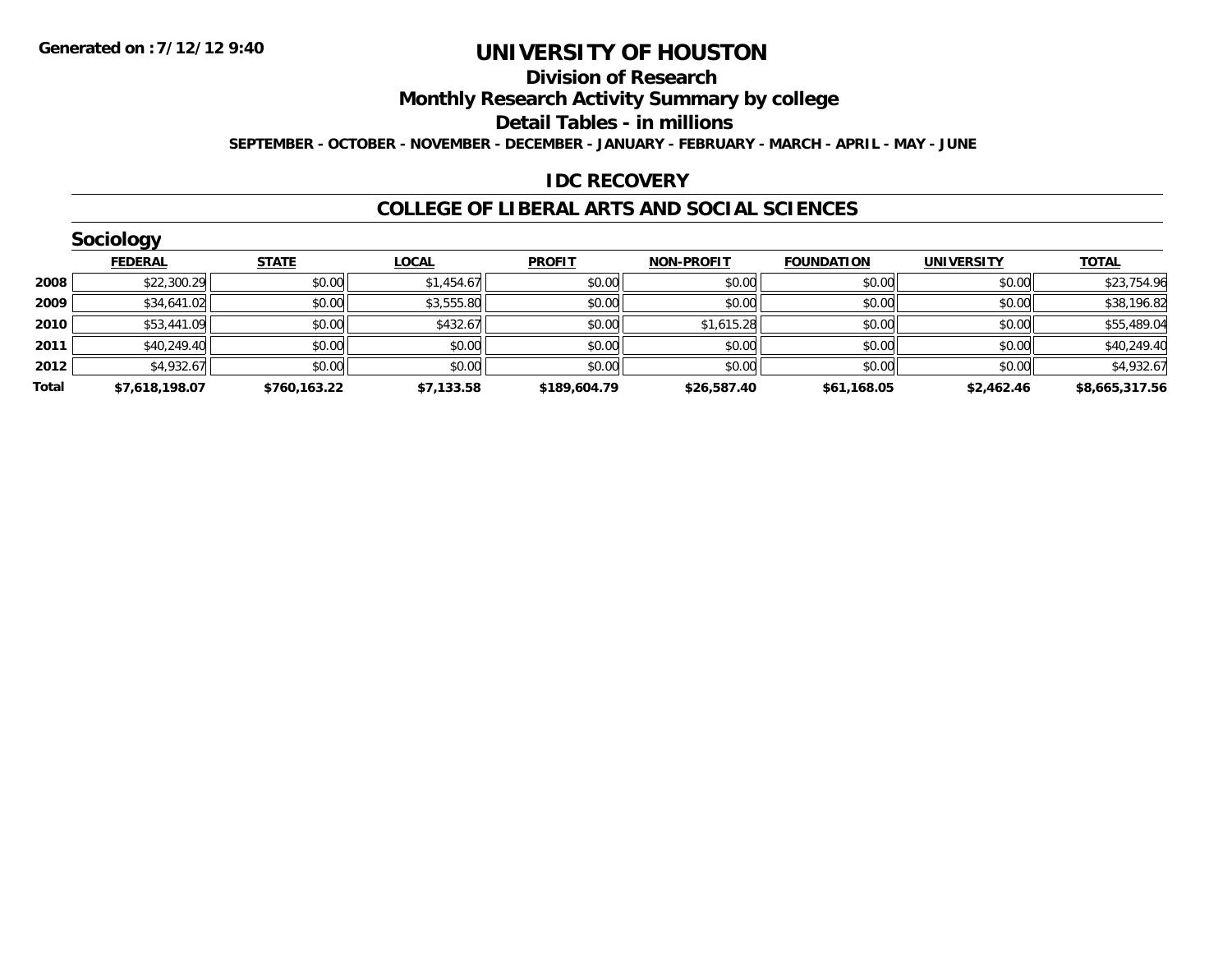Generated on :7/12/12 9:40

# UNIVERSITY OF HOUSTON

## Division of Research

## Monthly Research Activity Summary by college

## Detail Tables - in millions

**SEPTEMBER - OCTOBER - NOVEMBER - DECEMBER - JANUARY - FEBRUARY - MARCH - APRIL - MAY - JUNE**

## IDC RECOVERY

## COLLEGE OF LIBERAL ARTS AND SOCIAL SCIENCES

### Sociology

| | FEDERAL | STATE | LOCAL | PROFIT | NON-PROFIT | FOUNDATION | UNIVERSITY | TOTAL |
|---|---|---|---|---|---|---|---|---|
| 2008 | $22,300.29 | $0.00 | $1,454.67 | $0.00 | $0.00 | $0.00 | $0.00 | $23,754.96 |
| 2009 | $34,641.02 | $0.00 | $3,555.80 | $0.00 | $0.00 | $0.00 | $0.00 | $38,196.82 |
| 2010 | $53,441.09 | $0.00 | $432.67 | $0.00 | $1,615.28 | $0.00 | $0.00 | $55,489.04 |
| 2011 | $40,249.40 | $0.00 | $0.00 | $0.00 | $0.00 | $0.00 | $0.00 | $40,249.40 |
| 2012 | $4,932.67 | $0.00 | $0.00 | $0.00 | $0.00 | $0.00 | $0.00 | $4,932.67 |
| **Total** | **$7,618,198.07** | **$760,163.22** | **$7,133.58** | **$189,604.79** | **$26,587.40** | **$61,168.05** | **$2,462.46** | **$8,665,317.56** |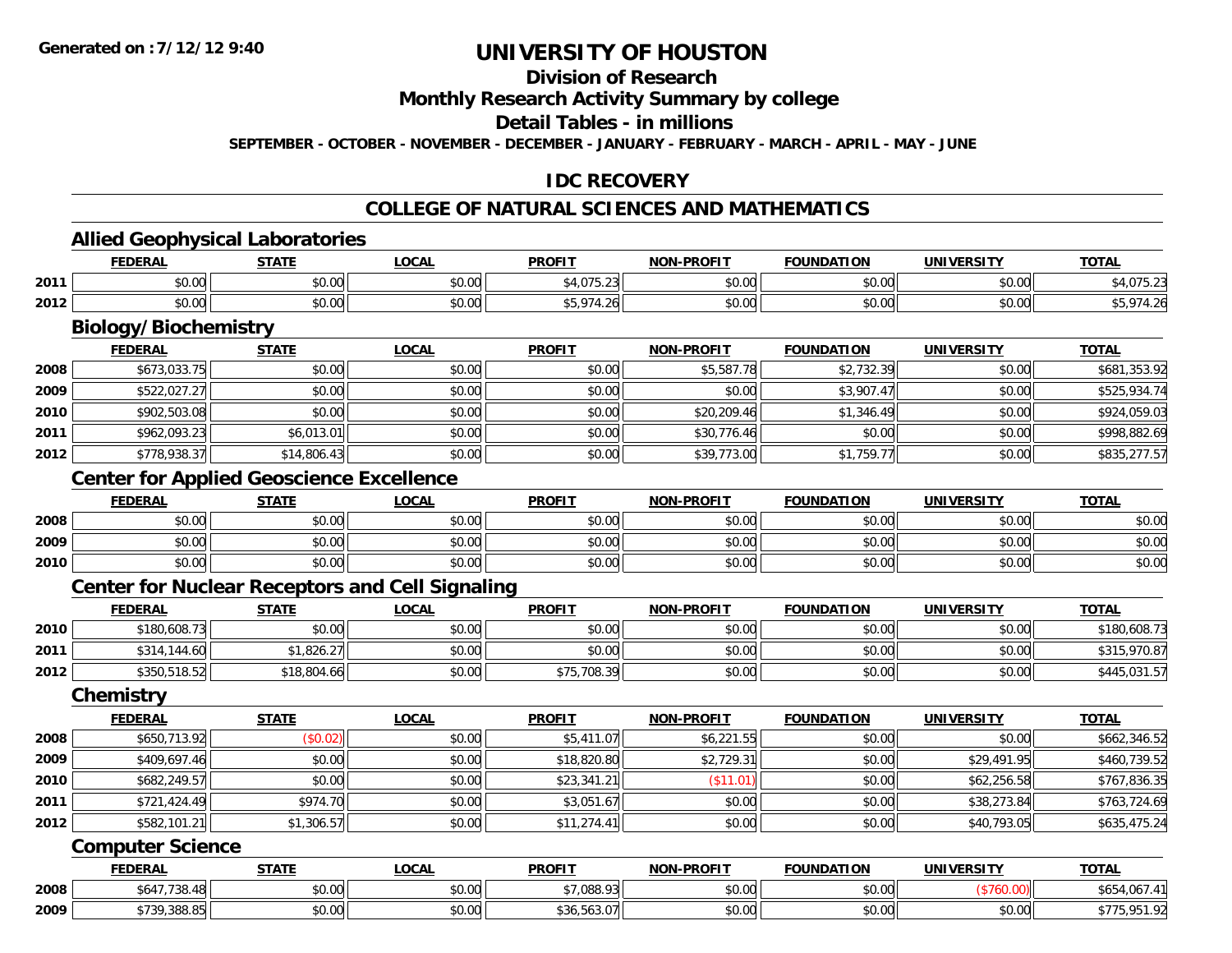Generated on :7/12/12 9:40

# UNIVERSITY OF HOUSTON

## Division of Research

## Monthly Research Activity Summary by college

## Detail Tables - in millions

SEPTEMBER - OCTOBER - NOVEMBER - DECEMBER - JANUARY - FEBRUARY - MARCH - APRIL - MAY - JUNE

## IDC RECOVERY

## COLLEGE OF NATURAL SCIENCES AND MATHEMATICS

### Allied Geophysical Laboratories

| | FEDERAL | STATE | LOCAL | PROFIT | NON-PROFIT | FOUNDATION | UNIVERSITY | TOTAL |
|---|---|---|---|---|---|---|---|---|
| 2011 | $0.00 | $0.00 | $0.00 | $4,075.23 | $0.00 | $0.00 | $0.00 | $4,075.23 |
| 2012 | $0.00 | $0.00 | $0.00 | $5,974.26 | $0.00 | $0.00 | $0.00 | $5,974.26 |

### Biology/Biochemistry

| | FEDERAL | STATE | LOCAL | PROFIT | NON-PROFIT | FOUNDATION | UNIVERSITY | TOTAL |
|---|---|---|---|---|---|---|---|---|
| 2008 | $673,033.75 | $0.00 | $0.00 | $0.00 | $5,587.78 | $2,732.39 | $0.00 | $681,353.92 |
| 2009 | $522,027.27 | $0.00 | $0.00 | $0.00 | $0.00 | $3,907.47 | $0.00 | $525,934.74 |
| 2010 | $902,503.08 | $0.00 | $0.00 | $0.00 | $20,209.46 | $1,346.49 | $0.00 | $924,059.03 |
| 2011 | $962,093.23 | $6,013.01 | $0.00 | $0.00 | $30,776.46 | $0.00 | $0.00 | $998,882.69 |
| 2012 | $778,938.37 | $14,806.43 | $0.00 | $0.00 | $39,773.00 | $1,759.77 | $0.00 | $835,277.57 |

### Center for Applied Geoscience Excellence

| | FEDERAL | STATE | LOCAL | PROFIT | NON-PROFIT | FOUNDATION | UNIVERSITY | TOTAL |
|---|---|---|---|---|---|---|---|---|
| 2008 | $0.00 | $0.00 | $0.00 | $0.00 | $0.00 | $0.00 | $0.00 | $0.00 |
| 2009 | $0.00 | $0.00 | $0.00 | $0.00 | $0.00 | $0.00 | $0.00 | $0.00 |
| 2010 | $0.00 | $0.00 | $0.00 | $0.00 | $0.00 | $0.00 | $0.00 | $0.00 |

### Center for Nuclear Receptors and Cell Signaling

| | FEDERAL | STATE | LOCAL | PROFIT | NON-PROFIT | FOUNDATION | UNIVERSITY | TOTAL |
|---|---|---|---|---|---|---|---|---|
| 2010 | $180,608.73 | $0.00 | $0.00 | $0.00 | $0.00 | $0.00 | $0.00 | $180,608.73 |
| 2011 | $314,144.60 | $1,826.27 | $0.00 | $0.00 | $0.00 | $0.00 | $0.00 | $315,970.87 |
| 2012 | $350,518.52 | $18,804.66 | $0.00 | $75,708.39 | $0.00 | $0.00 | $0.00 | $445,031.57 |

### Chemistry

| | FEDERAL | STATE | LOCAL | PROFIT | NON-PROFIT | FOUNDATION | UNIVERSITY | TOTAL |
|---|---|---|---|---|---|---|---|---|
| 2008 | $650,713.92 | ($0.02) | $0.00 | $5,411.07 | $6,221.55 | $0.00 | $0.00 | $662,346.52 |
| 2009 | $409,697.46 | $0.00 | $0.00 | $18,820.80 | $2,729.31 | $0.00 | $29,491.95 | $460,739.52 |
| 2010 | $682,249.57 | $0.00 | $0.00 | $23,341.21 | ($11.01) | $0.00 | $62,256.58 | $767,836.35 |
| 2011 | $721,424.49 | $974.70 | $0.00 | $3,051.67 | $0.00 | $0.00 | $38,273.84 | $763,724.69 |
| 2012 | $582,101.21 | $1,306.57 | $0.00 | $11,274.41 | $0.00 | $0.00 | $40,793.05 | $635,475.24 |

### Computer Science

| | FEDERAL | STATE | LOCAL | PROFIT | NON-PROFIT | FOUNDATION | UNIVERSITY | TOTAL |
|---|---|---|---|---|---|---|---|---|
| 2008 | $647,738.48 | $0.00 | $0.00 | $7,088.93 | $0.00 | $0.00 | ($760.00) | $654,067.41 |
| 2009 | $739,388.85 | $0.00 | $0.00 | $36,563.07 | $0.00 | $0.00 | $0.00 | $775,951.92 |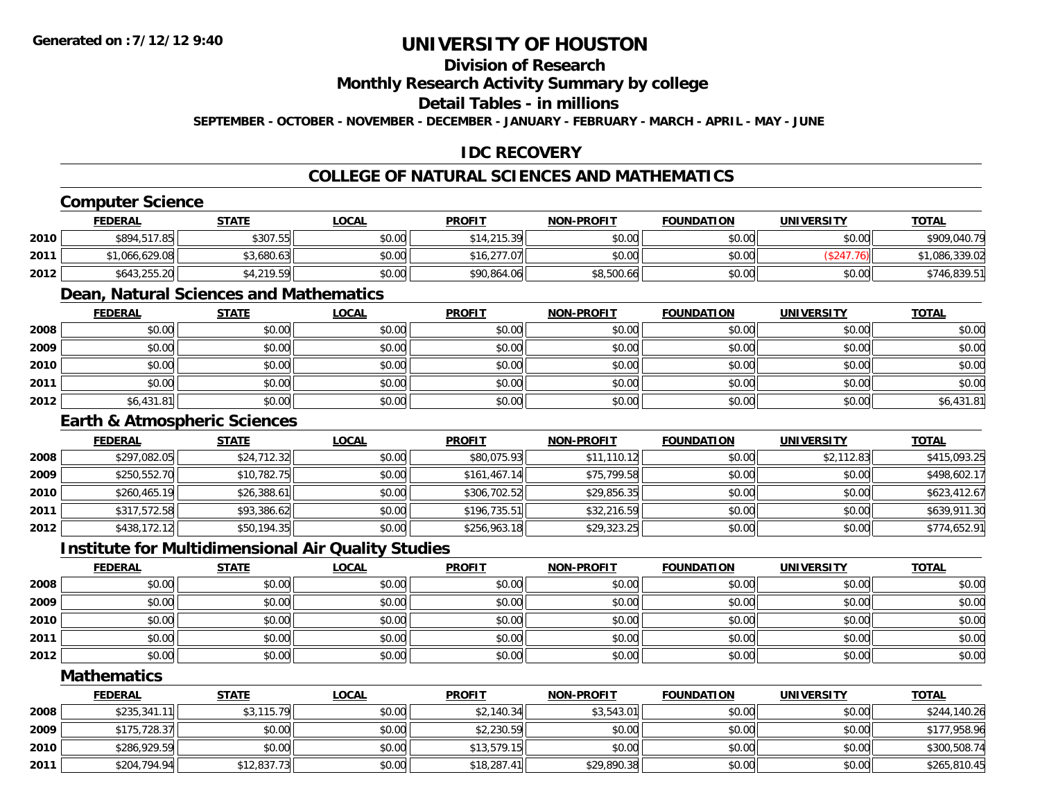Generated on :7/12/12 9:40

# UNIVERSITY OF HOUSTON

## Division of Research

## Monthly Research Activity Summary by college

## Detail Tables - in millions

SEPTEMBER - OCTOBER - NOVEMBER - DECEMBER - JANUARY - FEBRUARY - MARCH - APRIL - MAY - JUNE

## IDC RECOVERY

## COLLEGE OF NATURAL SCIENCES AND MATHEMATICS

### Computer Science

| | FEDERAL | STATE | LOCAL | PROFIT | NON-PROFIT | FOUNDATION | UNIVERSITY | TOTAL |
|---|---|---|---|---|---|---|---|---|
| 2010 | $894,517.85 | $307.55 | $0.00 | $14,215.39 | $0.00 | $0.00 | $0.00 | $909,040.79 |
| 2011 | $1,066,629.08 | $3,680.63 | $0.00 | $16,277.07 | $0.00 | $0.00 | ($247.76) | $1,086,339.02 |
| 2012 | $643,255.20 | $4,219.59 | $0.00 | $90,864.06 | $8,500.66 | $0.00 | $0.00 | $746,839.51 |

### Dean, Natural Sciences and Mathematics

| | FEDERAL | STATE | LOCAL | PROFIT | NON-PROFIT | FOUNDATION | UNIVERSITY | TOTAL |
|---|---|---|---|---|---|---|---|---|
| 2008 | $0.00 | $0.00 | $0.00 | $0.00 | $0.00 | $0.00 | $0.00 | $0.00 |
| 2009 | $0.00 | $0.00 | $0.00 | $0.00 | $0.00 | $0.00 | $0.00 | $0.00 |
| 2010 | $0.00 | $0.00 | $0.00 | $0.00 | $0.00 | $0.00 | $0.00 | $0.00 |
| 2011 | $0.00 | $0.00 | $0.00 | $0.00 | $0.00 | $0.00 | $0.00 | $0.00 |
| 2012 | $6,431.81 | $0.00 | $0.00 | $0.00 | $0.00 | $0.00 | $0.00 | $6,431.81 |

### Earth & Atmospheric Sciences

| | FEDERAL | STATE | LOCAL | PROFIT | NON-PROFIT | FOUNDATION | UNIVERSITY | TOTAL |
|---|---|---|---|---|---|---|---|---|
| 2008 | $297,082.05 | $24,712.32 | $0.00 | $80,075.93 | $11,110.12 | $0.00 | $2,112.83 | $415,093.25 |
| 2009 | $250,552.70 | $10,782.75 | $0.00 | $161,467.14 | $75,799.58 | $0.00 | $0.00 | $498,602.17 |
| 2010 | $260,465.19 | $26,388.61 | $0.00 | $306,702.52 | $29,856.35 | $0.00 | $0.00 | $623,412.67 |
| 2011 | $317,572.58 | $93,386.62 | $0.00 | $196,735.51 | $32,216.59 | $0.00 | $0.00 | $639,911.30 |
| 2012 | $438,172.12 | $50,194.35 | $0.00 | $256,963.18 | $29,323.25 | $0.00 | $0.00 | $774,652.91 |

### Institute for Multidimensional Air Quality Studies

| | FEDERAL | STATE | LOCAL | PROFIT | NON-PROFIT | FOUNDATION | UNIVERSITY | TOTAL |
|---|---|---|---|---|---|---|---|---|
| 2008 | $0.00 | $0.00 | $0.00 | $0.00 | $0.00 | $0.00 | $0.00 | $0.00 |
| 2009 | $0.00 | $0.00 | $0.00 | $0.00 | $0.00 | $0.00 | $0.00 | $0.00 |
| 2010 | $0.00 | $0.00 | $0.00 | $0.00 | $0.00 | $0.00 | $0.00 | $0.00 |
| 2011 | $0.00 | $0.00 | $0.00 | $0.00 | $0.00 | $0.00 | $0.00 | $0.00 |
| 2012 | $0.00 | $0.00 | $0.00 | $0.00 | $0.00 | $0.00 | $0.00 | $0.00 |

### Mathematics

| | FEDERAL | STATE | LOCAL | PROFIT | NON-PROFIT | FOUNDATION | UNIVERSITY | TOTAL |
|---|---|---|---|---|---|---|---|---|
| 2008 | $235,341.11 | $3,115.79 | $0.00 | $2,140.34 | $3,543.01 | $0.00 | $0.00 | $244,140.26 |
| 2009 | $175,728.37 | $0.00 | $0.00 | $2,230.59 | $0.00 | $0.00 | $0.00 | $177,958.96 |
| 2010 | $286,929.59 | $0.00 | $0.00 | $13,579.15 | $0.00 | $0.00 | $0.00 | $300,508.74 |
| 2011 | $204,794.94 | $12,837.73 | $0.00 | $18,287.41 | $29,890.38 | $0.00 | $0.00 | $265,810.45 |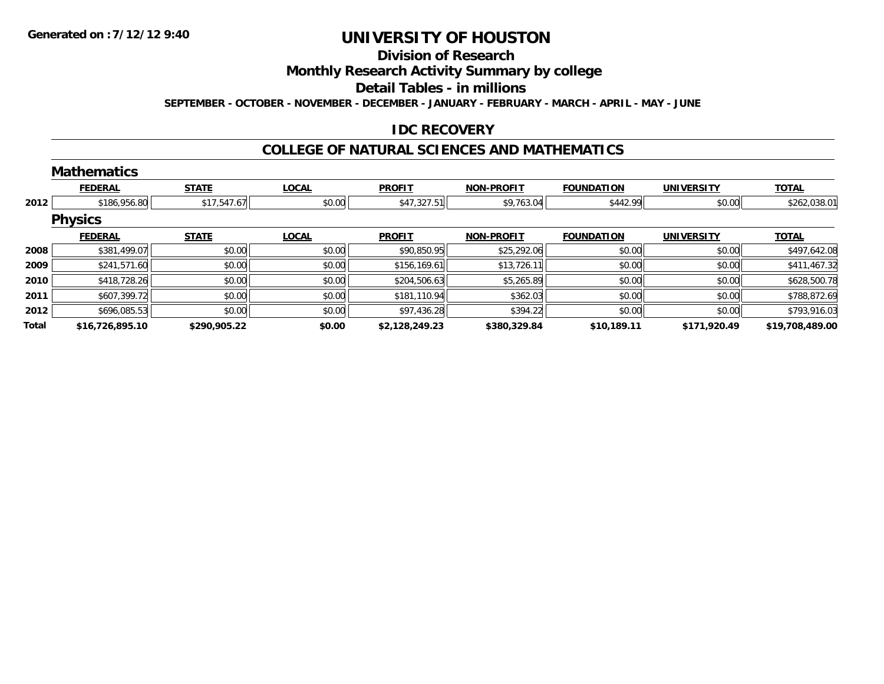Generated on :7/12/12 9:40

# UNIVERSITY OF HOUSTON

## Division of Research

## Monthly Research Activity Summary by college

## Detail Tables - in millions

SEPTEMBER - OCTOBER - NOVEMBER - DECEMBER - JANUARY - FEBRUARY - MARCH - APRIL - MAY - JUNE

## IDC RECOVERY

## COLLEGE OF NATURAL SCIENCES AND MATHEMATICS

### Mathematics

| | FEDERAL | STATE | LOCAL | PROFIT | NON-PROFIT | FOUNDATION | UNIVERSITY | TOTAL |
|---|---|---|---|---|---|---|---|---|
| 2012 | $186,956.80 | $17,547.67 | $0.00 | $47,327.51 | $9,763.04 | $442.99 | $0.00 | $262,038.01 |

### Physics

| | FEDERAL | STATE | LOCAL | PROFIT | NON-PROFIT | FOUNDATION | UNIVERSITY | TOTAL |
|---|---|---|---|---|---|---|---|---|
| 2008 | $381,499.07 | $0.00 | $0.00 | $90,850.95 | $25,292.06 | $0.00 | $0.00 | $497,642.08 |
| 2009 | $241,571.60 | $0.00 | $0.00 | $156,169.61 | $13,726.11 | $0.00 | $0.00 | $411,467.32 |
| 2010 | $418,728.26 | $0.00 | $0.00 | $204,506.63 | $5,265.89 | $0.00 | $0.00 | $628,500.78 |
| 2011 | $607,399.72 | $0.00 | $0.00 | $181,110.94 | $362.03 | $0.00 | $0.00 | $788,872.69 |
| 2012 | $696,085.53 | $0.00 | $0.00 | $97,436.28 | $394.22 | $0.00 | $0.00 | $793,916.03 |
| **Total** | **$16,726,895.10** | **$290,905.22** | **$0.00** | **$2,128,249.23** | **$380,329.84** | **$10,189.11** | **$171,920.49** | **$19,708,489.00** |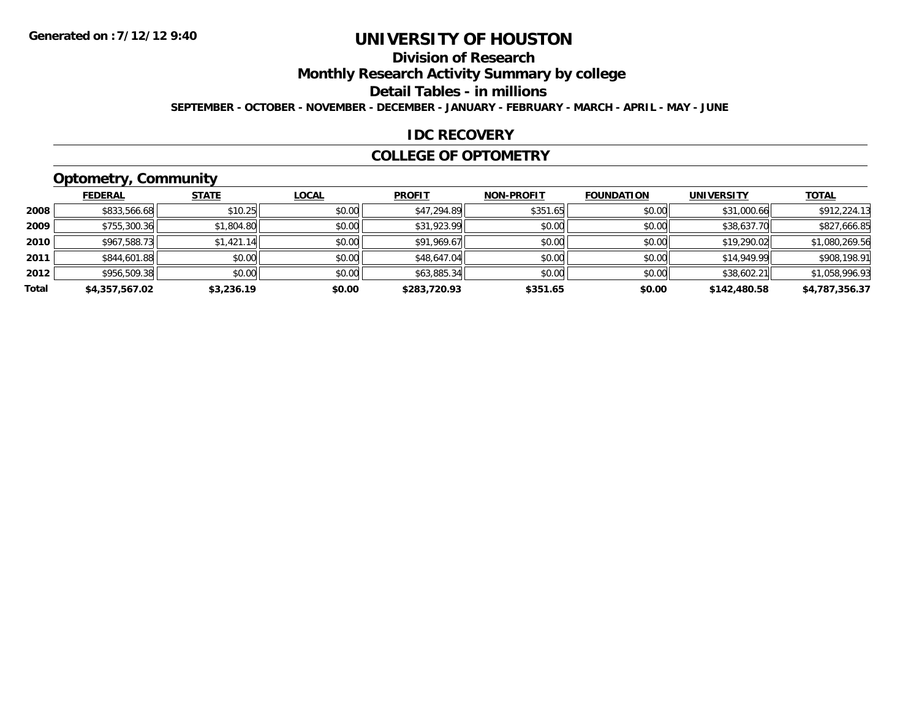Generated on :7/12/12 9:40

# UNIVERSITY OF HOUSTON

## Division of Research

## Monthly Research Activity Summary by college

## Detail Tables - in millions

SEPTEMBER - OCTOBER - NOVEMBER - DECEMBER - JANUARY - FEBRUARY - MARCH - APRIL - MAY - JUNE

## IDC RECOVERY

## COLLEGE OF OPTOMETRY

### Optometry, Community

| | FEDERAL | STATE | LOCAL | PROFIT | NON-PROFIT | FOUNDATION | UNIVERSITY | TOTAL |
|---|---|---|---|---|---|---|---|---|
| 2008 | $833,566.68 | $10.25 | $0.00 | $47,294.89 | $351.65 | $0.00 | $31,000.66 | $912,224.13 |
| 2009 | $755,300.36 | $1,804.80 | $0.00 | $31,923.99 | $0.00 | $0.00 | $38,637.70 | $827,666.85 |
| 2010 | $967,588.73 | $1,421.14 | $0.00 | $91,969.67 | $0.00 | $0.00 | $19,290.02 | $1,080,269.56 |
| 2011 | $844,601.88 | $0.00 | $0.00 | $48,647.04 | $0.00 | $0.00 | $14,949.99 | $908,198.91 |
| 2012 | $956,509.38 | $0.00 | $0.00 | $63,885.34 | $0.00 | $0.00 | $38,602.21 | $1,058,996.93 |
| **Total** | **$4,357,567.02** | **$3,236.19** | **$0.00** | **$283,720.93** | **$351.65** | **$0.00** | **$142,480.58** | **$4,787,356.37** |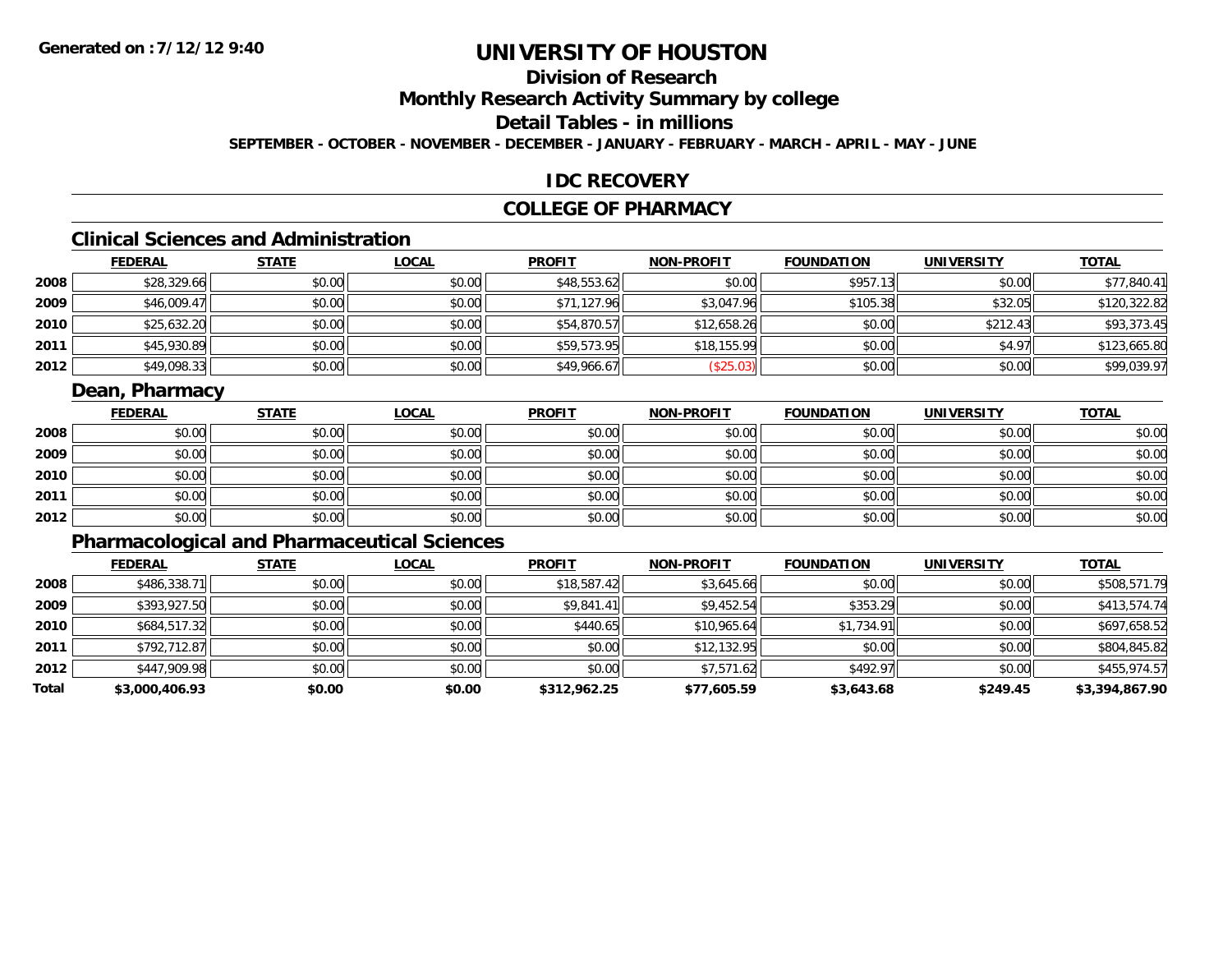Generated on :7/12/12 9:40

# UNIVERSITY OF HOUSTON

## Division of Research

## Monthly Research Activity Summary by college

## Detail Tables - in millions

**SEPTEMBER - OCTOBER - NOVEMBER - DECEMBER - JANUARY - FEBRUARY - MARCH - APRIL - MAY - JUNE**

## IDC RECOVERY

## COLLEGE OF PHARMACY

### Clinical Sciences and Administration

| | FEDERAL | STATE | LOCAL | PROFIT | NON-PROFIT | FOUNDATION | UNIVERSITY | TOTAL |
|---|---|---|---|---|---|---|---|---|
| 2008 | $28,329.66 | $0.00 | $0.00 | $48,553.62 | $0.00 | $957.13 | $0.00 | $77,840.41 |
| 2009 | $46,009.47 | $0.00 | $0.00 | $71,127.96 | $3,047.96 | $105.38 | $32.05 | $120,322.82 |
| 2010 | $25,632.20 | $0.00 | $0.00 | $54,870.57 | $12,658.26 | $0.00 | $212.43 | $93,373.45 |
| 2011 | $45,930.89 | $0.00 | $0.00 | $59,573.95 | $18,155.99 | $0.00 | $4.97 | $123,665.80 |
| 2012 | $49,098.33 | $0.00 | $0.00 | $49,966.67 | ($25.03) | $0.00 | $0.00 | $99,039.97 |

### Dean, Pharmacy

| | FEDERAL | STATE | LOCAL | PROFIT | NON-PROFIT | FOUNDATION | UNIVERSITY | TOTAL |
|---|---|---|---|---|---|---|---|---|
| 2008 | $0.00 | $0.00 | $0.00 | $0.00 | $0.00 | $0.00 | $0.00 | $0.00 |
| 2009 | $0.00 | $0.00 | $0.00 | $0.00 | $0.00 | $0.00 | $0.00 | $0.00 |
| 2010 | $0.00 | $0.00 | $0.00 | $0.00 | $0.00 | $0.00 | $0.00 | $0.00 |
| 2011 | $0.00 | $0.00 | $0.00 | $0.00 | $0.00 | $0.00 | $0.00 | $0.00 |
| 2012 | $0.00 | $0.00 | $0.00 | $0.00 | $0.00 | $0.00 | $0.00 | $0.00 |

### Pharmacological and Pharmaceutical Sciences

| | FEDERAL | STATE | LOCAL | PROFIT | NON-PROFIT | FOUNDATION | UNIVERSITY | TOTAL |
|---|---|---|---|---|---|---|---|---|
| 2008 | $486,338.71 | $0.00 | $0.00 | $18,587.42 | $3,645.66 | $0.00 | $0.00 | $508,571.79 |
| 2009 | $393,927.50 | $0.00 | $0.00 | $9,841.41 | $9,452.54 | $353.29 | $0.00 | $413,574.74 |
| 2010 | $684,517.32 | $0.00 | $0.00 | $440.65 | $10,965.64 | $1,734.91 | $0.00 | $697,658.52 |
| 2011 | $792,712.87 | $0.00 | $0.00 | $0.00 | $12,132.95 | $0.00 | $0.00 | $804,845.82 |
| 2012 | $447,909.98 | $0.00 | $0.00 | $0.00 | $7,571.62 | $492.97 | $0.00 | $455,974.57 |
| **Total** | **$3,000,406.93** | **$0.00** | **$0.00** | **$312,962.25** | **$77,605.59** | **$3,643.68** | **$249.45** | **$3,394,867.90** |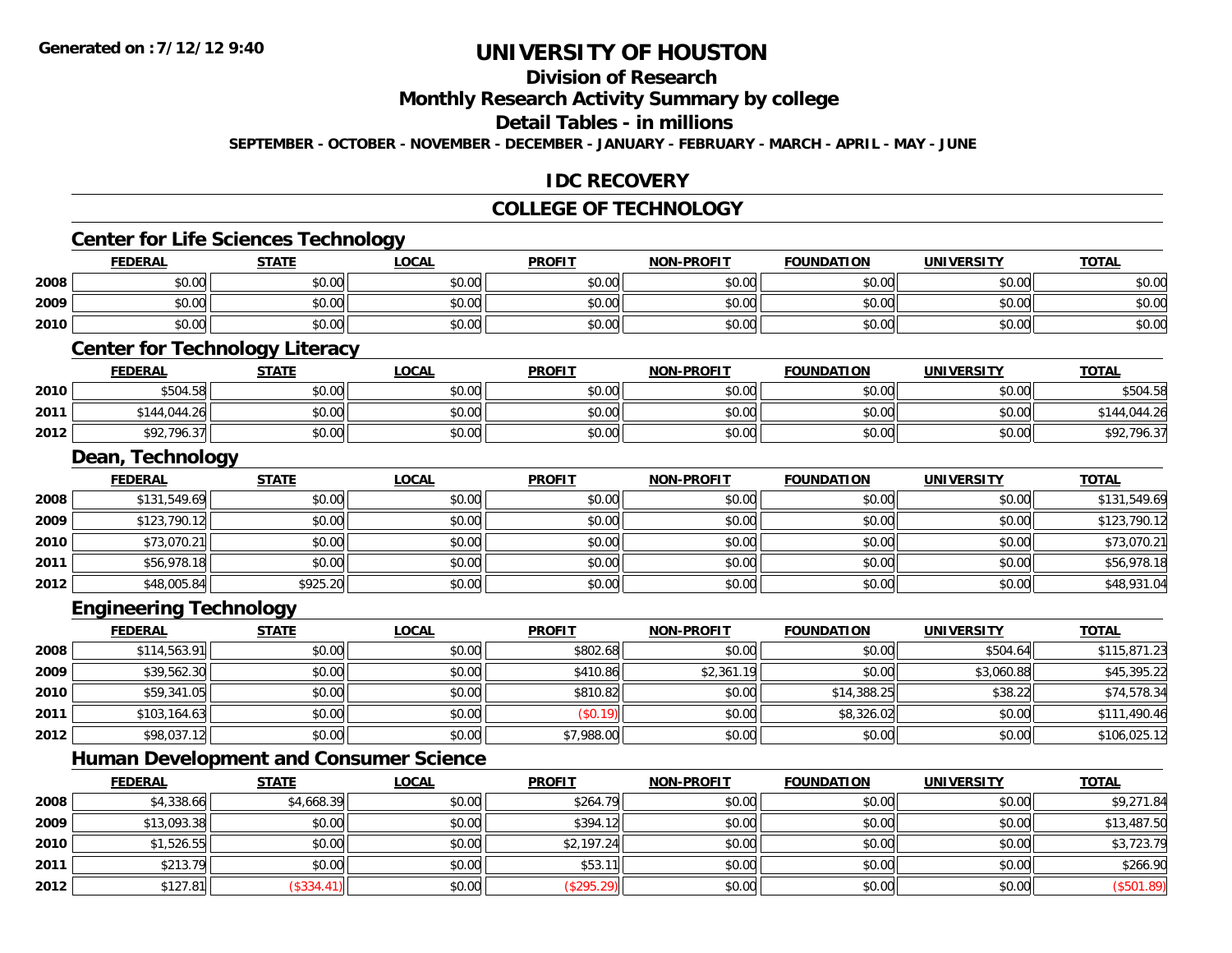**Generated on :7/12/12 9:40**

# UNIVERSITY OF HOUSTON

## Division of Research

## Monthly Research Activity Summary by college

## Detail Tables - in millions

**SEPTEMBER - OCTOBER - NOVEMBER - DECEMBER - JANUARY - FEBRUARY - MARCH - APRIL - MAY - JUNE**

## IDC RECOVERY

## COLLEGE OF TECHNOLOGY

### Center for Life Sciences Technology

| | FEDERAL | STATE | LOCAL | PROFIT | NON-PROFIT | FOUNDATION | UNIVERSITY | TOTAL |
|---|---|---|---|---|---|---|---|---|
| 2008 | $0.00 | $0.00 | $0.00 | $0.00 | $0.00 | $0.00 | $0.00 | $0.00 |
| 2009 | $0.00 | $0.00 | $0.00 | $0.00 | $0.00 | $0.00 | $0.00 | $0.00 |
| 2010 | $0.00 | $0.00 | $0.00 | $0.00 | $0.00 | $0.00 | $0.00 | $0.00 |

### Center for Technology Literacy

| | FEDERAL | STATE | LOCAL | PROFIT | NON-PROFIT | FOUNDATION | UNIVERSITY | TOTAL |
|---|---|---|---|---|---|---|---|---|
| 2010 | $504.58 | $0.00 | $0.00 | $0.00 | $0.00 | $0.00 | $0.00 | $504.58 |
| 2011 | $144,044.26 | $0.00 | $0.00 | $0.00 | $0.00 | $0.00 | $0.00 | $144,044.26 |
| 2012 | $92,796.37 | $0.00 | $0.00 | $0.00 | $0.00 | $0.00 | $0.00 | $92,796.37 |

### Dean, Technology

| | FEDERAL | STATE | LOCAL | PROFIT | NON-PROFIT | FOUNDATION | UNIVERSITY | TOTAL |
|---|---|---|---|---|---|---|---|---|
| 2008 | $131,549.69 | $0.00 | $0.00 | $0.00 | $0.00 | $0.00 | $0.00 | $131,549.69 |
| 2009 | $123,790.12 | $0.00 | $0.00 | $0.00 | $0.00 | $0.00 | $0.00 | $123,790.12 |
| 2010 | $73,070.21 | $0.00 | $0.00 | $0.00 | $0.00 | $0.00 | $0.00 | $73,070.21 |
| 2011 | $56,978.18 | $0.00 | $0.00 | $0.00 | $0.00 | $0.00 | $0.00 | $56,978.18 |
| 2012 | $48,005.84 | $925.20 | $0.00 | $0.00 | $0.00 | $0.00 | $0.00 | $48,931.04 |

### Engineering Technology

| | FEDERAL | STATE | LOCAL | PROFIT | NON-PROFIT | FOUNDATION | UNIVERSITY | TOTAL |
|---|---|---|---|---|---|---|---|---|
| 2008 | $114,563.91 | $0.00 | $0.00 | $802.68 | $0.00 | $0.00 | $504.64 | $115,871.23 |
| 2009 | $39,562.30 | $0.00 | $0.00 | $410.86 | $2,361.19 | $0.00 | $3,060.88 | $45,395.22 |
| 2010 | $59,341.05 | $0.00 | $0.00 | $810.82 | $0.00 | $14,388.25 | $38.22 | $74,578.34 |
| 2011 | $103,164.63 | $0.00 | $0.00 | ($0.19) | $0.00 | $8,326.02 | $0.00 | $111,490.46 |
| 2012 | $98,037.12 | $0.00 | $0.00 | $7,988.00 | $0.00 | $0.00 | $0.00 | $106,025.12 |

### Human Development and Consumer Science

| | FEDERAL | STATE | LOCAL | PROFIT | NON-PROFIT | FOUNDATION | UNIVERSITY | TOTAL |
|---|---|---|---|---|---|---|---|---|
| 2008 | $4,338.66 | $4,668.39 | $0.00 | $264.79 | $0.00 | $0.00 | $0.00 | $9,271.84 |
| 2009 | $13,093.38 | $0.00 | $0.00 | $394.12 | $0.00 | $0.00 | $0.00 | $13,487.50 |
| 2010 | $1,526.55 | $0.00 | $0.00 | $2,197.24 | $0.00 | $0.00 | $0.00 | $3,723.79 |
| 2011 | $213.79 | $0.00 | $0.00 | $53.11 | $0.00 | $0.00 | $0.00 | $266.90 |
| 2012 | $127.81 | ($334.41) | $0.00 | ($295.29) | $0.00 | $0.00 | $0.00 | ($501.89) |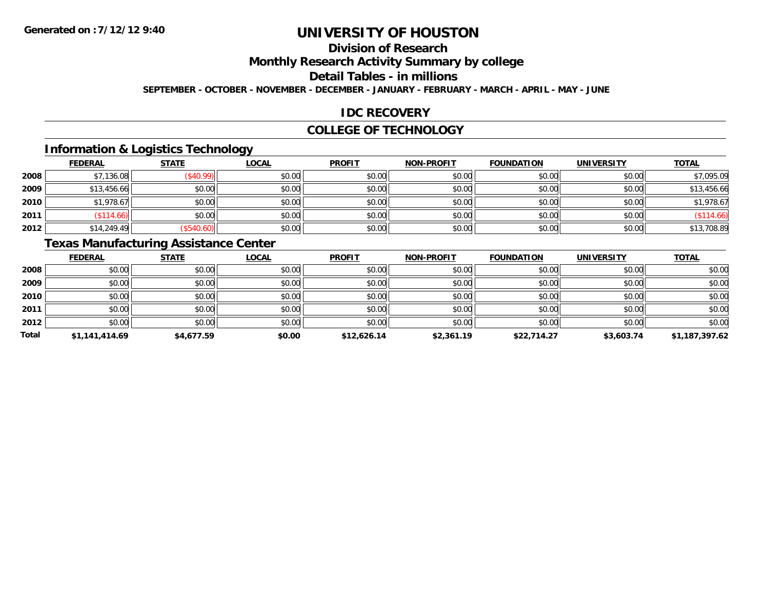# UNIVERSITY OF HOUSTON

## Division of Research

## Monthly Research Activity Summary by college

## Detail Tables - in millions

**SEPTEMBER - OCTOBER - NOVEMBER - DECEMBER - JANUARY - FEBRUARY - MARCH - APRIL - MAY - JUNE**

Generated on :7/12/12 9:40

## IDC RECOVERY

## COLLEGE OF TECHNOLOGY

### Information & Logistics Technology

| | FEDERAL | STATE | LOCAL | PROFIT | NON-PROFIT | FOUNDATION | UNIVERSITY | TOTAL |
|---|---|---|---|---|---|---|---|---|
| 2008 | $7,136.08 | ($40.99) | $0.00 | $0.00 | $0.00 | $0.00 | $0.00 | $7,095.09 |
| 2009 | $13,456.66 | $0.00 | $0.00 | $0.00 | $0.00 | $0.00 | $0.00 | $13,456.66 |
| 2010 | $1,978.67 | $0.00 | $0.00 | $0.00 | $0.00 | $0.00 | $0.00 | $1,978.67 |
| 2011 | ($114.66) | $0.00 | $0.00 | $0.00 | $0.00 | $0.00 | $0.00 | ($114.66) |
| 2012 | $14,249.49 | ($540.60) | $0.00 | $0.00 | $0.00 | $0.00 | $0.00 | $13,708.89 |

### Texas Manufacturing Assistance Center

| | FEDERAL | STATE | LOCAL | PROFIT | NON-PROFIT | FOUNDATION | UNIVERSITY | TOTAL |
|---|---|---|---|---|---|---|---|---|
| 2008 | $0.00 | $0.00 | $0.00 | $0.00 | $0.00 | $0.00 | $0.00 | $0.00 |
| 2009 | $0.00 | $0.00 | $0.00 | $0.00 | $0.00 | $0.00 | $0.00 | $0.00 |
| 2010 | $0.00 | $0.00 | $0.00 | $0.00 | $0.00 | $0.00 | $0.00 | $0.00 |
| 2011 | $0.00 | $0.00 | $0.00 | $0.00 | $0.00 | $0.00 | $0.00 | $0.00 |
| 2012 | $0.00 | $0.00 | $0.00 | $0.00 | $0.00 | $0.00 | $0.00 | $0.00 |
| **Total** | **$1,141,414.69** | **$4,677.59** | **$0.00** | **$12,626.14** | **$2,361.19** | **$22,714.27** | **$3,603.74** | **$1,187,397.62** |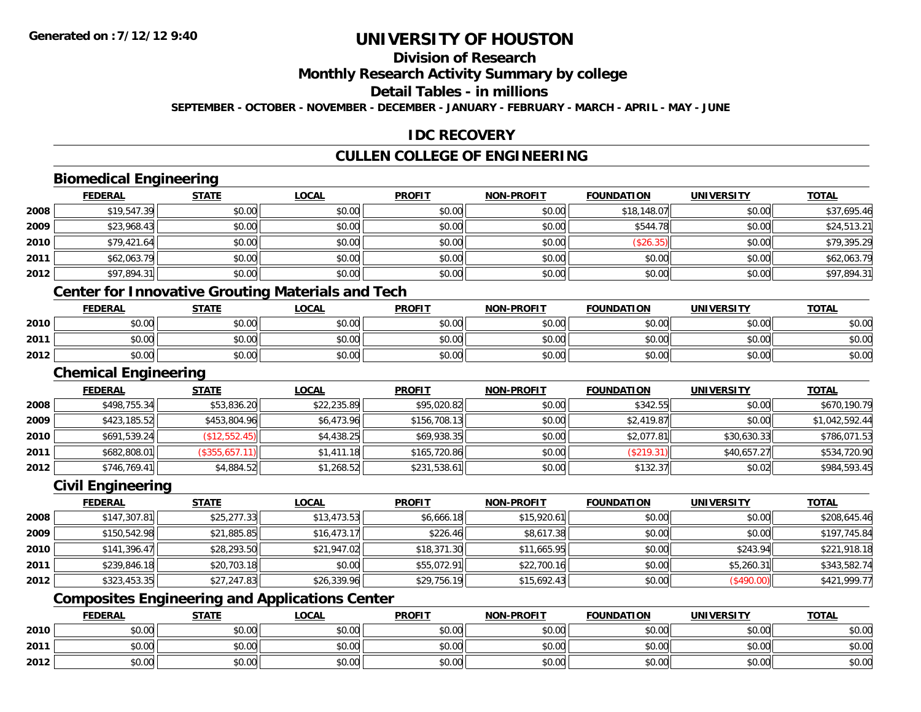# UNIVERSITY OF HOUSTON

## Division of Research

## Monthly Research Activity Summary by college

## Detail Tables - in millions

**SEPTEMBER - OCTOBER - NOVEMBER - DECEMBER - JANUARY - FEBRUARY - MARCH - APRIL - MAY - JUNE**

## IDC RECOVERY

## CULLEN COLLEGE OF ENGINEERING

### Biomedical Engineering

| | FEDERAL | STATE | LOCAL | PROFIT | NON-PROFIT | FOUNDATION | UNIVERSITY | TOTAL |
|---|---|---|---|---|---|---|---|---|
| 2008 | $19,547.39 | $0.00 | $0.00 | $0.00 | $0.00 | $18,148.07 | $0.00 | $37,695.46 |
| 2009 | $23,968.43 | $0.00 | $0.00 | $0.00 | $0.00 | $544.78 | $0.00 | $24,513.21 |
| 2010 | $79,421.64 | $0.00 | $0.00 | $0.00 | $0.00 | ($26.35) | $0.00 | $79,395.29 |
| 2011 | $62,063.79 | $0.00 | $0.00 | $0.00 | $0.00 | $0.00 | $0.00 | $62,063.79 |
| 2012 | $97,894.31 | $0.00 | $0.00 | $0.00 | $0.00 | $0.00 | $0.00 | $97,894.31 |

### Center for Innovative Grouting Materials and Tech

| | FEDERAL | STATE | LOCAL | PROFIT | NON-PROFIT | FOUNDATION | UNIVERSITY | TOTAL |
|---|---|---|---|---|---|---|---|---|
| 2010 | $0.00 | $0.00 | $0.00 | $0.00 | $0.00 | $0.00 | $0.00 | $0.00 |
| 2011 | $0.00 | $0.00 | $0.00 | $0.00 | $0.00 | $0.00 | $0.00 | $0.00 |
| 2012 | $0.00 | $0.00 | $0.00 | $0.00 | $0.00 | $0.00 | $0.00 | $0.00 |

### Chemical Engineering

| | FEDERAL | STATE | LOCAL | PROFIT | NON-PROFIT | FOUNDATION | UNIVERSITY | TOTAL |
|---|---|---|---|---|---|---|---|---|
| 2008 | $498,755.34 | $53,836.20 | $22,235.89 | $95,020.82 | $0.00 | $342.55 | $0.00 | $670,190.79 |
| 2009 | $423,185.52 | $453,804.96 | $6,473.96 | $156,708.13 | $0.00 | $2,419.87 | $0.00 | $1,042,592.44 |
| 2010 | $691,539.24 | ($12,552.45) | $4,438.25 | $69,938.35 | $0.00 | $2,077.81 | $30,630.33 | $786,071.53 |
| 2011 | $682,808.01 | ($355,657.11) | $1,411.18 | $165,720.86 | $0.00 | ($219.31) | $40,657.27 | $534,720.90 |
| 2012 | $746,769.41 | $4,884.52 | $1,268.52 | $231,538.61 | $0.00 | $132.37 | $0.02 | $984,593.45 |

### Civil Engineering

| | FEDERAL | STATE | LOCAL | PROFIT | NON-PROFIT | FOUNDATION | UNIVERSITY | TOTAL |
|---|---|---|---|---|---|---|---|---|
| 2008 | $147,307.81 | $25,277.33 | $13,473.53 | $6,666.18 | $15,920.61 | $0.00 | $0.00 | $208,645.46 |
| 2009 | $150,542.98 | $21,885.85 | $16,473.17 | $226.46 | $8,617.38 | $0.00 | $0.00 | $197,745.84 |
| 2010 | $141,396.47 | $28,293.50 | $21,947.02 | $18,371.30 | $11,665.95 | $0.00 | $243.94 | $221,918.18 |
| 2011 | $239,846.18 | $20,703.18 | $0.00 | $55,072.91 | $22,700.16 | $0.00 | $5,260.31 | $343,582.74 |
| 2012 | $323,453.35 | $27,247.83 | $26,339.96 | $29,756.19 | $15,692.43 | $0.00 | ($490.00) | $421,999.77 |

### Composites Engineering and Applications Center

| | FEDERAL | STATE | LOCAL | PROFIT | NON-PROFIT | FOUNDATION | UNIVERSITY | TOTAL |
|---|---|---|---|---|---|---|---|---|
| 2010 | $0.00 | $0.00 | $0.00 | $0.00 | $0.00 | $0.00 | $0.00 | $0.00 |
| 2011 | $0.00 | $0.00 | $0.00 | $0.00 | $0.00 | $0.00 | $0.00 | $0.00 |
| 2012 | $0.00 | $0.00 | $0.00 | $0.00 | $0.00 | $0.00 | $0.00 | $0.00 |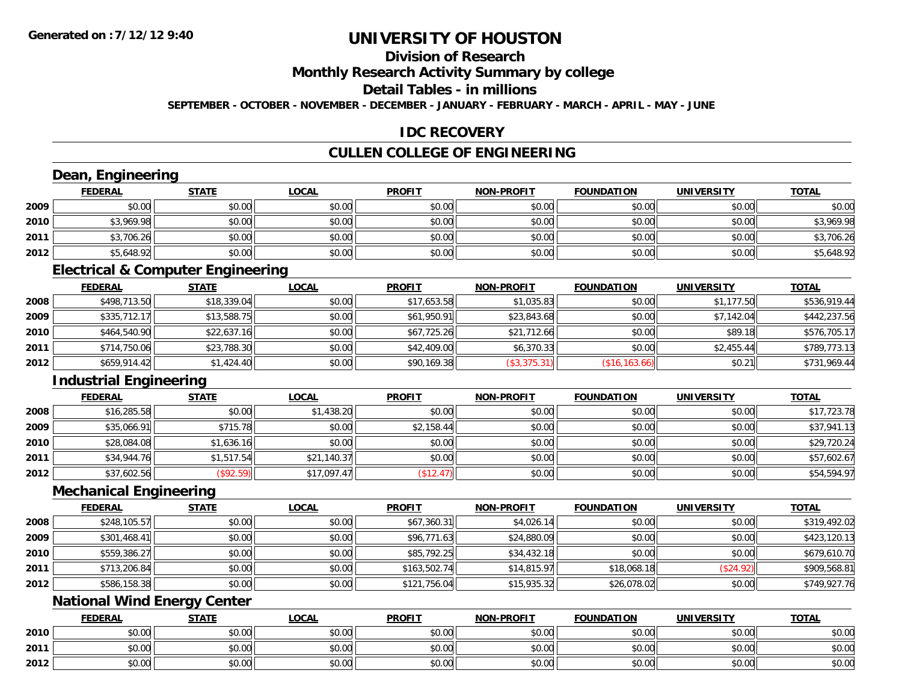# UNIVERSITY OF HOUSTON

## Division of Research

## Monthly Research Activity Summary by college

## Detail Tables - in millions

**SEPTEMBER - OCTOBER - NOVEMBER - DECEMBER - JANUARY - FEBRUARY - MARCH - APRIL - MAY - JUNE**

## IDC RECOVERY

## CULLEN COLLEGE OF ENGINEERING

### Dean, Engineering

| | FEDERAL | STATE | LOCAL | PROFIT | NON-PROFIT | FOUNDATION | UNIVERSITY | TOTAL |
|---|---|---|---|---|---|---|---|---|
| 2009 | $0.00 | $0.00 | $0.00 | $0.00 | $0.00 | $0.00 | $0.00 | $0.00 |
| 2010 | $3,969.98 | $0.00 | $0.00 | $0.00 | $0.00 | $0.00 | $0.00 | $3,969.98 |
| 2011 | $3,706.26 | $0.00 | $0.00 | $0.00 | $0.00 | $0.00 | $0.00 | $3,706.26 |
| 2012 | $5,648.92 | $0.00 | $0.00 | $0.00 | $0.00 | $0.00 | $0.00 | $5,648.92 |

### Electrical & Computer Engineering

| | FEDERAL | STATE | LOCAL | PROFIT | NON-PROFIT | FOUNDATION | UNIVERSITY | TOTAL |
|---|---|---|---|---|---|---|---|---|
| 2008 | $498,713.50 | $18,339.04 | $0.00 | $17,653.58 | $1,035.83 | $0.00 | $1,177.50 | $536,919.44 |
| 2009 | $335,712.17 | $13,588.75 | $0.00 | $61,950.91 | $23,843.68 | $0.00 | $7,142.04 | $442,237.56 |
| 2010 | $464,540.90 | $22,637.16 | $0.00 | $67,725.26 | $21,712.66 | $0.00 | $89.18 | $576,705.17 |
| 2011 | $714,750.06 | $23,788.30 | $0.00 | $42,409.00 | $6,370.33 | $0.00 | $2,455.44 | $789,773.13 |
| 2012 | $659,914.42 | $1,424.40 | $0.00 | $90,169.38 | ($3,375.31) | ($16,163.66) | $0.21 | $731,969.44 |

### Industrial Engineering

| | FEDERAL | STATE | LOCAL | PROFIT | NON-PROFIT | FOUNDATION | UNIVERSITY | TOTAL |
|---|---|---|---|---|---|---|---|---|
| 2008 | $16,285.58 | $0.00 | $1,438.20 | $0.00 | $0.00 | $0.00 | $0.00 | $17,723.78 |
| 2009 | $35,066.91 | $715.78 | $0.00 | $2,158.44 | $0.00 | $0.00 | $0.00 | $37,941.13 |
| 2010 | $28,084.08 | $1,636.16 | $0.00 | $0.00 | $0.00 | $0.00 | $0.00 | $29,720.24 |
| 2011 | $34,944.76 | $1,517.54 | $21,140.37 | $0.00 | $0.00 | $0.00 | $0.00 | $57,602.67 |
| 2012 | $37,602.56 | ($92.59) | $17,097.47 | ($12.47) | $0.00 | $0.00 | $0.00 | $54,594.97 |

### Mechanical Engineering

| | FEDERAL | STATE | LOCAL | PROFIT | NON-PROFIT | FOUNDATION | UNIVERSITY | TOTAL |
|---|---|---|---|---|---|---|---|---|
| 2008 | $248,105.57 | $0.00 | $0.00 | $67,360.31 | $4,026.14 | $0.00 | $0.00 | $319,492.02 |
| 2009 | $301,468.41 | $0.00 | $0.00 | $96,771.63 | $24,880.09 | $0.00 | $0.00 | $423,120.13 |
| 2010 | $559,386.27 | $0.00 | $0.00 | $85,792.25 | $34,432.18 | $0.00 | $0.00 | $679,610.70 |
| 2011 | $713,206.84 | $0.00 | $0.00 | $163,502.74 | $14,815.97 | $18,068.18 | ($24.92) | $909,568.81 |
| 2012 | $586,158.38 | $0.00 | $0.00 | $121,756.04 | $15,935.32 | $26,078.02 | $0.00 | $749,927.76 |

### National Wind Energy Center

| | FEDERAL | STATE | LOCAL | PROFIT | NON-PROFIT | FOUNDATION | UNIVERSITY | TOTAL |
|---|---|---|---|---|---|---|---|---|
| 2010 | $0.00 | $0.00 | $0.00 | $0.00 | $0.00 | $0.00 | $0.00 | $0.00 |
| 2011 | $0.00 | $0.00 | $0.00 | $0.00 | $0.00 | $0.00 | $0.00 | $0.00 |
| 2012 | $0.00 | $0.00 | $0.00 | $0.00 | $0.00 | $0.00 | $0.00 | $0.00 |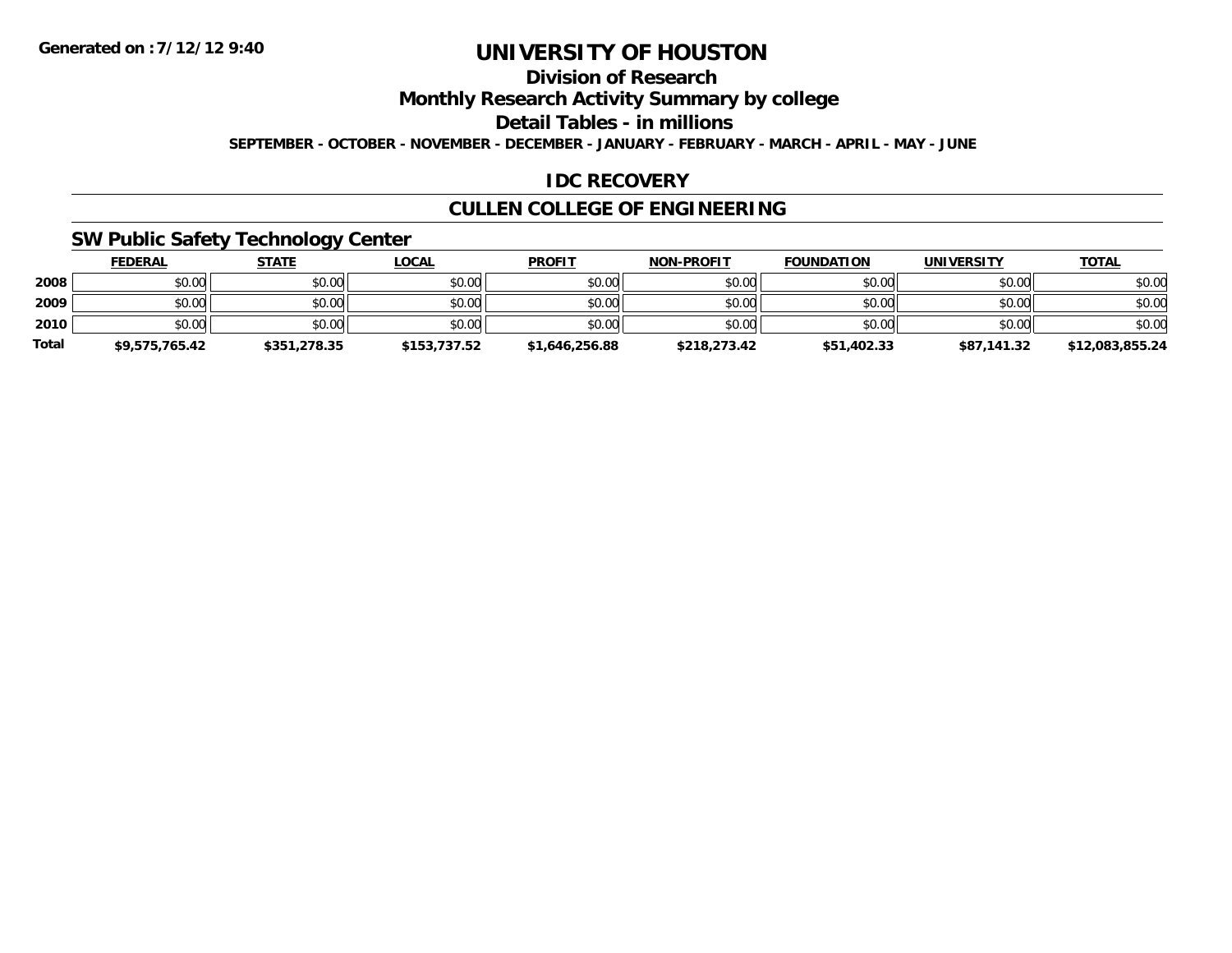# UNIVERSITY OF HOUSTON

## Division of Research

## Monthly Research Activity Summary by college

## Detail Tables - in millions

**SEPTEMBER - OCTOBER - NOVEMBER - DECEMBER - JANUARY - FEBRUARY - MARCH - APRIL - MAY - JUNE**

Generated on : 7/12/12 9:40

## IDC RECOVERY

## CULLEN COLLEGE OF ENGINEERING

### SW Public Safety Technology Center

| | FEDERAL | STATE | LOCAL | PROFIT | NON-PROFIT | FOUNDATION | UNIVERSITY | TOTAL |
|---|---|---|---|---|---|---|---|---|
| 2008 | $0.00 | $0.00 | $0.00 | $0.00 | $0.00 | $0.00 | $0.00 | $0.00 |
| 2009 | $0.00 | $0.00 | $0.00 | $0.00 | $0.00 | $0.00 | $0.00 | $0.00 |
| 2010 | $0.00 | $0.00 | $0.00 | $0.00 | $0.00 | $0.00 | $0.00 | $0.00 |
| **Total** | **$9,575,765.42** | **$351,278.35** | **$153,737.52** | **$1,646,256.88** | **$218,273.42** | **$51,402.33** | **$87,141.32** | **$12,083,855.24** |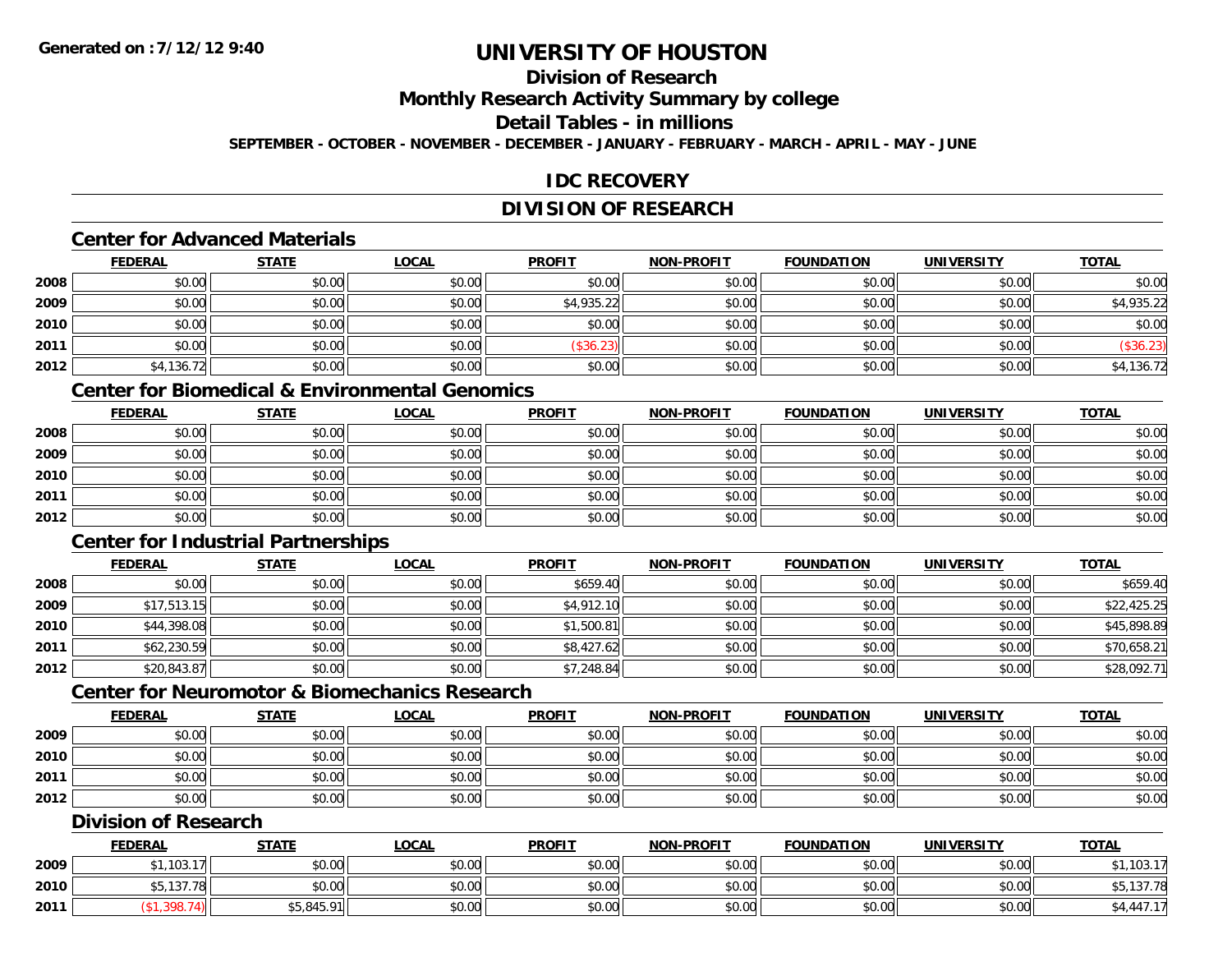# UNIVERSITY OF HOUSTON

## Division of Research

## Monthly Research Activity Summary by college

## Detail Tables - in millions

**SEPTEMBER - OCTOBER - NOVEMBER - DECEMBER - JANUARY - FEBRUARY - MARCH - APRIL - MAY - JUNE**

## IDC RECOVERY

## DIVISION OF RESEARCH

### Center for Advanced Materials

| | FEDERAL | STATE | LOCAL | PROFIT | NON-PROFIT | FOUNDATION | UNIVERSITY | TOTAL |
|---|---|---|---|---|---|---|---|---|
| 2008 | $0.00 | $0.00 | $0.00 | $0.00 | $0.00 | $0.00 | $0.00 | $0.00 |
| 2009 | $0.00 | $0.00 | $0.00 | $4,935.22 | $0.00 | $0.00 | $0.00 | $4,935.22 |
| 2010 | $0.00 | $0.00 | $0.00 | $0.00 | $0.00 | $0.00 | $0.00 | $0.00 |
| 2011 | $0.00 | $0.00 | $0.00 | ($36.23) | $0.00 | $0.00 | $0.00 | ($36.23) |
| 2012 | $4,136.72 | $0.00 | $0.00 | $0.00 | $0.00 | $0.00 | $0.00 | $4,136.72 |

### Center for Biomedical & Environmental Genomics

| | FEDERAL | STATE | LOCAL | PROFIT | NON-PROFIT | FOUNDATION | UNIVERSITY | TOTAL |
|---|---|---|---|---|---|---|---|---|
| 2008 | $0.00 | $0.00 | $0.00 | $0.00 | $0.00 | $0.00 | $0.00 | $0.00 |
| 2009 | $0.00 | $0.00 | $0.00 | $0.00 | $0.00 | $0.00 | $0.00 | $0.00 |
| 2010 | $0.00 | $0.00 | $0.00 | $0.00 | $0.00 | $0.00 | $0.00 | $0.00 |
| 2011 | $0.00 | $0.00 | $0.00 | $0.00 | $0.00 | $0.00 | $0.00 | $0.00 |
| 2012 | $0.00 | $0.00 | $0.00 | $0.00 | $0.00 | $0.00 | $0.00 | $0.00 |

### Center for Industrial Partnerships

| | FEDERAL | STATE | LOCAL | PROFIT | NON-PROFIT | FOUNDATION | UNIVERSITY | TOTAL |
|---|---|---|---|---|---|---|---|---|
| 2008 | $0.00 | $0.00 | $0.00 | $659.40 | $0.00 | $0.00 | $0.00 | $659.40 |
| 2009 | $17,513.15 | $0.00 | $0.00 | $4,912.10 | $0.00 | $0.00 | $0.00 | $22,425.25 |
| 2010 | $44,398.08 | $0.00 | $0.00 | $1,500.81 | $0.00 | $0.00 | $0.00 | $45,898.89 |
| 2011 | $62,230.59 | $0.00 | $0.00 | $8,427.62 | $0.00 | $0.00 | $0.00 | $70,658.21 |
| 2012 | $20,843.87 | $0.00 | $0.00 | $7,248.84 | $0.00 | $0.00 | $0.00 | $28,092.71 |

### Center for Neuromotor & Biomechanics Research

| | FEDERAL | STATE | LOCAL | PROFIT | NON-PROFIT | FOUNDATION | UNIVERSITY | TOTAL |
|---|---|---|---|---|---|---|---|---|
| 2009 | $0.00 | $0.00 | $0.00 | $0.00 | $0.00 | $0.00 | $0.00 | $0.00 |
| 2010 | $0.00 | $0.00 | $0.00 | $0.00 | $0.00 | $0.00 | $0.00 | $0.00 |
| 2011 | $0.00 | $0.00 | $0.00 | $0.00 | $0.00 | $0.00 | $0.00 | $0.00 |
| 2012 | $0.00 | $0.00 | $0.00 | $0.00 | $0.00 | $0.00 | $0.00 | $0.00 |

### Division of Research

| | FEDERAL | STATE | LOCAL | PROFIT | NON-PROFIT | FOUNDATION | UNIVERSITY | TOTAL |
|---|---|---|---|---|---|---|---|---|
| 2009 | $1,103.17 | $0.00 | $0.00 | $0.00 | $0.00 | $0.00 | $0.00 | $1,103.17 |
| 2010 | $5,137.78 | $0.00 | $0.00 | $0.00 | $0.00 | $0.00 | $0.00 | $5,137.78 |
| 2011 | ($1,398.74) | $5,845.91 | $0.00 | $0.00 | $0.00 | $0.00 | $0.00 | $4,447.17 |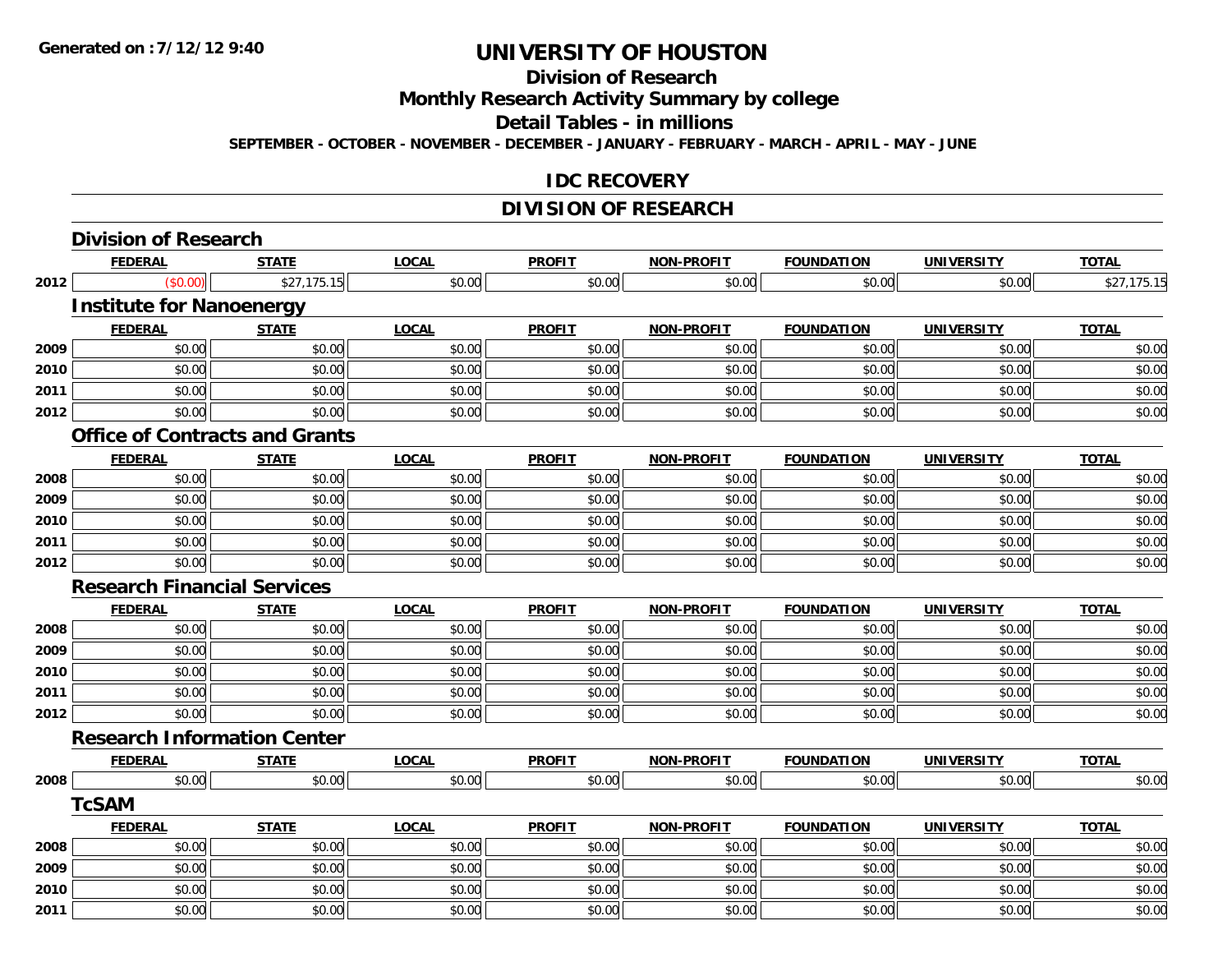# UNIVERSITY OF HOUSTON

## Division of Research

## Monthly Research Activity Summary by college

## Detail Tables - in millions

**SEPTEMBER - OCTOBER - NOVEMBER - DECEMBER - JANUARY - FEBRUARY - MARCH - APRIL - MAY - JUNE**

Generated on : 7/12/12 9:40

## IDC RECOVERY

## DIVISION OF RESEARCH

### Division of Research

| | FEDERAL | STATE | LOCAL | PROFIT | NON-PROFIT | FOUNDATION | UNIVERSITY | TOTAL |
|---|---|---|---|---|---|---|---|---|
| 2012 | ($0.00) | $27,175.15 | $0.00 | $0.00 | $0.00 | $0.00 | $0.00 | $27,175.15 |

### Institute for Nanoenergy

| | FEDERAL | STATE | LOCAL | PROFIT | NON-PROFIT | FOUNDATION | UNIVERSITY | TOTAL |
|---|---|---|---|---|---|---|---|---|
| 2009 | $0.00 | $0.00 | $0.00 | $0.00 | $0.00 | $0.00 | $0.00 | $0.00 |
| 2010 | $0.00 | $0.00 | $0.00 | $0.00 | $0.00 | $0.00 | $0.00 | $0.00 |
| 2011 | $0.00 | $0.00 | $0.00 | $0.00 | $0.00 | $0.00 | $0.00 | $0.00 |
| 2012 | $0.00 | $0.00 | $0.00 | $0.00 | $0.00 | $0.00 | $0.00 | $0.00 |

### Office of Contracts and Grants

| | FEDERAL | STATE | LOCAL | PROFIT | NON-PROFIT | FOUNDATION | UNIVERSITY | TOTAL |
|---|---|---|---|---|---|---|---|---|
| 2008 | $0.00 | $0.00 | $0.00 | $0.00 | $0.00 | $0.00 | $0.00 | $0.00 |
| 2009 | $0.00 | $0.00 | $0.00 | $0.00 | $0.00 | $0.00 | $0.00 | $0.00 |
| 2010 | $0.00 | $0.00 | $0.00 | $0.00 | $0.00 | $0.00 | $0.00 | $0.00 |
| 2011 | $0.00 | $0.00 | $0.00 | $0.00 | $0.00 | $0.00 | $0.00 | $0.00 |
| 2012 | $0.00 | $0.00 | $0.00 | $0.00 | $0.00 | $0.00 | $0.00 | $0.00 |

### Research Financial Services

| | FEDERAL | STATE | LOCAL | PROFIT | NON-PROFIT | FOUNDATION | UNIVERSITY | TOTAL |
|---|---|---|---|---|---|---|---|---|
| 2008 | $0.00 | $0.00 | $0.00 | $0.00 | $0.00 | $0.00 | $0.00 | $0.00 |
| 2009 | $0.00 | $0.00 | $0.00 | $0.00 | $0.00 | $0.00 | $0.00 | $0.00 |
| 2010 | $0.00 | $0.00 | $0.00 | $0.00 | $0.00 | $0.00 | $0.00 | $0.00 |
| 2011 | $0.00 | $0.00 | $0.00 | $0.00 | $0.00 | $0.00 | $0.00 | $0.00 |
| 2012 | $0.00 | $0.00 | $0.00 | $0.00 | $0.00 | $0.00 | $0.00 | $0.00 |

### Research Information Center

| | FEDERAL | STATE | LOCAL | PROFIT | NON-PROFIT | FOUNDATION | UNIVERSITY | TOTAL |
|---|---|---|---|---|---|---|---|---|
| 2008 | $0.00 | $0.00 | $0.00 | $0.00 | $0.00 | $0.00 | $0.00 | $0.00 |

### TcSAM

| | FEDERAL | STATE | LOCAL | PROFIT | NON-PROFIT | FOUNDATION | UNIVERSITY | TOTAL |
|---|---|---|---|---|---|---|---|---|
| 2008 | $0.00 | $0.00 | $0.00 | $0.00 | $0.00 | $0.00 | $0.00 | $0.00 |
| 2009 | $0.00 | $0.00 | $0.00 | $0.00 | $0.00 | $0.00 | $0.00 | $0.00 |
| 2010 | $0.00 | $0.00 | $0.00 | $0.00 | $0.00 | $0.00 | $0.00 | $0.00 |
| 2011 | $0.00 | $0.00 | $0.00 | $0.00 | $0.00 | $0.00 | $0.00 | $0.00 |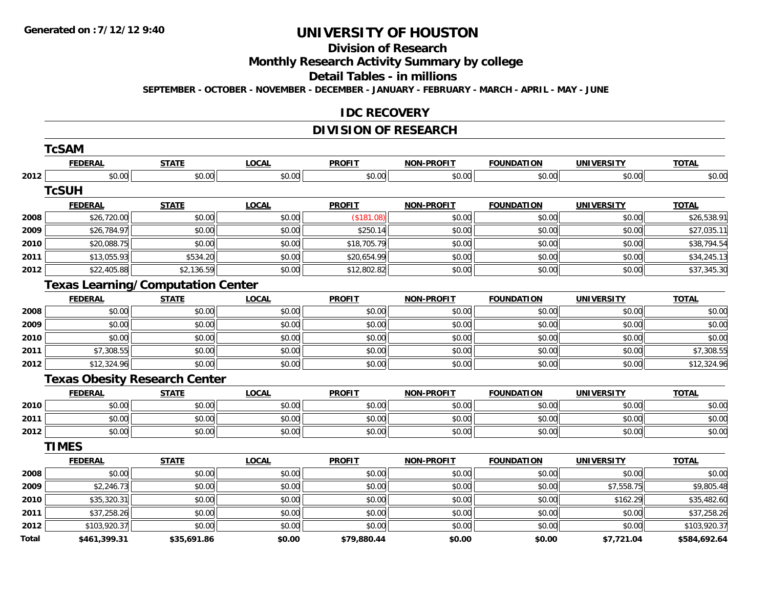Generated on :7/12/12 9:40

# UNIVERSITY OF HOUSTON

## Division of Research

## Monthly Research Activity Summary by college

## Detail Tables - in millions

SEPTEMBER - OCTOBER - NOVEMBER - DECEMBER - JANUARY - FEBRUARY - MARCH - APRIL - MAY - JUNE

## IDC RECOVERY

## DIVISION OF RESEARCH

### TcSAM

| | FEDERAL | STATE | LOCAL | PROFIT | NON-PROFIT | FOUNDATION | UNIVERSITY | TOTAL |
|---|---|---|---|---|---|---|---|---|
| 2012 | $0.00 | $0.00 | $0.00 | $0.00 | $0.00 | $0.00 | $0.00 | $0.00 |

### TcSUH

| | FEDERAL | STATE | LOCAL | PROFIT | NON-PROFIT | FOUNDATION | UNIVERSITY | TOTAL |
|---|---|---|---|---|---|---|---|---|
| 2008 | $26,720.00 | $0.00 | $0.00 | ($181.08) | $0.00 | $0.00 | $0.00 | $26,538.91 |
| 2009 | $26,784.97 | $0.00 | $0.00 | $250.14 | $0.00 | $0.00 | $0.00 | $27,035.11 |
| 2010 | $20,088.75 | $0.00 | $0.00 | $18,705.79 | $0.00 | $0.00 | $0.00 | $38,794.54 |
| 2011 | $13,055.93 | $534.20 | $0.00 | $20,654.99 | $0.00 | $0.00 | $0.00 | $34,245.13 |
| 2012 | $22,405.88 | $2,136.59 | $0.00 | $12,802.82 | $0.00 | $0.00 | $0.00 | $37,345.30 |

### Texas Learning/Computation Center

| | FEDERAL | STATE | LOCAL | PROFIT | NON-PROFIT | FOUNDATION | UNIVERSITY | TOTAL |
|---|---|---|---|---|---|---|---|---|
| 2008 | $0.00 | $0.00 | $0.00 | $0.00 | $0.00 | $0.00 | $0.00 | $0.00 |
| 2009 | $0.00 | $0.00 | $0.00 | $0.00 | $0.00 | $0.00 | $0.00 | $0.00 |
| 2010 | $0.00 | $0.00 | $0.00 | $0.00 | $0.00 | $0.00 | $0.00 | $0.00 |
| 2011 | $7,308.55 | $0.00 | $0.00 | $0.00 | $0.00 | $0.00 | $0.00 | $7,308.55 |
| 2012 | $12,324.96 | $0.00 | $0.00 | $0.00 | $0.00 | $0.00 | $0.00 | $12,324.96 |

### Texas Obesity Research Center

| | FEDERAL | STATE | LOCAL | PROFIT | NON-PROFIT | FOUNDATION | UNIVERSITY | TOTAL |
|---|---|---|---|---|---|---|---|---|
| 2010 | $0.00 | $0.00 | $0.00 | $0.00 | $0.00 | $0.00 | $0.00 | $0.00 |
| 2011 | $0.00 | $0.00 | $0.00 | $0.00 | $0.00 | $0.00 | $0.00 | $0.00 |
| 2012 | $0.00 | $0.00 | $0.00 | $0.00 | $0.00 | $0.00 | $0.00 | $0.00 |

### TIMES

| | FEDERAL | STATE | LOCAL | PROFIT | NON-PROFIT | FOUNDATION | UNIVERSITY | TOTAL |
|---|---|---|---|---|---|---|---|---|
| 2008 | $0.00 | $0.00 | $0.00 | $0.00 | $0.00 | $0.00 | $0.00 | $0.00 |
| 2009 | $2,246.73 | $0.00 | $0.00 | $0.00 | $0.00 | $0.00 | $7,558.75 | $9,805.48 |
| 2010 | $35,320.31 | $0.00 | $0.00 | $0.00 | $0.00 | $0.00 | $162.29 | $35,482.60 |
| 2011 | $37,258.26 | $0.00 | $0.00 | $0.00 | $0.00 | $0.00 | $0.00 | $37,258.26 |
| 2012 | $103,920.37 | $0.00 | $0.00 | $0.00 | $0.00 | $0.00 | $0.00 | $103,920.37 |
| **Total** | **$461,399.31** | **$35,691.86** | **$0.00** | **$79,880.44** | **$0.00** | **$0.00** | **$7,721.04** | **$584,692.64** |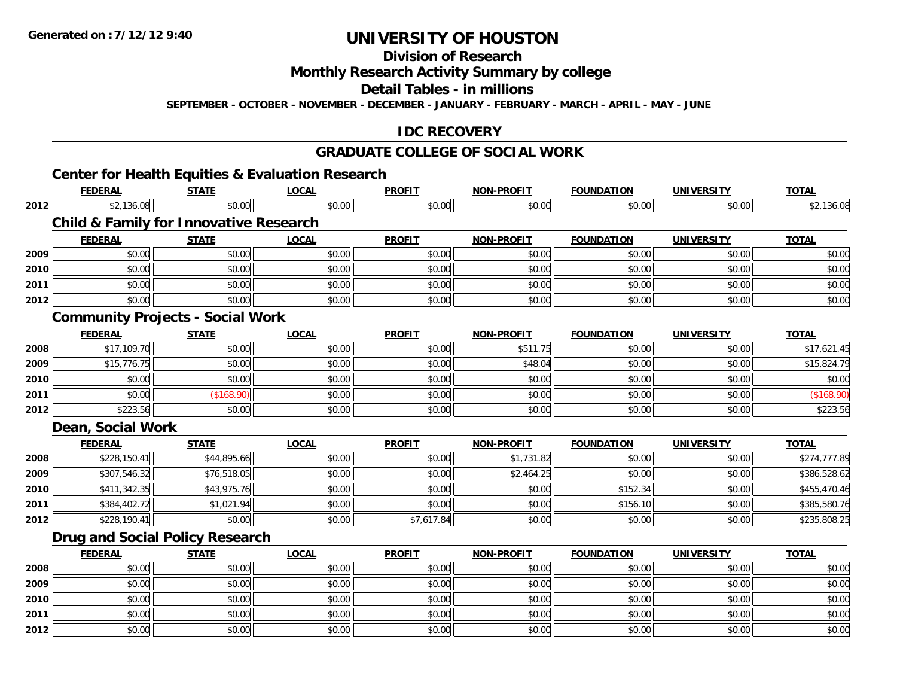**Generated on :7/12/12 9:40**

# UNIVERSITY OF HOUSTON

## Division of Research

## Monthly Research Activity Summary by college

## Detail Tables - in millions

**SEPTEMBER - OCTOBER - NOVEMBER - DECEMBER - JANUARY - FEBRUARY - MARCH - APRIL - MAY - JUNE**

## IDC RECOVERY

## GRADUATE COLLEGE OF SOCIAL WORK

### Center for Health Equities & Evaluation Research

| | FEDERAL | STATE | LOCAL | PROFIT | NON-PROFIT | FOUNDATION | UNIVERSITY | TOTAL |
|---|---|---|---|---|---|---|---|---|
| 2012 | $2,136.08 | $0.00 | $0.00 | $0.00 | $0.00 | $0.00 | $0.00 | $2,136.08 |

### Child & Family for Innovative Research

| | FEDERAL | STATE | LOCAL | PROFIT | NON-PROFIT | FOUNDATION | UNIVERSITY | TOTAL |
|---|---|---|---|---|---|---|---|---|
| 2009 | $0.00 | $0.00 | $0.00 | $0.00 | $0.00 | $0.00 | $0.00 | $0.00 |
| 2010 | $0.00 | $0.00 | $0.00 | $0.00 | $0.00 | $0.00 | $0.00 | $0.00 |
| 2011 | $0.00 | $0.00 | $0.00 | $0.00 | $0.00 | $0.00 | $0.00 | $0.00 |
| 2012 | $0.00 | $0.00 | $0.00 | $0.00 | $0.00 | $0.00 | $0.00 | $0.00 |

### Community Projects - Social Work

| | FEDERAL | STATE | LOCAL | PROFIT | NON-PROFIT | FOUNDATION | UNIVERSITY | TOTAL |
|---|---|---|---|---|---|---|---|---|
| 2008 | $17,109.70 | $0.00 | $0.00 | $0.00 | $511.75 | $0.00 | $0.00 | $17,621.45 |
| 2009 | $15,776.75 | $0.00 | $0.00 | $0.00 | $48.04 | $0.00 | $0.00 | $15,824.79 |
| 2010 | $0.00 | $0.00 | $0.00 | $0.00 | $0.00 | $0.00 | $0.00 | $0.00 |
| 2011 | $0.00 | ($168.90) | $0.00 | $0.00 | $0.00 | $0.00 | $0.00 | ($168.90) |
| 2012 | $223.56 | $0.00 | $0.00 | $0.00 | $0.00 | $0.00 | $0.00 | $223.56 |

### Dean, Social Work

| | FEDERAL | STATE | LOCAL | PROFIT | NON-PROFIT | FOUNDATION | UNIVERSITY | TOTAL |
|---|---|---|---|---|---|---|---|---|
| 2008 | $228,150.41 | $44,895.66 | $0.00 | $0.00 | $1,731.82 | $0.00 | $0.00 | $274,777.89 |
| 2009 | $307,546.32 | $76,518.05 | $0.00 | $0.00 | $2,464.25 | $0.00 | $0.00 | $386,528.62 |
| 2010 | $411,342.35 | $43,975.76 | $0.00 | $0.00 | $0.00 | $152.34 | $0.00 | $455,470.46 |
| 2011 | $384,402.72 | $1,021.94 | $0.00 | $0.00 | $0.00 | $156.10 | $0.00 | $385,580.76 |
| 2012 | $228,190.41 | $0.00 | $0.00 | $7,617.84 | $0.00 | $0.00 | $0.00 | $235,808.25 |

### Drug and Social Policy Research

| | FEDERAL | STATE | LOCAL | PROFIT | NON-PROFIT | FOUNDATION | UNIVERSITY | TOTAL |
|---|---|---|---|---|---|---|---|---|
| 2008 | $0.00 | $0.00 | $0.00 | $0.00 | $0.00 | $0.00 | $0.00 | $0.00 |
| 2009 | $0.00 | $0.00 | $0.00 | $0.00 | $0.00 | $0.00 | $0.00 | $0.00 |
| 2010 | $0.00 | $0.00 | $0.00 | $0.00 | $0.00 | $0.00 | $0.00 | $0.00 |
| 2011 | $0.00 | $0.00 | $0.00 | $0.00 | $0.00 | $0.00 | $0.00 | $0.00 |
| 2012 | $0.00 | $0.00 | $0.00 | $0.00 | $0.00 | $0.00 | $0.00 | $0.00 |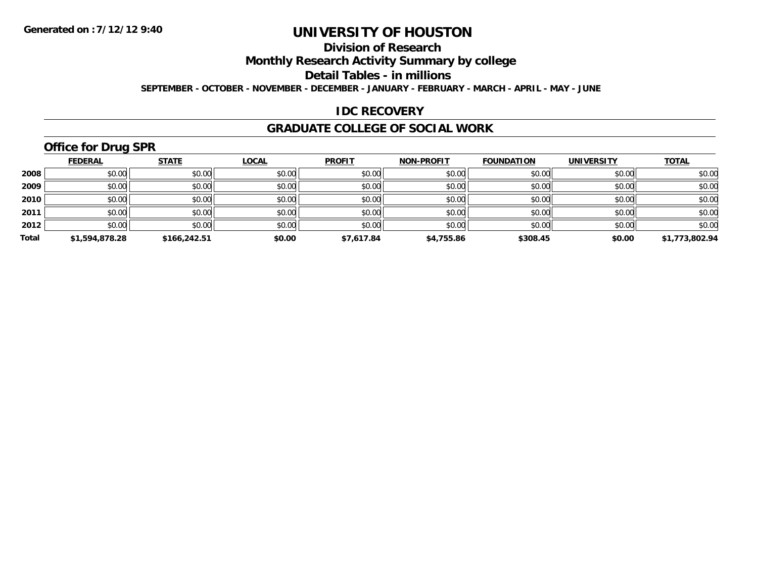**Generated on :7/12/12 9:40**

# UNIVERSITY OF HOUSTON

## Division of Research

## Monthly Research Activity Summary by college

## Detail Tables - in millions

**SEPTEMBER - OCTOBER - NOVEMBER - DECEMBER - JANUARY - FEBRUARY - MARCH - APRIL - MAY - JUNE**

## IDC RECOVERY

## GRADUATE COLLEGE OF SOCIAL WORK

### Office for Drug SPR

| | FEDERAL | STATE | LOCAL | PROFIT | NON-PROFIT | FOUNDATION | UNIVERSITY | TOTAL |
|---|---|---|---|---|---|---|---|---|
| 2008 | $0.00 | $0.00 | $0.00 | $0.00 | $0.00 | $0.00 | $0.00 | $0.00 |
| 2009 | $0.00 | $0.00 | $0.00 | $0.00 | $0.00 | $0.00 | $0.00 | $0.00 |
| 2010 | $0.00 | $0.00 | $0.00 | $0.00 | $0.00 | $0.00 | $0.00 | $0.00 |
| 2011 | $0.00 | $0.00 | $0.00 | $0.00 | $0.00 | $0.00 | $0.00 | $0.00 |
| 2012 | $0.00 | $0.00 | $0.00 | $0.00 | $0.00 | $0.00 | $0.00 | $0.00 |
| **Total** | **$1,594,878.28** | **$166,242.51** | **$0.00** | **$7,617.84** | **$4,755.86** | **$308.45** | **$0.00** | **$1,773,802.94** |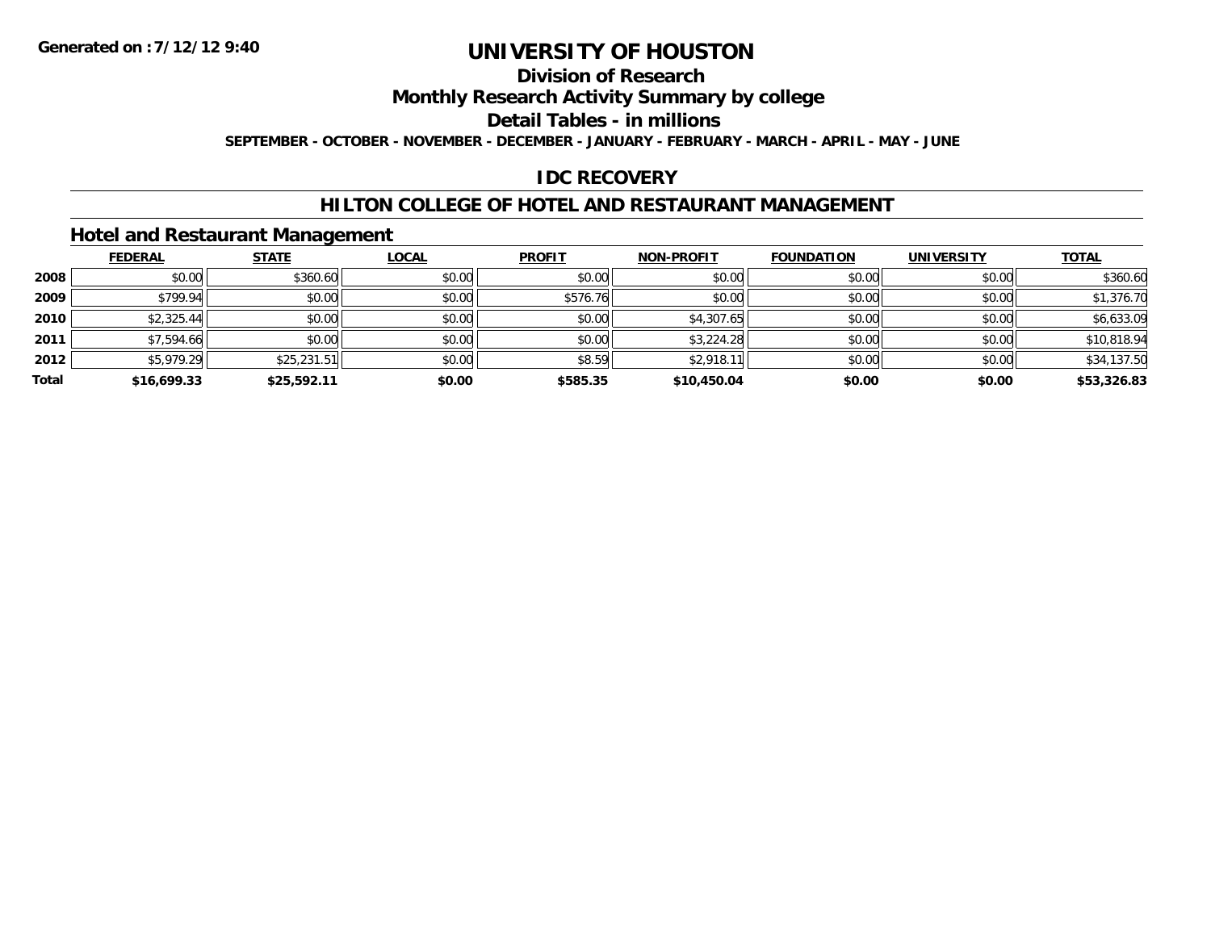# UNIVERSITY OF HOUSTON

## Division of Research

## Monthly Research Activity Summary by college

## Detail Tables - in millions

**SEPTEMBER - OCTOBER - NOVEMBER - DECEMBER - JANUARY - FEBRUARY - MARCH - APRIL - MAY - JUNE**

## IDC RECOVERY

## HILTON COLLEGE OF HOTEL AND RESTAURANT MANAGEMENT

### Hotel and Restaurant Management

| | FEDERAL | STATE | LOCAL | PROFIT | NON-PROFIT | FOUNDATION | UNIVERSITY | TOTAL |
|---|---|---|---|---|---|---|---|---|
| 2008 | $0.00 | $360.60 | $0.00 | $0.00 | $0.00 | $0.00 | $0.00 | $360.60 |
| 2009 | $799.94 | $0.00 | $0.00 | $576.76 | $0.00 | $0.00 | $0.00 | $1,376.70 |
| 2010 | $2,325.44 | $0.00 | $0.00 | $0.00 | $4,307.65 | $0.00 | $0.00 | $6,633.09 |
| 2011 | $7,594.66 | $0.00 | $0.00 | $0.00 | $3,224.28 | $0.00 | $0.00 | $10,818.94 |
| 2012 | $5,979.29 | $25,231.51 | $0.00 | $8.59 | $2,918.11 | $0.00 | $0.00 | $34,137.50 |
| **Total** | **$16,699.33** | **$25,592.11** | **$0.00** | **$585.35** | **$10,450.04** | **$0.00** | **$0.00** | **$53,326.83** |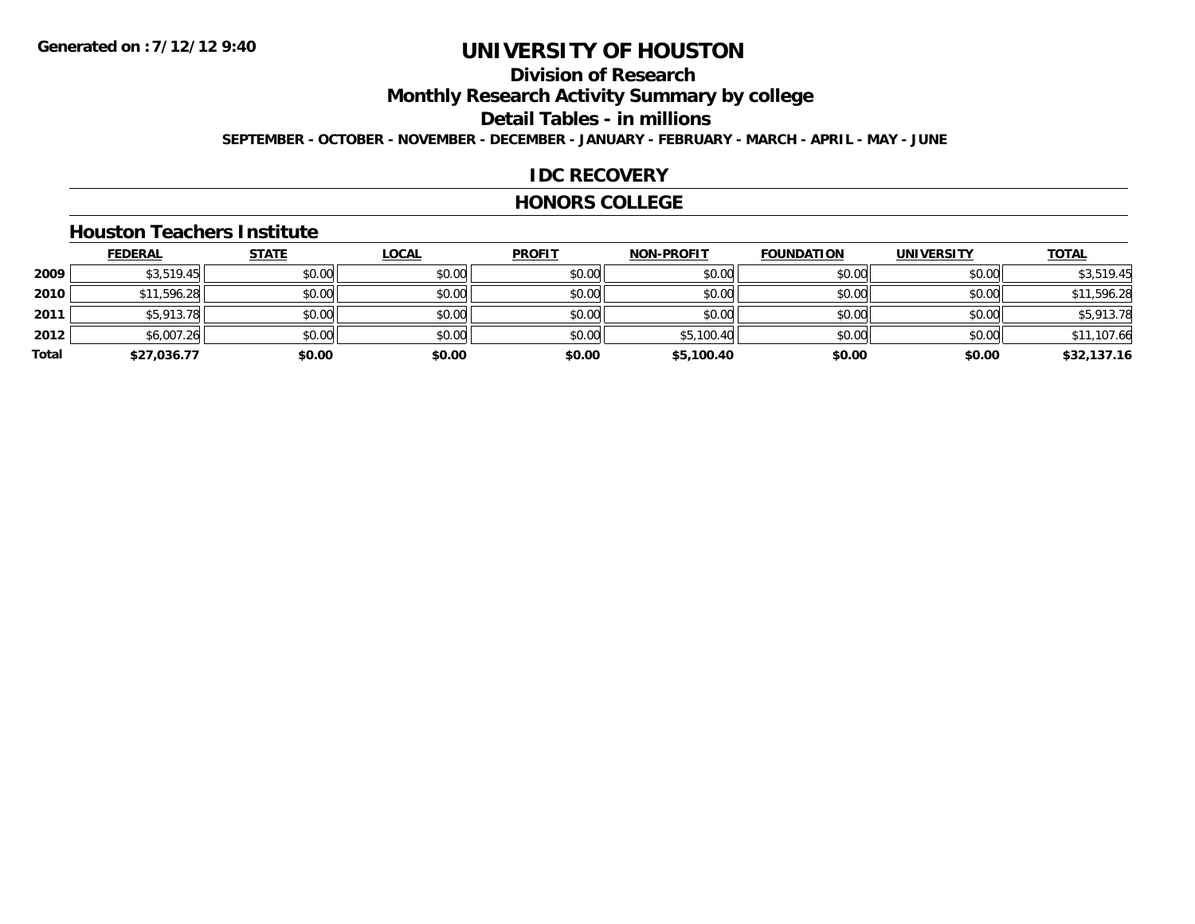**Generated on :7/12/12 9:40**

# UNIVERSITY OF HOUSTON

## Division of Research

## Monthly Research Activity Summary by college

## Detail Tables - in millions

**SEPTEMBER - OCTOBER - NOVEMBER - DECEMBER - JANUARY - FEBRUARY - MARCH - APRIL - MAY - JUNE**

## IDC RECOVERY

## HONORS COLLEGE

### Houston Teachers Institute

| | FEDERAL | STATE | LOCAL | PROFIT | NON-PROFIT | FOUNDATION | UNIVERSITY | TOTAL |
|---|---|---|---|---|---|---|---|---|
| **2009** | $3,519.45 | $0.00 | $0.00 | $0.00 | $0.00 | $0.00 | $0.00 | $3,519.45 |
| **2010** | $11,596.28 | $0.00 | $0.00 | $0.00 | $0.00 | $0.00 | $0.00 | $11,596.28 |
| **2011** | $5,913.78 | $0.00 | $0.00 | $0.00 | $0.00 | $0.00 | $0.00 | $5,913.78 |
| **2012** | $6,007.26 | $0.00 | $0.00 | $0.00 | $5,100.40 | $0.00 | $0.00 | $11,107.66 |
| **Total** | **$27,036.77** | **$0.00** | **$0.00** | **$0.00** | **$5,100.40** | **$0.00** | **$0.00** | **$32,137.16** |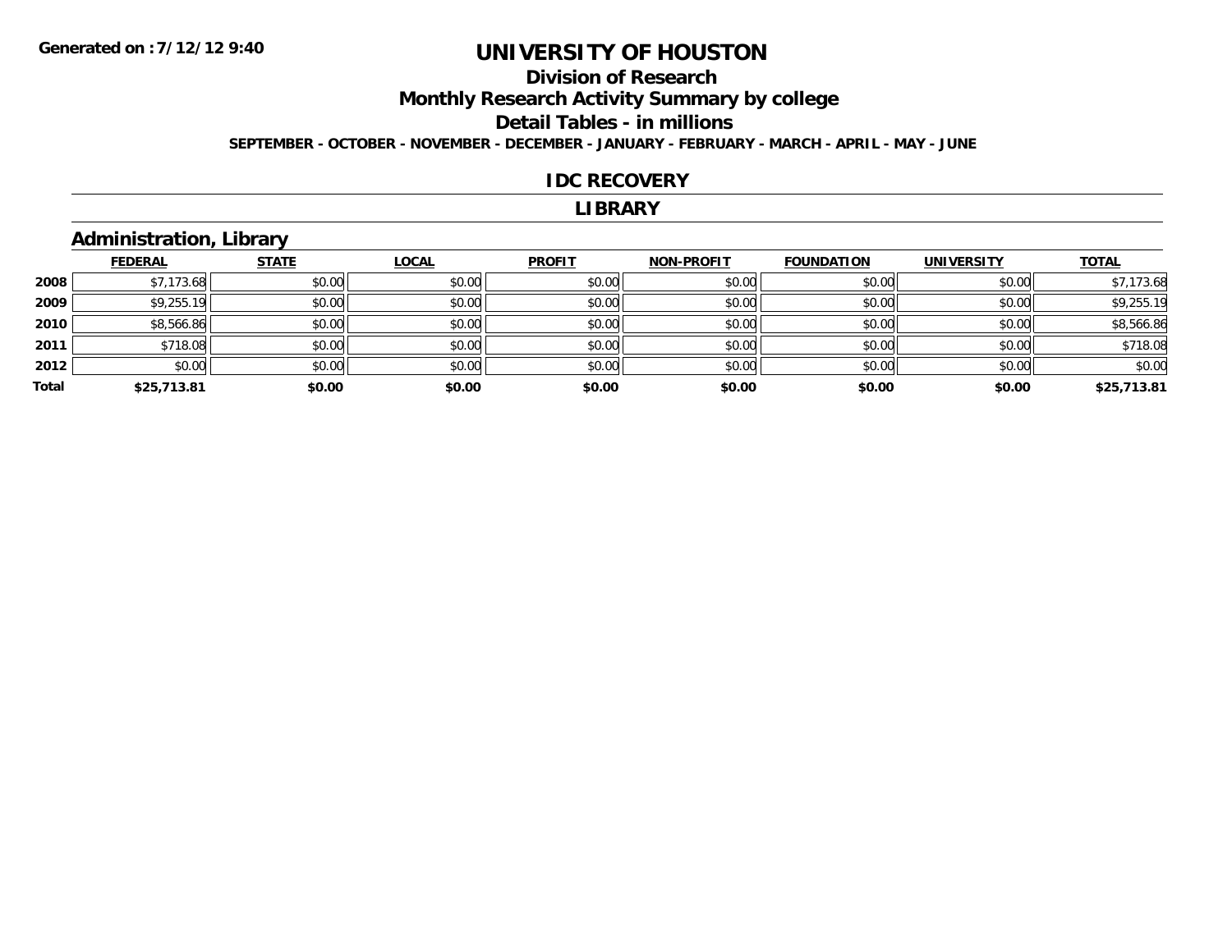# UNIVERSITY OF HOUSTON

## Division of Research

## Monthly Research Activity Summary by college

## Detail Tables - in millions

**SEPTEMBER - OCTOBER - NOVEMBER - DECEMBER - JANUARY - FEBRUARY - MARCH - APRIL - MAY - JUNE**

**Generated on : 7/12/12 9:40**

### IDC RECOVERY

### LIBRARY

### Administration, Library

| | FEDERAL | STATE | LOCAL | PROFIT | NON-PROFIT | FOUNDATION | UNIVERSITY | TOTAL |
|---|---|---|---|---|---|---|---|---|
| 2008 | $7,173.68 | $0.00 | $0.00 | $0.00 | $0.00 | $0.00 | $0.00 | $7,173.68 |
| 2009 | $9,255.19 | $0.00 | $0.00 | $0.00 | $0.00 | $0.00 | $0.00 | $9,255.19 |
| 2010 | $8,566.86 | $0.00 | $0.00 | $0.00 | $0.00 | $0.00 | $0.00 | $8,566.86 |
| 2011 | $718.08 | $0.00 | $0.00 | $0.00 | $0.00 | $0.00 | $0.00 | $718.08 |
| 2012 | $0.00 | $0.00 | $0.00 | $0.00 | $0.00 | $0.00 | $0.00 | $0.00 |
| **Total** | **$25,713.81** | **$0.00** | **$0.00** | **$0.00** | **$0.00** | **$0.00** | **$0.00** | **$25,713.81** |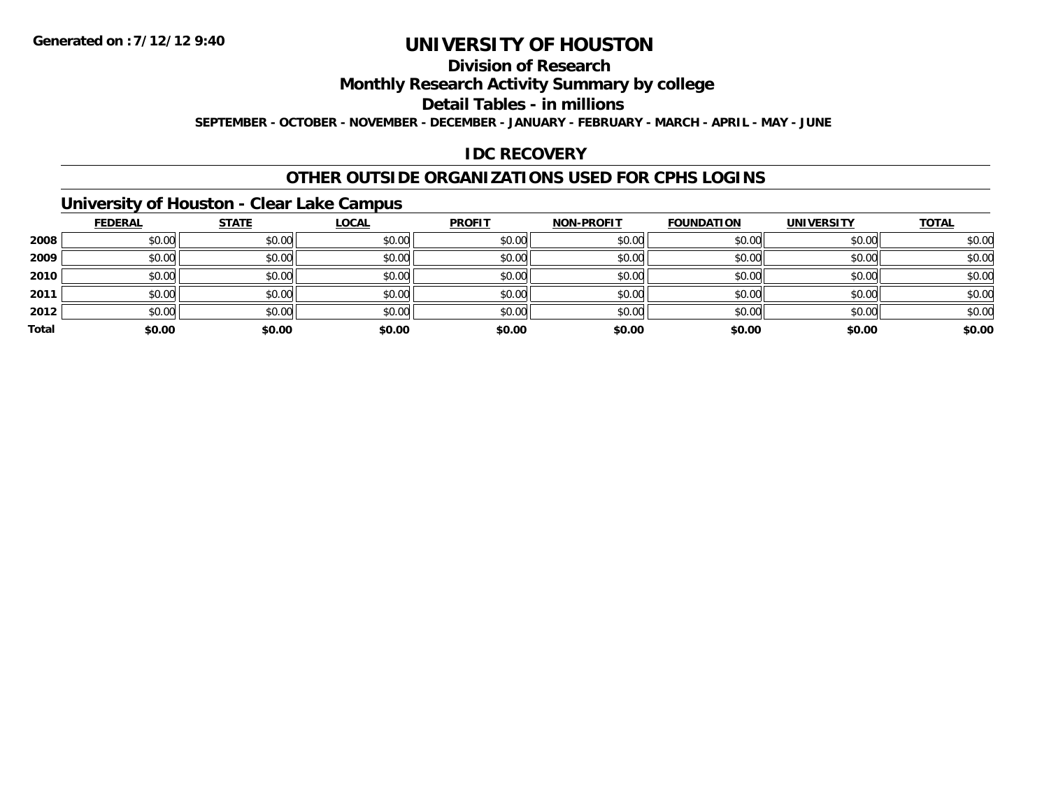**Generated on :7/12/12 9:40**

# UNIVERSITY OF HOUSTON

## Division of Research

## Monthly Research Activity Summary by college

## Detail Tables - in millions

**SEPTEMBER - OCTOBER - NOVEMBER - DECEMBER - JANUARY - FEBRUARY - MARCH - APRIL - MAY - JUNE**

## IDC RECOVERY

## OTHER OUTSIDE ORGANIZATIONS USED FOR CPHS LOGINS

### University of Houston - Clear Lake Campus

| | FEDERAL | STATE | LOCAL | PROFIT | NON-PROFIT | FOUNDATION | UNIVERSITY | TOTAL |
|---|---|---|---|---|---|---|---|---|
| 2008 | $0.00 | $0.00 | $0.00 | $0.00 | $0.00 | $0.00 | $0.00 | $0.00 |
| 2009 | $0.00 | $0.00 | $0.00 | $0.00 | $0.00 | $0.00 | $0.00 | $0.00 |
| 2010 | $0.00 | $0.00 | $0.00 | $0.00 | $0.00 | $0.00 | $0.00 | $0.00 |
| 2011 | $0.00 | $0.00 | $0.00 | $0.00 | $0.00 | $0.00 | $0.00 | $0.00 |
| 2012 | $0.00 | $0.00 | $0.00 | $0.00 | $0.00 | $0.00 | $0.00 | $0.00 |
| **Total** | **$0.00** | **$0.00** | **$0.00** | **$0.00** | **$0.00** | **$0.00** | **$0.00** | **$0.00** |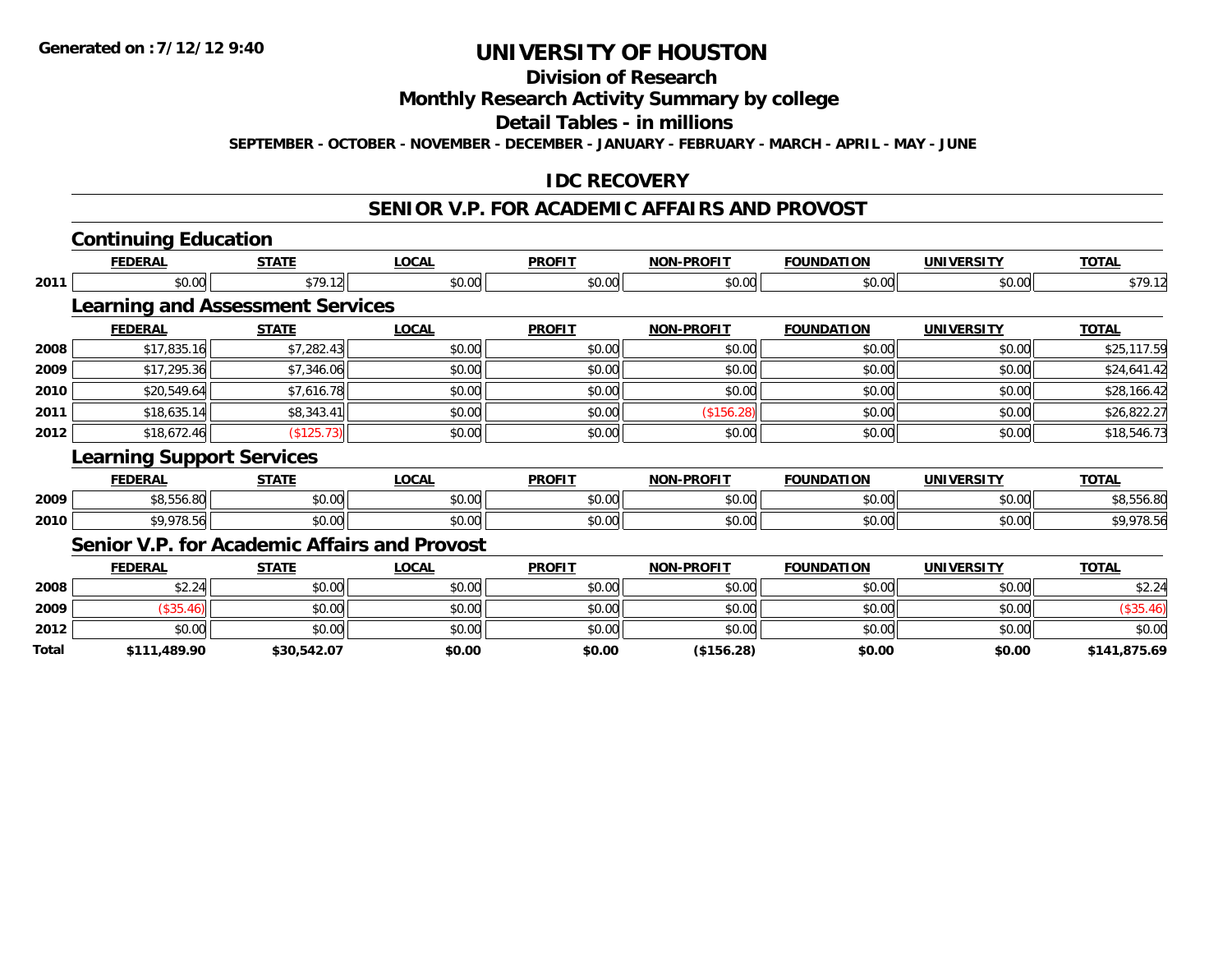# UNIVERSITY OF HOUSTON

## Division of Research

## Monthly Research Activity Summary by college

## Detail Tables - in millions

**SEPTEMBER - OCTOBER - NOVEMBER - DECEMBER - JANUARY - FEBRUARY - MARCH - APRIL - MAY - JUNE**

## IDC RECOVERY

## SENIOR V.P. FOR ACADEMIC AFFAIRS AND PROVOST

### Continuing Education

| | FEDERAL | STATE | LOCAL | PROFIT | NON-PROFIT | FOUNDATION | UNIVERSITY | TOTAL |
|---|---|---|---|---|---|---|---|---|
| 2011 | $0.00 | $79.12 | $0.00 | $0.00 | $0.00 | $0.00 | $0.00 | $79.12 |

### Learning and Assessment Services

| | FEDERAL | STATE | LOCAL | PROFIT | NON-PROFIT | FOUNDATION | UNIVERSITY | TOTAL |
|---|---|---|---|---|---|---|---|---|
| 2008 | $17,835.16 | $7,282.43 | $0.00 | $0.00 | $0.00 | $0.00 | $0.00 | $25,117.59 |
| 2009 | $17,295.36 | $7,346.06 | $0.00 | $0.00 | $0.00 | $0.00 | $0.00 | $24,641.42 |
| 2010 | $20,549.64 | $7,616.78 | $0.00 | $0.00 | $0.00 | $0.00 | $0.00 | $28,166.42 |
| 2011 | $18,635.14 | $8,343.41 | $0.00 | $0.00 | ($156.28) | $0.00 | $0.00 | $26,822.27 |
| 2012 | $18,672.46 | ($125.73) | $0.00 | $0.00 | $0.00 | $0.00 | $0.00 | $18,546.73 |

### Learning Support Services

| | FEDERAL | STATE | LOCAL | PROFIT | NON-PROFIT | FOUNDATION | UNIVERSITY | TOTAL |
|---|---|---|---|---|---|---|---|---|
| 2009 | $8,556.80 | $0.00 | $0.00 | $0.00 | $0.00 | $0.00 | $0.00 | $8,556.80 |
| 2010 | $9,978.56 | $0.00 | $0.00 | $0.00 | $0.00 | $0.00 | $0.00 | $9,978.56 |

### Senior V.P. for Academic Affairs and Provost

| | FEDERAL | STATE | LOCAL | PROFIT | NON-PROFIT | FOUNDATION | UNIVERSITY | TOTAL |
|---|---|---|---|---|---|---|---|---|
| 2008 | $2.24 | $0.00 | $0.00 | $0.00 | $0.00 | $0.00 | $0.00 | $2.24 |
| 2009 | ($35.46) | $0.00 | $0.00 | $0.00 | $0.00 | $0.00 | $0.00 | ($35.46) |
| 2012 | $0.00 | $0.00 | $0.00 | $0.00 | $0.00 | $0.00 | $0.00 | $0.00 |
| **Total** | **$111,489.90** | **$30,542.07** | **$0.00** | **$0.00** | **($156.28)** | **$0.00** | **$0.00** | **$141,875.69** |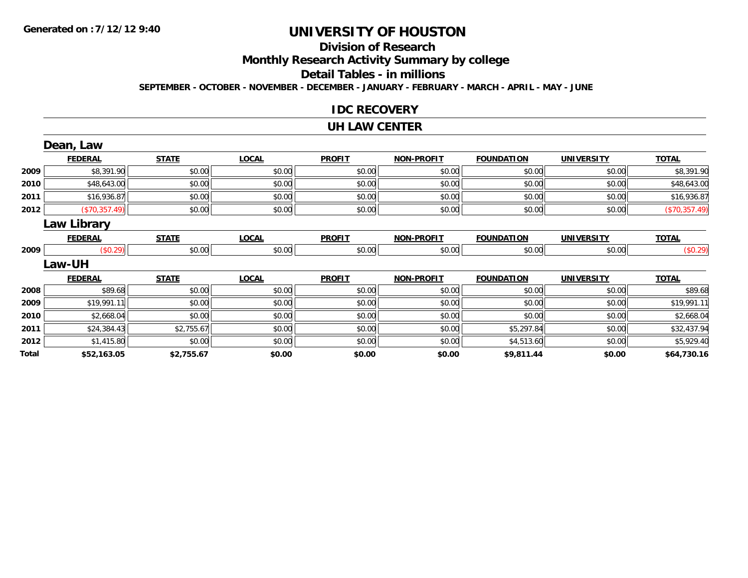**Generated on :7/12/12 9:40**

# UNIVERSITY OF HOUSTON

## Division of Research

## Monthly Research Activity Summary by college

## Detail Tables - in millions

**SEPTEMBER - OCTOBER - NOVEMBER - DECEMBER - JANUARY - FEBRUARY - MARCH - APRIL - MAY - JUNE**

## IDC RECOVERY

## UH LAW CENTER

### Dean, Law

| | FEDERAL | STATE | LOCAL | PROFIT | NON-PROFIT | FOUNDATION | UNIVERSITY | TOTAL |
|---|---|---|---|---|---|---|---|---|
| 2009 | $8,391.90 | $0.00 | $0.00 | $0.00 | $0.00 | $0.00 | $0.00 | $8,391.90 |
| 2010 | $48,643.00 | $0.00 | $0.00 | $0.00 | $0.00 | $0.00 | $0.00 | $48,643.00 |
| 2011 | $16,936.87 | $0.00 | $0.00 | $0.00 | $0.00 | $0.00 | $0.00 | $16,936.87 |
| 2012 | ($70,357.49) | $0.00 | $0.00 | $0.00 | $0.00 | $0.00 | $0.00 | ($70,357.49) |

### Law Library

| | FEDERAL | STATE | LOCAL | PROFIT | NON-PROFIT | FOUNDATION | UNIVERSITY | TOTAL |
|---|---|---|---|---|---|---|---|---|
| 2009 | ($0.29) | $0.00 | $0.00 | $0.00 | $0.00 | $0.00 | $0.00 | ($0.29) |

### Law-UH

| | FEDERAL | STATE | LOCAL | PROFIT | NON-PROFIT | FOUNDATION | UNIVERSITY | TOTAL |
|---|---|---|---|---|---|---|---|---|
| 2008 | $89.68 | $0.00 | $0.00 | $0.00 | $0.00 | $0.00 | $0.00 | $89.68 |
| 2009 | $19,991.11 | $0.00 | $0.00 | $0.00 | $0.00 | $0.00 | $0.00 | $19,991.11 |
| 2010 | $2,668.04 | $0.00 | $0.00 | $0.00 | $0.00 | $0.00 | $0.00 | $2,668.04 |
| 2011 | $24,384.43 | $2,755.67 | $0.00 | $0.00 | $0.00 | $5,297.84 | $0.00 | $32,437.94 |
| 2012 | $1,415.80 | $0.00 | $0.00 | $0.00 | $0.00 | $4,513.60 | $0.00 | $5,929.40 |
| **Total** | **$52,163.05** | **$2,755.67** | **$0.00** | **$0.00** | **$0.00** | **$9,811.44** | **$0.00** | **$64,730.16** |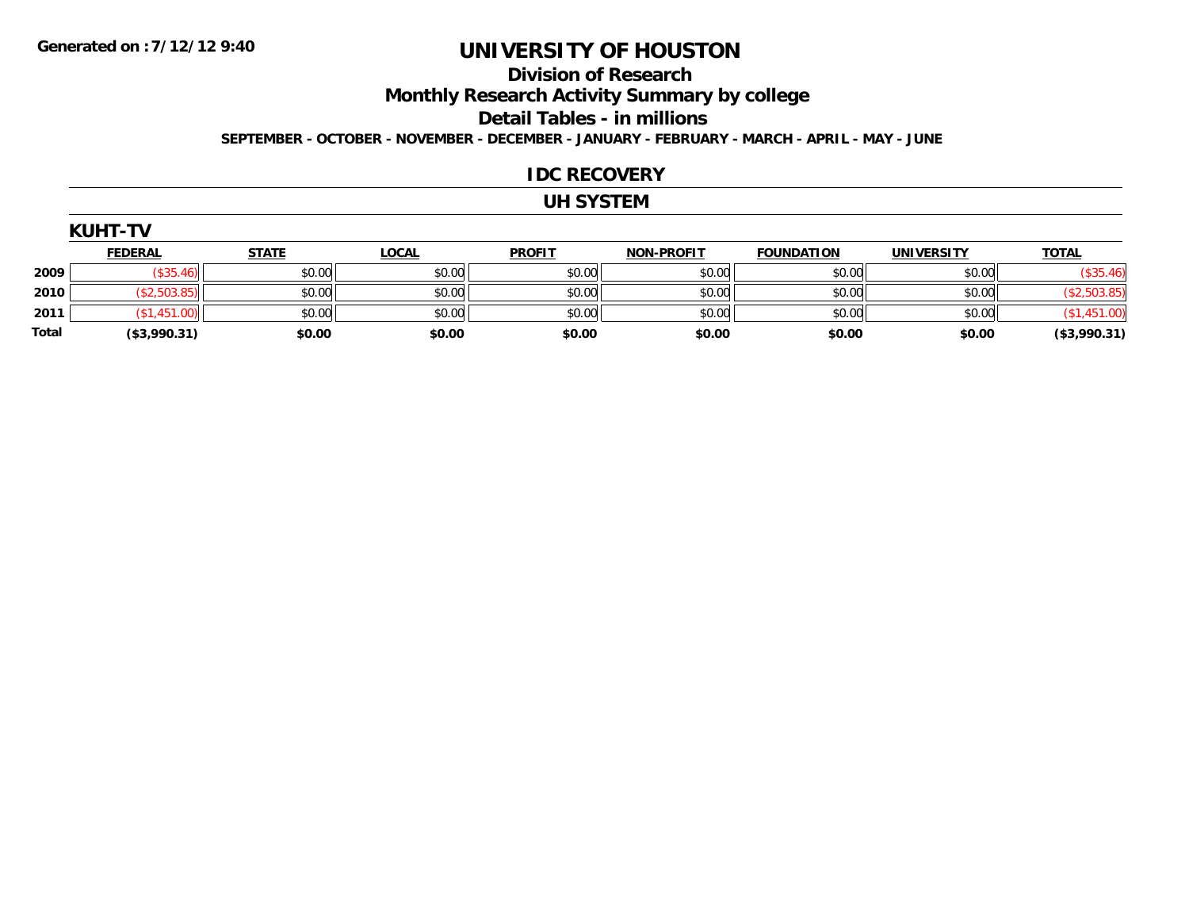**Generated on :7/12/12 9:40**

# UNIVERSITY OF HOUSTON

## Division of Research

## Monthly Research Activity Summary by college

## Detail Tables - in millions

**SEPTEMBER - OCTOBER - NOVEMBER - DECEMBER - JANUARY - FEBRUARY - MARCH - APRIL - MAY - JUNE**

## IDC RECOVERY

## UH SYSTEM

### KUHT-TV

| | FEDERAL | STATE | LOCAL | PROFIT | NON-PROFIT | FOUNDATION | UNIVERSITY | TOTAL |
|---|---|---|---|---|---|---|---|---|
| 2009 | ($35.46) | $0.00 | $0.00 | $0.00 | $0.00 | $0.00 | $0.00 | ($35.46) |
| 2010 | ($2,503.85) | $0.00 | $0.00 | $0.00 | $0.00 | $0.00 | $0.00 | ($2,503.85) |
| 2011 | ($1,451.00) | $0.00 | $0.00 | $0.00 | $0.00 | $0.00 | $0.00 | ($1,451.00) |
| **Total** | **($3,990.31)** | **$0.00** | **$0.00** | **$0.00** | **$0.00** | **$0.00** | **$0.00** | **($3,990.31)** |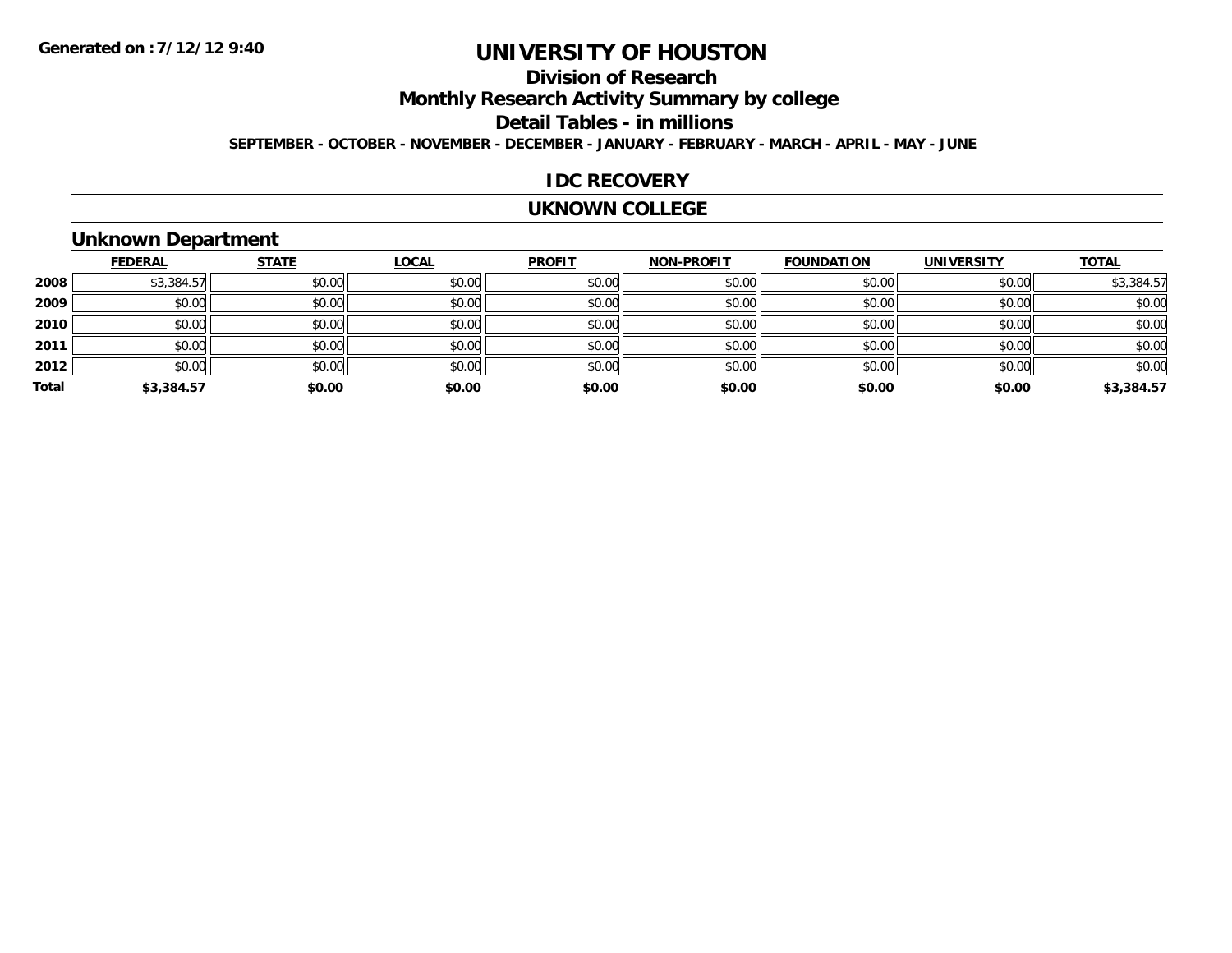# UNIVERSITY OF HOUSTON

## Division of Research

## Monthly Research Activity Summary by college

## Detail Tables - in millions

**SEPTEMBER - OCTOBER - NOVEMBER - DECEMBER - JANUARY - FEBRUARY - MARCH - APRIL - MAY - JUNE**

**Generated on : 7/12/12 9:40**

## IDC RECOVERY

## UKNOWN COLLEGE

### Unknown Department

| | FEDERAL | STATE | LOCAL | PROFIT | NON-PROFIT | FOUNDATION | UNIVERSITY | TOTAL |
|---|---|---|---|---|---|---|---|---|
| **2008** | $3,384.57 | $0.00 | $0.00 | $0.00 | $0.00 | $0.00 | $0.00 | $3,384.57 |
| **2009** | $0.00 | $0.00 | $0.00 | $0.00 | $0.00 | $0.00 | $0.00 | $0.00 |
| **2010** | $0.00 | $0.00 | $0.00 | $0.00 | $0.00 | $0.00 | $0.00 | $0.00 |
| **2011** | $0.00 | $0.00 | $0.00 | $0.00 | $0.00 | $0.00 | $0.00 | $0.00 |
| **2012** | $0.00 | $0.00 | $0.00 | $0.00 | $0.00 | $0.00 | $0.00 | $0.00 |
| **Total** | **$3,384.57** | **$0.00** | **$0.00** | **$0.00** | **$0.00** | **$0.00** | **$0.00** | **$3,384.57** |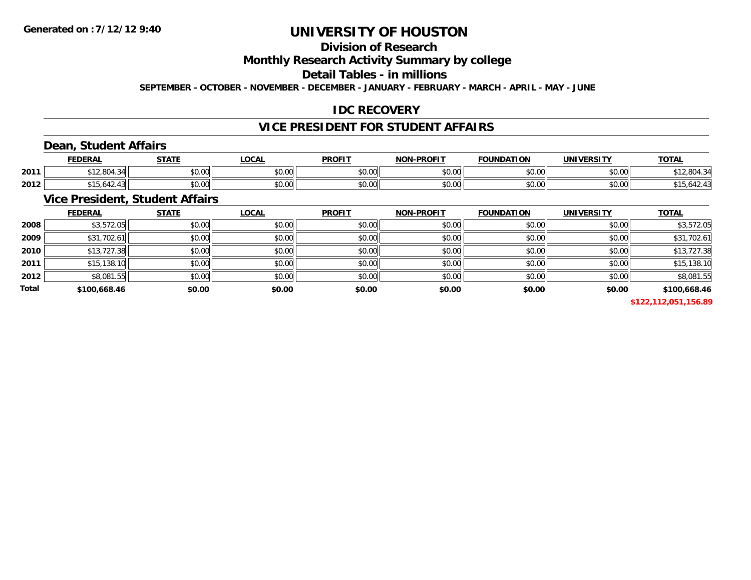Generated on :7/12/12 9:40

# UNIVERSITY OF HOUSTON

## Division of Research

## Monthly Research Activity Summary by college

## Detail Tables - in millions

SEPTEMBER - OCTOBER - NOVEMBER - DECEMBER - JANUARY - FEBRUARY - MARCH - APRIL - MAY - JUNE

## IDC RECOVERY

## VICE PRESIDENT FOR STUDENT AFFAIRS

### Dean, Student Affairs

| | FEDERAL | STATE | LOCAL | PROFIT | NON-PROFIT | FOUNDATION | UNIVERSITY | TOTAL |
|---|---|---|---|---|---|---|---|---|
| 2011 | $12,804.34 | $0.00 | $0.00 | $0.00 | $0.00 | $0.00 | $0.00 | $12,804.34 |
| 2012 | $15,642.43 | $0.00 | $0.00 | $0.00 | $0.00 | $0.00 | $0.00 | $15,642.43 |

### Vice President, Student Affairs

| | FEDERAL | STATE | LOCAL | PROFIT | NON-PROFIT | FOUNDATION | UNIVERSITY | TOTAL |
|---|---|---|---|---|---|---|---|---|
| 2008 | $3,572.05 | $0.00 | $0.00 | $0.00 | $0.00 | $0.00 | $0.00 | $3,572.05 |
| 2009 | $31,702.61 | $0.00 | $0.00 | $0.00 | $0.00 | $0.00 | $0.00 | $31,702.61 |
| 2010 | $13,727.38 | $0.00 | $0.00 | $0.00 | $0.00 | $0.00 | $0.00 | $13,727.38 |
| 2011 | $15,138.10 | $0.00 | $0.00 | $0.00 | $0.00 | $0.00 | $0.00 | $15,138.10 |
| 2012 | $8,081.55 | $0.00 | $0.00 | $0.00 | $0.00 | $0.00 | $0.00 | $8,081.55 |
| **Total** | **$100,668.46** | **$0.00** | **$0.00** | **$0.00** | **$0.00** | **$0.00** | **$0.00** | **$100,668.46** |

**$122,112,051,156.89**